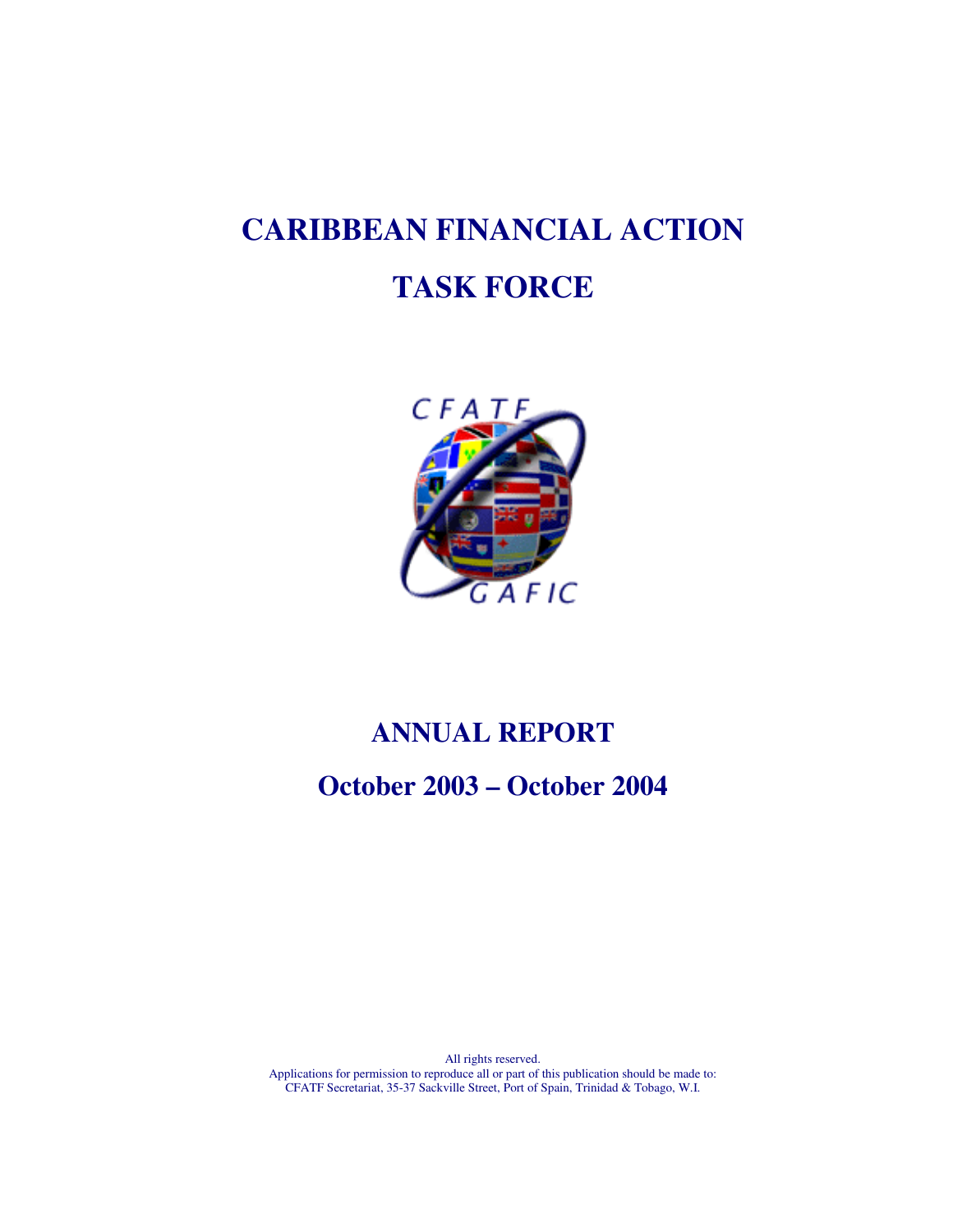# CARIBBEAN FINANCIAL ACTION TASK FORCE

CFATF

GAFIC

## ANNUAL REPORT

## October 2003 – October 2004

All rights reserved.
Applications for permission to reproduce all or part of this publication should be made to:
CFATF Secretariat, 35-37 Sackville Street, Port of Spain, Trinidad & Tobago, W.I.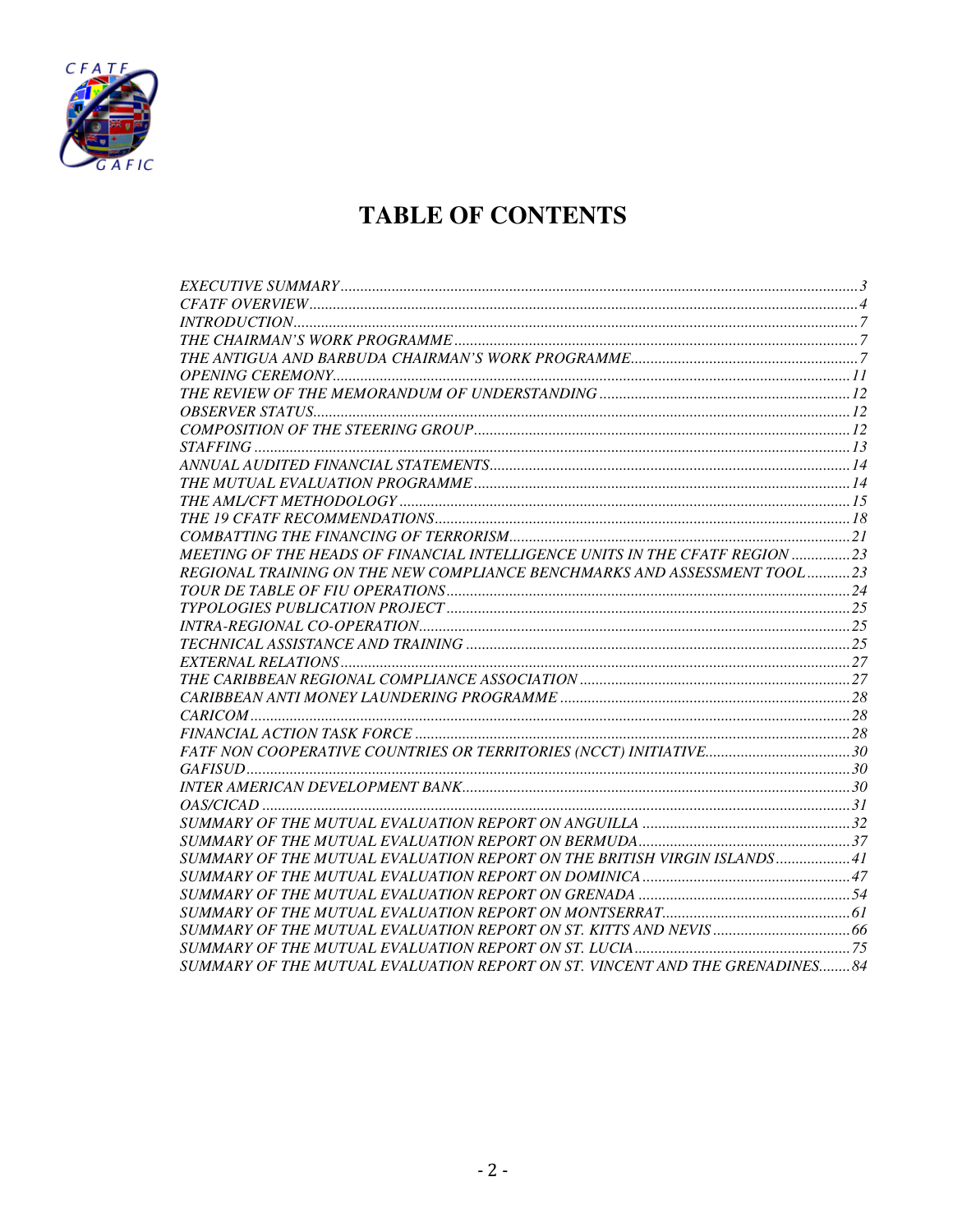# TABLE OF CONTENTS

*EXECUTIVE SUMMARY* .......... 3
*CFATF OVERVIEW* .......... 4
*INTRODUCTION* .......... 7
*THE CHAIRMAN'S WORK PROGRAMME* .......... 7
*THE ANTIGUA AND BARBUDA CHAIRMAN'S WORK PROGRAMME* .......... 7
*OPENING CEREMONY* .......... 11
*THE REVIEW OF THE MEMORANDUM OF UNDERSTANDING* .......... 12
*OBSERVER STATUS* .......... 12
*COMPOSITION OF THE STEERING GROUP* .......... 12
*STAFFING* .......... 13
*ANNUAL AUDITED FINANCIAL STATEMENTS* .......... 14
*THE MUTUAL EVALUATION PROGRAMME* .......... 14
*THE AML/CFT METHODOLOGY* .......... 15
*THE 19 CFATF RECOMMENDATIONS* .......... 18
*COMBATTING THE FINANCING OF TERRORISM* .......... 21
*MEETING OF THE HEADS OF FINANCIAL INTELLIGENCE UNITS IN THE CFATF REGION* .......... 23
*REGIONAL TRAINING ON THE NEW COMPLIANCE BENCHMARKS AND ASSESSMENT TOOL* .......... 23
*TOUR DE TABLE OF FIU OPERATIONS* .......... 24
*TYPOLOGIES PUBLICATION PROJECT* .......... 25
*INTRA-REGIONAL CO-OPERATION* .......... 25
*TECHNICAL ASSISTANCE AND TRAINING* .......... 25
*EXTERNAL RELATIONS* .......... 27
*THE CARIBBEAN REGIONAL COMPLIANCE ASSOCIATION* .......... 27
*CARIBBEAN ANTI MONEY LAUNDERING PROGRAMME* .......... 28
*CARICOM* .......... 28
*FINANCIAL ACTION TASK FORCE* .......... 28
*FATF NON COOPERATIVE COUNTRIES OR TERRITORIES (NCCT) INITIATIVE* .......... 30
*GAFISUD* .......... 30
*INTER AMERICAN DEVELOPMENT BANK* .......... 30
*OAS/CICAD* .......... 31
*SUMMARY OF THE MUTUAL EVALUATION REPORT ON ANGUILLA* .......... 32
*SUMMARY OF THE MUTUAL EVALUATION REPORT ON BERMUDA* .......... 37
*SUMMARY OF THE MUTUAL EVALUATION REPORT ON THE BRITISH VIRGIN ISLANDS* .......... 41
*SUMMARY OF THE MUTUAL EVALUATION REPORT ON DOMINICA* .......... 47
*SUMMARY OF THE MUTUAL EVALUATION REPORT ON GRENADA* .......... 54
*SUMMARY OF THE MUTUAL EVALUATION REPORT ON MONTSERRAT* .......... 61
*SUMMARY OF THE MUTUAL EVALUATION REPORT ON ST. KITTS AND NEVIS* .......... 66
*SUMMARY OF THE MUTUAL EVALUATION REPORT ON ST. LUCIA* .......... 75
*SUMMARY OF THE MUTUAL EVALUATION REPORT ON ST. VINCENT AND THE GRENADINES* .......... 84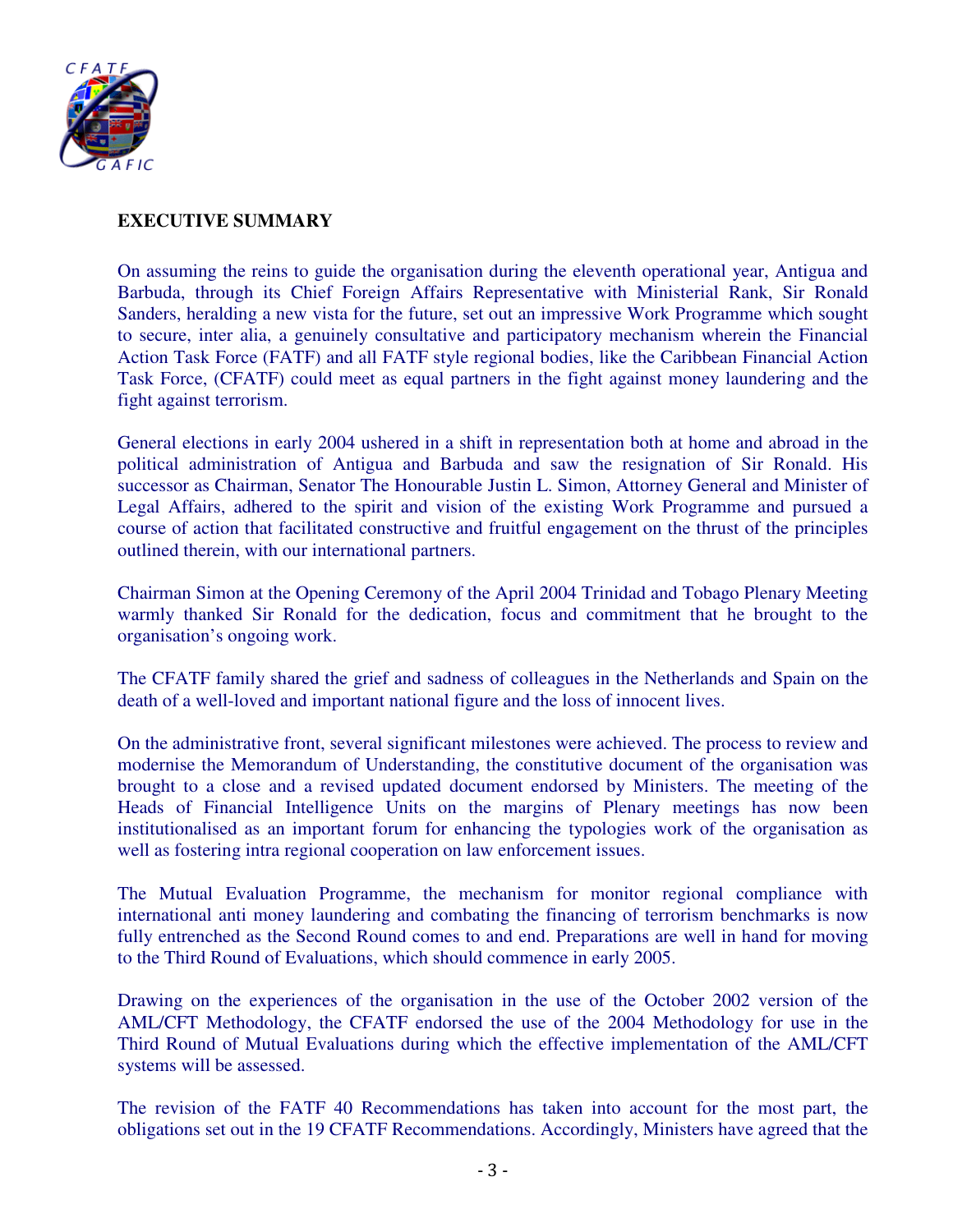## EXECUTIVE SUMMARY

On assuming the reins to guide the organisation during the eleventh operational year, Antigua and Barbuda, through its Chief Foreign Affairs Representative with Ministerial Rank, Sir Ronald Sanders, heralding a new vista for the future, set out an impressive Work Programme which sought to secure, inter alia, a genuinely consultative and participatory mechanism wherein the Financial Action Task Force (FATF) and all FATF style regional bodies, like the Caribbean Financial Action Task Force, (CFATF) could meet as equal partners in the fight against money laundering and the fight against terrorism.

General elections in early 2004 ushered in a shift in representation both at home and abroad in the political administration of Antigua and Barbuda and saw the resignation of Sir Ronald. His successor as Chairman, Senator The Honourable Justin L. Simon, Attorney General and Minister of Legal Affairs, adhered to the spirit and vision of the existing Work Programme and pursued a course of action that facilitated constructive and fruitful engagement on the thrust of the principles outlined therein, with our international partners.

Chairman Simon at the Opening Ceremony of the April 2004 Trinidad and Tobago Plenary Meeting warmly thanked Sir Ronald for the dedication, focus and commitment that he brought to the organisation's ongoing work.

The CFATF family shared the grief and sadness of colleagues in the Netherlands and Spain on the death of a well-loved and important national figure and the loss of innocent lives.

On the administrative front, several significant milestones were achieved. The process to review and modernise the Memorandum of Understanding, the constitutive document of the organisation was brought to a close and a revised updated document endorsed by Ministers. The meeting of the Heads of Financial Intelligence Units on the margins of Plenary meetings has now been institutionalised as an important forum for enhancing the typologies work of the organisation as well as fostering intra regional cooperation on law enforcement issues.

The Mutual Evaluation Programme, the mechanism for monitor regional compliance with international anti money laundering and combating the financing of terrorism benchmarks is now fully entrenched as the Second Round comes to and end. Preparations are well in hand for moving to the Third Round of Evaluations, which should commence in early 2005.

Drawing on the experiences of the organisation in the use of the October 2002 version of the AML/CFT Methodology, the CFATF endorsed the use of the 2004 Methodology for use in the Third Round of Mutual Evaluations during which the effective implementation of the AML/CFT systems will be assessed.

The revision of the FATF 40 Recommendations has taken into account for the most part, the obligations set out in the 19 CFATF Recommendations. Accordingly, Ministers have agreed that the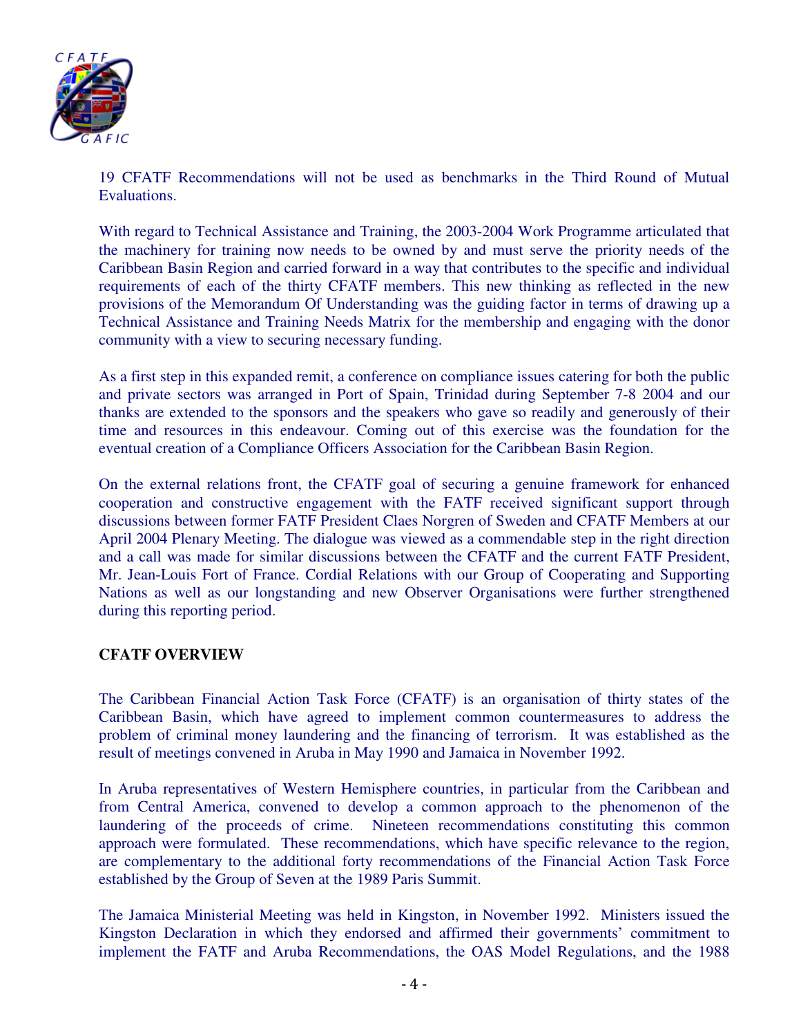19 CFATF Recommendations will not be used as benchmarks in the Third Round of Mutual Evaluations.

With regard to Technical Assistance and Training, the 2003-2004 Work Programme articulated that the machinery for training now needs to be owned by and must serve the priority needs of the Caribbean Basin Region and carried forward in a way that contributes to the specific and individual requirements of each of the thirty CFATF members. This new thinking as reflected in the new provisions of the Memorandum Of Understanding was the guiding factor in terms of drawing up a Technical Assistance and Training Needs Matrix for the membership and engaging with the donor community with a view to securing necessary funding.

As a first step in this expanded remit, a conference on compliance issues catering for both the public and private sectors was arranged in Port of Spain, Trinidad during September 7-8 2004 and our thanks are extended to the sponsors and the speakers who gave so readily and generously of their time and resources in this endeavour. Coming out of this exercise was the foundation for the eventual creation of a Compliance Officers Association for the Caribbean Basin Region.

On the external relations front, the CFATF goal of securing a genuine framework for enhanced cooperation and constructive engagement with the FATF received significant support through discussions between former FATF President Claes Norgren of Sweden and CFATF Members at our April 2004 Plenary Meeting. The dialogue was viewed as a commendable step in the right direction and a call was made for similar discussions between the CFATF and the current FATF President, Mr. Jean-Louis Fort of France. Cordial Relations with our Group of Cooperating and Supporting Nations as well as our longstanding and new Observer Organisations were further strengthened during this reporting period.

## CFATF OVERVIEW

The Caribbean Financial Action Task Force (CFATF) is an organisation of thirty states of the Caribbean Basin, which have agreed to implement common countermeasures to address the problem of criminal money laundering and the financing of terrorism. It was established as the result of meetings convened in Aruba in May 1990 and Jamaica in November 1992.

In Aruba representatives of Western Hemisphere countries, in particular from the Caribbean and from Central America, convened to develop a common approach to the phenomenon of the laundering of the proceeds of crime. Nineteen recommendations constituting this common approach were formulated. These recommendations, which have specific relevance to the region, are complementary to the additional forty recommendations of the Financial Action Task Force established by the Group of Seven at the 1989 Paris Summit.

The Jamaica Ministerial Meeting was held in Kingston, in November 1992. Ministers issued the Kingston Declaration in which they endorsed and affirmed their governments' commitment to implement the FATF and Aruba Recommendations, the OAS Model Regulations, and the 1988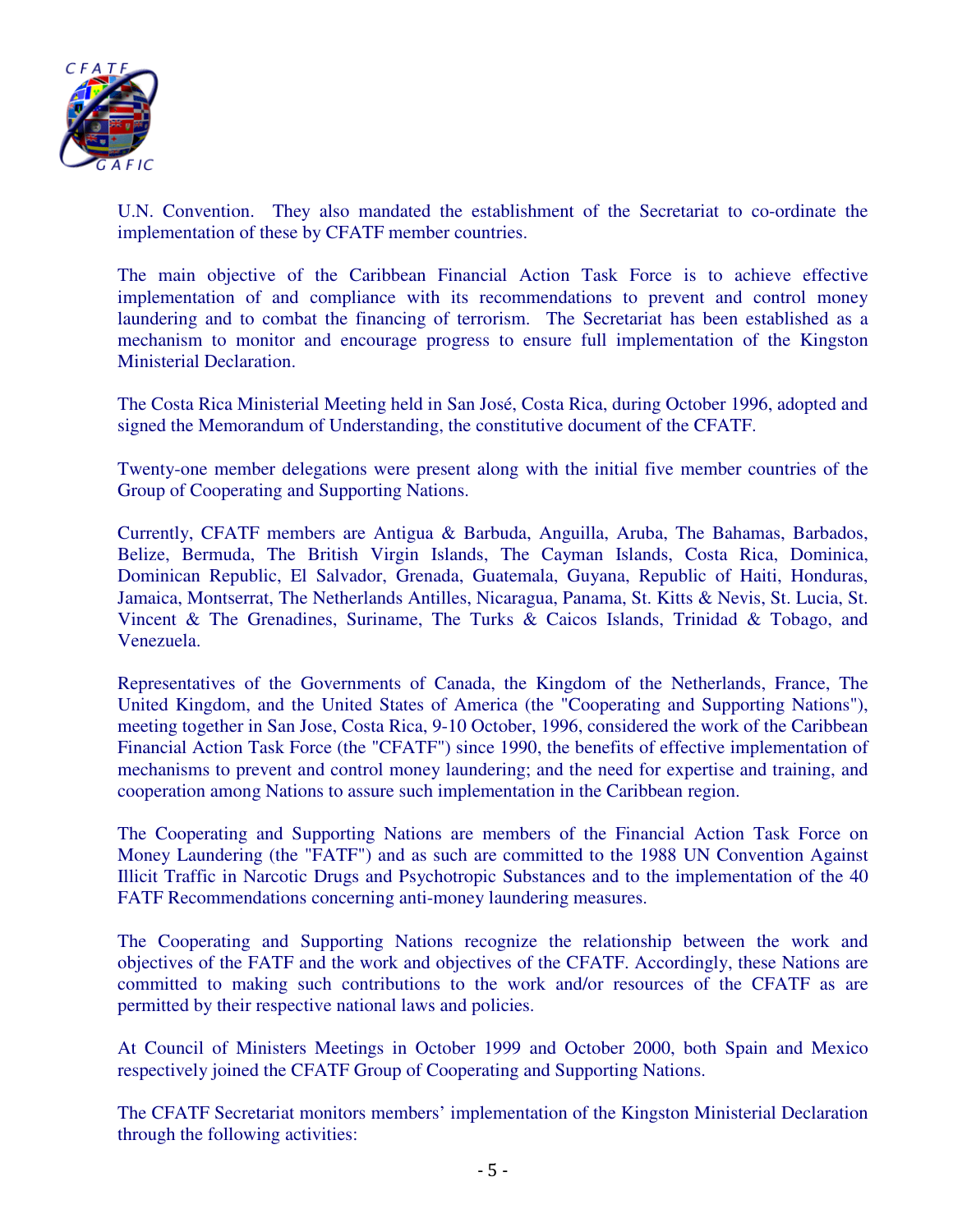U.N. Convention. They also mandated the establishment of the Secretariat to co-ordinate the implementation of these by CFATF member countries.

The main objective of the Caribbean Financial Action Task Force is to achieve effective implementation of and compliance with its recommendations to prevent and control money laundering and to combat the financing of terrorism. The Secretariat has been established as a mechanism to monitor and encourage progress to ensure full implementation of the Kingston Ministerial Declaration.

The Costa Rica Ministerial Meeting held in San José, Costa Rica, during October 1996, adopted and signed the Memorandum of Understanding, the constitutive document of the CFATF.

Twenty-one member delegations were present along with the initial five member countries of the Group of Cooperating and Supporting Nations.

Currently, CFATF members are Antigua & Barbuda, Anguilla, Aruba, The Bahamas, Barbados, Belize, Bermuda, The British Virgin Islands, The Cayman Islands, Costa Rica, Dominica, Dominican Republic, El Salvador, Grenada, Guatemala, Guyana, Republic of Haiti, Honduras, Jamaica, Montserrat, The Netherlands Antilles, Nicaragua, Panama, St. Kitts & Nevis, St. Lucia, St. Vincent & The Grenadines, Suriname, The Turks & Caicos Islands, Trinidad & Tobago, and Venezuela.

Representatives of the Governments of Canada, the Kingdom of the Netherlands, France, The United Kingdom, and the United States of America (the "Cooperating and Supporting Nations"), meeting together in San Jose, Costa Rica, 9-10 October, 1996, considered the work of the Caribbean Financial Action Task Force (the "CFATF") since 1990, the benefits of effective implementation of mechanisms to prevent and control money laundering; and the need for expertise and training, and cooperation among Nations to assure such implementation in the Caribbean region.

The Cooperating and Supporting Nations are members of the Financial Action Task Force on Money Laundering (the "FATF") and as such are committed to the 1988 UN Convention Against Illicit Traffic in Narcotic Drugs and Psychotropic Substances and to the implementation of the 40 FATF Recommendations concerning anti-money laundering measures.

The Cooperating and Supporting Nations recognize the relationship between the work and objectives of the FATF and the work and objectives of the CFATF. Accordingly, these Nations are committed to making such contributions to the work and/or resources of the CFATF as are permitted by their respective national laws and policies.

At Council of Ministers Meetings in October 1999 and October 2000, both Spain and Mexico respectively joined the CFATF Group of Cooperating and Supporting Nations.

The CFATF Secretariat monitors members' implementation of the Kingston Ministerial Declaration through the following activities: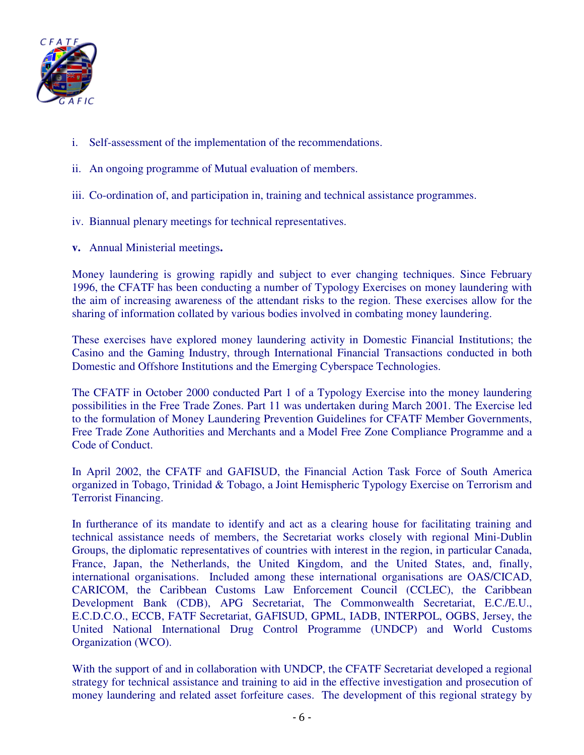i. Self-assessment of the implementation of the recommendations.

ii. An ongoing programme of Mutual evaluation of members.

iii. Co-ordination of, and participation in, training and technical assistance programmes.

iv. Biannual plenary meetings for technical representatives.

**v.** Annual Ministerial meetings**.**

Money laundering is growing rapidly and subject to ever changing techniques. Since February 1996, the CFATF has been conducting a number of Typology Exercises on money laundering with the aim of increasing awareness of the attendant risks to the region. These exercises allow for the sharing of information collated by various bodies involved in combating money laundering.

These exercises have explored money laundering activity in Domestic Financial Institutions; the Casino and the Gaming Industry, through International Financial Transactions conducted in both Domestic and Offshore Institutions and the Emerging Cyberspace Technologies.

The CFATF in October 2000 conducted Part 1 of a Typology Exercise into the money laundering possibilities in the Free Trade Zones. Part 11 was undertaken during March 2001. The Exercise led to the formulation of Money Laundering Prevention Guidelines for CFATF Member Governments, Free Trade Zone Authorities and Merchants and a Model Free Zone Compliance Programme and a Code of Conduct.

In April 2002, the CFATF and GAFISUD, the Financial Action Task Force of South America organized in Tobago, Trinidad & Tobago, a Joint Hemispheric Typology Exercise on Terrorism and Terrorist Financing.

In furtherance of its mandate to identify and act as a clearing house for facilitating training and technical assistance needs of members, the Secretariat works closely with regional Mini-Dublin Groups, the diplomatic representatives of countries with interest in the region, in particular Canada, France, Japan, the Netherlands, the United Kingdom, and the United States, and, finally, international organisations. Included among these international organisations are OAS/CICAD, CARICOM, the Caribbean Customs Law Enforcement Council (CCLEC), the Caribbean Development Bank (CDB), APG Secretariat, The Commonwealth Secretariat, E.C./E.U., E.C.D.C.O., ECCB, FATF Secretariat, GAFISUD, GPML, IADB, INTERPOL, OGBS, Jersey, the United National International Drug Control Programme (UNDCP) and World Customs Organization (WCO).

With the support of and in collaboration with UNDCP, the CFATF Secretariat developed a regional strategy for technical assistance and training to aid in the effective investigation and prosecution of money laundering and related asset forfeiture cases. The development of this regional strategy by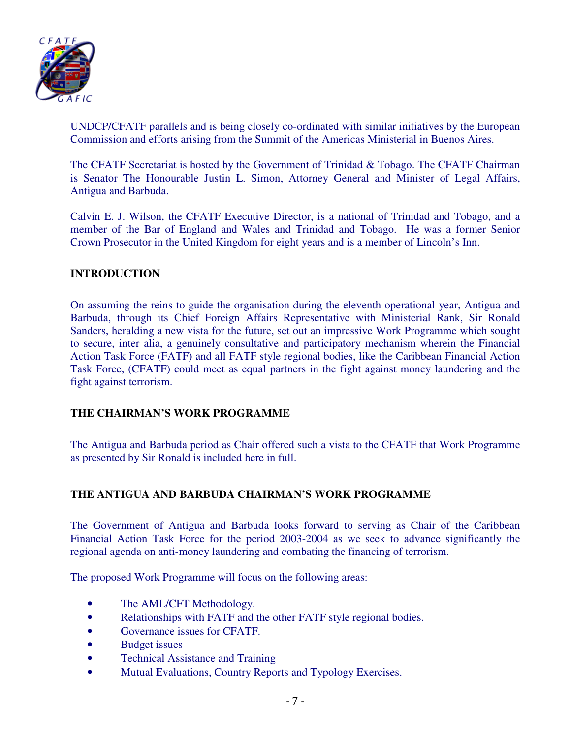UNDCP/CFATF parallels and is being closely co-ordinated with similar initiatives by the European Commission and efforts arising from the Summit of the Americas Ministerial in Buenos Aires.

The CFATF Secretariat is hosted by the Government of Trinidad & Tobago. The CFATF Chairman is Senator The Honourable Justin L. Simon, Attorney General and Minister of Legal Affairs, Antigua and Barbuda.

Calvin E. J. Wilson, the CFATF Executive Director, is a national of Trinidad and Tobago, and a member of the Bar of England and Wales and Trinidad and Tobago. He was a former Senior Crown Prosecutor in the United Kingdom for eight years and is a member of Lincoln's Inn.

## INTRODUCTION

On assuming the reins to guide the organisation during the eleventh operational year, Antigua and Barbuda, through its Chief Foreign Affairs Representative with Ministerial Rank, Sir Ronald Sanders, heralding a new vista for the future, set out an impressive Work Programme which sought to secure, inter alia, a genuinely consultative and participatory mechanism wherein the Financial Action Task Force (FATF) and all FATF style regional bodies, like the Caribbean Financial Action Task Force, (CFATF) could meet as equal partners in the fight against money laundering and the fight against terrorism.

## THE CHAIRMAN'S WORK PROGRAMME

The Antigua and Barbuda period as Chair offered such a vista to the CFATF that Work Programme as presented by Sir Ronald is included here in full.

## THE ANTIGUA AND BARBUDA CHAIRMAN'S WORK PROGRAMME

The Government of Antigua and Barbuda looks forward to serving as Chair of the Caribbean Financial Action Task Force for the period 2003-2004 as we seek to advance significantly the regional agenda on anti-money laundering and combating the financing of terrorism.

The proposed Work Programme will focus on the following areas:

- The AML/CFT Methodology.
- Relationships with FATF and the other FATF style regional bodies.
- Governance issues for CFATF.
- Budget issues
- Technical Assistance and Training
- Mutual Evaluations, Country Reports and Typology Exercises.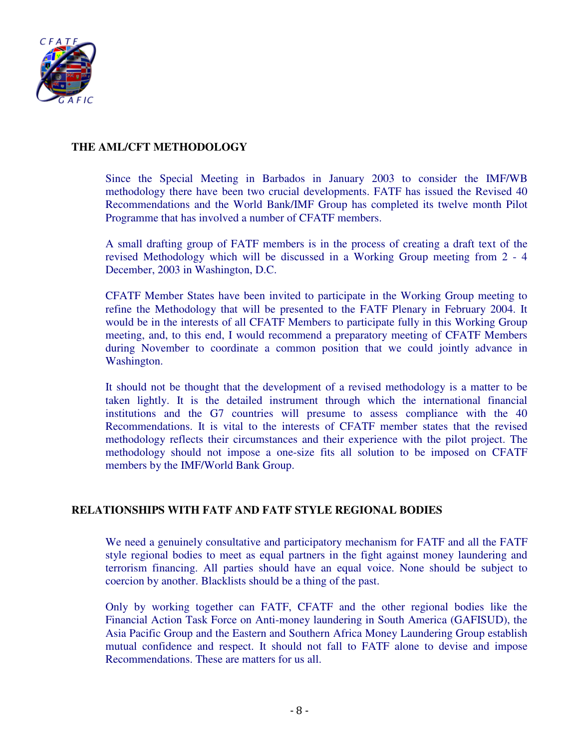## THE AML/CFT METHODOLOGY

Since the Special Meeting in Barbados in January 2003 to consider the IMF/WB methodology there have been two crucial developments. FATF has issued the Revised 40 Recommendations and the World Bank/IMF Group has completed its twelve month Pilot Programme that has involved a number of CFATF members.

A small drafting group of FATF members is in the process of creating a draft text of the revised Methodology which will be discussed in a Working Group meeting from 2 - 4 December, 2003 in Washington, D.C.

CFATF Member States have been invited to participate in the Working Group meeting to refine the Methodology that will be presented to the FATF Plenary in February 2004. It would be in the interests of all CFATF Members to participate fully in this Working Group meeting, and, to this end, I would recommend a preparatory meeting of CFATF Members during November to coordinate a common position that we could jointly advance in Washington.

It should not be thought that the development of a revised methodology is a matter to be taken lightly. It is the detailed instrument through which the international financial institutions and the G7 countries will presume to assess compliance with the 40 Recommendations. It is vital to the interests of CFATF member states that the revised methodology reflects their circumstances and their experience with the pilot project. The methodology should not impose a one-size fits all solution to be imposed on CFATF members by the IMF/World Bank Group.

## RELATIONSHIPS WITH FATF AND FATF STYLE REGIONAL BODIES

We need a genuinely consultative and participatory mechanism for FATF and all the FATF style regional bodies to meet as equal partners in the fight against money laundering and terrorism financing. All parties should have an equal voice. None should be subject to coercion by another. Blacklists should be a thing of the past.

Only by working together can FATF, CFATF and the other regional bodies like the Financial Action Task Force on Anti-money laundering in South America (GAFISUD), the Asia Pacific Group and the Eastern and Southern Africa Money Laundering Group establish mutual confidence and respect. It should not fall to FATF alone to devise and impose Recommendations. These are matters for us all.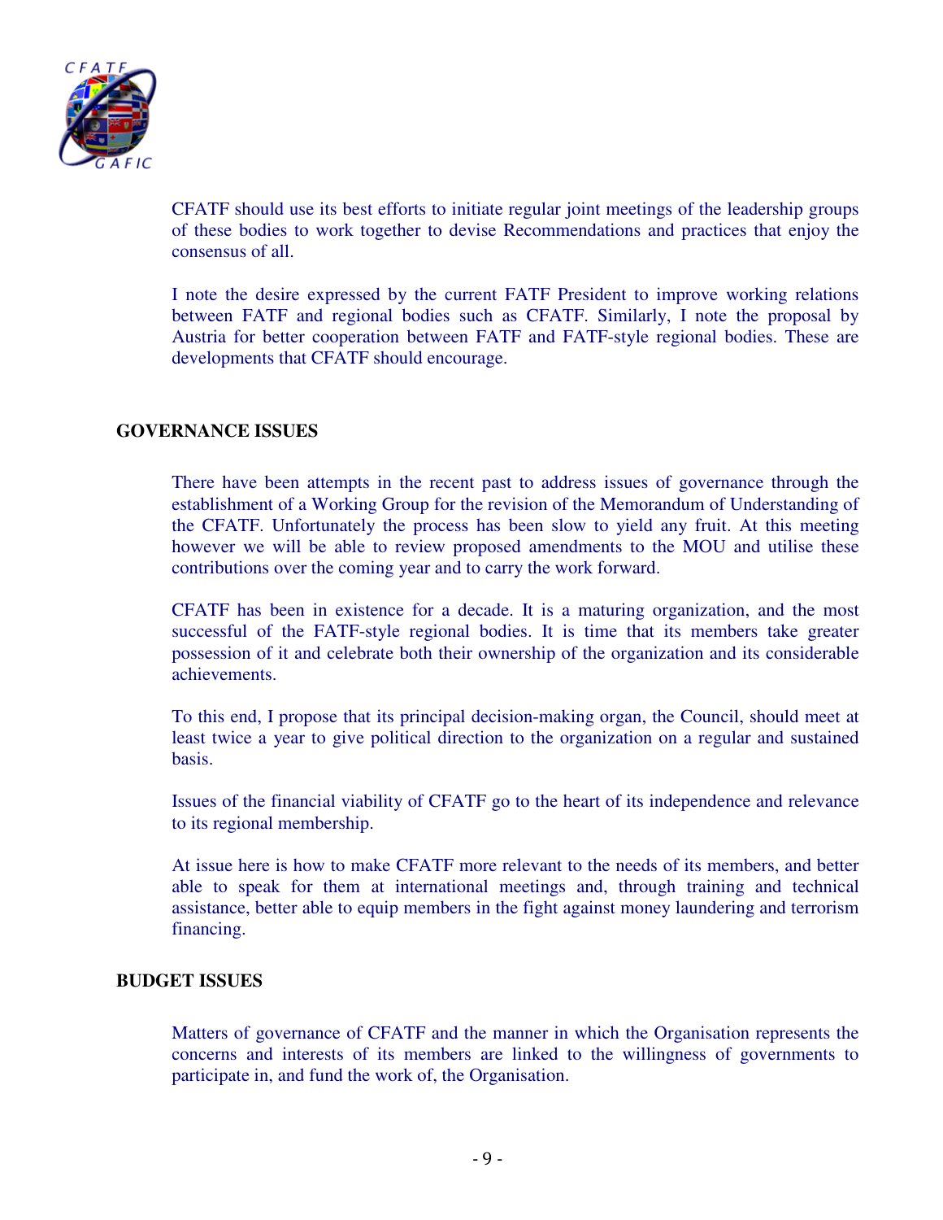CFATF should use its best efforts to initiate regular joint meetings of the leadership groups of these bodies to work together to devise Recommendations and practices that enjoy the consensus of all.

I note the desire expressed by the current FATF President to improve working relations between FATF and regional bodies such as CFATF. Similarly, I note the proposal by Austria for better cooperation between FATF and FATF-style regional bodies. These are developments that CFATF should encourage.

## GOVERNANCE ISSUES

There have been attempts in the recent past to address issues of governance through the establishment of a Working Group for the revision of the Memorandum of Understanding of the CFATF. Unfortunately the process has been slow to yield any fruit. At this meeting however we will be able to review proposed amendments to the MOU and utilise these contributions over the coming year and to carry the work forward.

CFATF has been in existence for a decade. It is a maturing organization, and the most successful of the FATF-style regional bodies. It is time that its members take greater possession of it and celebrate both their ownership of the organization and its considerable achievements.

To this end, I propose that its principal decision-making organ, the Council, should meet at least twice a year to give political direction to the organization on a regular and sustained basis.

Issues of the financial viability of CFATF go to the heart of its independence and relevance to its regional membership.

At issue here is how to make CFATF more relevant to the needs of its members, and better able to speak for them at international meetings and, through training and technical assistance, better able to equip members in the fight against money laundering and terrorism financing.

## BUDGET ISSUES

Matters of governance of CFATF and the manner in which the Organisation represents the concerns and interests of its members are linked to the willingness of governments to participate in, and fund the work of, the Organisation.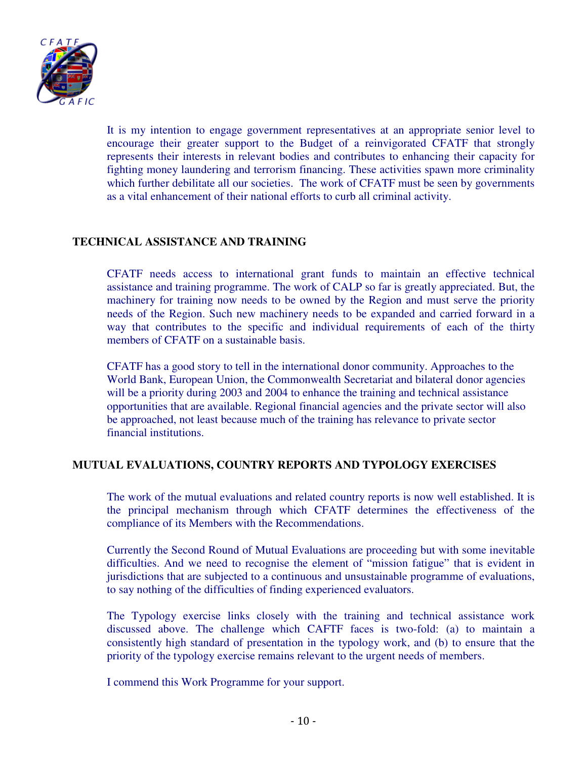It is my intention to engage government representatives at an appropriate senior level to encourage their greater support to the Budget of a reinvigorated CFATF that strongly represents their interests in relevant bodies and contributes to enhancing their capacity for fighting money laundering and terrorism financing. These activities spawn more criminality which further debilitate all our societies. The work of CFATF must be seen by governments as a vital enhancement of their national efforts to curb all criminal activity.

## TECHNICAL ASSISTANCE AND TRAINING

CFATF needs access to international grant funds to maintain an effective technical assistance and training programme. The work of CALP so far is greatly appreciated. But, the machinery for training now needs to be owned by the Region and must serve the priority needs of the Region. Such new machinery needs to be expanded and carried forward in a way that contributes to the specific and individual requirements of each of the thirty members of CFATF on a sustainable basis.

CFATF has a good story to tell in the international donor community. Approaches to the World Bank, European Union, the Commonwealth Secretariat and bilateral donor agencies will be a priority during 2003 and 2004 to enhance the training and technical assistance opportunities that are available. Regional financial agencies and the private sector will also be approached, not least because much of the training has relevance to private sector financial institutions.

## MUTUAL EVALUATIONS, COUNTRY REPORTS AND TYPOLOGY EXERCISES

The work of the mutual evaluations and related country reports is now well established. It is the principal mechanism through which CFATF determines the effectiveness of the compliance of its Members with the Recommendations.

Currently the Second Round of Mutual Evaluations are proceeding but with some inevitable difficulties. And we need to recognise the element of "mission fatigue" that is evident in jurisdictions that are subjected to a continuous and unsustainable programme of evaluations, to say nothing of the difficulties of finding experienced evaluators.

The Typology exercise links closely with the training and technical assistance work discussed above. The challenge which CAFTF faces is two-fold: (a) to maintain a consistently high standard of presentation in the typology work, and (b) to ensure that the priority of the typology exercise remains relevant to the urgent needs of members.

I commend this Work Programme for your support.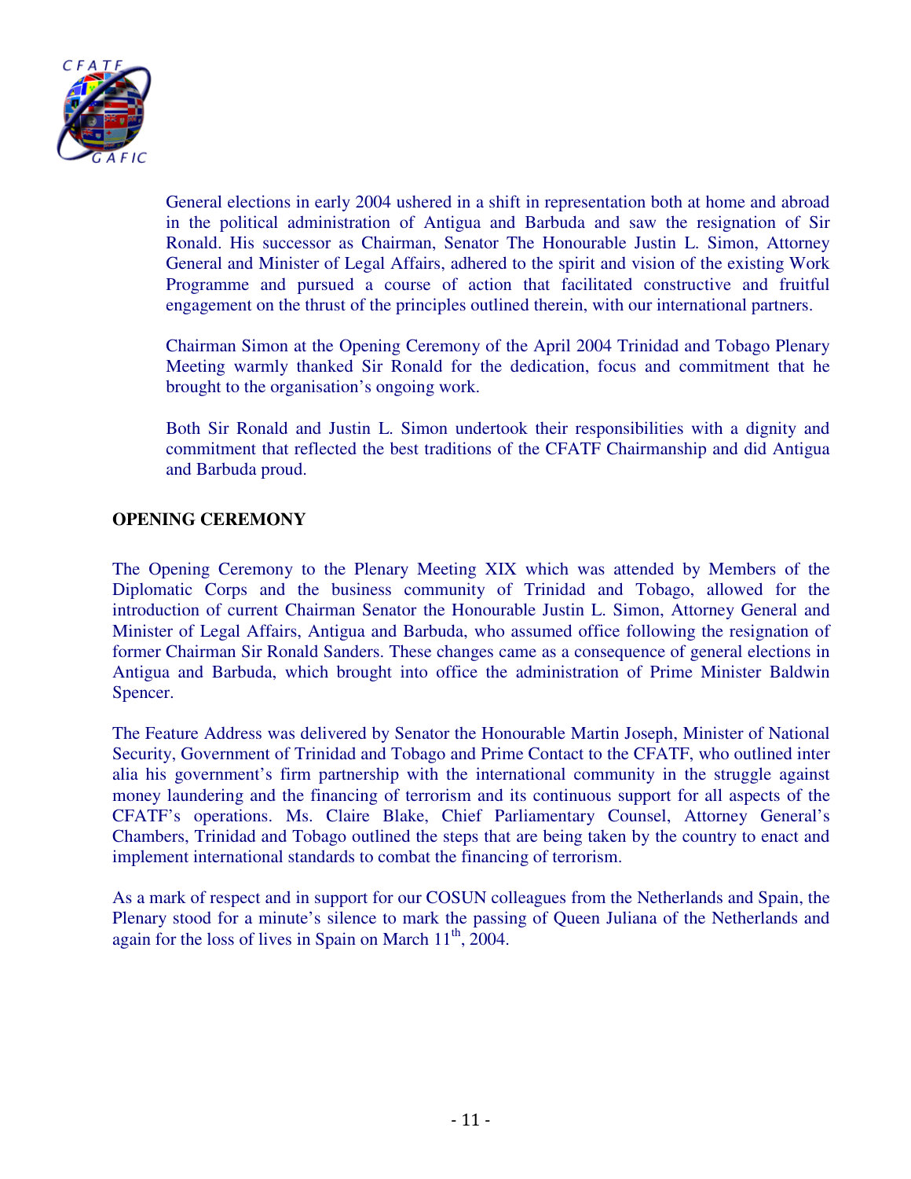General elections in early 2004 ushered in a shift in representation both at home and abroad in the political administration of Antigua and Barbuda and saw the resignation of Sir Ronald. His successor as Chairman, Senator The Honourable Justin L. Simon, Attorney General and Minister of Legal Affairs, adhered to the spirit and vision of the existing Work Programme and pursued a course of action that facilitated constructive and fruitful engagement on the thrust of the principles outlined therein, with our international partners.

Chairman Simon at the Opening Ceremony of the April 2004 Trinidad and Tobago Plenary Meeting warmly thanked Sir Ronald for the dedication, focus and commitment that he brought to the organisation's ongoing work.

Both Sir Ronald and Justin L. Simon undertook their responsibilities with a dignity and commitment that reflected the best traditions of the CFATF Chairmanship and did Antigua and Barbuda proud.

## OPENING CEREMONY

The Opening Ceremony to the Plenary Meeting XIX which was attended by Members of the Diplomatic Corps and the business community of Trinidad and Tobago, allowed for the introduction of current Chairman Senator the Honourable Justin L. Simon, Attorney General and Minister of Legal Affairs, Antigua and Barbuda, who assumed office following the resignation of former Chairman Sir Ronald Sanders. These changes came as a consequence of general elections in Antigua and Barbuda, which brought into office the administration of Prime Minister Baldwin Spencer.

The Feature Address was delivered by Senator the Honourable Martin Joseph, Minister of National Security, Government of Trinidad and Tobago and Prime Contact to the CFATF, who outlined inter alia his government's firm partnership with the international community in the struggle against money laundering and the financing of terrorism and its continuous support for all aspects of the CFATF's operations. Ms. Claire Blake, Chief Parliamentary Counsel, Attorney General's Chambers, Trinidad and Tobago outlined the steps that are being taken by the country to enact and implement international standards to combat the financing of terrorism.

As a mark of respect and in support for our COSUN colleagues from the Netherlands and Spain, the Plenary stood for a minute's silence to mark the passing of Queen Juliana of the Netherlands and again for the loss of lives in Spain on March 11th, 2004.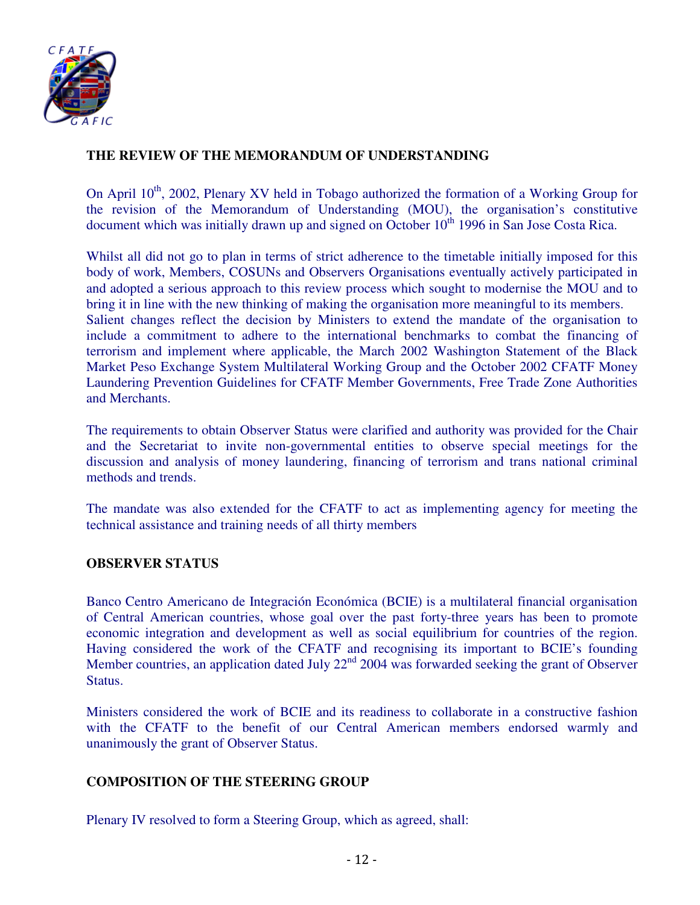## THE REVIEW OF THE MEMORANDUM OF UNDERSTANDING

On April 10th, 2002, Plenary XV held in Tobago authorized the formation of a Working Group for the revision of the Memorandum of Understanding (MOU), the organisation's constitutive document which was initially drawn up and signed on October 10th 1996 in San Jose Costa Rica.

Whilst all did not go to plan in terms of strict adherence to the timetable initially imposed for this body of work, Members, COSUNs and Observers Organisations eventually actively participated in and adopted a serious approach to this review process which sought to modernise the MOU and to bring it in line with the new thinking of making the organisation more meaningful to its members.
Salient changes reflect the decision by Ministers to extend the mandate of the organisation to include a commitment to adhere to the international benchmarks to combat the financing of terrorism and implement where applicable, the March 2002 Washington Statement of the Black Market Peso Exchange System Multilateral Working Group and the October 2002 CFATF Money Laundering Prevention Guidelines for CFATF Member Governments, Free Trade Zone Authorities and Merchants.

The requirements to obtain Observer Status were clarified and authority was provided for the Chair and the Secretariat to invite non-governmental entities to observe special meetings for the discussion and analysis of money laundering, financing of terrorism and trans national criminal methods and trends.

The mandate was also extended for the CFATF to act as implementing agency for meeting the technical assistance and training needs of all thirty members

## OBSERVER STATUS

Banco Centro Americano de Integración Económica (BCIE) is a multilateral financial organisation of Central American countries, whose goal over the past forty-three years has been to promote economic integration and development as well as social equilibrium for countries of the region. Having considered the work of the CFATF and recognising its important to BCIE's founding Member countries, an application dated July 22nd 2004 was forwarded seeking the grant of Observer Status.

Ministers considered the work of BCIE and its readiness to collaborate in a constructive fashion with the CFATF to the benefit of our Central American members endorsed warmly and unanimously the grant of Observer Status.

## COMPOSITION OF THE STEERING GROUP

Plenary IV resolved to form a Steering Group, which as agreed, shall: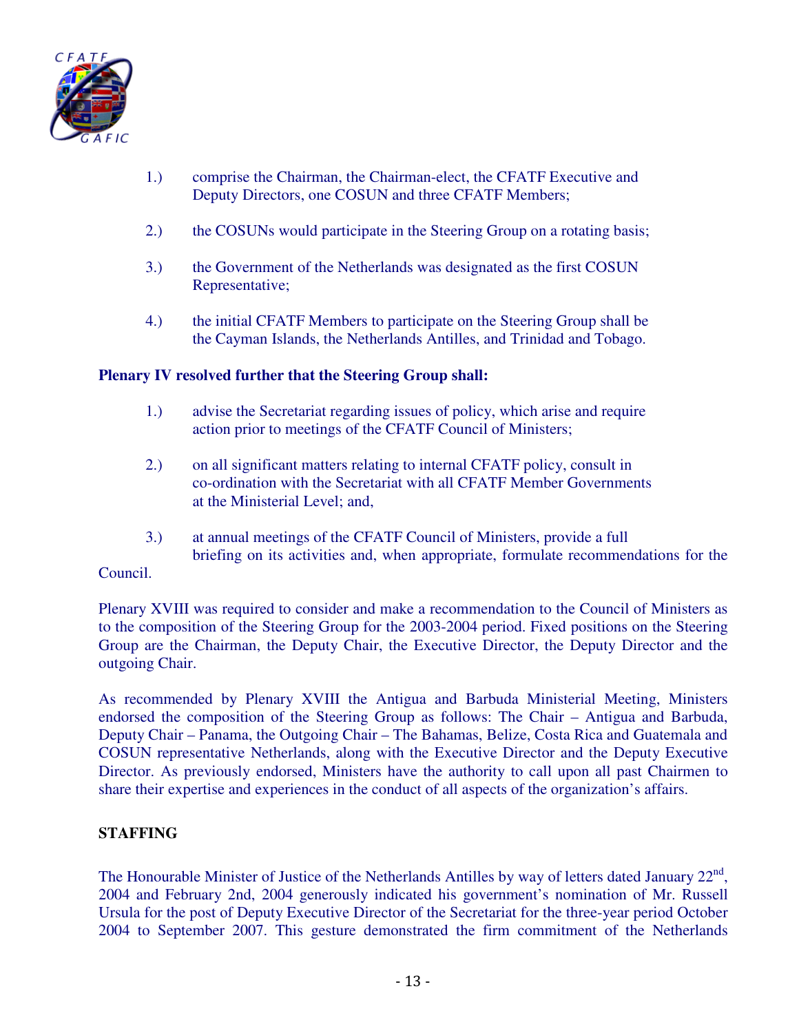1.) comprise the Chairman, the Chairman-elect, the CFATF Executive and Deputy Directors, one COSUN and three CFATF Members;

2.) the COSUNs would participate in the Steering Group on a rotating basis;

3.) the Government of the Netherlands was designated as the first COSUN Representative;

4.) the initial CFATF Members to participate on the Steering Group shall be the Cayman Islands, the Netherlands Antilles, and Trinidad and Tobago.

**Plenary IV resolved further that the Steering Group shall:**

1.) advise the Secretariat regarding issues of policy, which arise and require action prior to meetings of the CFATF Council of Ministers;

2.) on all significant matters relating to internal CFATF policy, consult in co-ordination with the Secretariat with all CFATF Member Governments at the Ministerial Level; and,

3.) at annual meetings of the CFATF Council of Ministers, provide a full briefing on its activities and, when appropriate, formulate recommendations for the Council.

Plenary XVIII was required to consider and make a recommendation to the Council of Ministers as to the composition of the Steering Group for the 2003-2004 period. Fixed positions on the Steering Group are the Chairman, the Deputy Chair, the Executive Director, the Deputy Director and the outgoing Chair.

As recommended by Plenary XVIII the Antigua and Barbuda Ministerial Meeting, Ministers endorsed the composition of the Steering Group as follows: The Chair – Antigua and Barbuda, Deputy Chair – Panama, the Outgoing Chair – The Bahamas, Belize, Costa Rica and Guatemala and COSUN representative Netherlands, along with the Executive Director and the Deputy Executive Director. As previously endorsed, Ministers have the authority to call upon all past Chairmen to share their expertise and experiences in the conduct of all aspects of the organization's affairs.

**STAFFING**

The Honourable Minister of Justice of the Netherlands Antilles by way of letters dated January 22nd, 2004 and February 2nd, 2004 generously indicated his government's nomination of Mr. Russell Ursula for the post of Deputy Executive Director of the Secretariat for the three-year period October 2004 to September 2007. This gesture demonstrated the firm commitment of the Netherlands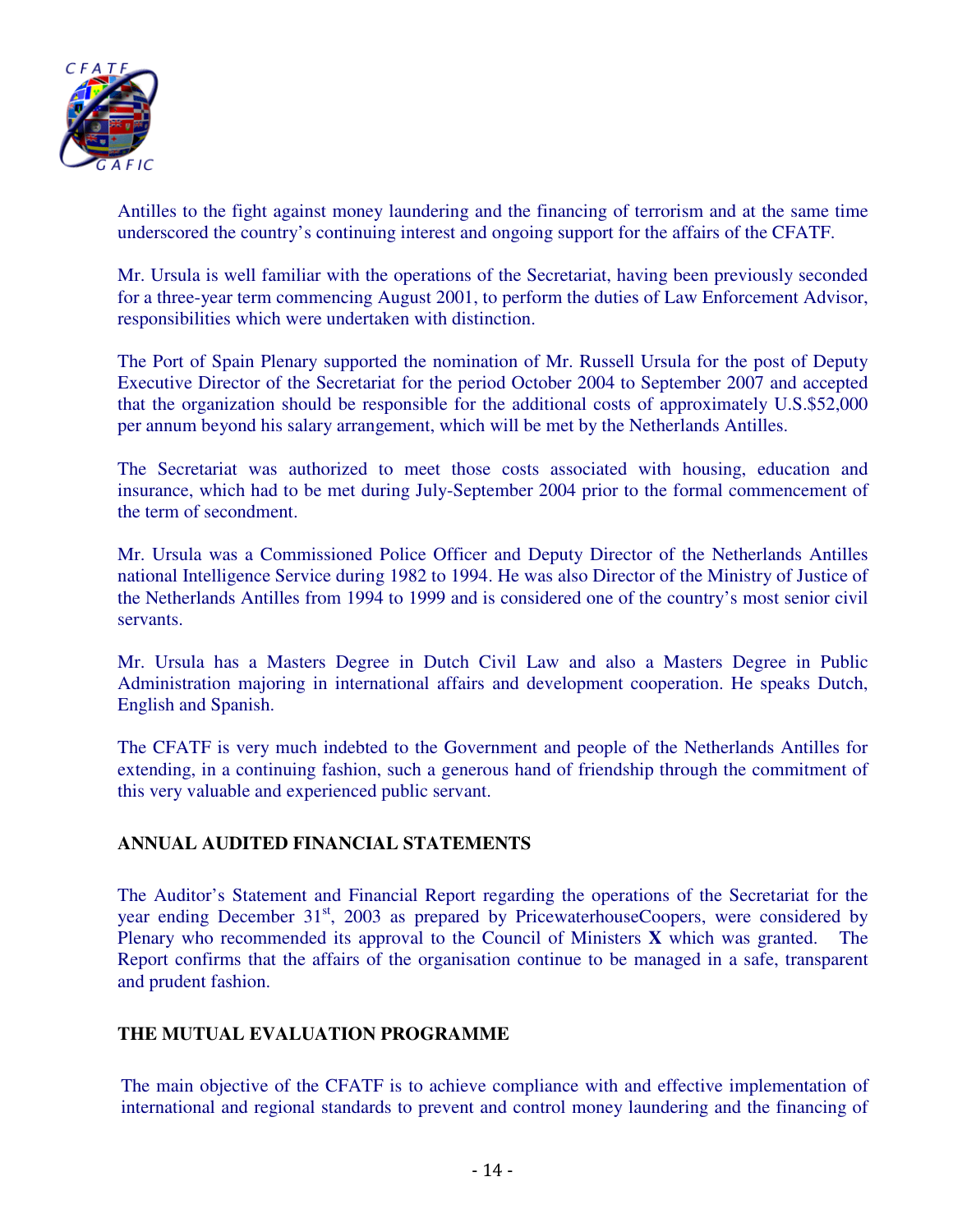Antilles to the fight against money laundering and the financing of terrorism and at the same time underscored the country's continuing interest and ongoing support for the affairs of the CFATF.

Mr. Ursula is well familiar with the operations of the Secretariat, having been previously seconded for a three-year term commencing August 2001, to perform the duties of Law Enforcement Advisor, responsibilities which were undertaken with distinction.

The Port of Spain Plenary supported the nomination of Mr. Russell Ursula for the post of Deputy Executive Director of the Secretariat for the period October 2004 to September 2007 and accepted that the organization should be responsible for the additional costs of approximately U.S.$52,000 per annum beyond his salary arrangement, which will be met by the Netherlands Antilles.

The Secretariat was authorized to meet those costs associated with housing, education and insurance, which had to be met during July-September 2004 prior to the formal commencement of the term of secondment.

Mr. Ursula was a Commissioned Police Officer and Deputy Director of the Netherlands Antilles national Intelligence Service during 1982 to 1994. He was also Director of the Ministry of Justice of the Netherlands Antilles from 1994 to 1999 and is considered one of the country's most senior civil servants.

Mr. Ursula has a Masters Degree in Dutch Civil Law and also a Masters Degree in Public Administration majoring in international affairs and development cooperation. He speaks Dutch, English and Spanish.

The CFATF is very much indebted to the Government and people of the Netherlands Antilles for extending, in a continuing fashion, such a generous hand of friendship through the commitment of this very valuable and experienced public servant.

## ANNUAL AUDITED FINANCIAL STATEMENTS

The Auditor's Statement and Financial Report regarding the operations of the Secretariat for the year ending December 31st, 2003 as prepared by PricewaterhouseCoopers, were considered by Plenary who recommended its approval to the Council of Ministers **X** which was granted. The Report confirms that the affairs of the organisation continue to be managed in a safe, transparent and prudent fashion.

## THE MUTUAL EVALUATION PROGRAMME

The main objective of the CFATF is to achieve compliance with and effective implementation of international and regional standards to prevent and control money laundering and the financing of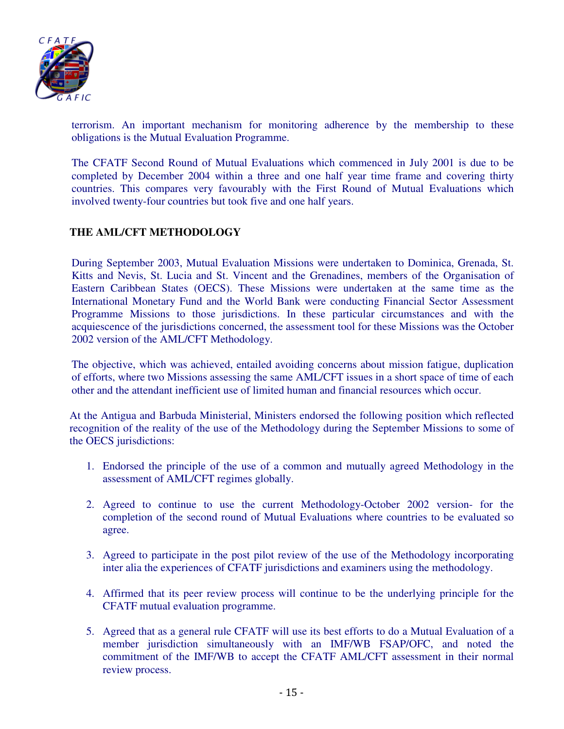terrorism. An important mechanism for monitoring adherence by the membership to these obligations is the Mutual Evaluation Programme.

The CFATF Second Round of Mutual Evaluations which commenced in July 2001 is due to be completed by December 2004 within a three and one half year time frame and covering thirty countries. This compares very favourably with the First Round of Mutual Evaluations which involved twenty-four countries but took five and one half years.

## THE AML/CFT METHODOLOGY

During September 2003, Mutual Evaluation Missions were undertaken to Dominica, Grenada, St. Kitts and Nevis, St. Lucia and St. Vincent and the Grenadines, members of the Organisation of Eastern Caribbean States (OECS). These Missions were undertaken at the same time as the International Monetary Fund and the World Bank were conducting Financial Sector Assessment Programme Missions to those jurisdictions. In these particular circumstances and with the acquiescence of the jurisdictions concerned, the assessment tool for these Missions was the October 2002 version of the AML/CFT Methodology.

The objective, which was achieved, entailed avoiding concerns about mission fatigue, duplication of efforts, where two Missions assessing the same AML/CFT issues in a short space of time of each other and the attendant inefficient use of limited human and financial resources which occur.

At the Antigua and Barbuda Ministerial, Ministers endorsed the following position which reflected recognition of the reality of the use of the Methodology during the September Missions to some of the OECS jurisdictions:

1. Endorsed the principle of the use of a common and mutually agreed Methodology in the assessment of AML/CFT regimes globally.

2. Agreed to continue to use the current Methodology-October 2002 version- for the completion of the second round of Mutual Evaluations where countries to be evaluated so agree.

3. Agreed to participate in the post pilot review of the use of the Methodology incorporating inter alia the experiences of CFATF jurisdictions and examiners using the methodology.

4. Affirmed that its peer review process will continue to be the underlying principle for the CFATF mutual evaluation programme.

5. Agreed that as a general rule CFATF will use its best efforts to do a Mutual Evaluation of a member jurisdiction simultaneously with an IMF/WB FSAP/OFC, and noted the commitment of the IMF/WB to accept the CFATF AML/CFT assessment in their normal review process.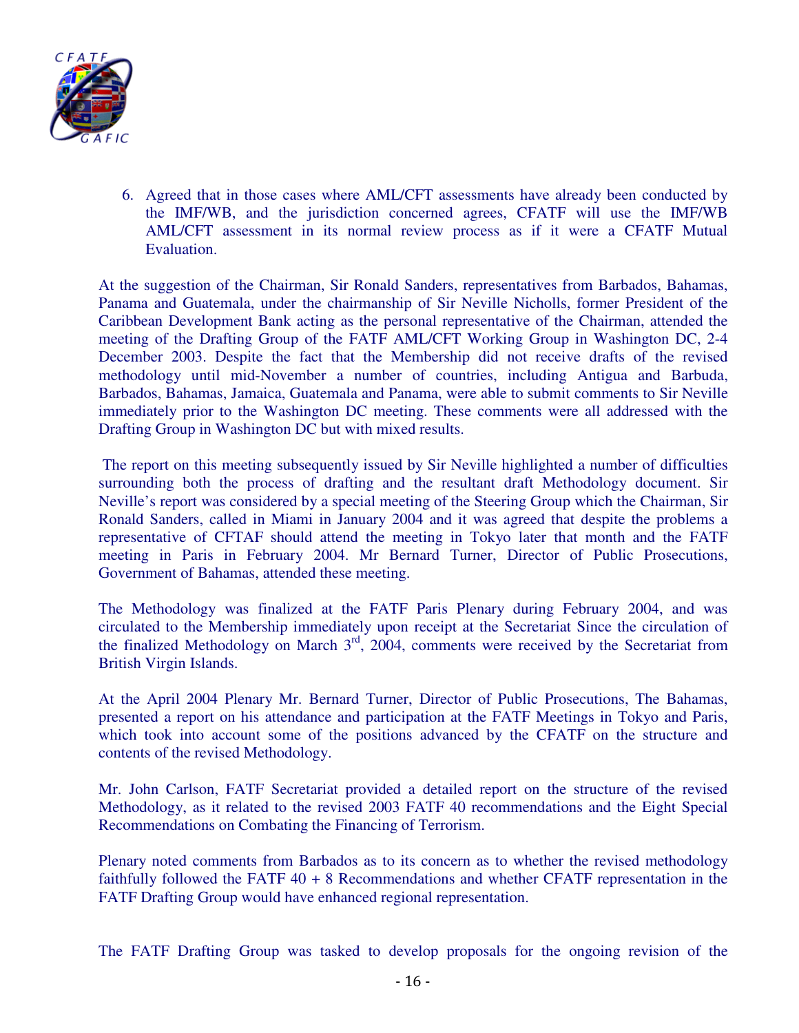6. Agreed that in those cases where AML/CFT assessments have already been conducted by the IMF/WB, and the jurisdiction concerned agrees, CFATF will use the IMF/WB AML/CFT assessment in its normal review process as if it were a CFATF Mutual Evaluation.

At the suggestion of the Chairman, Sir Ronald Sanders, representatives from Barbados, Bahamas, Panama and Guatemala, under the chairmanship of Sir Neville Nicholls, former President of the Caribbean Development Bank acting as the personal representative of the Chairman, attended the meeting of the Drafting Group of the FATF AML/CFT Working Group in Washington DC, 2-4 December 2003. Despite the fact that the Membership did not receive drafts of the revised methodology until mid-November a number of countries, including Antigua and Barbuda, Barbados, Bahamas, Jamaica, Guatemala and Panama, were able to submit comments to Sir Neville immediately prior to the Washington DC meeting. These comments were all addressed with the Drafting Group in Washington DC but with mixed results.

The report on this meeting subsequently issued by Sir Neville highlighted a number of difficulties surrounding both the process of drafting and the resultant draft Methodology document. Sir Neville's report was considered by a special meeting of the Steering Group which the Chairman, Sir Ronald Sanders, called in Miami in January 2004 and it was agreed that despite the problems a representative of CFTAF should attend the meeting in Tokyo later that month and the FATF meeting in Paris in February 2004. Mr Bernard Turner, Director of Public Prosecutions, Government of Bahamas, attended these meeting.

The Methodology was finalized at the FATF Paris Plenary during February 2004, and was circulated to the Membership immediately upon receipt at the Secretariat Since the circulation of the finalized Methodology on March 3rd, 2004, comments were received by the Secretariat from British Virgin Islands.

At the April 2004 Plenary Mr. Bernard Turner, Director of Public Prosecutions, The Bahamas, presented a report on his attendance and participation at the FATF Meetings in Tokyo and Paris, which took into account some of the positions advanced by the CFATF on the structure and contents of the revised Methodology.

Mr. John Carlson, FATF Secretariat provided a detailed report on the structure of the revised Methodology, as it related to the revised 2003 FATF 40 recommendations and the Eight Special Recommendations on Combating the Financing of Terrorism.

Plenary noted comments from Barbados as to its concern as to whether the revised methodology faithfully followed the FATF 40 + 8 Recommendations and whether CFATF representation in the FATF Drafting Group would have enhanced regional representation.

The FATF Drafting Group was tasked to develop proposals for the ongoing revision of the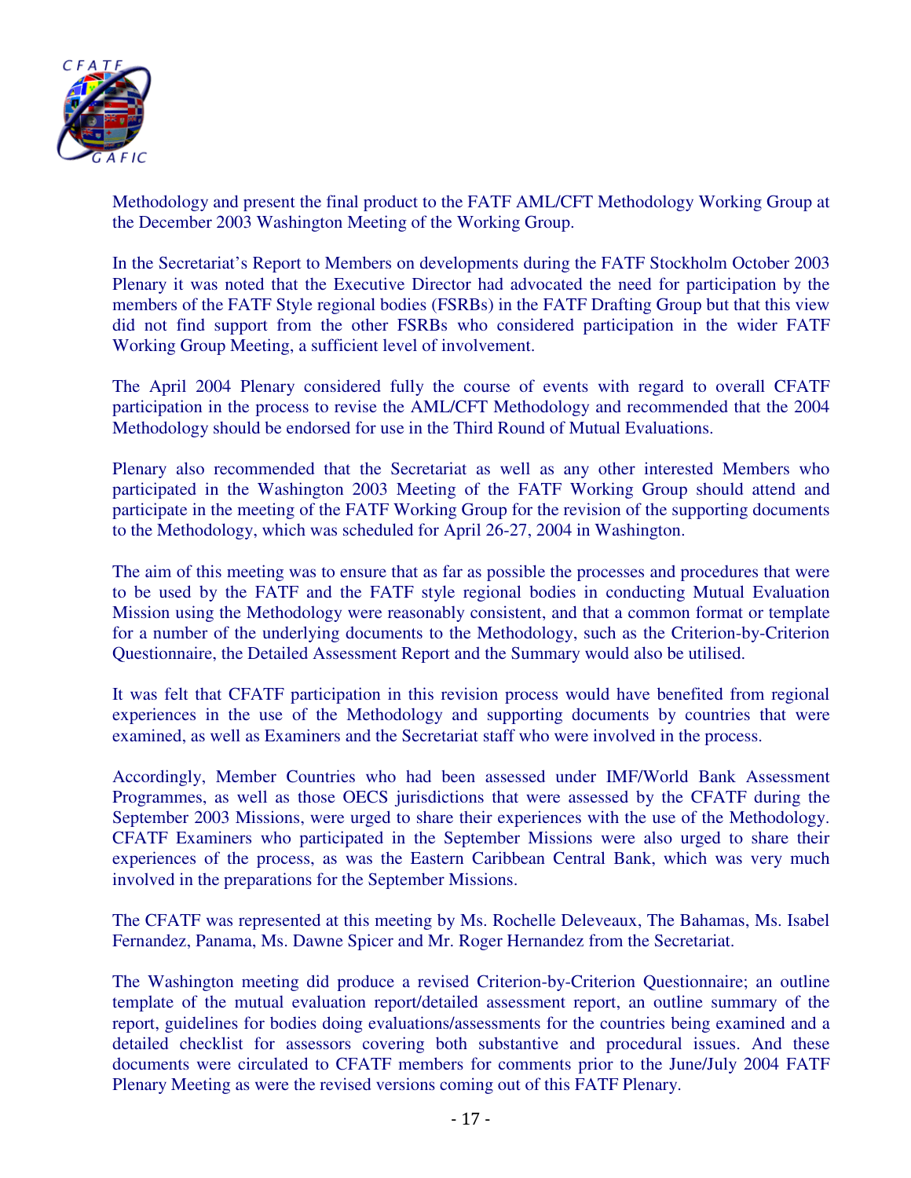Methodology and present the final product to the FATF AML/CFT Methodology Working Group at the December 2003 Washington Meeting of the Working Group.

In the Secretariat's Report to Members on developments during the FATF Stockholm October 2003 Plenary it was noted that the Executive Director had advocated the need for participation by the members of the FATF Style regional bodies (FSRBs) in the FATF Drafting Group but that this view did not find support from the other FSRBs who considered participation in the wider FATF Working Group Meeting, a sufficient level of involvement.

The April 2004 Plenary considered fully the course of events with regard to overall CFATF participation in the process to revise the AML/CFT Methodology and recommended that the 2004 Methodology should be endorsed for use in the Third Round of Mutual Evaluations.

Plenary also recommended that the Secretariat as well as any other interested Members who participated in the Washington 2003 Meeting of the FATF Working Group should attend and participate in the meeting of the FATF Working Group for the revision of the supporting documents to the Methodology, which was scheduled for April 26-27, 2004 in Washington.

The aim of this meeting was to ensure that as far as possible the processes and procedures that were to be used by the FATF and the FATF style regional bodies in conducting Mutual Evaluation Mission using the Methodology were reasonably consistent, and that a common format or template for a number of the underlying documents to the Methodology, such as the Criterion-by-Criterion Questionnaire, the Detailed Assessment Report and the Summary would also be utilised.

It was felt that CFATF participation in this revision process would have benefited from regional experiences in the use of the Methodology and supporting documents by countries that were examined, as well as Examiners and the Secretariat staff who were involved in the process.

Accordingly, Member Countries who had been assessed under IMF/World Bank Assessment Programmes, as well as those OECS jurisdictions that were assessed by the CFATF during the September 2003 Missions, were urged to share their experiences with the use of the Methodology. CFATF Examiners who participated in the September Missions were also urged to share their experiences of the process, as was the Eastern Caribbean Central Bank, which was very much involved in the preparations for the September Missions.

The CFATF was represented at this meeting by Ms. Rochelle Deleveaux, The Bahamas, Ms. Isabel Fernandez, Panama, Ms. Dawne Spicer and Mr. Roger Hernandez from the Secretariat.

The Washington meeting did produce a revised Criterion-by-Criterion Questionnaire; an outline template of the mutual evaluation report/detailed assessment report, an outline summary of the report, guidelines for bodies doing evaluations/assessments for the countries being examined and a detailed checklist for assessors covering both substantive and procedural issues. And these documents were circulated to CFATF members for comments prior to the June/July 2004 FATF Plenary Meeting as were the revised versions coming out of this FATF Plenary.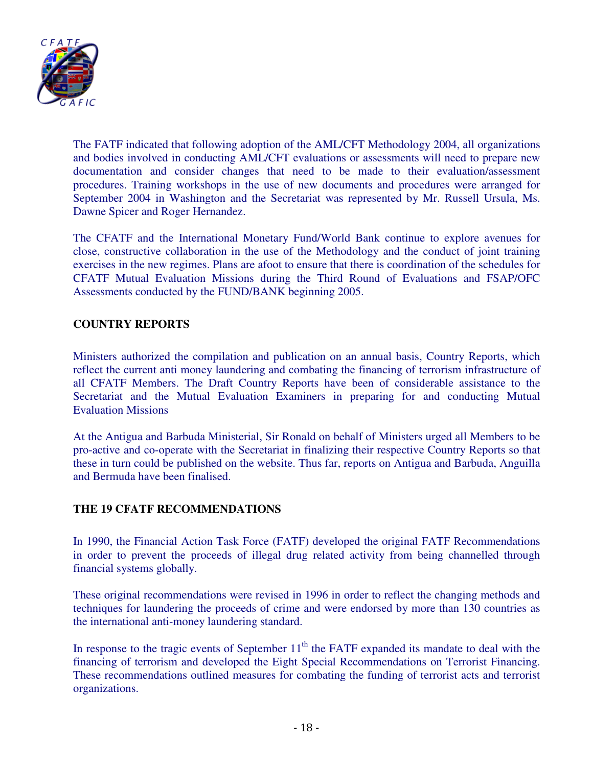The FATF indicated that following adoption of the AML/CFT Methodology 2004, all organizations and bodies involved in conducting AML/CFT evaluations or assessments will need to prepare new documentation and consider changes that need to be made to their evaluation/assessment procedures. Training workshops in the use of new documents and procedures were arranged for September 2004 in Washington and the Secretariat was represented by Mr. Russell Ursula, Ms. Dawne Spicer and Roger Hernandez.

The CFATF and the International Monetary Fund/World Bank continue to explore avenues for close, constructive collaboration in the use of the Methodology and the conduct of joint training exercises in the new regimes. Plans are afoot to ensure that there is coordination of the schedules for CFATF Mutual Evaluation Missions during the Third Round of Evaluations and FSAP/OFC Assessments conducted by the FUND/BANK beginning 2005.

## COUNTRY REPORTS

Ministers authorized the compilation and publication on an annual basis, Country Reports, which reflect the current anti money laundering and combating the financing of terrorism infrastructure of all CFATF Members. The Draft Country Reports have been of considerable assistance to the Secretariat and the Mutual Evaluation Examiners in preparing for and conducting Mutual Evaluation Missions

At the Antigua and Barbuda Ministerial, Sir Ronald on behalf of Ministers urged all Members to be pro-active and co-operate with the Secretariat in finalizing their respective Country Reports so that these in turn could be published on the website. Thus far, reports on Antigua and Barbuda, Anguilla and Bermuda have been finalised.

## THE 19 CFATF RECOMMENDATIONS

In 1990, the Financial Action Task Force (FATF) developed the original FATF Recommendations in order to prevent the proceeds of illegal drug related activity from being channelled through financial systems globally.

These original recommendations were revised in 1996 in order to reflect the changing methods and techniques for laundering the proceeds of crime and were endorsed by more than 130 countries as the international anti-money laundering standard.

In response to the tragic events of September 11th the FATF expanded its mandate to deal with the financing of terrorism and developed the Eight Special Recommendations on Terrorist Financing. These recommendations outlined measures for combating the funding of terrorist acts and terrorist organizations.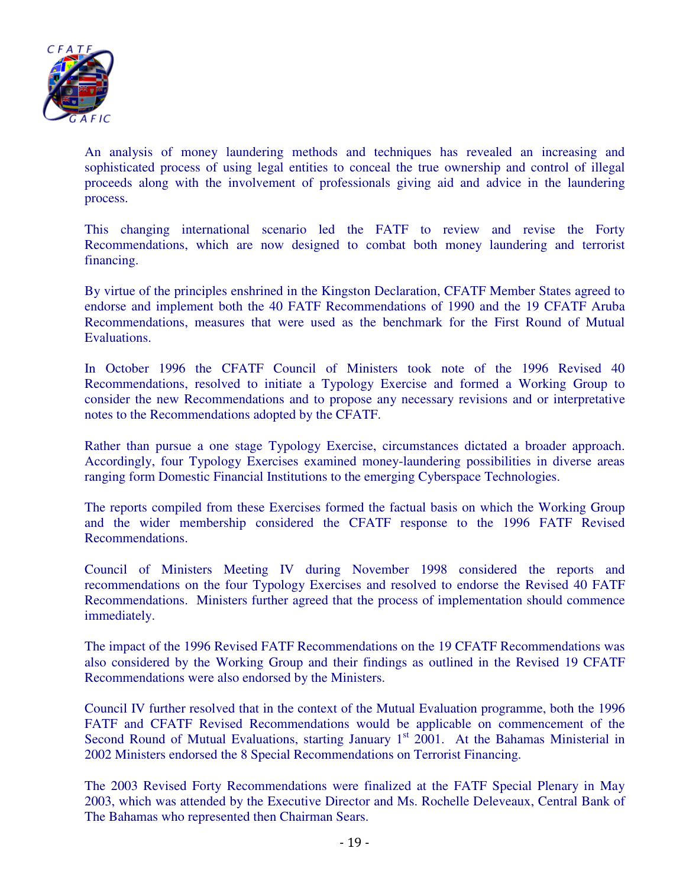An analysis of money laundering methods and techniques has revealed an increasing and sophisticated process of using legal entities to conceal the true ownership and control of illegal proceeds along with the involvement of professionals giving aid and advice in the laundering process.

This changing international scenario led the FATF to review and revise the Forty Recommendations, which are now designed to combat both money laundering and terrorist financing.

By virtue of the principles enshrined in the Kingston Declaration, CFATF Member States agreed to endorse and implement both the 40 FATF Recommendations of 1990 and the 19 CFATF Aruba Recommendations, measures that were used as the benchmark for the First Round of Mutual Evaluations.

In October 1996 the CFATF Council of Ministers took note of the 1996 Revised 40 Recommendations, resolved to initiate a Typology Exercise and formed a Working Group to consider the new Recommendations and to propose any necessary revisions and or interpretative notes to the Recommendations adopted by the CFATF.

Rather than pursue a one stage Typology Exercise, circumstances dictated a broader approach. Accordingly, four Typology Exercises examined money-laundering possibilities in diverse areas ranging form Domestic Financial Institutions to the emerging Cyberspace Technologies.

The reports compiled from these Exercises formed the factual basis on which the Working Group and the wider membership considered the CFATF response to the 1996 FATF Revised Recommendations.

Council of Ministers Meeting IV during November 1998 considered the reports and recommendations on the four Typology Exercises and resolved to endorse the Revised 40 FATF Recommendations. Ministers further agreed that the process of implementation should commence immediately.

The impact of the 1996 Revised FATF Recommendations on the 19 CFATF Recommendations was also considered by the Working Group and their findings as outlined in the Revised 19 CFATF Recommendations were also endorsed by the Ministers.

Council IV further resolved that in the context of the Mutual Evaluation programme, both the 1996 FATF and CFATF Revised Recommendations would be applicable on commencement of the Second Round of Mutual Evaluations, starting January 1st 2001. At the Bahamas Ministerial in 2002 Ministers endorsed the 8 Special Recommendations on Terrorist Financing.

The 2003 Revised Forty Recommendations were finalized at the FATF Special Plenary in May 2003, which was attended by the Executive Director and Ms. Rochelle Deleveaux, Central Bank of The Bahamas who represented then Chairman Sears.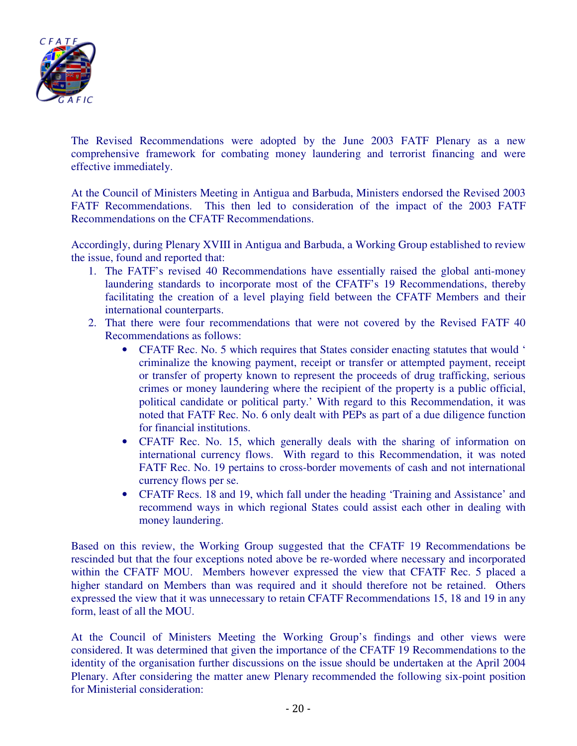The Revised Recommendations were adopted by the June 2003 FATF Plenary as a new comprehensive framework for combating money laundering and terrorist financing and were effective immediately.

At the Council of Ministers Meeting in Antigua and Barbuda, Ministers endorsed the Revised 2003 FATF Recommendations. This then led to consideration of the impact of the 2003 FATF Recommendations on the CFATF Recommendations.

Accordingly, during Plenary XVIII in Antigua and Barbuda, a Working Group established to review the issue, found and reported that:

1. The FATF's revised 40 Recommendations have essentially raised the global anti-money laundering standards to incorporate most of the CFATF's 19 Recommendations, thereby facilitating the creation of a level playing field between the CFATF Members and their international counterparts.
2. That there were four recommendations that were not covered by the Revised FATF 40 Recommendations as follows:
   - CFATF Rec. No. 5 which requires that States consider enacting statutes that would ' criminalize the knowing payment, receipt or transfer or attempted payment, receipt or transfer of property known to represent the proceeds of drug trafficking, serious crimes or money laundering where the recipient of the property is a public official, political candidate or political party.' With regard to this Recommendation, it was noted that FATF Rec. No. 6 only dealt with PEPs as part of a due diligence function for financial institutions.
   - CFATF Rec. No. 15, which generally deals with the sharing of information on international currency flows. With regard to this Recommendation, it was noted FATF Rec. No. 19 pertains to cross-border movements of cash and not international currency flows per se.
   - CFATF Recs. 18 and 19, which fall under the heading 'Training and Assistance' and recommend ways in which regional States could assist each other in dealing with money laundering.

Based on this review, the Working Group suggested that the CFATF 19 Recommendations be rescinded but that the four exceptions noted above be re-worded where necessary and incorporated within the CFATF MOU. Members however expressed the view that CFATF Rec. 5 placed a higher standard on Members than was required and it should therefore not be retained. Others expressed the view that it was unnecessary to retain CFATF Recommendations 15, 18 and 19 in any form, least of all the MOU.

At the Council of Ministers Meeting the Working Group's findings and other views were considered. It was determined that given the importance of the CFATF 19 Recommendations to the identity of the organisation further discussions on the issue should be undertaken at the April 2004 Plenary. After considering the matter anew Plenary recommended the following six-point position for Ministerial consideration: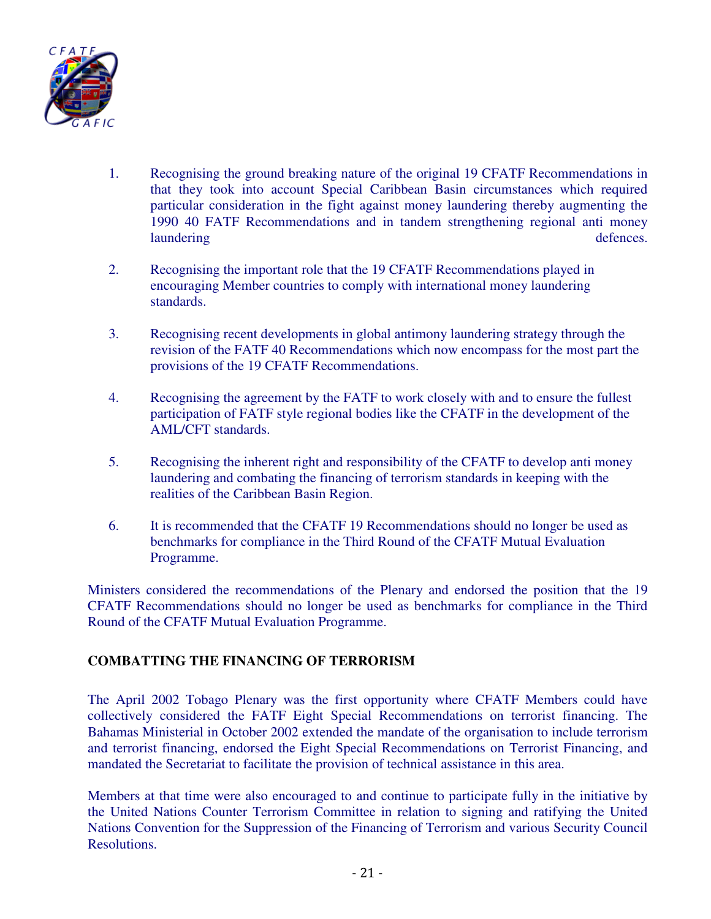1. Recognising the ground breaking nature of the original 19 CFATF Recommendations in that they took into account Special Caribbean Basin circumstances which required particular consideration in the fight against money laundering thereby augmenting the 1990 40 FATF Recommendations and in tandem strengthening regional anti money laundering defences.

2. Recognising the important role that the 19 CFATF Recommendations played in encouraging Member countries to comply with international money laundering standards.

3. Recognising recent developments in global antimony laundering strategy through the revision of the FATF 40 Recommendations which now encompass for the most part the provisions of the 19 CFATF Recommendations.

4. Recognising the agreement by the FATF to work closely with and to ensure the fullest participation of FATF style regional bodies like the CFATF in the development of the AML/CFT standards.

5. Recognising the inherent right and responsibility of the CFATF to develop anti money laundering and combating the financing of terrorism standards in keeping with the realities of the Caribbean Basin Region.

6. It is recommended that the CFATF 19 Recommendations should no longer be used as benchmarks for compliance in the Third Round of the CFATF Mutual Evaluation Programme.

Ministers considered the recommendations of the Plenary and endorsed the position that the 19 CFATF Recommendations should no longer be used as benchmarks for compliance in the Third Round of the CFATF Mutual Evaluation Programme.

**COMBATTING THE FINANCING OF TERRORISM**

The April 2002 Tobago Plenary was the first opportunity where CFATF Members could have collectively considered the FATF Eight Special Recommendations on terrorist financing. The Bahamas Ministerial in October 2002 extended the mandate of the organisation to include terrorism and terrorist financing, endorsed the Eight Special Recommendations on Terrorist Financing, and mandated the Secretariat to facilitate the provision of technical assistance in this area.

Members at that time were also encouraged to and continue to participate fully in the initiative by the United Nations Counter Terrorism Committee in relation to signing and ratifying the United Nations Convention for the Suppression of the Financing of Terrorism and various Security Council Resolutions.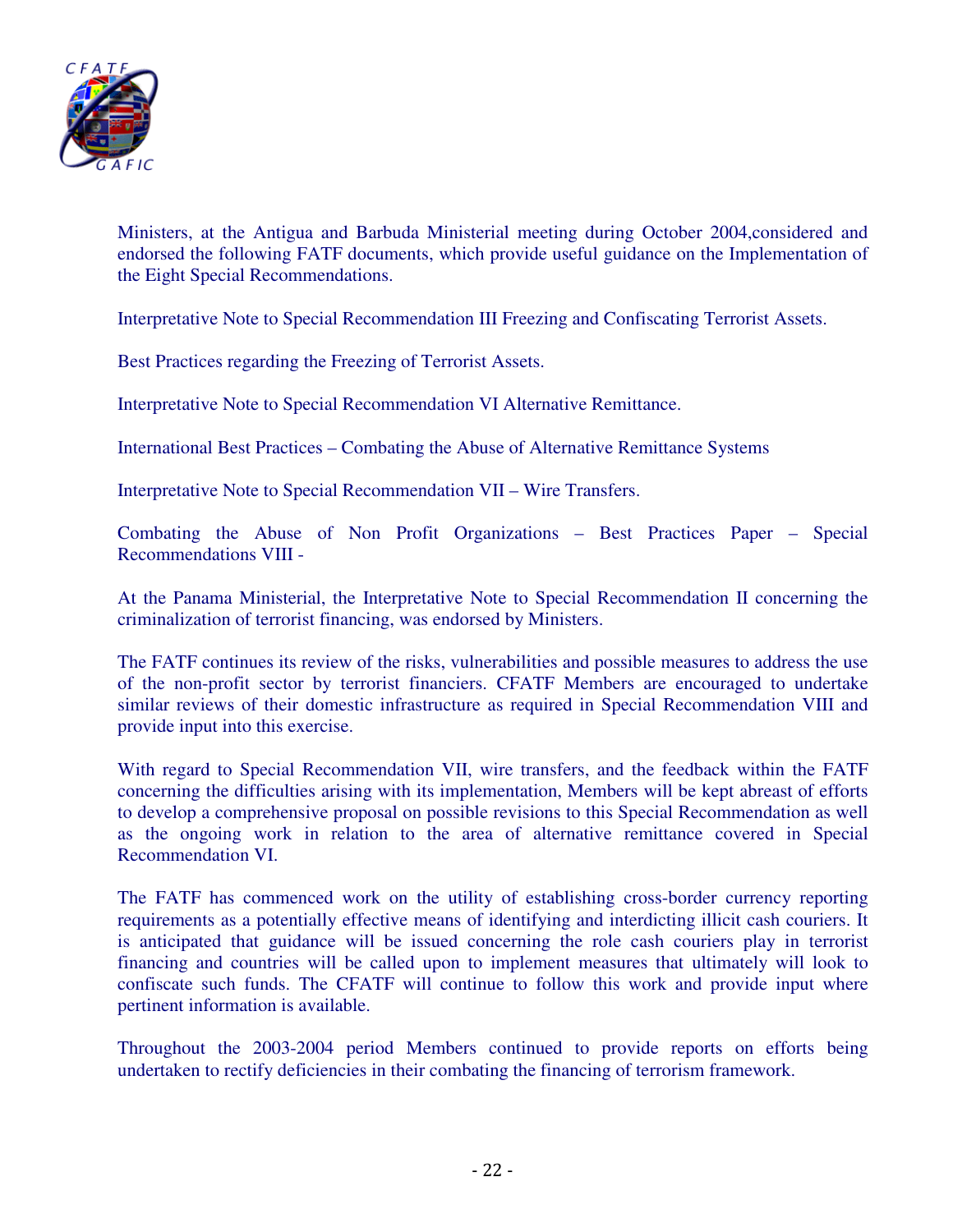Ministers, at the Antigua and Barbuda Ministerial meeting during October 2004,considered and endorsed the following FATF documents, which provide useful guidance on the Implementation of the Eight Special Recommendations.

Interpretative Note to Special Recommendation III Freezing and Confiscating Terrorist Assets.

Best Practices regarding the Freezing of Terrorist Assets.

Interpretative Note to Special Recommendation VI Alternative Remittance.

International Best Practices – Combating the Abuse of Alternative Remittance Systems

Interpretative Note to Special Recommendation VII – Wire Transfers.

Combating the Abuse of Non Profit Organizations – Best Practices Paper – Special Recommendations VIII -

At the Panama Ministerial, the Interpretative Note to Special Recommendation II concerning the criminalization of terrorist financing, was endorsed by Ministers.

The FATF continues its review of the risks, vulnerabilities and possible measures to address the use of the non-profit sector by terrorist financiers. CFATF Members are encouraged to undertake similar reviews of their domestic infrastructure as required in Special Recommendation VIII and provide input into this exercise.

With regard to Special Recommendation VII, wire transfers, and the feedback within the FATF concerning the difficulties arising with its implementation, Members will be kept abreast of efforts to develop a comprehensive proposal on possible revisions to this Special Recommendation as well as the ongoing work in relation to the area of alternative remittance covered in Special Recommendation VI.

The FATF has commenced work on the utility of establishing cross-border currency reporting requirements as a potentially effective means of identifying and interdicting illicit cash couriers. It is anticipated that guidance will be issued concerning the role cash couriers play in terrorist financing and countries will be called upon to implement measures that ultimately will look to confiscate such funds. The CFATF will continue to follow this work and provide input where pertinent information is available.

Throughout the 2003-2004 period Members continued to provide reports on efforts being undertaken to rectify deficiencies in their combating the financing of terrorism framework.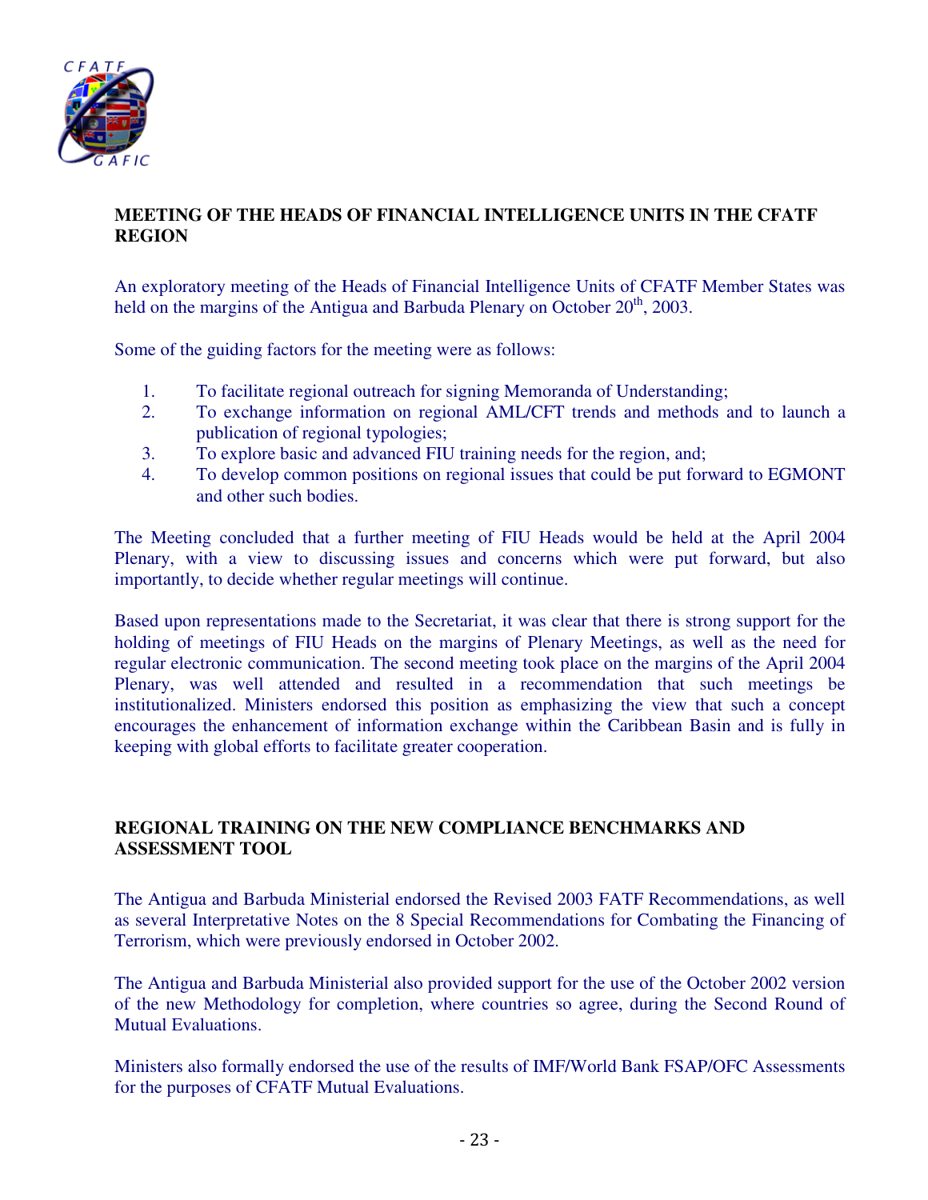## MEETING OF THE HEADS OF FINANCIAL INTELLIGENCE UNITS IN THE CFATF REGION

An exploratory meeting of the Heads of Financial Intelligence Units of CFATF Member States was held on the margins of the Antigua and Barbuda Plenary on October 20th, 2003.

Some of the guiding factors for the meeting were as follows:

1. To facilitate regional outreach for signing Memoranda of Understanding;
2. To exchange information on regional AML/CFT trends and methods and to launch a publication of regional typologies;
3. To explore basic and advanced FIU training needs for the region, and;
4. To develop common positions on regional issues that could be put forward to EGMONT and other such bodies.

The Meeting concluded that a further meeting of FIU Heads would be held at the April 2004 Plenary, with a view to discussing issues and concerns which were put forward, but also importantly, to decide whether regular meetings will continue.

Based upon representations made to the Secretariat, it was clear that there is strong support for the holding of meetings of FIU Heads on the margins of Plenary Meetings, as well as the need for regular electronic communication. The second meeting took place on the margins of the April 2004 Plenary, was well attended and resulted in a recommendation that such meetings be institutionalized. Ministers endorsed this position as emphasizing the view that such a concept encourages the enhancement of information exchange within the Caribbean Basin and is fully in keeping with global efforts to facilitate greater cooperation.

## REGIONAL TRAINING ON THE NEW COMPLIANCE BENCHMARKS AND ASSESSMENT TOOL

The Antigua and Barbuda Ministerial endorsed the Revised 2003 FATF Recommendations, as well as several Interpretative Notes on the 8 Special Recommendations for Combating the Financing of Terrorism, which were previously endorsed in October 2002.

The Antigua and Barbuda Ministerial also provided support for the use of the October 2002 version of the new Methodology for completion, where countries so agree, during the Second Round of Mutual Evaluations.

Ministers also formally endorsed the use of the results of IMF/World Bank FSAP/OFC Assessments for the purposes of CFATF Mutual Evaluations.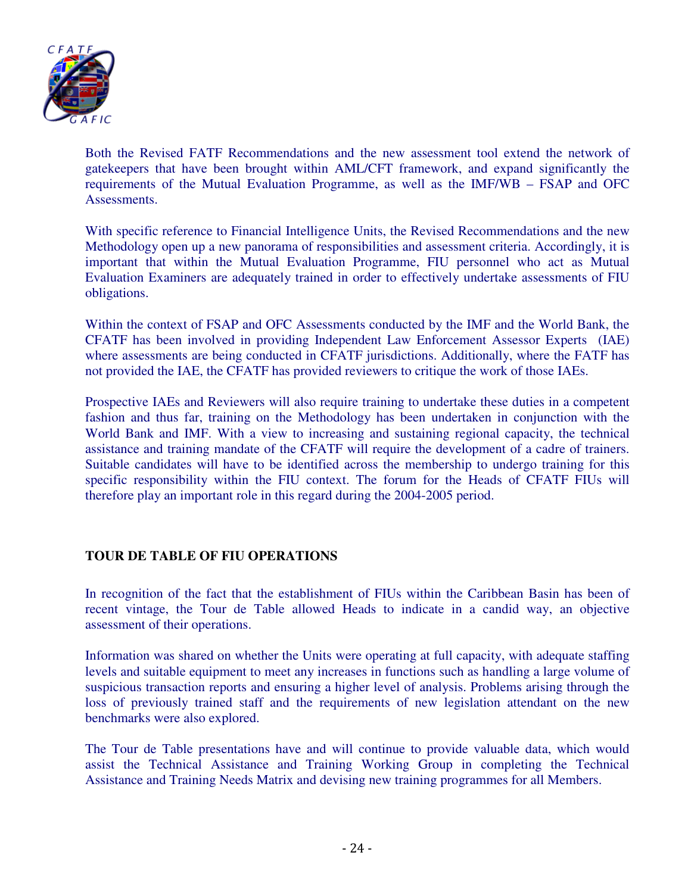Both the Revised FATF Recommendations and the new assessment tool extend the network of gatekeepers that have been brought within AML/CFT framework, and expand significantly the requirements of the Mutual Evaluation Programme, as well as the IMF/WB – FSAP and OFC Assessments.

With specific reference to Financial Intelligence Units, the Revised Recommendations and the new Methodology open up a new panorama of responsibilities and assessment criteria. Accordingly, it is important that within the Mutual Evaluation Programme, FIU personnel who act as Mutual Evaluation Examiners are adequately trained in order to effectively undertake assessments of FIU obligations.

Within the context of FSAP and OFC Assessments conducted by the IMF and the World Bank, the CFATF has been involved in providing Independent Law Enforcement Assessor Experts (IAE) where assessments are being conducted in CFATF jurisdictions. Additionally, where the FATF has not provided the IAE, the CFATF has provided reviewers to critique the work of those IAEs.

Prospective IAEs and Reviewers will also require training to undertake these duties in a competent fashion and thus far, training on the Methodology has been undertaken in conjunction with the World Bank and IMF. With a view to increasing and sustaining regional capacity, the technical assistance and training mandate of the CFATF will require the development of a cadre of trainers. Suitable candidates will have to be identified across the membership to undergo training for this specific responsibility within the FIU context. The forum for the Heads of CFATF FIUs will therefore play an important role in this regard during the 2004-2005 period.

## TOUR DE TABLE OF FIU OPERATIONS

In recognition of the fact that the establishment of FIUs within the Caribbean Basin has been of recent vintage, the Tour de Table allowed Heads to indicate in a candid way, an objective assessment of their operations.

Information was shared on whether the Units were operating at full capacity, with adequate staffing levels and suitable equipment to meet any increases in functions such as handling a large volume of suspicious transaction reports and ensuring a higher level of analysis. Problems arising through the loss of previously trained staff and the requirements of new legislation attendant on the new benchmarks were also explored.

The Tour de Table presentations have and will continue to provide valuable data, which would assist the Technical Assistance and Training Working Group in completing the Technical Assistance and Training Needs Matrix and devising new training programmes for all Members.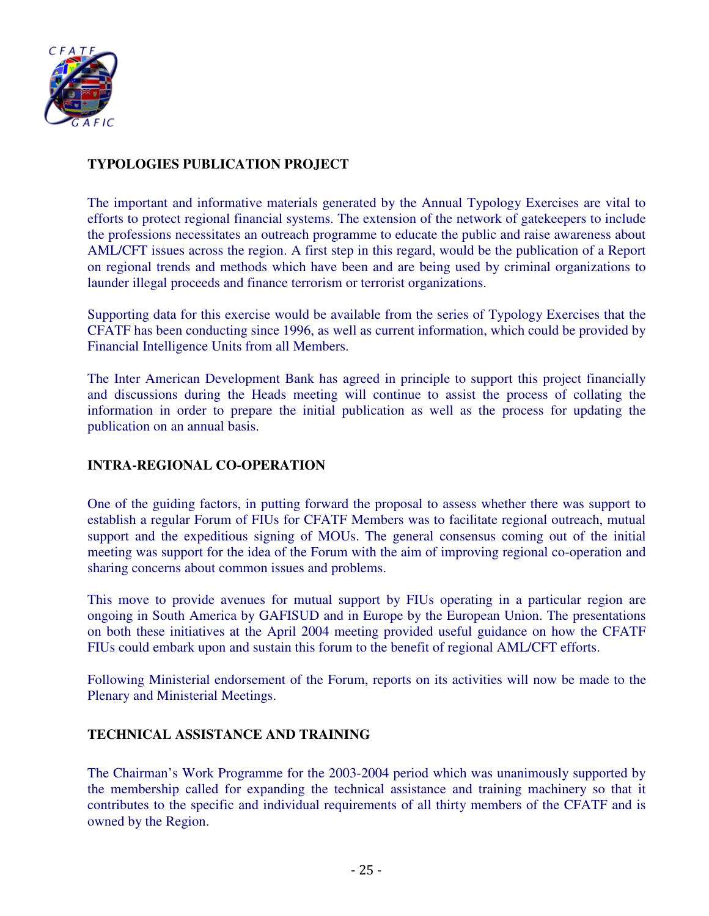## TYPOLOGIES PUBLICATION PROJECT

The important and informative materials generated by the Annual Typology Exercises are vital to efforts to protect regional financial systems. The extension of the network of gatekeepers to include the professions necessitates an outreach programme to educate the public and raise awareness about AML/CFT issues across the region. A first step in this regard, would be the publication of a Report on regional trends and methods which have been and are being used by criminal organizations to launder illegal proceeds and finance terrorism or terrorist organizations.

Supporting data for this exercise would be available from the series of Typology Exercises that the CFATF has been conducting since 1996, as well as current information, which could be provided by Financial Intelligence Units from all Members.

The Inter American Development Bank has agreed in principle to support this project financially and discussions during the Heads meeting will continue to assist the process of collating the information in order to prepare the initial publication as well as the process for updating the publication on an annual basis.

## INTRA-REGIONAL CO-OPERATION

One of the guiding factors, in putting forward the proposal to assess whether there was support to establish a regular Forum of FIUs for CFATF Members was to facilitate regional outreach, mutual support and the expeditious signing of MOUs. The general consensus coming out of the initial meeting was support for the idea of the Forum with the aim of improving regional co-operation and sharing concerns about common issues and problems.

This move to provide avenues for mutual support by FIUs operating in a particular region are ongoing in South America by GAFISUD and in Europe by the European Union. The presentations on both these initiatives at the April 2004 meeting provided useful guidance on how the CFATF FIUs could embark upon and sustain this forum to the benefit of regional AML/CFT efforts.

Following Ministerial endorsement of the Forum, reports on its activities will now be made to the Plenary and Ministerial Meetings.

## TECHNICAL ASSISTANCE AND TRAINING

The Chairman's Work Programme for the 2003-2004 period which was unanimously supported by the membership called for expanding the technical assistance and training machinery so that it contributes to the specific and individual requirements of all thirty members of the CFATF and is owned by the Region.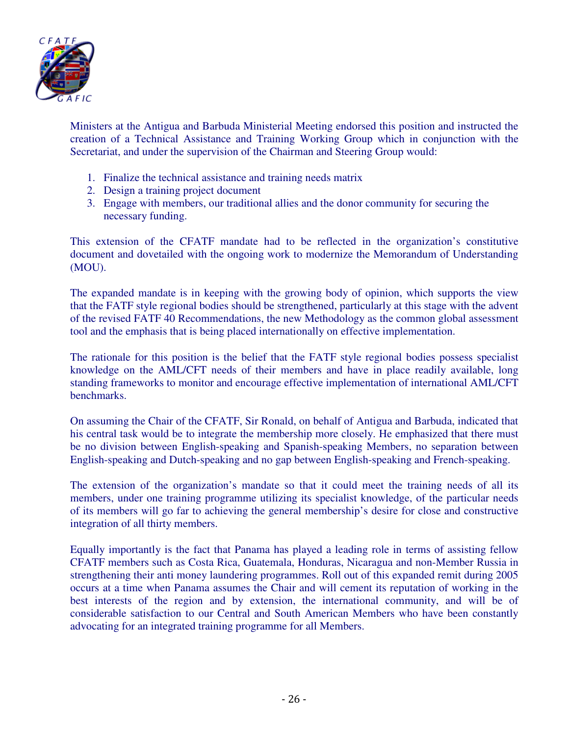Ministers at the Antigua and Barbuda Ministerial Meeting endorsed this position and instructed the creation of a Technical Assistance and Training Working Group which in conjunction with the Secretariat, and under the supervision of the Chairman and Steering Group would:

1. Finalize the technical assistance and training needs matrix
2. Design a training project document
3. Engage with members, our traditional allies and the donor community for securing the necessary funding.

This extension of the CFATF mandate had to be reflected in the organization's constitutive document and dovetailed with the ongoing work to modernize the Memorandum of Understanding (MOU).

The expanded mandate is in keeping with the growing body of opinion, which supports the view that the FATF style regional bodies should be strengthened, particularly at this stage with the advent of the revised FATF 40 Recommendations, the new Methodology as the common global assessment tool and the emphasis that is being placed internationally on effective implementation.

The rationale for this position is the belief that the FATF style regional bodies possess specialist knowledge on the AML/CFT needs of their members and have in place readily available, long standing frameworks to monitor and encourage effective implementation of international AML/CFT benchmarks.

On assuming the Chair of the CFATF, Sir Ronald, on behalf of Antigua and Barbuda, indicated that his central task would be to integrate the membership more closely. He emphasized that there must be no division between English-speaking and Spanish-speaking Members, no separation between English-speaking and Dutch-speaking and no gap between English-speaking and French-speaking.

The extension of the organization's mandate so that it could meet the training needs of all its members, under one training programme utilizing its specialist knowledge, of the particular needs of its members will go far to achieving the general membership's desire for close and constructive integration of all thirty members.

Equally importantly is the fact that Panama has played a leading role in terms of assisting fellow CFATF members such as Costa Rica, Guatemala, Honduras, Nicaragua and non-Member Russia in strengthening their anti money laundering programmes. Roll out of this expanded remit during 2005 occurs at a time when Panama assumes the Chair and will cement its reputation of working in the best interests of the region and by extension, the international community, and will be of considerable satisfaction to our Central and South American Members who have been constantly advocating for an integrated training programme for all Members.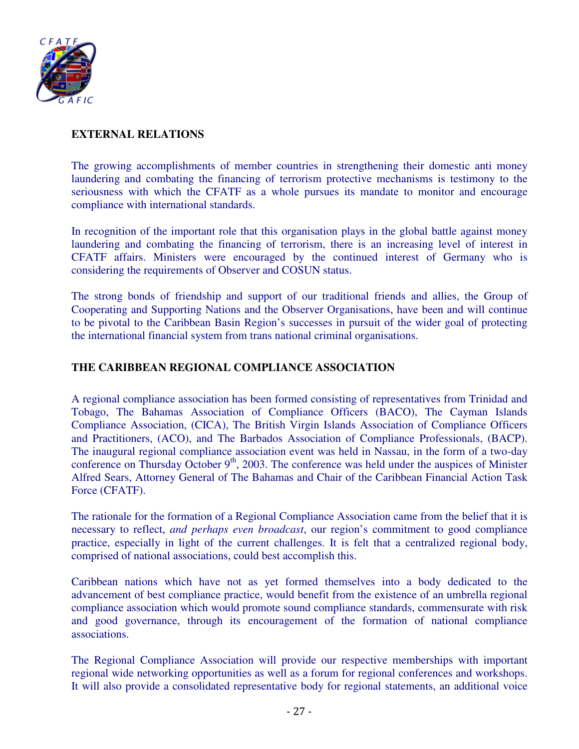## EXTERNAL RELATIONS

The growing accomplishments of member countries in strengthening their domestic anti money laundering and combating the financing of terrorism protective mechanisms is testimony to the seriousness with which the CFATF as a whole pursues its mandate to monitor and encourage compliance with international standards.

In recognition of the important role that this organisation plays in the global battle against money laundering and combating the financing of terrorism, there is an increasing level of interest in CFATF affairs. Ministers were encouraged by the continued interest of Germany who is considering the requirements of Observer and COSUN status.

The strong bonds of friendship and support of our traditional friends and allies, the Group of Cooperating and Supporting Nations and the Observer Organisations, have been and will continue to be pivotal to the Caribbean Basin Region's successes in pursuit of the wider goal of protecting the international financial system from trans national criminal organisations.

## THE CARIBBEAN REGIONAL COMPLIANCE ASSOCIATION

A regional compliance association has been formed consisting of representatives from Trinidad and Tobago, The Bahamas Association of Compliance Officers (BACO), The Cayman Islands Compliance Association, (CICA), The British Virgin Islands Association of Compliance Officers and Practitioners, (ACO), and The Barbados Association of Compliance Professionals, (BACP). The inaugural regional compliance association event was held in Nassau, in the form of a two-day conference on Thursday October 9th, 2003. The conference was held under the auspices of Minister Alfred Sears, Attorney General of The Bahamas and Chair of the Caribbean Financial Action Task Force (CFATF).

The rationale for the formation of a Regional Compliance Association came from the belief that it is necessary to reflect, *and perhaps even broadcast*, our region's commitment to good compliance practice, especially in light of the current challenges. It is felt that a centralized regional body, comprised of national associations, could best accomplish this.

Caribbean nations which have not as yet formed themselves into a body dedicated to the advancement of best compliance practice, would benefit from the existence of an umbrella regional compliance association which would promote sound compliance standards, commensurate with risk and good governance, through its encouragement of the formation of national compliance associations.

The Regional Compliance Association will provide our respective memberships with important regional wide networking opportunities as well as a forum for regional conferences and workshops. It will also provide a consolidated representative body for regional statements, an additional voice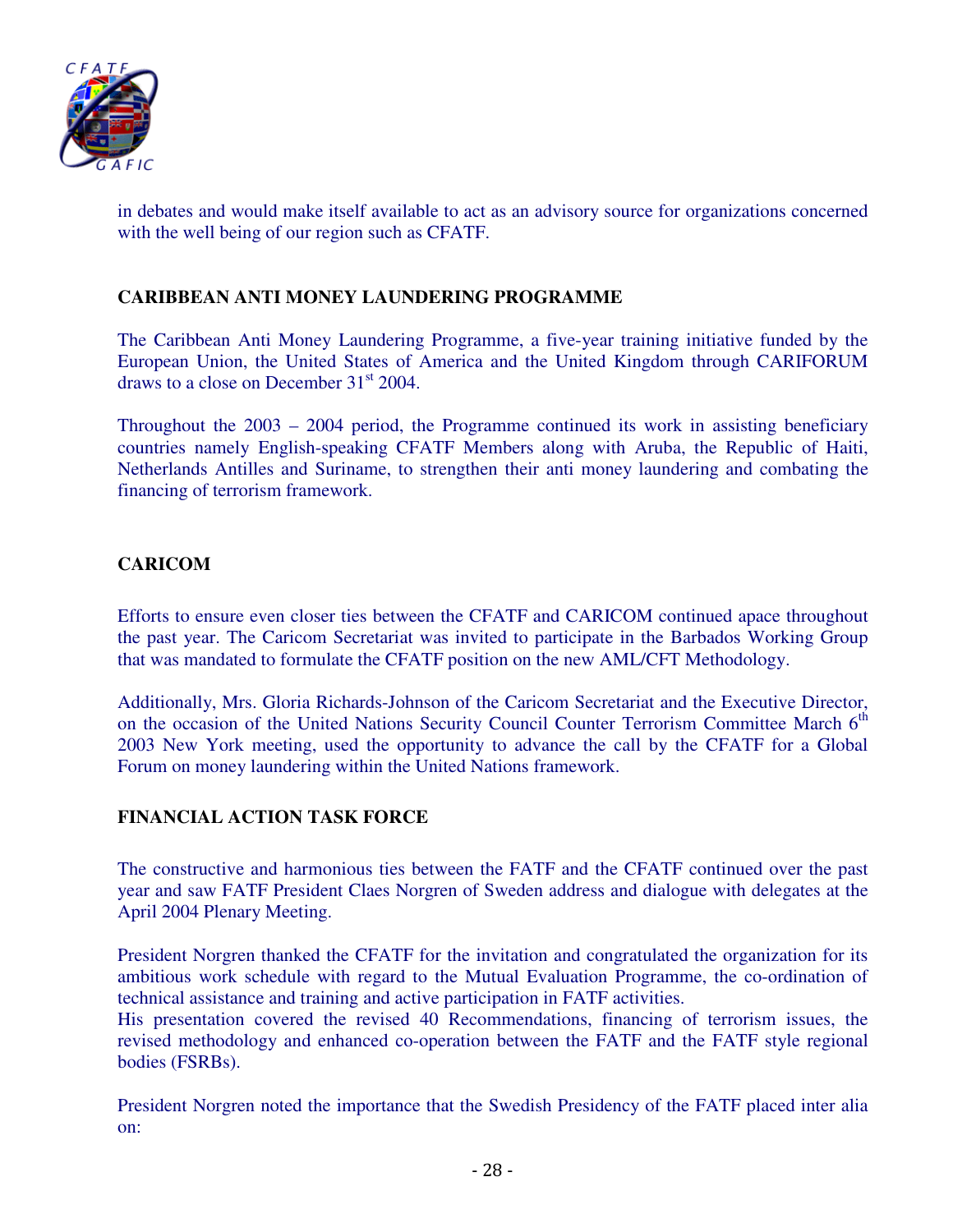in debates and would make itself available to act as an advisory source for organizations concerned with the well being of our region such as CFATF.

## CARIBBEAN ANTI MONEY LAUNDERING PROGRAMME

The Caribbean Anti Money Laundering Programme, a five-year training initiative funded by the European Union, the United States of America and the United Kingdom through CARIFORUM draws to a close on December 31st 2004.

Throughout the 2003 – 2004 period, the Programme continued its work in assisting beneficiary countries namely English-speaking CFATF Members along with Aruba, the Republic of Haiti, Netherlands Antilles and Suriname, to strengthen their anti money laundering and combating the financing of terrorism framework.

## CARICOM

Efforts to ensure even closer ties between the CFATF and CARICOM continued apace throughout the past year. The Caricom Secretariat was invited to participate in the Barbados Working Group that was mandated to formulate the CFATF position on the new AML/CFT Methodology.

Additionally, Mrs. Gloria Richards-Johnson of the Caricom Secretariat and the Executive Director, on the occasion of the United Nations Security Council Counter Terrorism Committee March 6th 2003 New York meeting, used the opportunity to advance the call by the CFATF for a Global Forum on money laundering within the United Nations framework.

## FINANCIAL ACTION TASK FORCE

The constructive and harmonious ties between the FATF and the CFATF continued over the past year and saw FATF President Claes Norgren of Sweden address and dialogue with delegates at the April 2004 Plenary Meeting.

President Norgren thanked the CFATF for the invitation and congratulated the organization for its ambitious work schedule with regard to the Mutual Evaluation Programme, the co-ordination of technical assistance and training and active participation in FATF activities.
His presentation covered the revised 40 Recommendations, financing of terrorism issues, the revised methodology and enhanced co-operation between the FATF and the FATF style regional bodies (FSRBs).

President Norgren noted the importance that the Swedish Presidency of the FATF placed inter alia on: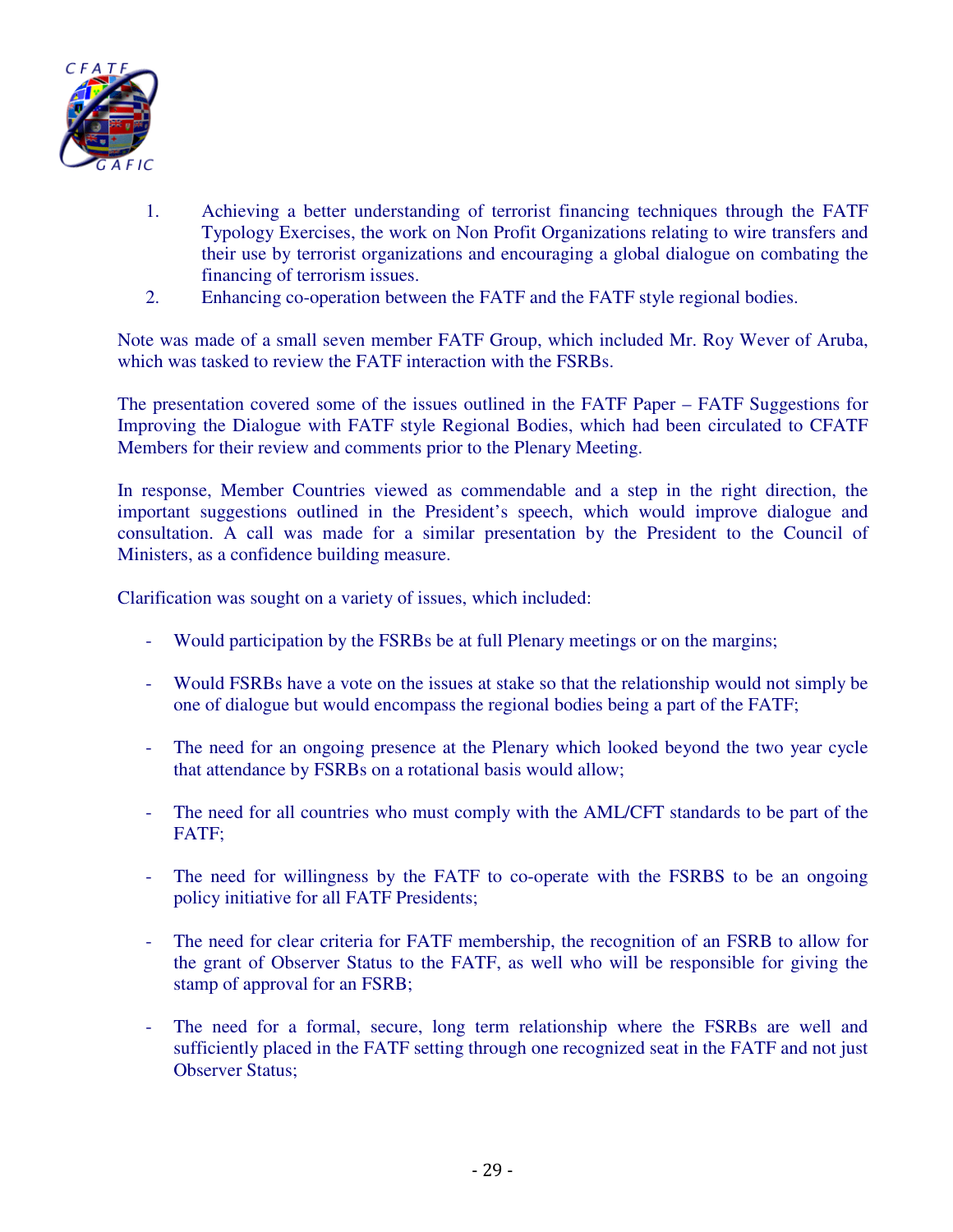1. Achieving a better understanding of terrorist financing techniques through the FATF Typology Exercises, the work on Non Profit Organizations relating to wire transfers and their use by terrorist organizations and encouraging a global dialogue on combating the financing of terrorism issues.
2. Enhancing co-operation between the FATF and the FATF style regional bodies.

Note was made of a small seven member FATF Group, which included Mr. Roy Wever of Aruba, which was tasked to review the FATF interaction with the FSRBs.

The presentation covered some of the issues outlined in the FATF Paper – FATF Suggestions for Improving the Dialogue with FATF style Regional Bodies, which had been circulated to CFATF Members for their review and comments prior to the Plenary Meeting.

In response, Member Countries viewed as commendable and a step in the right direction, the important suggestions outlined in the President's speech, which would improve dialogue and consultation. A call was made for a similar presentation by the President to the Council of Ministers, as a confidence building measure.

Clarification was sought on a variety of issues, which included:

- Would participation by the FSRBs be at full Plenary meetings or on the margins;
- Would FSRBs have a vote on the issues at stake so that the relationship would not simply be one of dialogue but would encompass the regional bodies being a part of the FATF;
- The need for an ongoing presence at the Plenary which looked beyond the two year cycle that attendance by FSRBs on a rotational basis would allow;
- The need for all countries who must comply with the AML/CFT standards to be part of the FATF;
- The need for willingness by the FATF to co-operate with the FSRBS to be an ongoing policy initiative for all FATF Presidents;
- The need for clear criteria for FATF membership, the recognition of an FSRB to allow for the grant of Observer Status to the FATF, as well who will be responsible for giving the stamp of approval for an FSRB;
- The need for a formal, secure, long term relationship where the FSRBs are well and sufficiently placed in the FATF setting through one recognized seat in the FATF and not just Observer Status;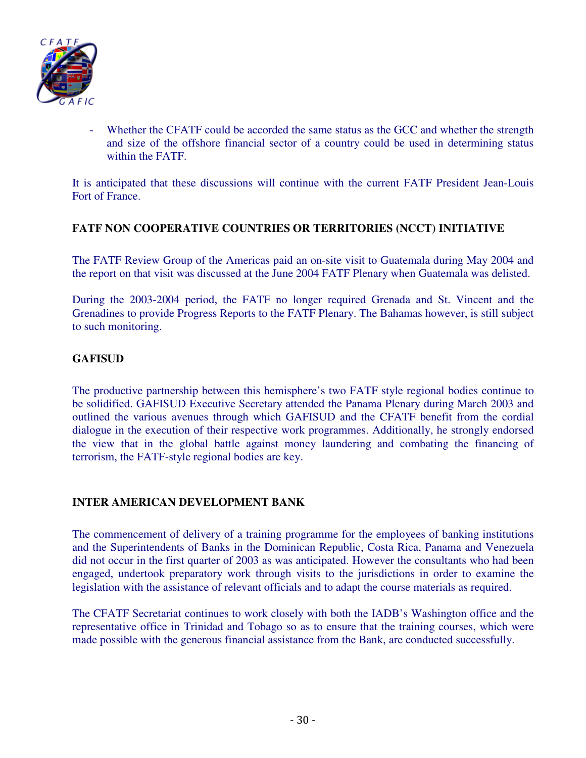- Whether the CFATF could be accorded the same status as the GCC and whether the strength and size of the offshore financial sector of a country could be used in determining status within the FATF.

It is anticipated that these discussions will continue with the current FATF President Jean-Louis Fort of France.

**FATF NON COOPERATIVE COUNTRIES OR TERRITORIES (NCCT) INITIATIVE**

The FATF Review Group of the Americas paid an on-site visit to Guatemala during May 2004 and the report on that visit was discussed at the June 2004 FATF Plenary when Guatemala was delisted.

During the 2003-2004 period, the FATF no longer required Grenada and St. Vincent and the Grenadines to provide Progress Reports to the FATF Plenary. The Bahamas however, is still subject to such monitoring.

**GAFISUD**

The productive partnership between this hemisphere's two FATF style regional bodies continue to be solidified. GAFISUD Executive Secretary attended the Panama Plenary during March 2003 and outlined the various avenues through which GAFISUD and the CFATF benefit from the cordial dialogue in the execution of their respective work programmes. Additionally, he strongly endorsed the view that in the global battle against money laundering and combating the financing of terrorism, the FATF-style regional bodies are key.

**INTER AMERICAN DEVELOPMENT BANK**

The commencement of delivery of a training programme for the employees of banking institutions and the Superintendents of Banks in the Dominican Republic, Costa Rica, Panama and Venezuela did not occur in the first quarter of 2003 as was anticipated. However the consultants who had been engaged, undertook preparatory work through visits to the jurisdictions in order to examine the legislation with the assistance of relevant officials and to adapt the course materials as required.

The CFATF Secretariat continues to work closely with both the IADB's Washington office and the representative office in Trinidad and Tobago so as to ensure that the training courses, which were made possible with the generous financial assistance from the Bank, are conducted successfully.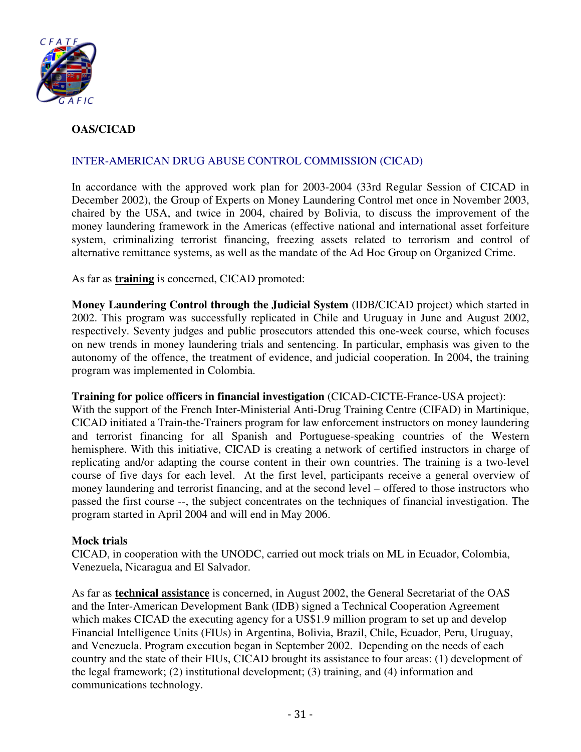**OAS/CICAD**

INTER-AMERICAN DRUG ABUSE CONTROL COMMISSION (CICAD)

In accordance with the approved work plan for 2003-2004 (33rd Regular Session of CICAD in December 2002), the Group of Experts on Money Laundering Control met once in November 2003, chaired by the USA, and twice in 2004, chaired by Bolivia, to discuss the improvement of the money laundering framework in the Americas (effective national and international asset forfeiture system, criminalizing terrorist financing, freezing assets related to terrorism and control of alternative remittance systems, as well as the mandate of the Ad Hoc Group on Organized Crime.

As far as **training** is concerned, CICAD promoted:

**Money Laundering Control through the Judicial System** (IDB/CICAD project) which started in 2002. This program was successfully replicated in Chile and Uruguay in June and August 2002, respectively. Seventy judges and public prosecutors attended this one-week course, which focuses on new trends in money laundering trials and sentencing. In particular, emphasis was given to the autonomy of the offence, the treatment of evidence, and judicial cooperation. In 2004, the training program was implemented in Colombia.

**Training for police officers in financial investigation** (CICAD-CICTE-France-USA project): With the support of the French Inter-Ministerial Anti-Drug Training Centre (CIFAD) in Martinique, CICAD initiated a Train-the-Trainers program for law enforcement instructors on money laundering and terrorist financing for all Spanish and Portuguese-speaking countries of the Western hemisphere. With this initiative, CICAD is creating a network of certified instructors in charge of replicating and/or adapting the course content in their own countries. The training is a two-level course of five days for each level. At the first level, participants receive a general overview of money laundering and terrorist financing, and at the second level – offered to those instructors who passed the first course --, the subject concentrates on the techniques of financial investigation. The program started in April 2004 and will end in May 2006.

**Mock trials**

CICAD, in cooperation with the UNODC, carried out mock trials on ML in Ecuador, Colombia, Venezuela, Nicaragua and El Salvador.

As far as **technical assistance** is concerned, in August 2002, the General Secretariat of the OAS and the Inter-American Development Bank (IDB) signed a Technical Cooperation Agreement which makes CICAD the executing agency for a US$1.9 million program to set up and develop Financial Intelligence Units (FIUs) in Argentina, Bolivia, Brazil, Chile, Ecuador, Peru, Uruguay, and Venezuela. Program execution began in September 2002. Depending on the needs of each country and the state of their FIUs, CICAD brought its assistance to four areas: (1) development of the legal framework; (2) institutional development; (3) training, and (4) information and communications technology.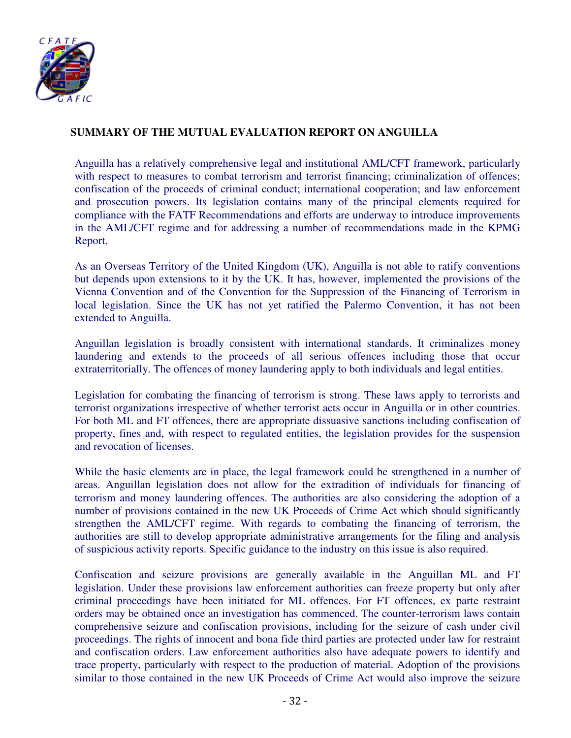## SUMMARY OF THE MUTUAL EVALUATION REPORT ON ANGUILLA

Anguilla has a relatively comprehensive legal and institutional AML/CFT framework, particularly with respect to measures to combat terrorism and terrorist financing; criminalization of offences; confiscation of the proceeds of criminal conduct; international cooperation; and law enforcement and prosecution powers. Its legislation contains many of the principal elements required for compliance with the FATF Recommendations and efforts are underway to introduce improvements in the AML/CFT regime and for addressing a number of recommendations made in the KPMG Report.

As an Overseas Territory of the United Kingdom (UK), Anguilla is not able to ratify conventions but depends upon extensions to it by the UK. It has, however, implemented the provisions of the Vienna Convention and of the Convention for the Suppression of the Financing of Terrorism in local legislation. Since the UK has not yet ratified the Palermo Convention, it has not been extended to Anguilla.

Anguillan legislation is broadly consistent with international standards. It criminalizes money laundering and extends to the proceeds of all serious offences including those that occur extraterritorially. The offences of money laundering apply to both individuals and legal entities.

Legislation for combating the financing of terrorism is strong. These laws apply to terrorists and terrorist organizations irrespective of whether terrorist acts occur in Anguilla or in other countries. For both ML and FT offences, there are appropriate dissuasive sanctions including confiscation of property, fines and, with respect to regulated entities, the legislation provides for the suspension and revocation of licenses.

While the basic elements are in place, the legal framework could be strengthened in a number of areas. Anguillan legislation does not allow for the extradition of individuals for financing of terrorism and money laundering offences. The authorities are also considering the adoption of a number of provisions contained in the new UK Proceeds of Crime Act which should significantly strengthen the AML/CFT regime. With regards to combating the financing of terrorism, the authorities are still to develop appropriate administrative arrangements for the filing and analysis of suspicious activity reports. Specific guidance to the industry on this issue is also required.

Confiscation and seizure provisions are generally available in the Anguillan ML and FT legislation. Under these provisions law enforcement authorities can freeze property but only after criminal proceedings have been initiated for ML offences. For FT offences, ex parte restraint orders may be obtained once an investigation has commenced. The counter-terrorism laws contain comprehensive seizure and confiscation provisions, including for the seizure of cash under civil proceedings. The rights of innocent and bona fide third parties are protected under law for restraint and confiscation orders. Law enforcement authorities also have adequate powers to identify and trace property, particularly with respect to the production of material. Adoption of the provisions similar to those contained in the new UK Proceeds of Crime Act would also improve the seizure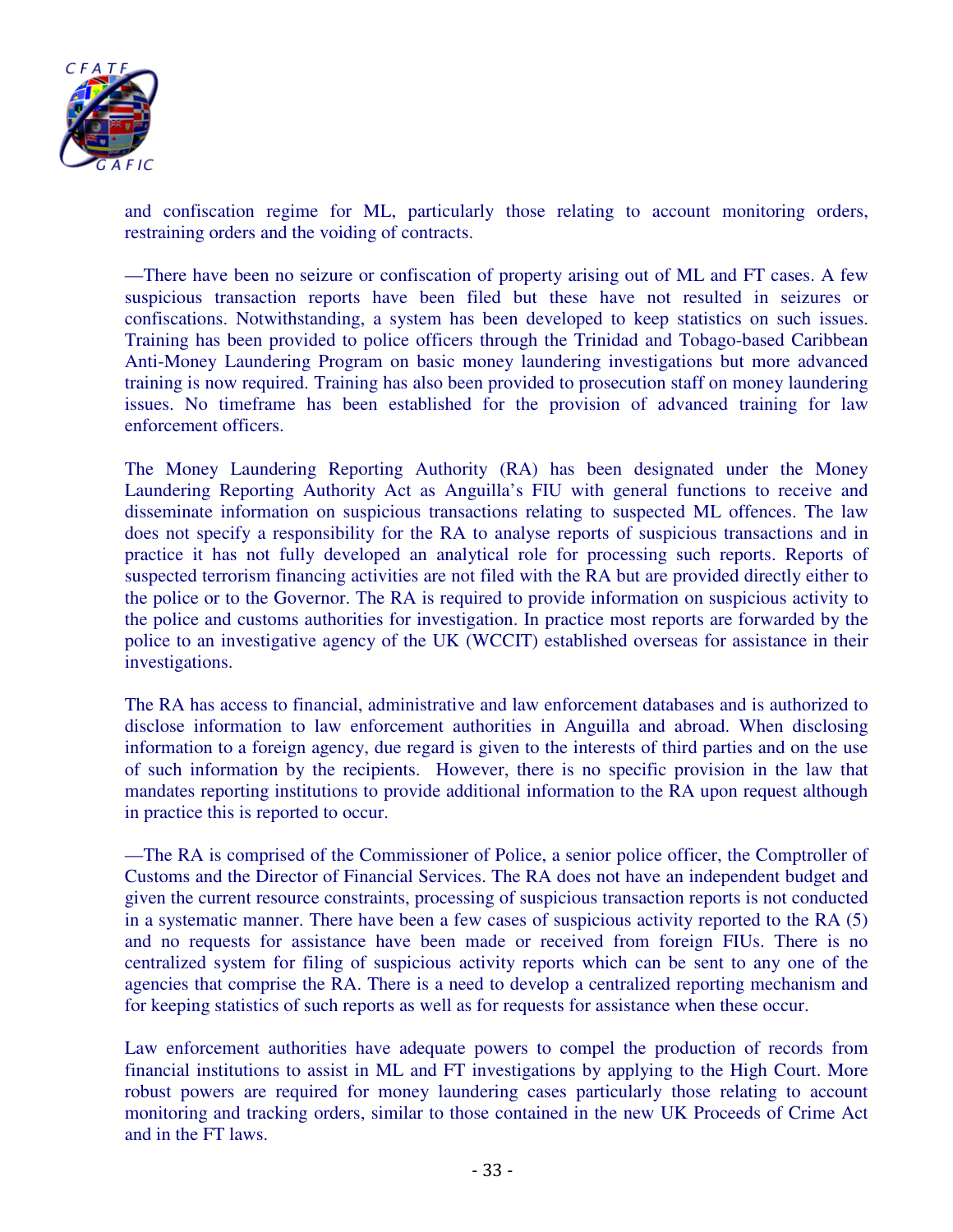and confiscation regime for ML, particularly those relating to account monitoring orders, restraining orders and the voiding of contracts.

—There have been no seizure or confiscation of property arising out of ML and FT cases. A few suspicious transaction reports have been filed but these have not resulted in seizures or confiscations. Notwithstanding, a system has been developed to keep statistics on such issues. Training has been provided to police officers through the Trinidad and Tobago-based Caribbean Anti-Money Laundering Program on basic money laundering investigations but more advanced training is now required. Training has also been provided to prosecution staff on money laundering issues. No timeframe has been established for the provision of advanced training for law enforcement officers.

The Money Laundering Reporting Authority (RA) has been designated under the Money Laundering Reporting Authority Act as Anguilla's FIU with general functions to receive and disseminate information on suspicious transactions relating to suspected ML offences. The law does not specify a responsibility for the RA to analyse reports of suspicious transactions and in practice it has not fully developed an analytical role for processing such reports. Reports of suspected terrorism financing activities are not filed with the RA but are provided directly either to the police or to the Governor. The RA is required to provide information on suspicious activity to the police and customs authorities for investigation. In practice most reports are forwarded by the police to an investigative agency of the UK (WCCIT) established overseas for assistance in their investigations.

The RA has access to financial, administrative and law enforcement databases and is authorized to disclose information to law enforcement authorities in Anguilla and abroad. When disclosing information to a foreign agency, due regard is given to the interests of third parties and on the use of such information by the recipients. However, there is no specific provision in the law that mandates reporting institutions to provide additional information to the RA upon request although in practice this is reported to occur.

—The RA is comprised of the Commissioner of Police, a senior police officer, the Comptroller of Customs and the Director of Financial Services. The RA does not have an independent budget and given the current resource constraints, processing of suspicious transaction reports is not conducted in a systematic manner. There have been a few cases of suspicious activity reported to the RA (5) and no requests for assistance have been made or received from foreign FIUs. There is no centralized system for filing of suspicious activity reports which can be sent to any one of the agencies that comprise the RA. There is a need to develop a centralized reporting mechanism and for keeping statistics of such reports as well as for requests for assistance when these occur.

Law enforcement authorities have adequate powers to compel the production of records from financial institutions to assist in ML and FT investigations by applying to the High Court. More robust powers are required for money laundering cases particularly those relating to account monitoring and tracking orders, similar to those contained in the new UK Proceeds of Crime Act and in the FT laws.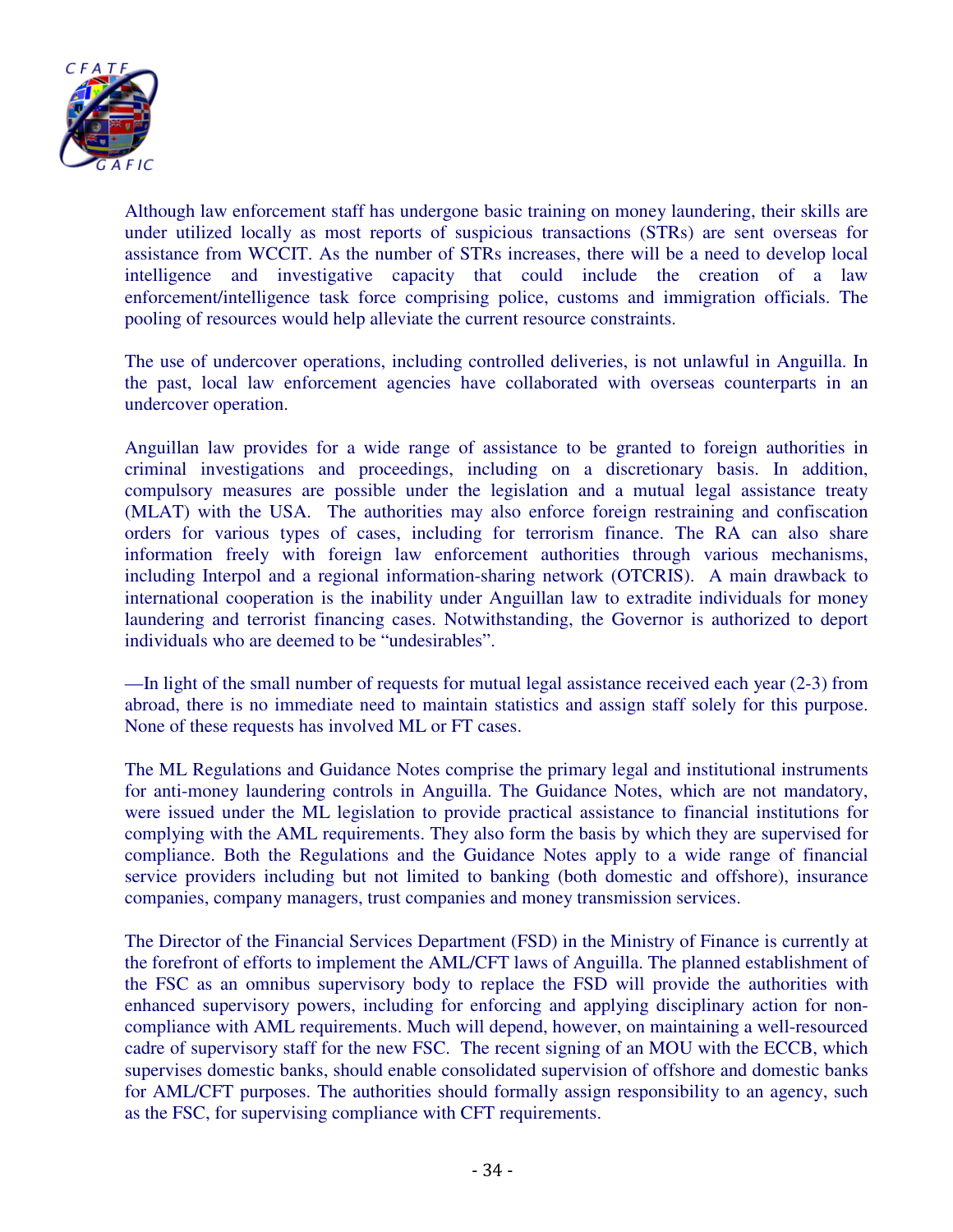Although law enforcement staff has undergone basic training on money laundering, their skills are under utilized locally as most reports of suspicious transactions (STRs) are sent overseas for assistance from WCCIT. As the number of STRs increases, there will be a need to develop local intelligence and investigative capacity that could include the creation of a law enforcement/intelligence task force comprising police, customs and immigration officials. The pooling of resources would help alleviate the current resource constraints.

The use of undercover operations, including controlled deliveries, is not unlawful in Anguilla. In the past, local law enforcement agencies have collaborated with overseas counterparts in an undercover operation.

Anguillan law provides for a wide range of assistance to be granted to foreign authorities in criminal investigations and proceedings, including on a discretionary basis. In addition, compulsory measures are possible under the legislation and a mutual legal assistance treaty (MLAT) with the USA. The authorities may also enforce foreign restraining and confiscation orders for various types of cases, including for terrorism finance. The RA can also share information freely with foreign law enforcement authorities through various mechanisms, including Interpol and a regional information-sharing network (OTCRIS). A main drawback to international cooperation is the inability under Anguillan law to extradite individuals for money laundering and terrorist financing cases. Notwithstanding, the Governor is authorized to deport individuals who are deemed to be "undesirables".

—In light of the small number of requests for mutual legal assistance received each year (2-3) from abroad, there is no immediate need to maintain statistics and assign staff solely for this purpose. None of these requests has involved ML or FT cases.

The ML Regulations and Guidance Notes comprise the primary legal and institutional instruments for anti-money laundering controls in Anguilla. The Guidance Notes, which are not mandatory, were issued under the ML legislation to provide practical assistance to financial institutions for complying with the AML requirements. They also form the basis by which they are supervised for compliance. Both the Regulations and the Guidance Notes apply to a wide range of financial service providers including but not limited to banking (both domestic and offshore), insurance companies, company managers, trust companies and money transmission services.

The Director of the Financial Services Department (FSD) in the Ministry of Finance is currently at the forefront of efforts to implement the AML/CFT laws of Anguilla. The planned establishment of the FSC as an omnibus supervisory body to replace the FSD will provide the authorities with enhanced supervisory powers, including for enforcing and applying disciplinary action for non-compliance with AML requirements. Much will depend, however, on maintaining a well-resourced cadre of supervisory staff for the new FSC. The recent signing of an MOU with the ECCB, which supervises domestic banks, should enable consolidated supervision of offshore and domestic banks for AML/CFT purposes. The authorities should formally assign responsibility to an agency, such as the FSC, for supervising compliance with CFT requirements.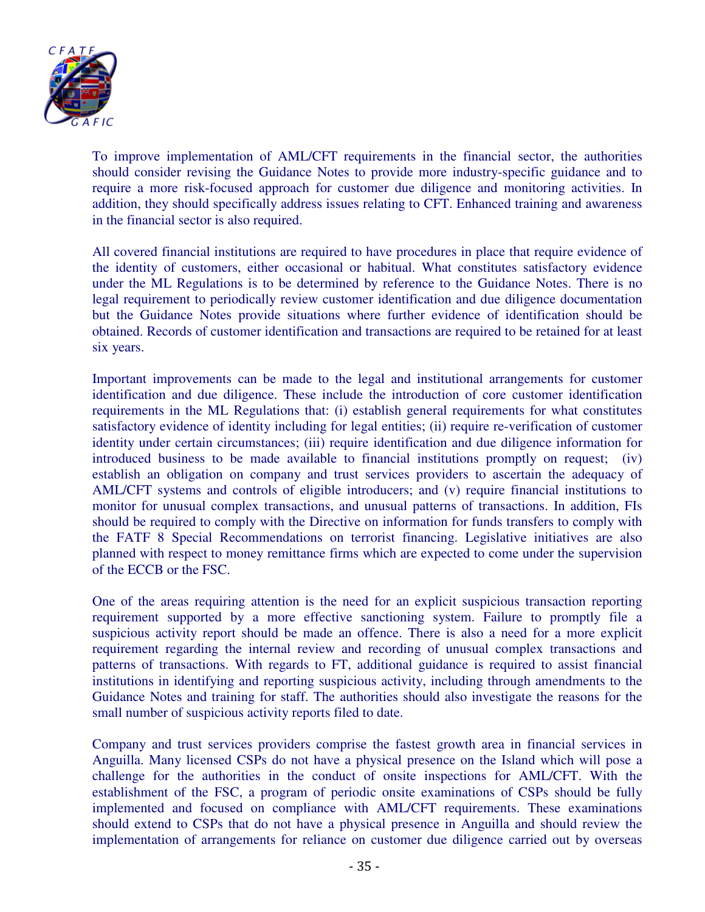To improve implementation of AML/CFT requirements in the financial sector, the authorities should consider revising the Guidance Notes to provide more industry-specific guidance and to require a more risk-focused approach for customer due diligence and monitoring activities. In addition, they should specifically address issues relating to CFT. Enhanced training and awareness in the financial sector is also required.

All covered financial institutions are required to have procedures in place that require evidence of the identity of customers, either occasional or habitual. What constitutes satisfactory evidence under the ML Regulations is to be determined by reference to the Guidance Notes. There is no legal requirement to periodically review customer identification and due diligence documentation but the Guidance Notes provide situations where further evidence of identification should be obtained. Records of customer identification and transactions are required to be retained for at least six years.

Important improvements can be made to the legal and institutional arrangements for customer identification and due diligence. These include the introduction of core customer identification requirements in the ML Regulations that: (i) establish general requirements for what constitutes satisfactory evidence of identity including for legal entities; (ii) require re-verification of customer identity under certain circumstances; (iii) require identification and due diligence information for introduced business to be made available to financial institutions promptly on request; (iv) establish an obligation on company and trust services providers to ascertain the adequacy of AML/CFT systems and controls of eligible introducers; and (v) require financial institutions to monitor for unusual complex transactions, and unusual patterns of transactions. In addition, FIs should be required to comply with the Directive on information for funds transfers to comply with the FATF 8 Special Recommendations on terrorist financing. Legislative initiatives are also planned with respect to money remittance firms which are expected to come under the supervision of the ECCB or the FSC.

One of the areas requiring attention is the need for an explicit suspicious transaction reporting requirement supported by a more effective sanctioning system. Failure to promptly file a suspicious activity report should be made an offence. There is also a need for a more explicit requirement regarding the internal review and recording of unusual complex transactions and patterns of transactions. With regards to FT, additional guidance is required to assist financial institutions in identifying and reporting suspicious activity, including through amendments to the Guidance Notes and training for staff. The authorities should also investigate the reasons for the small number of suspicious activity reports filed to date.

Company and trust services providers comprise the fastest growth area in financial services in Anguilla. Many licensed CSPs do not have a physical presence on the Island which will pose a challenge for the authorities in the conduct of onsite inspections for AML/CFT. With the establishment of the FSC, a program of periodic onsite examinations of CSPs should be fully implemented and focused on compliance with AML/CFT requirements. These examinations should extend to CSPs that do not have a physical presence in Anguilla and should review the implementation of arrangements for reliance on customer due diligence carried out by overseas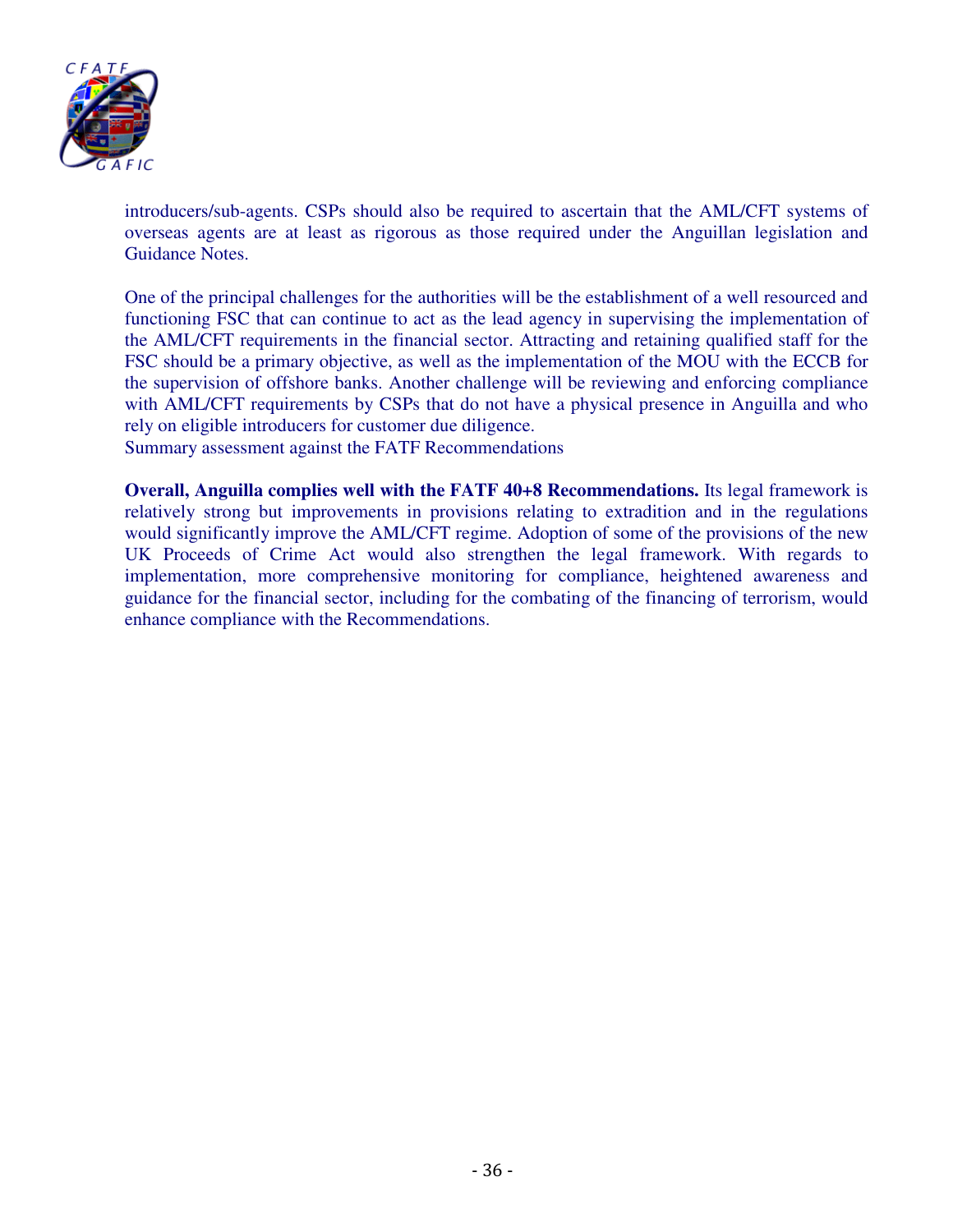introducers/sub-agents. CSPs should also be required to ascertain that the AML/CFT systems of overseas agents are at least as rigorous as those required under the Anguillan legislation and Guidance Notes.

One of the principal challenges for the authorities will be the establishment of a well resourced and functioning FSC that can continue to act as the lead agency in supervising the implementation of the AML/CFT requirements in the financial sector. Attracting and retaining qualified staff for the FSC should be a primary objective, as well as the implementation of the MOU with the ECCB for the supervision of offshore banks. Another challenge will be reviewing and enforcing compliance with AML/CFT requirements by CSPs that do not have a physical presence in Anguilla and who rely on eligible introducers for customer due diligence.
Summary assessment against the FATF Recommendations

**Overall, Anguilla complies well with the FATF 40+8 Recommendations.** Its legal framework is relatively strong but improvements in provisions relating to extradition and in the regulations would significantly improve the AML/CFT regime. Adoption of some of the provisions of the new UK Proceeds of Crime Act would also strengthen the legal framework. With regards to implementation, more comprehensive monitoring for compliance, heightened awareness and guidance for the financial sector, including for the combating of the financing of terrorism, would enhance compliance with the Recommendations.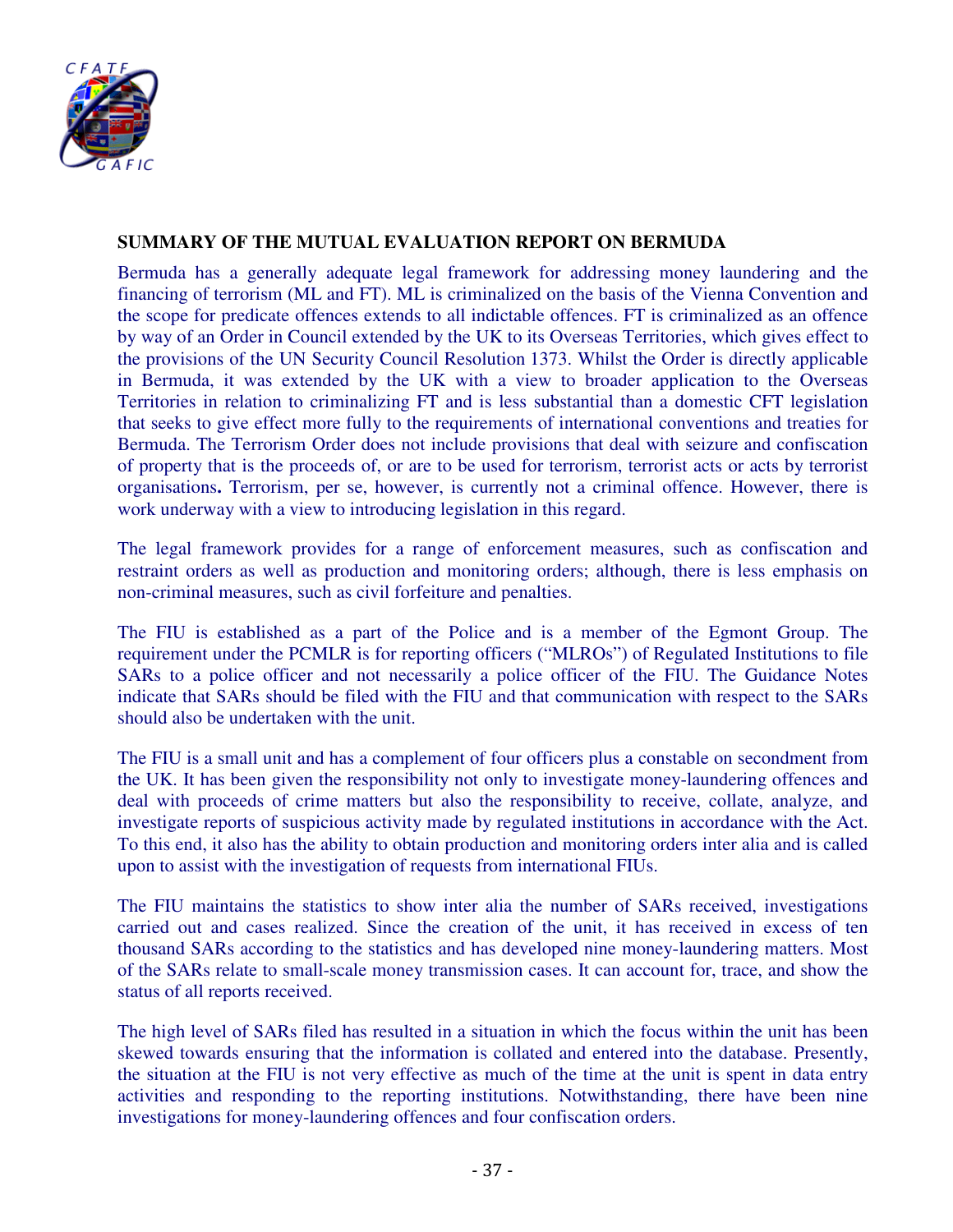## SUMMARY OF THE MUTUAL EVALUATION REPORT ON BERMUDA

Bermuda has a generally adequate legal framework for addressing money laundering and the financing of terrorism (ML and FT). ML is criminalized on the basis of the Vienna Convention and the scope for predicate offences extends to all indictable offences. FT is criminalized as an offence by way of an Order in Council extended by the UK to its Overseas Territories, which gives effect to the provisions of the UN Security Council Resolution 1373. Whilst the Order is directly applicable in Bermuda, it was extended by the UK with a view to broader application to the Overseas Territories in relation to criminalizing FT and is less substantial than a domestic CFT legislation that seeks to give effect more fully to the requirements of international conventions and treaties for Bermuda. The Terrorism Order does not include provisions that deal with seizure and confiscation of property that is the proceeds of, or are to be used for terrorism, terrorist acts or acts by terrorist organisations**.** Terrorism, per se, however, is currently not a criminal offence. However, there is work underway with a view to introducing legislation in this regard.

The legal framework provides for a range of enforcement measures, such as confiscation and restraint orders as well as production and monitoring orders; although, there is less emphasis on non-criminal measures, such as civil forfeiture and penalties.

The FIU is established as a part of the Police and is a member of the Egmont Group. The requirement under the PCMLR is for reporting officers ("MLROs") of Regulated Institutions to file SARs to a police officer and not necessarily a police officer of the FIU. The Guidance Notes indicate that SARs should be filed with the FIU and that communication with respect to the SARs should also be undertaken with the unit.

The FIU is a small unit and has a complement of four officers plus a constable on secondment from the UK. It has been given the responsibility not only to investigate money-laundering offences and deal with proceeds of crime matters but also the responsibility to receive, collate, analyze, and investigate reports of suspicious activity made by regulated institutions in accordance with the Act. To this end, it also has the ability to obtain production and monitoring orders inter alia and is called upon to assist with the investigation of requests from international FIUs.

The FIU maintains the statistics to show inter alia the number of SARs received, investigations carried out and cases realized. Since the creation of the unit, it has received in excess of ten thousand SARs according to the statistics and has developed nine money-laundering matters. Most of the SARs relate to small-scale money transmission cases. It can account for, trace, and show the status of all reports received.

The high level of SARs filed has resulted in a situation in which the focus within the unit has been skewed towards ensuring that the information is collated and entered into the database. Presently, the situation at the FIU is not very effective as much of the time at the unit is spent in data entry activities and responding to the reporting institutions. Notwithstanding, there have been nine investigations for money-laundering offences and four confiscation orders.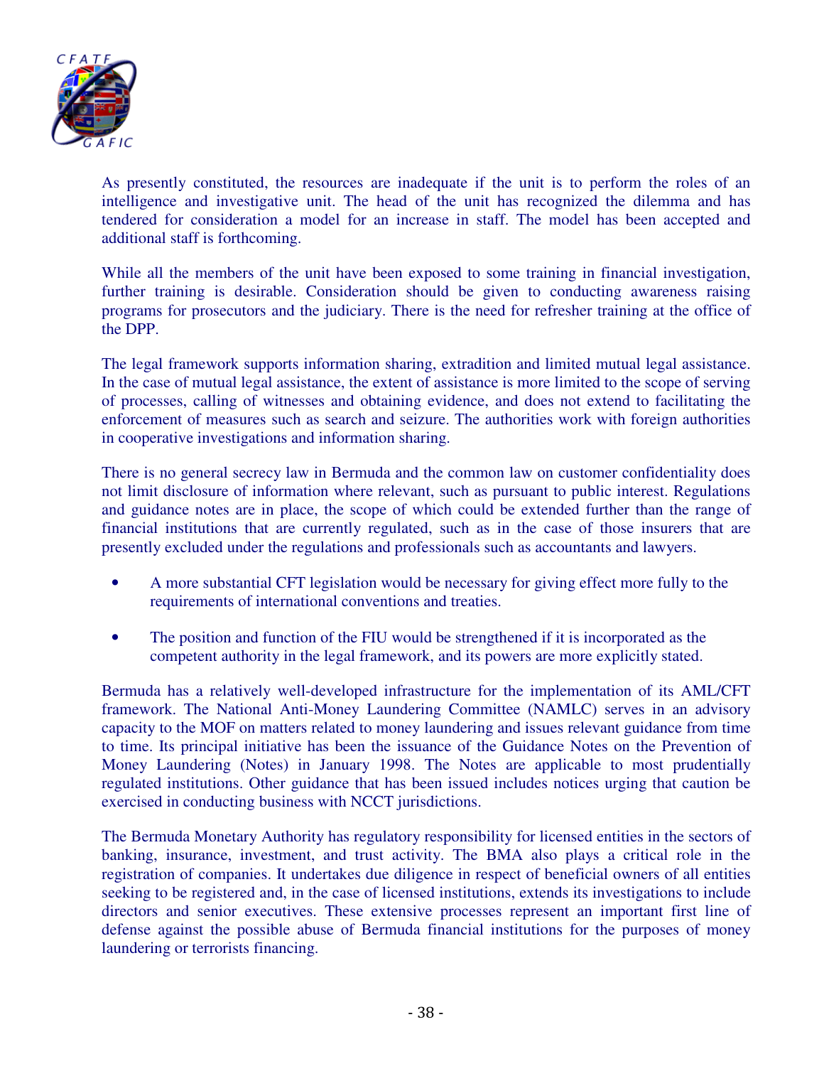As presently constituted, the resources are inadequate if the unit is to perform the roles of an intelligence and investigative unit. The head of the unit has recognized the dilemma and has tendered for consideration a model for an increase in staff. The model has been accepted and additional staff is forthcoming.

While all the members of the unit have been exposed to some training in financial investigation, further training is desirable. Consideration should be given to conducting awareness raising programs for prosecutors and the judiciary. There is the need for refresher training at the office of the DPP.

The legal framework supports information sharing, extradition and limited mutual legal assistance. In the case of mutual legal assistance, the extent of assistance is more limited to the scope of serving of processes, calling of witnesses and obtaining evidence, and does not extend to facilitating the enforcement of measures such as search and seizure. The authorities work with foreign authorities in cooperative investigations and information sharing.

There is no general secrecy law in Bermuda and the common law on customer confidentiality does not limit disclosure of information where relevant, such as pursuant to public interest. Regulations and guidance notes are in place, the scope of which could be extended further than the range of financial institutions that are currently regulated, such as in the case of those insurers that are presently excluded under the regulations and professionals such as accountants and lawyers.

- A more substantial CFT legislation would be necessary for giving effect more fully to the requirements of international conventions and treaties.
- The position and function of the FIU would be strengthened if it is incorporated as the competent authority in the legal framework, and its powers are more explicitly stated.

Bermuda has a relatively well-developed infrastructure for the implementation of its AML/CFT framework. The National Anti-Money Laundering Committee (NAMLC) serves in an advisory capacity to the MOF on matters related to money laundering and issues relevant guidance from time to time. Its principal initiative has been the issuance of the Guidance Notes on the Prevention of Money Laundering (Notes) in January 1998. The Notes are applicable to most prudentially regulated institutions. Other guidance that has been issued includes notices urging that caution be exercised in conducting business with NCCT jurisdictions.

The Bermuda Monetary Authority has regulatory responsibility for licensed entities in the sectors of banking, insurance, investment, and trust activity. The BMA also plays a critical role in the registration of companies. It undertakes due diligence in respect of beneficial owners of all entities seeking to be registered and, in the case of licensed institutions, extends its investigations to include directors and senior executives. These extensive processes represent an important first line of defense against the possible abuse of Bermuda financial institutions for the purposes of money laundering or terrorists financing.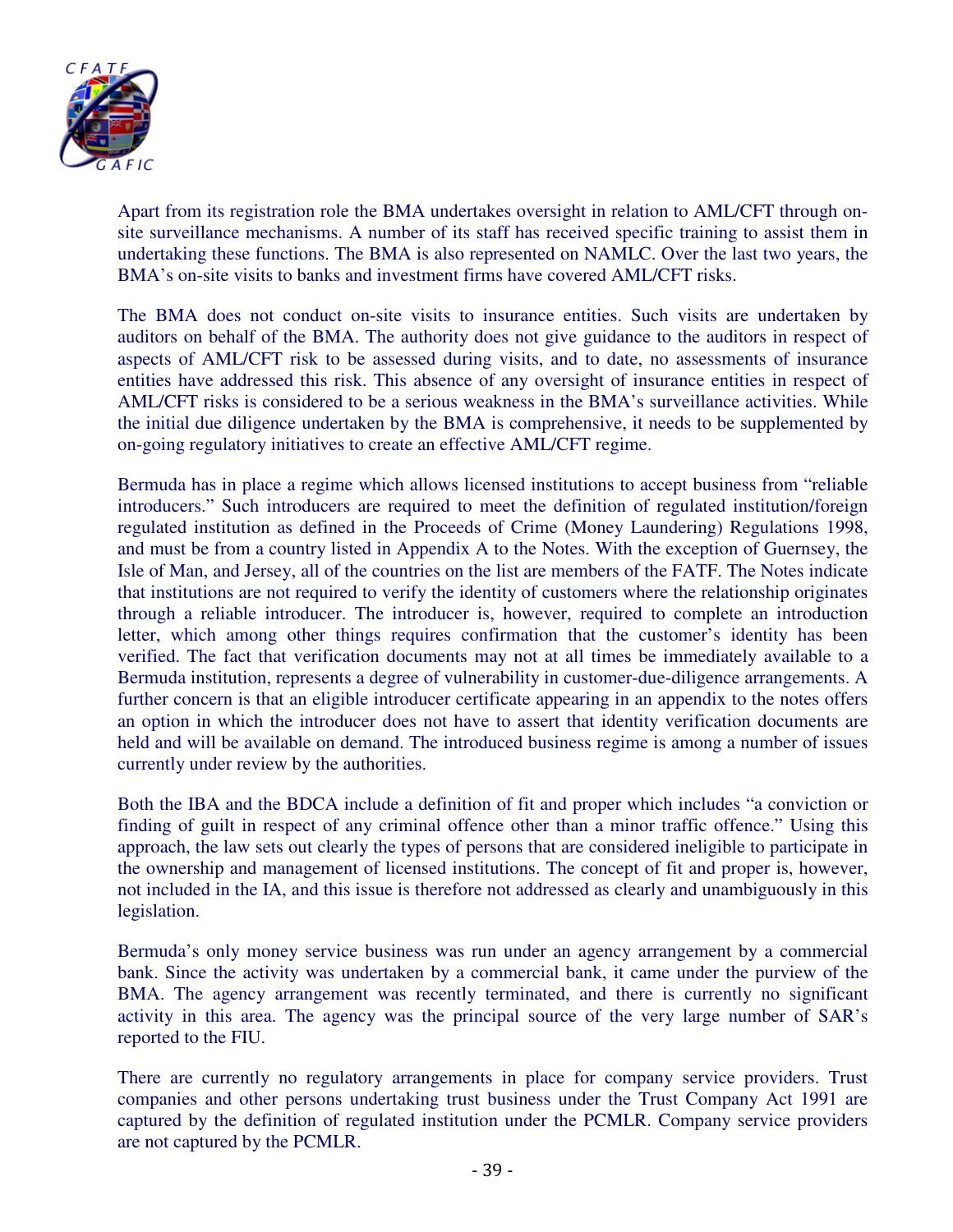Apart from its registration role the BMA undertakes oversight in relation to AML/CFT through on-site surveillance mechanisms. A number of its staff has received specific training to assist them in undertaking these functions. The BMA is also represented on NAMLC. Over the last two years, the BMA's on-site visits to banks and investment firms have covered AML/CFT risks.

The BMA does not conduct on-site visits to insurance entities. Such visits are undertaken by auditors on behalf of the BMA. The authority does not give guidance to the auditors in respect of aspects of AML/CFT risk to be assessed during visits, and to date, no assessments of insurance entities have addressed this risk. This absence of any oversight of insurance entities in respect of AML/CFT risks is considered to be a serious weakness in the BMA's surveillance activities. While the initial due diligence undertaken by the BMA is comprehensive, it needs to be supplemented by on-going regulatory initiatives to create an effective AML/CFT regime.

Bermuda has in place a regime which allows licensed institutions to accept business from "reliable introducers." Such introducers are required to meet the definition of regulated institution/foreign regulated institution as defined in the Proceeds of Crime (Money Laundering) Regulations 1998, and must be from a country listed in Appendix A to the Notes. With the exception of Guernsey, the Isle of Man, and Jersey, all of the countries on the list are members of the FATF. The Notes indicate that institutions are not required to verify the identity of customers where the relationship originates through a reliable introducer. The introducer is, however, required to complete an introduction letter, which among other things requires confirmation that the customer's identity has been verified. The fact that verification documents may not at all times be immediately available to a Bermuda institution, represents a degree of vulnerability in customer-due-diligence arrangements. A further concern is that an eligible introducer certificate appearing in an appendix to the notes offers an option in which the introducer does not have to assert that identity verification documents are held and will be available on demand. The introduced business regime is among a number of issues currently under review by the authorities.

Both the IBA and the BDCA include a definition of fit and proper which includes "a conviction or finding of guilt in respect of any criminal offence other than a minor traffic offence." Using this approach, the law sets out clearly the types of persons that are considered ineligible to participate in the ownership and management of licensed institutions. The concept of fit and proper is, however, not included in the IA, and this issue is therefore not addressed as clearly and unambiguously in this legislation.

Bermuda's only money service business was run under an agency arrangement by a commercial bank. Since the activity was undertaken by a commercial bank, it came under the purview of the BMA. The agency arrangement was recently terminated, and there is currently no significant activity in this area. The agency was the principal source of the very large number of SAR's reported to the FIU.

There are currently no regulatory arrangements in place for company service providers. Trust companies and other persons undertaking trust business under the Trust Company Act 1991 are captured by the definition of regulated institution under the PCMLR. Company service providers are not captured by the PCMLR.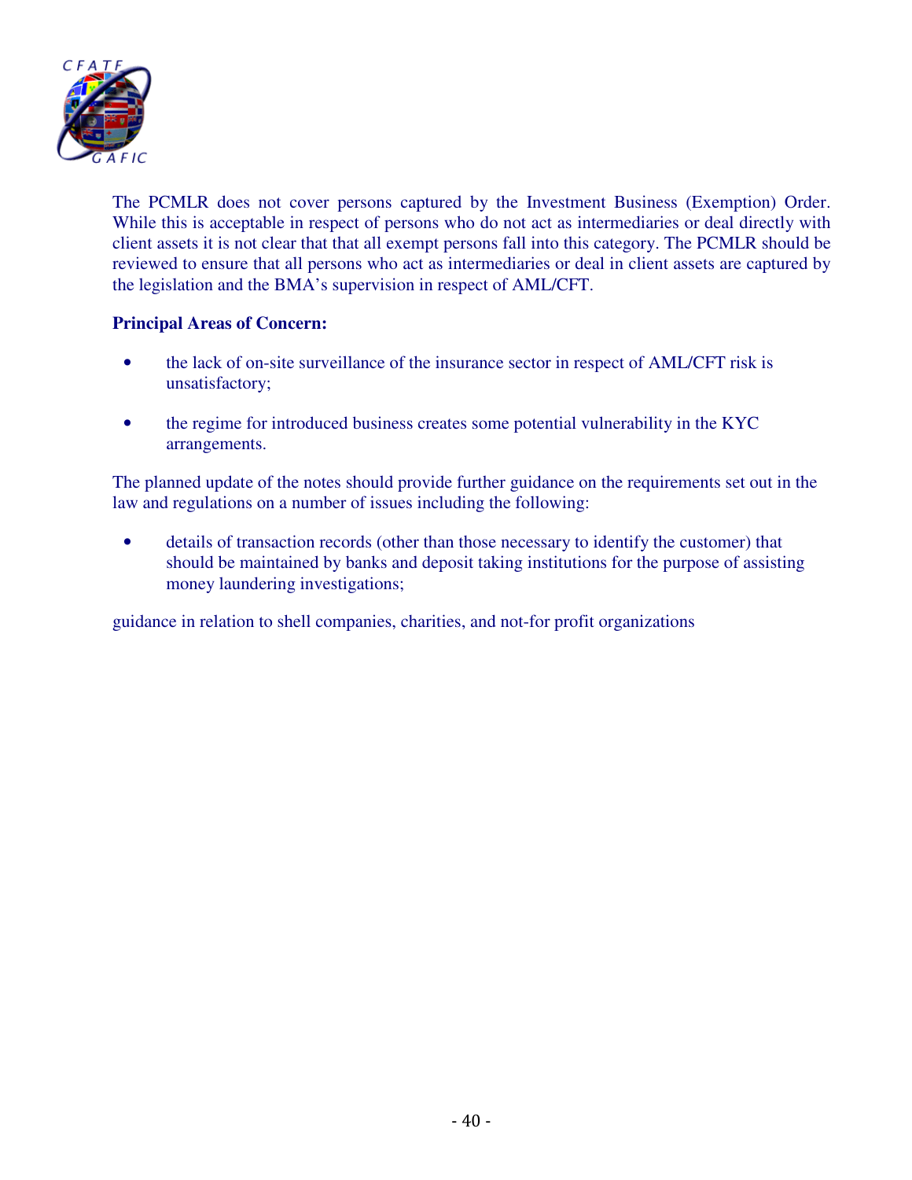The PCMLR does not cover persons captured by the Investment Business (Exemption) Order. While this is acceptable in respect of persons who do not act as intermediaries or deal directly with client assets it is not clear that that all exempt persons fall into this category. The PCMLR should be reviewed to ensure that all persons who act as intermediaries or deal in client assets are captured by the legislation and the BMA's supervision in respect of AML/CFT.

**Principal Areas of Concern:**

- the lack of on-site surveillance of the insurance sector in respect of AML/CFT risk is unsatisfactory;
- the regime for introduced business creates some potential vulnerability in the KYC arrangements.

The planned update of the notes should provide further guidance on the requirements set out in the law and regulations on a number of issues including the following:

- details of transaction records (other than those necessary to identify the customer) that should be maintained by banks and deposit taking institutions for the purpose of assisting money laundering investigations;

guidance in relation to shell companies, charities, and not-for profit organizations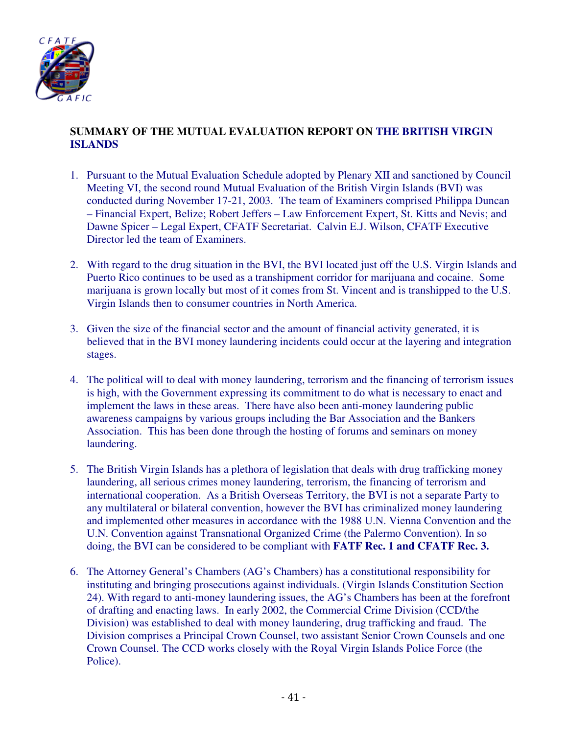## SUMMARY OF THE MUTUAL EVALUATION REPORT ON THE BRITISH VIRGIN ISLANDS

1. Pursuant to the Mutual Evaluation Schedule adopted by Plenary XII and sanctioned by Council Meeting VI, the second round Mutual Evaluation of the British Virgin Islands (BVI) was conducted during November 17-21, 2003. The team of Examiners comprised Philippa Duncan – Financial Expert, Belize; Robert Jeffers – Law Enforcement Expert, St. Kitts and Nevis; and Dawne Spicer – Legal Expert, CFATF Secretariat. Calvin E.J. Wilson, CFATF Executive Director led the team of Examiners.

2. With regard to the drug situation in the BVI, the BVI located just off the U.S. Virgin Islands and Puerto Rico continues to be used as a transhipment corridor for marijuana and cocaine. Some marijuana is grown locally but most of it comes from St. Vincent and is transhipped to the U.S. Virgin Islands then to consumer countries in North America.

3. Given the size of the financial sector and the amount of financial activity generated, it is believed that in the BVI money laundering incidents could occur at the layering and integration stages.

4. The political will to deal with money laundering, terrorism and the financing of terrorism issues is high, with the Government expressing its commitment to do what is necessary to enact and implement the laws in these areas. There have also been anti-money laundering public awareness campaigns by various groups including the Bar Association and the Bankers Association. This has been done through the hosting of forums and seminars on money laundering.

5. The British Virgin Islands has a plethora of legislation that deals with drug trafficking money laundering, all serious crimes money laundering, terrorism, the financing of terrorism and international cooperation. As a British Overseas Territory, the BVI is not a separate Party to any multilateral or bilateral convention, however the BVI has criminalized money laundering and implemented other measures in accordance with the 1988 U.N. Vienna Convention and the U.N. Convention against Transnational Organized Crime (the Palermo Convention). In so doing, the BVI can be considered to be compliant with **FATF Rec. 1 and CFATF Rec. 3.**

6. The Attorney General's Chambers (AG's Chambers) has a constitutional responsibility for instituting and bringing prosecutions against individuals. (Virgin Islands Constitution Section 24). With regard to anti-money laundering issues, the AG's Chambers has been at the forefront of drafting and enacting laws. In early 2002, the Commercial Crime Division (CCD/the Division) was established to deal with money laundering, drug trafficking and fraud. The Division comprises a Principal Crown Counsel, two assistant Senior Crown Counsels and one Crown Counsel. The CCD works closely with the Royal Virgin Islands Police Force (the Police).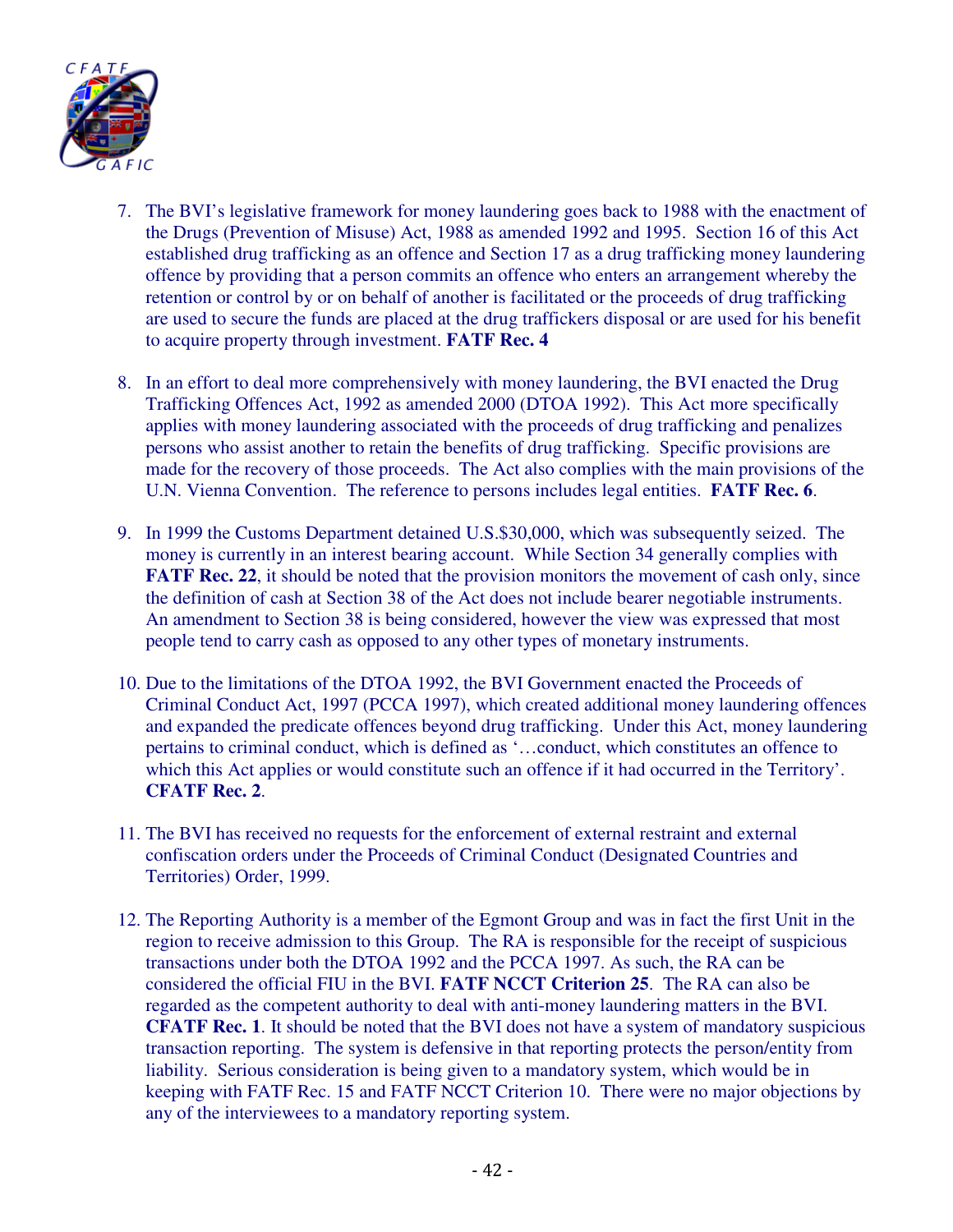7. The BVI's legislative framework for money laundering goes back to 1988 with the enactment of the Drugs (Prevention of Misuse) Act, 1988 as amended 1992 and 1995. Section 16 of this Act established drug trafficking as an offence and Section 17 as a drug trafficking money laundering offence by providing that a person commits an offence who enters an arrangement whereby the retention or control by or on behalf of another is facilitated or the proceeds of drug trafficking are used to secure the funds are placed at the drug traffickers disposal or are used for his benefit to acquire property through investment. **FATF Rec. 4**

8. In an effort to deal more comprehensively with money laundering, the BVI enacted the Drug Trafficking Offences Act, 1992 as amended 2000 (DTOA 1992). This Act more specifically applies with money laundering associated with the proceeds of drug trafficking and penalizes persons who assist another to retain the benefits of drug trafficking. Specific provisions are made for the recovery of those proceeds. The Act also complies with the main provisions of the U.N. Vienna Convention. The reference to persons includes legal entities. **FATF Rec. 6**.

9. In 1999 the Customs Department detained U.S.$30,000, which was subsequently seized. The money is currently in an interest bearing account. While Section 34 generally complies with **FATF Rec. 22**, it should be noted that the provision monitors the movement of cash only, since the definition of cash at Section 38 of the Act does not include bearer negotiable instruments. An amendment to Section 38 is being considered, however the view was expressed that most people tend to carry cash as opposed to any other types of monetary instruments.

10. Due to the limitations of the DTOA 1992, the BVI Government enacted the Proceeds of Criminal Conduct Act, 1997 (PCCA 1997), which created additional money laundering offences and expanded the predicate offences beyond drug trafficking. Under this Act, money laundering pertains to criminal conduct, which is defined as '…conduct, which constitutes an offence to which this Act applies or would constitute such an offence if it had occurred in the Territory'. **CFATF Rec. 2**.

11. The BVI has received no requests for the enforcement of external restraint and external confiscation orders under the Proceeds of Criminal Conduct (Designated Countries and Territories) Order, 1999.

12. The Reporting Authority is a member of the Egmont Group and was in fact the first Unit in the region to receive admission to this Group. The RA is responsible for the receipt of suspicious transactions under both the DTOA 1992 and the PCCA 1997. As such, the RA can be considered the official FIU in the BVI. **FATF NCCT Criterion 25**. The RA can also be regarded as the competent authority to deal with anti-money laundering matters in the BVI. **CFATF Rec. 1**. It should be noted that the BVI does not have a system of mandatory suspicious transaction reporting. The system is defensive in that reporting protects the person/entity from liability. Serious consideration is being given to a mandatory system, which would be in keeping with FATF Rec. 15 and FATF NCCT Criterion 10. There were no major objections by any of the interviewees to a mandatory reporting system.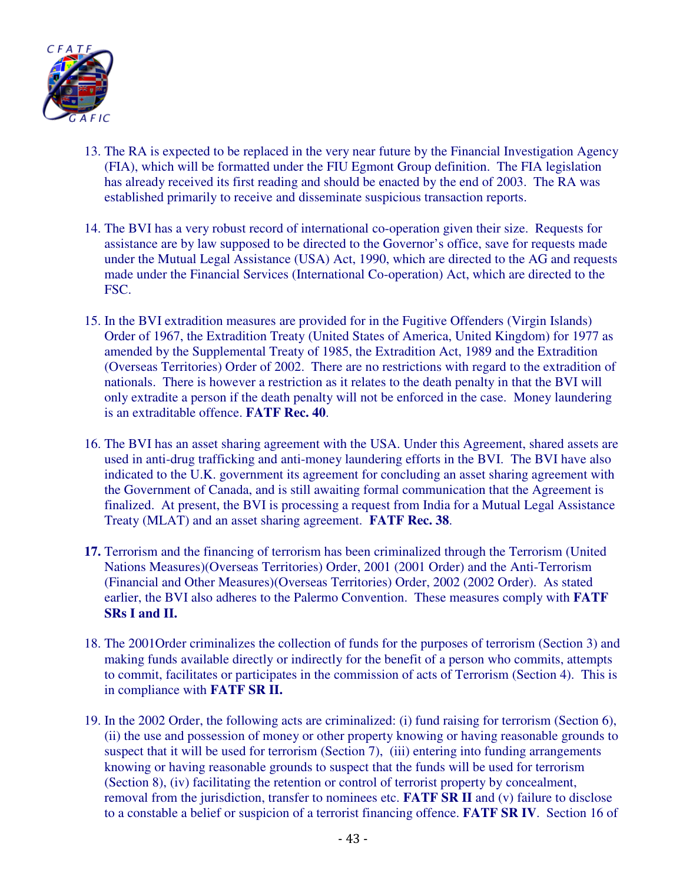13. The RA is expected to be replaced in the very near future by the Financial Investigation Agency (FIA), which will be formatted under the FIU Egmont Group definition. The FIA legislation has already received its first reading and should be enacted by the end of 2003. The RA was established primarily to receive and disseminate suspicious transaction reports.

14. The BVI has a very robust record of international co-operation given their size. Requests for assistance are by law supposed to be directed to the Governor's office, save for requests made under the Mutual Legal Assistance (USA) Act, 1990, which are directed to the AG and requests made under the Financial Services (International Co-operation) Act, which are directed to the FSC.

15. In the BVI extradition measures are provided for in the Fugitive Offenders (Virgin Islands) Order of 1967, the Extradition Treaty (United States of America, United Kingdom) for 1977 as amended by the Supplemental Treaty of 1985, the Extradition Act, 1989 and the Extradition (Overseas Territories) Order of 2002. There are no restrictions with regard to the extradition of nationals. There is however a restriction as it relates to the death penalty in that the BVI will only extradite a person if the death penalty will not be enforced in the case. Money laundering is an extraditable offence. **FATF Rec. 40**.

16. The BVI has an asset sharing agreement with the USA. Under this Agreement, shared assets are used in anti-drug trafficking and anti-money laundering efforts in the BVI. The BVI have also indicated to the U.K. government its agreement for concluding an asset sharing agreement with the Government of Canada, and is still awaiting formal communication that the Agreement is finalized. At present, the BVI is processing a request from India for a Mutual Legal Assistance Treaty (MLAT) and an asset sharing agreement. **FATF Rec. 38**.

**17.** Terrorism and the financing of terrorism has been criminalized through the Terrorism (United Nations Measures)(Overseas Territories) Order, 2001 (2001 Order) and the Anti-Terrorism (Financial and Other Measures)(Overseas Territories) Order, 2002 (2002 Order). As stated earlier, the BVI also adheres to the Palermo Convention. These measures comply with **FATF SRs I and II.**

18. The 2001Order criminalizes the collection of funds for the purposes of terrorism (Section 3) and making funds available directly or indirectly for the benefit of a person who commits, attempts to commit, facilitates or participates in the commission of acts of Terrorism (Section 4). This is in compliance with **FATF SR II.**

19. In the 2002 Order, the following acts are criminalized: (i) fund raising for terrorism (Section 6), (ii) the use and possession of money or other property knowing or having reasonable grounds to suspect that it will be used for terrorism (Section 7), (iii) entering into funding arrangements knowing or having reasonable grounds to suspect that the funds will be used for terrorism (Section 8), (iv) facilitating the retention or control of terrorist property by concealment, removal from the jurisdiction, transfer to nominees etc. **FATF SR II** and (v) failure to disclose to a constable a belief or suspicion of a terrorist financing offence. **FATF SR IV**. Section 16 of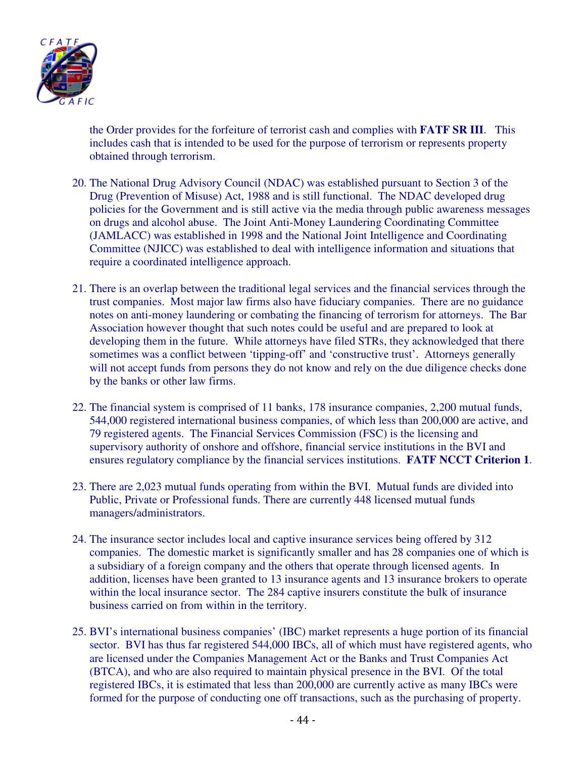the Order provides for the forfeiture of terrorist cash and complies with **FATF SR III**. This includes cash that is intended to be used for the purpose of terrorism or represents property obtained through terrorism.

20. The National Drug Advisory Council (NDAC) was established pursuant to Section 3 of the Drug (Prevention of Misuse) Act, 1988 and is still functional. The NDAC developed drug policies for the Government and is still active via the media through public awareness messages on drugs and alcohol abuse. The Joint Anti-Money Laundering Coordinating Committee (JAMLACC) was established in 1998 and the National Joint Intelligence and Coordinating Committee (NJICC) was established to deal with intelligence information and situations that require a coordinated intelligence approach.

21. There is an overlap between the traditional legal services and the financial services through the trust companies. Most major law firms also have fiduciary companies. There are no guidance notes on anti-money laundering or combating the financing of terrorism for attorneys. The Bar Association however thought that such notes could be useful and are prepared to look at developing them in the future. While attorneys have filed STRs, they acknowledged that there sometimes was a conflict between 'tipping-off' and 'constructive trust'. Attorneys generally will not accept funds from persons they do not know and rely on the due diligence checks done by the banks or other law firms.

22. The financial system is comprised of 11 banks, 178 insurance companies, 2,200 mutual funds, 544,000 registered international business companies, of which less than 200,000 are active, and 79 registered agents. The Financial Services Commission (FSC) is the licensing and supervisory authority of onshore and offshore, financial service institutions in the BVI and ensures regulatory compliance by the financial services institutions. **FATF NCCT Criterion 1**.

23. There are 2,023 mutual funds operating from within the BVI. Mutual funds are divided into Public, Private or Professional funds. There are currently 448 licensed mutual funds managers/administrators.

24. The insurance sector includes local and captive insurance services being offered by 312 companies. The domestic market is significantly smaller and has 28 companies one of which is a subsidiary of a foreign company and the others that operate through licensed agents. In addition, licenses have been granted to 13 insurance agents and 13 insurance brokers to operate within the local insurance sector. The 284 captive insurers constitute the bulk of insurance business carried on from within in the territory.

25. BVI's international business companies' (IBC) market represents a huge portion of its financial sector. BVI has thus far registered 544,000 IBCs, all of which must have registered agents, who are licensed under the Companies Management Act or the Banks and Trust Companies Act (BTCA), and who are also required to maintain physical presence in the BVI. Of the total registered IBCs, it is estimated that less than 200,000 are currently active as many IBCs were formed for the purpose of conducting one off transactions, such as the purchasing of property.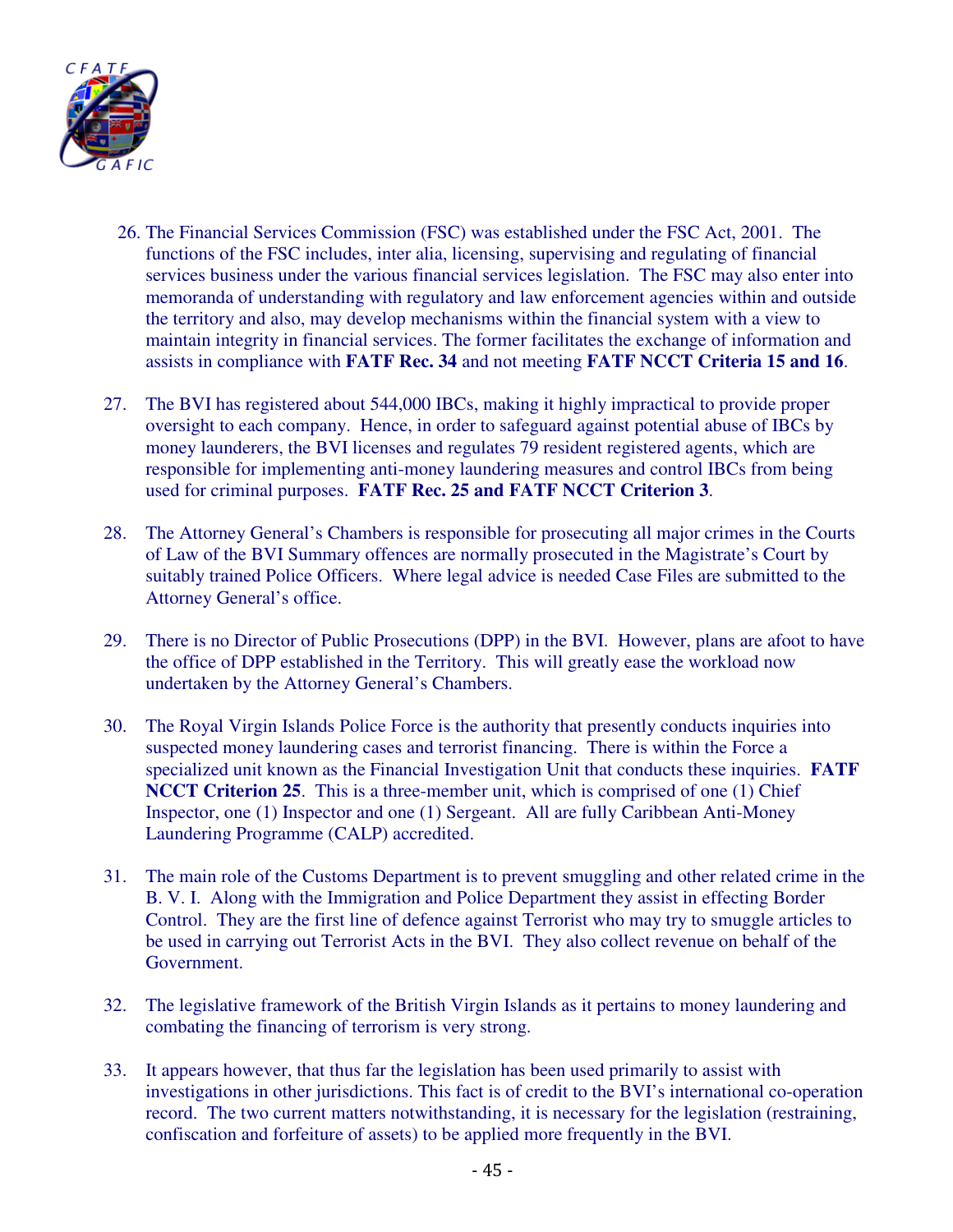26. The Financial Services Commission (FSC) was established under the FSC Act, 2001. The functions of the FSC includes, inter alia, licensing, supervising and regulating of financial services business under the various financial services legislation. The FSC may also enter into memoranda of understanding with regulatory and law enforcement agencies within and outside the territory and also, may develop mechanisms within the financial system with a view to maintain integrity in financial services. The former facilitates the exchange of information and assists in compliance with **FATF Rec. 34** and not meeting **FATF NCCT Criteria 15 and 16**.

27. The BVI has registered about 544,000 IBCs, making it highly impractical to provide proper oversight to each company. Hence, in order to safeguard against potential abuse of IBCs by money launderers, the BVI licenses and regulates 79 resident registered agents, which are responsible for implementing anti-money laundering measures and control IBCs from being used for criminal purposes. **FATF Rec. 25 and FATF NCCT Criterion 3**.

28. The Attorney General's Chambers is responsible for prosecuting all major crimes in the Courts of Law of the BVI Summary offences are normally prosecuted in the Magistrate's Court by suitably trained Police Officers. Where legal advice is needed Case Files are submitted to the Attorney General's office.

29. There is no Director of Public Prosecutions (DPP) in the BVI. However, plans are afoot to have the office of DPP established in the Territory. This will greatly ease the workload now undertaken by the Attorney General's Chambers.

30. The Royal Virgin Islands Police Force is the authority that presently conducts inquiries into suspected money laundering cases and terrorist financing. There is within the Force a specialized unit known as the Financial Investigation Unit that conducts these inquiries. **FATF NCCT Criterion 25**. This is a three-member unit, which is comprised of one (1) Chief Inspector, one (1) Inspector and one (1) Sergeant. All are fully Caribbean Anti-Money Laundering Programme (CALP) accredited.

31. The main role of the Customs Department is to prevent smuggling and other related crime in the B. V. I. Along with the Immigration and Police Department they assist in effecting Border Control. They are the first line of defence against Terrorist who may try to smuggle articles to be used in carrying out Terrorist Acts in the BVI. They also collect revenue on behalf of the Government.

32. The legislative framework of the British Virgin Islands as it pertains to money laundering and combating the financing of terrorism is very strong.

33. It appears however, that thus far the legislation has been used primarily to assist with investigations in other jurisdictions. This fact is of credit to the BVI's international co-operation record. The two current matters notwithstanding, it is necessary for the legislation (restraining, confiscation and forfeiture of assets) to be applied more frequently in the BVI.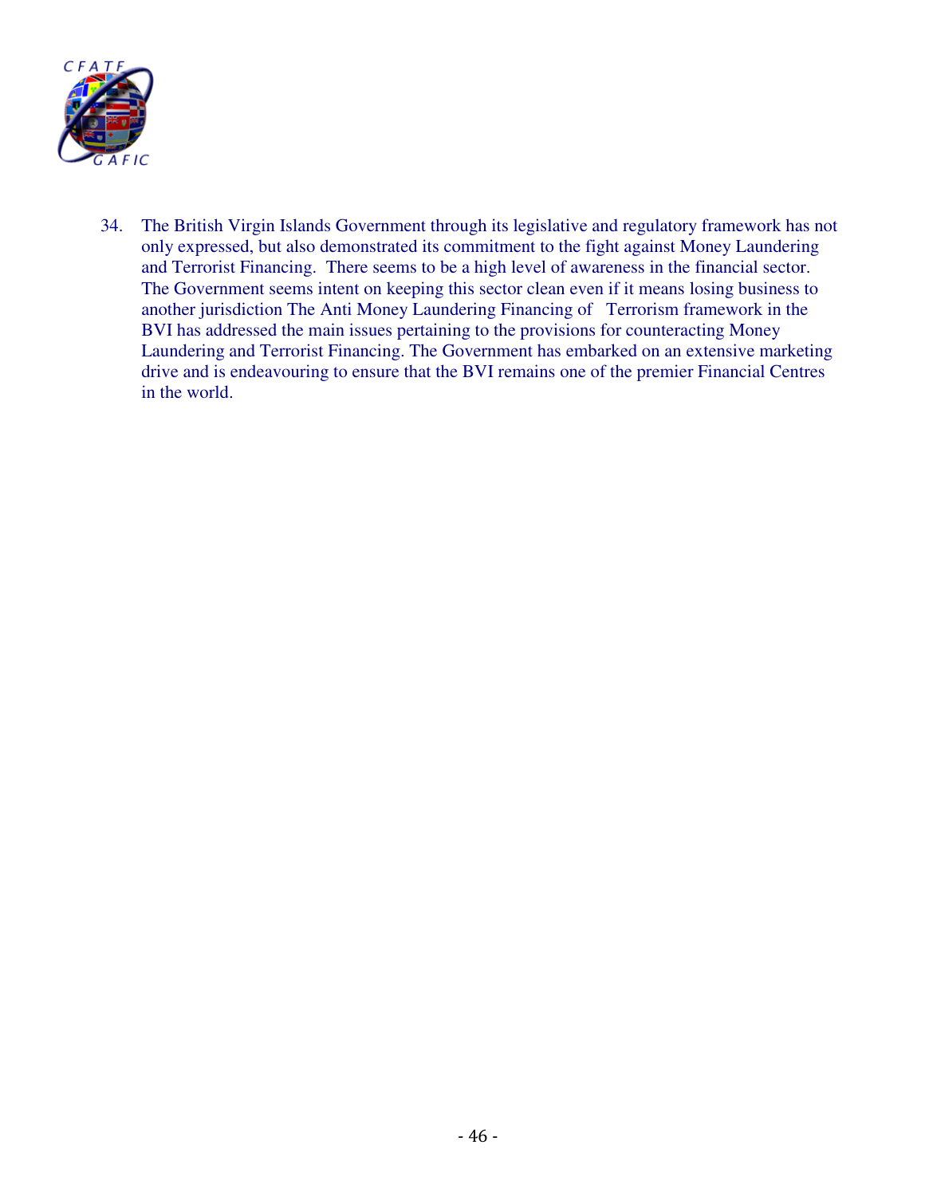34. The British Virgin Islands Government through its legislative and regulatory framework has not only expressed, but also demonstrated its commitment to the fight against Money Laundering and Terrorist Financing. There seems to be a high level of awareness in the financial sector. The Government seems intent on keeping this sector clean even if it means losing business to another jurisdiction The Anti Money Laundering Financing of Terrorism framework in the BVI has addressed the main issues pertaining to the provisions for counteracting Money Laundering and Terrorist Financing. The Government has embarked on an extensive marketing drive and is endeavouring to ensure that the BVI remains one of the premier Financial Centres in the world.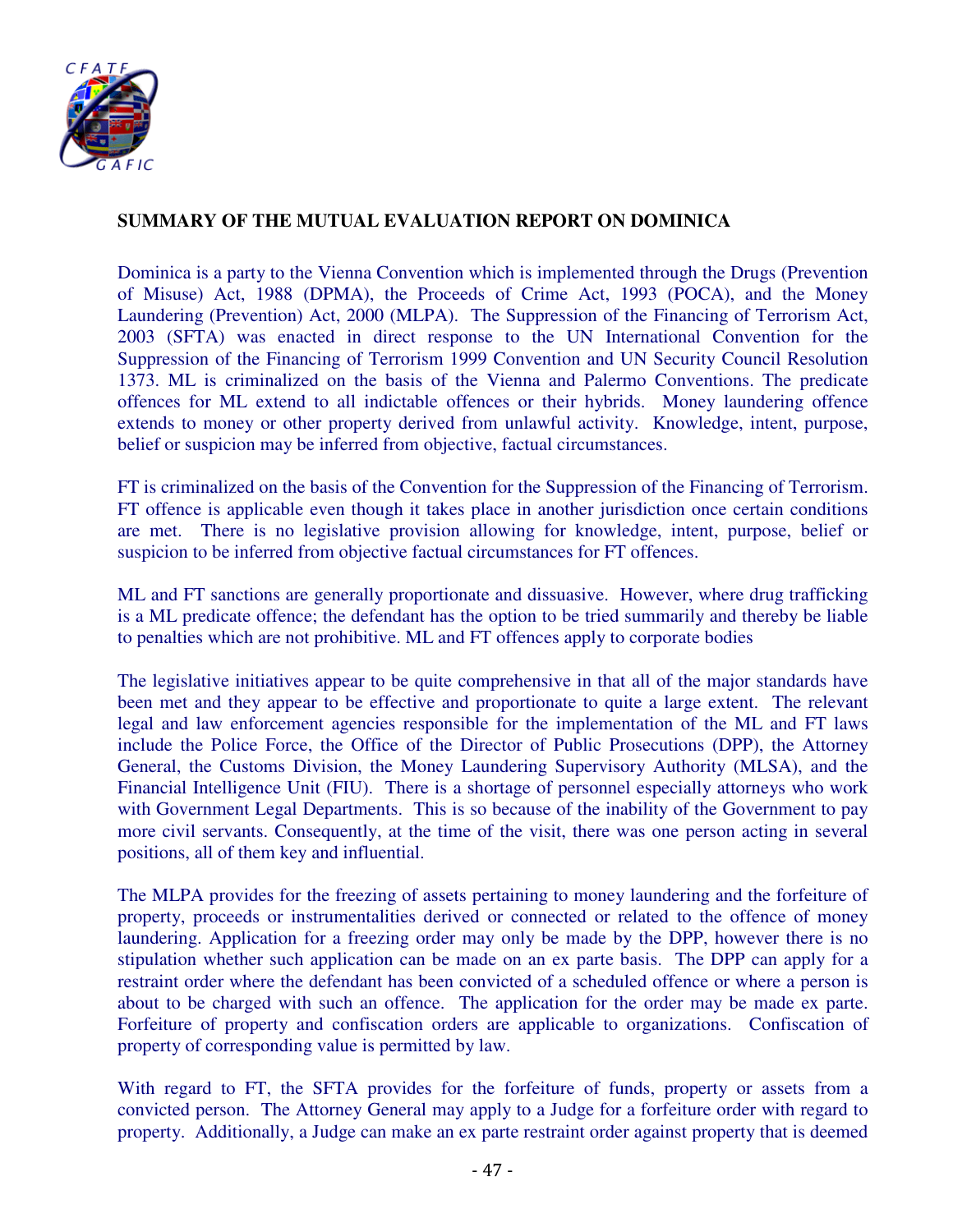**SUMMARY OF THE MUTUAL EVALUATION REPORT ON DOMINICA**

Dominica is a party to the Vienna Convention which is implemented through the Drugs (Prevention of Misuse) Act, 1988 (DPMA), the Proceeds of Crime Act, 1993 (POCA), and the Money Laundering (Prevention) Act, 2000 (MLPA). The Suppression of the Financing of Terrorism Act, 2003 (SFTA) was enacted in direct response to the UN International Convention for the Suppression of the Financing of Terrorism 1999 Convention and UN Security Council Resolution 1373. ML is criminalized on the basis of the Vienna and Palermo Conventions. The predicate offences for ML extend to all indictable offences or their hybrids. Money laundering offence extends to money or other property derived from unlawful activity. Knowledge, intent, purpose, belief or suspicion may be inferred from objective, factual circumstances.

FT is criminalized on the basis of the Convention for the Suppression of the Financing of Terrorism. FT offence is applicable even though it takes place in another jurisdiction once certain conditions are met. There is no legislative provision allowing for knowledge, intent, purpose, belief or suspicion to be inferred from objective factual circumstances for FT offences.

ML and FT sanctions are generally proportionate and dissuasive. However, where drug trafficking is a ML predicate offence; the defendant has the option to be tried summarily and thereby be liable to penalties which are not prohibitive. ML and FT offences apply to corporate bodies

The legislative initiatives appear to be quite comprehensive in that all of the major standards have been met and they appear to be effective and proportionate to quite a large extent. The relevant legal and law enforcement agencies responsible for the implementation of the ML and FT laws include the Police Force, the Office of the Director of Public Prosecutions (DPP), the Attorney General, the Customs Division, the Money Laundering Supervisory Authority (MLSA), and the Financial Intelligence Unit (FIU). There is a shortage of personnel especially attorneys who work with Government Legal Departments. This is so because of the inability of the Government to pay more civil servants. Consequently, at the time of the visit, there was one person acting in several positions, all of them key and influential.

The MLPA provides for the freezing of assets pertaining to money laundering and the forfeiture of property, proceeds or instrumentalities derived or connected or related to the offence of money laundering. Application for a freezing order may only be made by the DPP, however there is no stipulation whether such application can be made on an ex parte basis. The DPP can apply for a restraint order where the defendant has been convicted of a scheduled offence or where a person is about to be charged with such an offence. The application for the order may be made ex parte. Forfeiture of property and confiscation orders are applicable to organizations. Confiscation of property of corresponding value is permitted by law.

With regard to FT, the SFTA provides for the forfeiture of funds, property or assets from a convicted person. The Attorney General may apply to a Judge for a forfeiture order with regard to property. Additionally, a Judge can make an ex parte restraint order against property that is deemed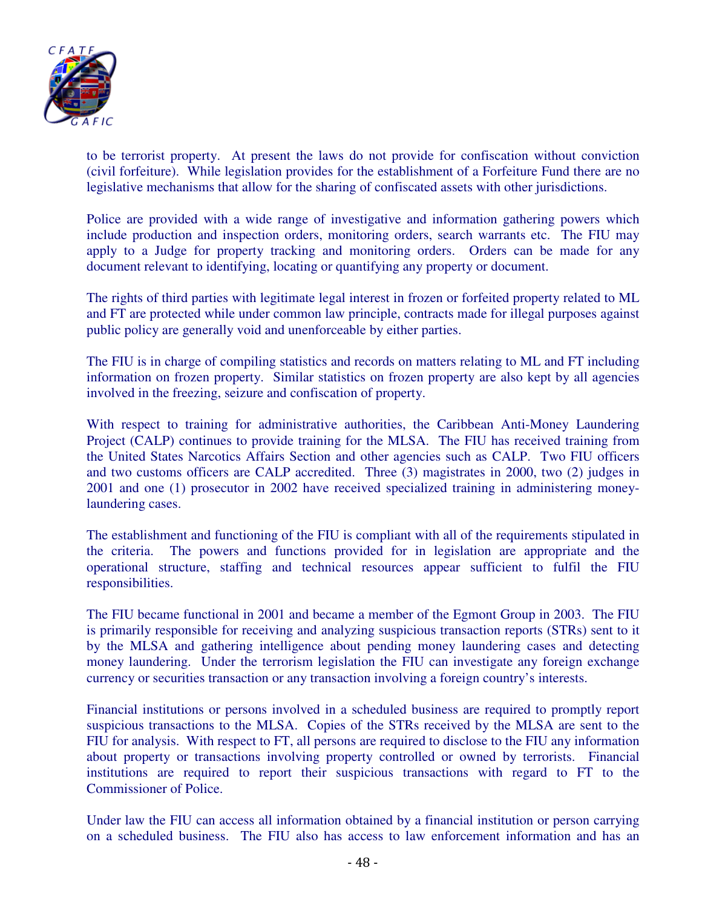to be terrorist property. At present the laws do not provide for confiscation without conviction (civil forfeiture). While legislation provides for the establishment of a Forfeiture Fund there are no legislative mechanisms that allow for the sharing of confiscated assets with other jurisdictions.

Police are provided with a wide range of investigative and information gathering powers which include production and inspection orders, monitoring orders, search warrants etc. The FIU may apply to a Judge for property tracking and monitoring orders. Orders can be made for any document relevant to identifying, locating or quantifying any property or document.

The rights of third parties with legitimate legal interest in frozen or forfeited property related to ML and FT are protected while under common law principle, contracts made for illegal purposes against public policy are generally void and unenforceable by either parties.

The FIU is in charge of compiling statistics and records on matters relating to ML and FT including information on frozen property. Similar statistics on frozen property are also kept by all agencies involved in the freezing, seizure and confiscation of property.

With respect to training for administrative authorities, the Caribbean Anti-Money Laundering Project (CALP) continues to provide training for the MLSA. The FIU has received training from the United States Narcotics Affairs Section and other agencies such as CALP. Two FIU officers and two customs officers are CALP accredited. Three (3) magistrates in 2000, two (2) judges in 2001 and one (1) prosecutor in 2002 have received specialized training in administering money-laundering cases.

The establishment and functioning of the FIU is compliant with all of the requirements stipulated in the criteria. The powers and functions provided for in legislation are appropriate and the operational structure, staffing and technical resources appear sufficient to fulfil the FIU responsibilities.

The FIU became functional in 2001 and became a member of the Egmont Group in 2003. The FIU is primarily responsible for receiving and analyzing suspicious transaction reports (STRs) sent to it by the MLSA and gathering intelligence about pending money laundering cases and detecting money laundering. Under the terrorism legislation the FIU can investigate any foreign exchange currency or securities transaction or any transaction involving a foreign country's interests.

Financial institutions or persons involved in a scheduled business are required to promptly report suspicious transactions to the MLSA. Copies of the STRs received by the MLSA are sent to the FIU for analysis. With respect to FT, all persons are required to disclose to the FIU any information about property or transactions involving property controlled or owned by terrorists. Financial institutions are required to report their suspicious transactions with regard to FT to the Commissioner of Police.

Under law the FIU can access all information obtained by a financial institution or person carrying on a scheduled business. The FIU also has access to law enforcement information and has an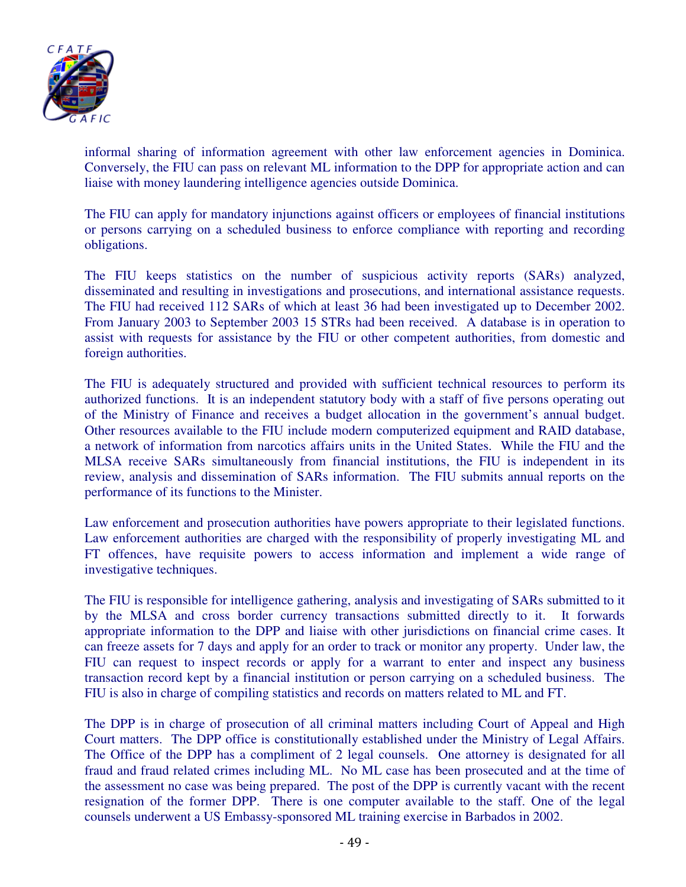informal sharing of information agreement with other law enforcement agencies in Dominica. Conversely, the FIU can pass on relevant ML information to the DPP for appropriate action and can liaise with money laundering intelligence agencies outside Dominica.

The FIU can apply for mandatory injunctions against officers or employees of financial institutions or persons carrying on a scheduled business to enforce compliance with reporting and recording obligations.

The FIU keeps statistics on the number of suspicious activity reports (SARs) analyzed, disseminated and resulting in investigations and prosecutions, and international assistance requests. The FIU had received 112 SARs of which at least 36 had been investigated up to December 2002. From January 2003 to September 2003 15 STRs had been received. A database is in operation to assist with requests for assistance by the FIU or other competent authorities, from domestic and foreign authorities.

The FIU is adequately structured and provided with sufficient technical resources to perform its authorized functions. It is an independent statutory body with a staff of five persons operating out of the Ministry of Finance and receives a budget allocation in the government's annual budget. Other resources available to the FIU include modern computerized equipment and RAID database, a network of information from narcotics affairs units in the United States. While the FIU and the MLSA receive SARs simultaneously from financial institutions, the FIU is independent in its review, analysis and dissemination of SARs information. The FIU submits annual reports on the performance of its functions to the Minister.

Law enforcement and prosecution authorities have powers appropriate to their legislated functions. Law enforcement authorities are charged with the responsibility of properly investigating ML and FT offences, have requisite powers to access information and implement a wide range of investigative techniques.

The FIU is responsible for intelligence gathering, analysis and investigating of SARs submitted to it by the MLSA and cross border currency transactions submitted directly to it. It forwards appropriate information to the DPP and liaise with other jurisdictions on financial crime cases. It can freeze assets for 7 days and apply for an order to track or monitor any property. Under law, the FIU can request to inspect records or apply for a warrant to enter and inspect any business transaction record kept by a financial institution or person carrying on a scheduled business. The FIU is also in charge of compiling statistics and records on matters related to ML and FT.

The DPP is in charge of prosecution of all criminal matters including Court of Appeal and High Court matters. The DPP office is constitutionally established under the Ministry of Legal Affairs. The Office of the DPP has a compliment of 2 legal counsels. One attorney is designated for all fraud and fraud related crimes including ML. No ML case has been prosecuted and at the time of the assessment no case was being prepared. The post of the DPP is currently vacant with the recent resignation of the former DPP. There is one computer available to the staff. One of the legal counsels underwent a US Embassy-sponsored ML training exercise in Barbados in 2002.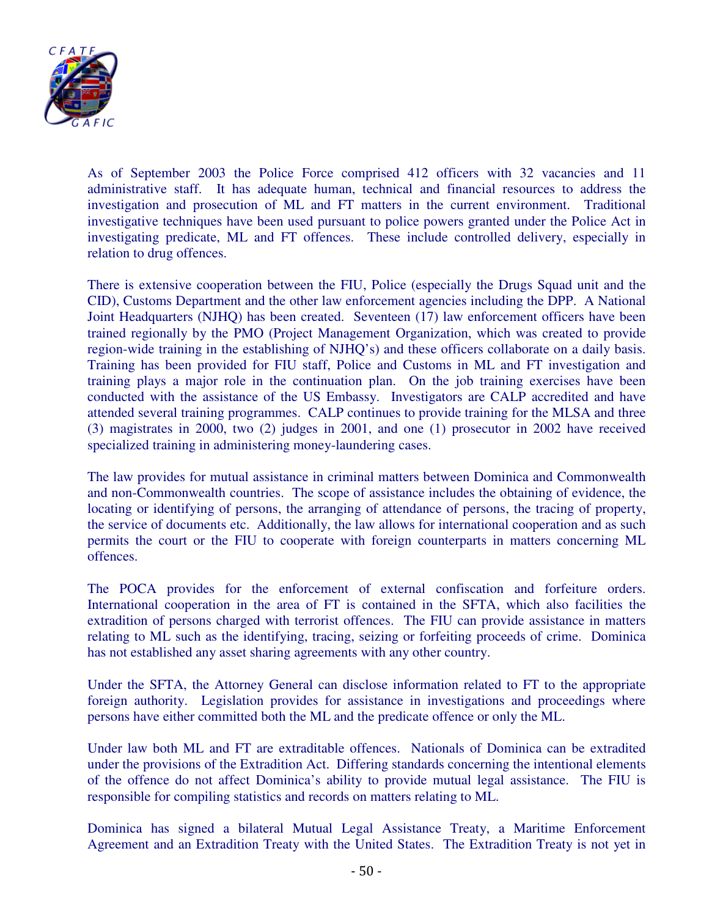As of September 2003 the Police Force comprised 412 officers with 32 vacancies and 11 administrative staff. It has adequate human, technical and financial resources to address the investigation and prosecution of ML and FT matters in the current environment. Traditional investigative techniques have been used pursuant to police powers granted under the Police Act in investigating predicate, ML and FT offences. These include controlled delivery, especially in relation to drug offences.

There is extensive cooperation between the FIU, Police (especially the Drugs Squad unit and the CID), Customs Department and the other law enforcement agencies including the DPP. A National Joint Headquarters (NJHQ) has been created. Seventeen (17) law enforcement officers have been trained regionally by the PMO (Project Management Organization, which was created to provide region-wide training in the establishing of NJHQ's) and these officers collaborate on a daily basis. Training has been provided for FIU staff, Police and Customs in ML and FT investigation and training plays a major role in the continuation plan. On the job training exercises have been conducted with the assistance of the US Embassy. Investigators are CALP accredited and have attended several training programmes. CALP continues to provide training for the MLSA and three (3) magistrates in 2000, two (2) judges in 2001, and one (1) prosecutor in 2002 have received specialized training in administering money-laundering cases.

The law provides for mutual assistance in criminal matters between Dominica and Commonwealth and non-Commonwealth countries. The scope of assistance includes the obtaining of evidence, the locating or identifying of persons, the arranging of attendance of persons, the tracing of property, the service of documents etc. Additionally, the law allows for international cooperation and as such permits the court or the FIU to cooperate with foreign counterparts in matters concerning ML offences.

The POCA provides for the enforcement of external confiscation and forfeiture orders. International cooperation in the area of FT is contained in the SFTA, which also facilities the extradition of persons charged with terrorist offences. The FIU can provide assistance in matters relating to ML such as the identifying, tracing, seizing or forfeiting proceeds of crime. Dominica has not established any asset sharing agreements with any other country.

Under the SFTA, the Attorney General can disclose information related to FT to the appropriate foreign authority. Legislation provides for assistance in investigations and proceedings where persons have either committed both the ML and the predicate offence or only the ML.

Under law both ML and FT are extraditable offences. Nationals of Dominica can be extradited under the provisions of the Extradition Act. Differing standards concerning the intentional elements of the offence do not affect Dominica's ability to provide mutual legal assistance. The FIU is responsible for compiling statistics and records on matters relating to ML.

Dominica has signed a bilateral Mutual Legal Assistance Treaty, a Maritime Enforcement Agreement and an Extradition Treaty with the United States. The Extradition Treaty is not yet in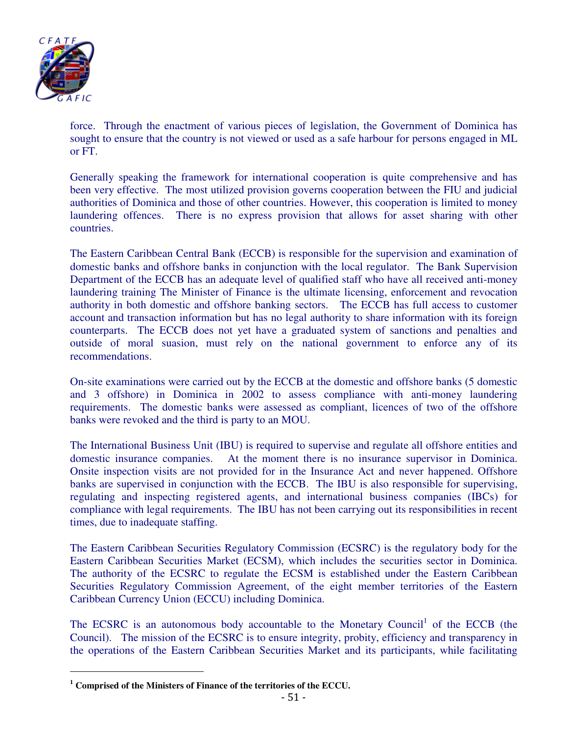force. Through the enactment of various pieces of legislation, the Government of Dominica has sought to ensure that the country is not viewed or used as a safe harbour for persons engaged in ML or FT.

Generally speaking the framework for international cooperation is quite comprehensive and has been very effective. The most utilized provision governs cooperation between the FIU and judicial authorities of Dominica and those of other countries. However, this cooperation is limited to money laundering offences. There is no express provision that allows for asset sharing with other countries.

The Eastern Caribbean Central Bank (ECCB) is responsible for the supervision and examination of domestic banks and offshore banks in conjunction with the local regulator. The Bank Supervision Department of the ECCB has an adequate level of qualified staff who have all received anti-money laundering training The Minister of Finance is the ultimate licensing, enforcement and revocation authority in both domestic and offshore banking sectors. The ECCB has full access to customer account and transaction information but has no legal authority to share information with its foreign counterparts. The ECCB does not yet have a graduated system of sanctions and penalties and outside of moral suasion, must rely on the national government to enforce any of its recommendations.

On-site examinations were carried out by the ECCB at the domestic and offshore banks (5 domestic and 3 offshore) in Dominica in 2002 to assess compliance with anti-money laundering requirements. The domestic banks were assessed as compliant, licences of two of the offshore banks were revoked and the third is party to an MOU.

The International Business Unit (IBU) is required to supervise and regulate all offshore entities and domestic insurance companies. At the moment there is no insurance supervisor in Dominica. Onsite inspection visits are not provided for in the Insurance Act and never happened. Offshore banks are supervised in conjunction with the ECCB. The IBU is also responsible for supervising, regulating and inspecting registered agents, and international business companies (IBCs) for compliance with legal requirements. The IBU has not been carrying out its responsibilities in recent times, due to inadequate staffing.

The Eastern Caribbean Securities Regulatory Commission (ECSRC) is the regulatory body for the Eastern Caribbean Securities Market (ECSM), which includes the securities sector in Dominica. The authority of the ECSRC to regulate the ECSM is established under the Eastern Caribbean Securities Regulatory Commission Agreement, of the eight member territories of the Eastern Caribbean Currency Union (ECCU) including Dominica.

The ECSRC is an autonomous body accountable to the Monetary Council[1] of the ECCB (the Council). The mission of the ECSRC is to ensure integrity, probity, efficiency and transparency in the operations of the Eastern Caribbean Securities Market and its participants, while facilitating

[1] **Comprised of the Ministers of Finance of the territories of the ECCU.**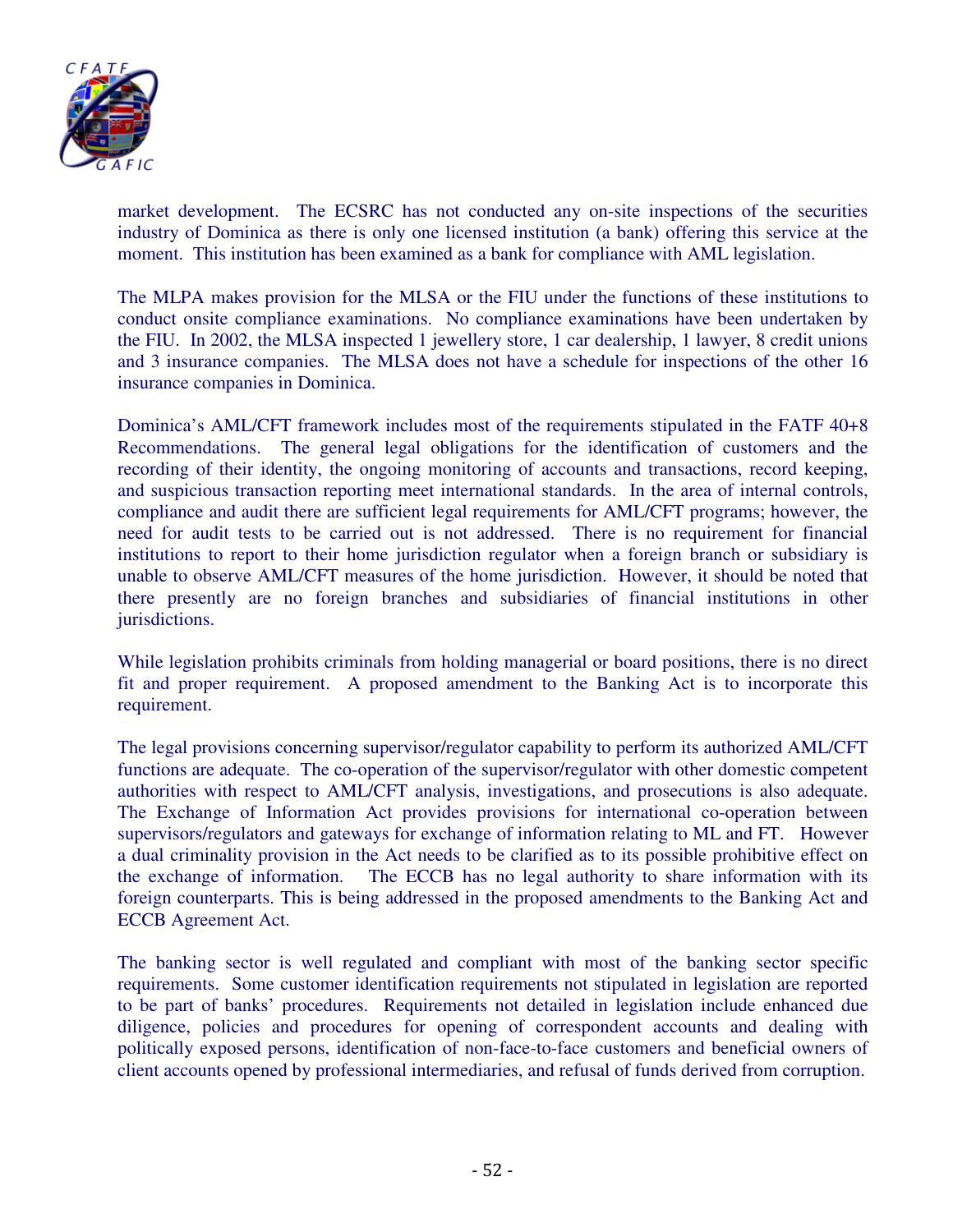market development. The ECSRC has not conducted any on-site inspections of the securities industry of Dominica as there is only one licensed institution (a bank) offering this service at the moment. This institution has been examined as a bank for compliance with AML legislation.

The MLPA makes provision for the MLSA or the FIU under the functions of these institutions to conduct onsite compliance examinations. No compliance examinations have been undertaken by the FIU. In 2002, the MLSA inspected 1 jewellery store, 1 car dealership, 1 lawyer, 8 credit unions and 3 insurance companies. The MLSA does not have a schedule for inspections of the other 16 insurance companies in Dominica.

Dominica's AML/CFT framework includes most of the requirements stipulated in the FATF 40+8 Recommendations. The general legal obligations for the identification of customers and the recording of their identity, the ongoing monitoring of accounts and transactions, record keeping, and suspicious transaction reporting meet international standards. In the area of internal controls, compliance and audit there are sufficient legal requirements for AML/CFT programs; however, the need for audit tests to be carried out is not addressed. There is no requirement for financial institutions to report to their home jurisdiction regulator when a foreign branch or subsidiary is unable to observe AML/CFT measures of the home jurisdiction. However, it should be noted that there presently are no foreign branches and subsidiaries of financial institutions in other jurisdictions.

While legislation prohibits criminals from holding managerial or board positions, there is no direct fit and proper requirement. A proposed amendment to the Banking Act is to incorporate this requirement.

The legal provisions concerning supervisor/regulator capability to perform its authorized AML/CFT functions are adequate. The co-operation of the supervisor/regulator with other domestic competent authorities with respect to AML/CFT analysis, investigations, and prosecutions is also adequate. The Exchange of Information Act provides provisions for international co-operation between supervisors/regulators and gateways for exchange of information relating to ML and FT. However a dual criminality provision in the Act needs to be clarified as to its possible prohibitive effect on the exchange of information. The ECCB has no legal authority to share information with its foreign counterparts. This is being addressed in the proposed amendments to the Banking Act and ECCB Agreement Act.

The banking sector is well regulated and compliant with most of the banking sector specific requirements. Some customer identification requirements not stipulated in legislation are reported to be part of banks' procedures. Requirements not detailed in legislation include enhanced due diligence, policies and procedures for opening of correspondent accounts and dealing with politically exposed persons, identification of non-face-to-face customers and beneficial owners of client accounts opened by professional intermediaries, and refusal of funds derived from corruption.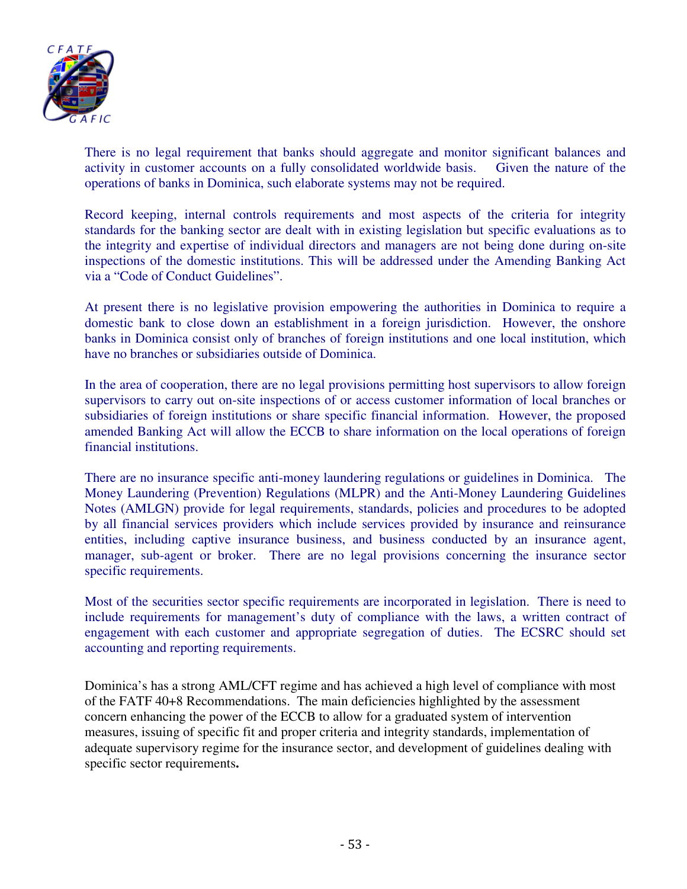There is no legal requirement that banks should aggregate and monitor significant balances and activity in customer accounts on a fully consolidated worldwide basis. Given the nature of the operations of banks in Dominica, such elaborate systems may not be required.

Record keeping, internal controls requirements and most aspects of the criteria for integrity standards for the banking sector are dealt with in existing legislation but specific evaluations as to the integrity and expertise of individual directors and managers are not being done during on-site inspections of the domestic institutions. This will be addressed under the Amending Banking Act via a "Code of Conduct Guidelines".

At present there is no legislative provision empowering the authorities in Dominica to require a domestic bank to close down an establishment in a foreign jurisdiction. However, the onshore banks in Dominica consist only of branches of foreign institutions and one local institution, which have no branches or subsidiaries outside of Dominica.

In the area of cooperation, there are no legal provisions permitting host supervisors to allow foreign supervisors to carry out on-site inspections of or access customer information of local branches or subsidiaries of foreign institutions or share specific financial information. However, the proposed amended Banking Act will allow the ECCB to share information on the local operations of foreign financial institutions.

There are no insurance specific anti-money laundering regulations or guidelines in Dominica. The Money Laundering (Prevention) Regulations (MLPR) and the Anti-Money Laundering Guidelines Notes (AMLGN) provide for legal requirements, standards, policies and procedures to be adopted by all financial services providers which include services provided by insurance and reinsurance entities, including captive insurance business, and business conducted by an insurance agent, manager, sub-agent or broker. There are no legal provisions concerning the insurance sector specific requirements.

Most of the securities sector specific requirements are incorporated in legislation. There is need to include requirements for management's duty of compliance with the laws, a written contract of engagement with each customer and appropriate segregation of duties. The ECSRC should set accounting and reporting requirements.

Dominica's has a strong AML/CFT regime and has achieved a high level of compliance with most of the FATF 40+8 Recommendations. The main deficiencies highlighted by the assessment concern enhancing the power of the ECCB to allow for a graduated system of intervention measures, issuing of specific fit and proper criteria and integrity standards, implementation of adequate supervisory regime for the insurance sector, and development of guidelines dealing with specific sector requirements**.**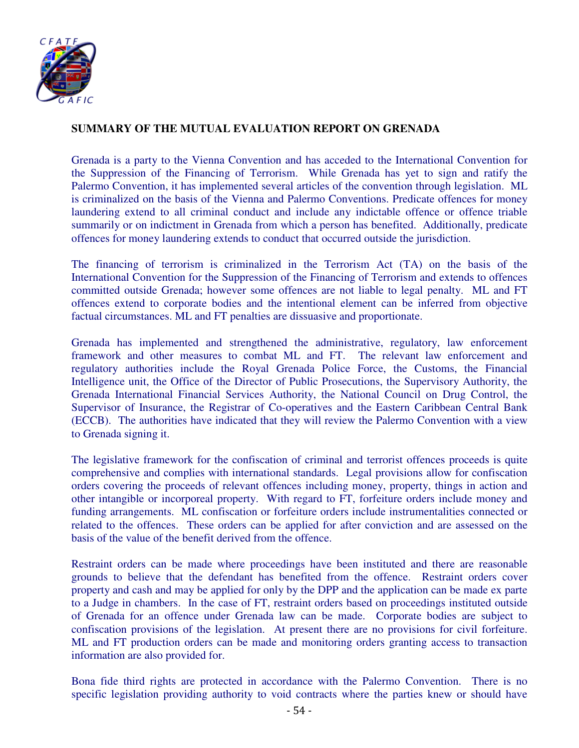**SUMMARY OF THE MUTUAL EVALUATION REPORT ON GRENADA**

Grenada is a party to the Vienna Convention and has acceded to the International Convention for the Suppression of the Financing of Terrorism. While Grenada has yet to sign and ratify the Palermo Convention, it has implemented several articles of the convention through legislation. ML is criminalized on the basis of the Vienna and Palermo Conventions. Predicate offences for money laundering extend to all criminal conduct and include any indictable offence or offence triable summarily or on indictment in Grenada from which a person has benefited. Additionally, predicate offences for money laundering extends to conduct that occurred outside the jurisdiction.

The financing of terrorism is criminalized in the Terrorism Act (TA) on the basis of the International Convention for the Suppression of the Financing of Terrorism and extends to offences committed outside Grenada; however some offences are not liable to legal penalty. ML and FT offences extend to corporate bodies and the intentional element can be inferred from objective factual circumstances. ML and FT penalties are dissuasive and proportionate.

Grenada has implemented and strengthened the administrative, regulatory, law enforcement framework and other measures to combat ML and FT. The relevant law enforcement and regulatory authorities include the Royal Grenada Police Force, the Customs, the Financial Intelligence unit, the Office of the Director of Public Prosecutions, the Supervisory Authority, the Grenada International Financial Services Authority, the National Council on Drug Control, the Supervisor of Insurance, the Registrar of Co-operatives and the Eastern Caribbean Central Bank (ECCB). The authorities have indicated that they will review the Palermo Convention with a view to Grenada signing it.

The legislative framework for the confiscation of criminal and terrorist offences proceeds is quite comprehensive and complies with international standards. Legal provisions allow for confiscation orders covering the proceeds of relevant offences including money, property, things in action and other intangible or incorporeal property. With regard to FT, forfeiture orders include money and funding arrangements. ML confiscation or forfeiture orders include instrumentalities connected or related to the offences. These orders can be applied for after conviction and are assessed on the basis of the value of the benefit derived from the offence.

Restraint orders can be made where proceedings have been instituted and there are reasonable grounds to believe that the defendant has benefited from the offence. Restraint orders cover property and cash and may be applied for only by the DPP and the application can be made ex parte to a Judge in chambers. In the case of FT, restraint orders based on proceedings instituted outside of Grenada for an offence under Grenada law can be made. Corporate bodies are subject to confiscation provisions of the legislation. At present there are no provisions for civil forfeiture. ML and FT production orders can be made and monitoring orders granting access to transaction information are also provided for.

Bona fide third rights are protected in accordance with the Palermo Convention. There is no specific legislation providing authority to void contracts where the parties knew or should have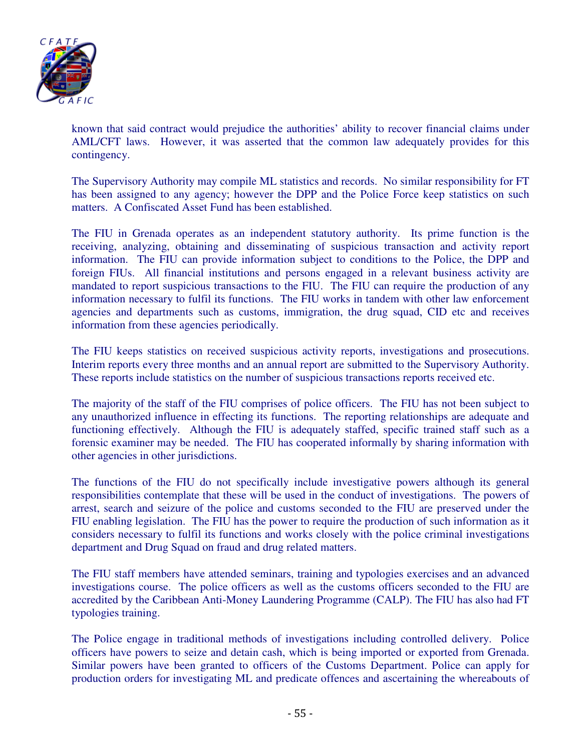known that said contract would prejudice the authorities' ability to recover financial claims under AML/CFT laws. However, it was asserted that the common law adequately provides for this contingency.

The Supervisory Authority may compile ML statistics and records. No similar responsibility for FT has been assigned to any agency; however the DPP and the Police Force keep statistics on such matters. A Confiscated Asset Fund has been established.

The FIU in Grenada operates as an independent statutory authority. Its prime function is the receiving, analyzing, obtaining and disseminating of suspicious transaction and activity report information. The FIU can provide information subject to conditions to the Police, the DPP and foreign FIUs. All financial institutions and persons engaged in a relevant business activity are mandated to report suspicious transactions to the FIU. The FIU can require the production of any information necessary to fulfil its functions. The FIU works in tandem with other law enforcement agencies and departments such as customs, immigration, the drug squad, CID etc and receives information from these agencies periodically.

The FIU keeps statistics on received suspicious activity reports, investigations and prosecutions. Interim reports every three months and an annual report are submitted to the Supervisory Authority. These reports include statistics on the number of suspicious transactions reports received etc.

The majority of the staff of the FIU comprises of police officers. The FIU has not been subject to any unauthorized influence in effecting its functions. The reporting relationships are adequate and functioning effectively. Although the FIU is adequately staffed, specific trained staff such as a forensic examiner may be needed. The FIU has cooperated informally by sharing information with other agencies in other jurisdictions.

The functions of the FIU do not specifically include investigative powers although its general responsibilities contemplate that these will be used in the conduct of investigations. The powers of arrest, search and seizure of the police and customs seconded to the FIU are preserved under the FIU enabling legislation. The FIU has the power to require the production of such information as it considers necessary to fulfil its functions and works closely with the police criminal investigations department and Drug Squad on fraud and drug related matters.

The FIU staff members have attended seminars, training and typologies exercises and an advanced investigations course. The police officers as well as the customs officers seconded to the FIU are accredited by the Caribbean Anti-Money Laundering Programme (CALP). The FIU has also had FT typologies training.

The Police engage in traditional methods of investigations including controlled delivery. Police officers have powers to seize and detain cash, which is being imported or exported from Grenada. Similar powers have been granted to officers of the Customs Department. Police can apply for production orders for investigating ML and predicate offences and ascertaining the whereabouts of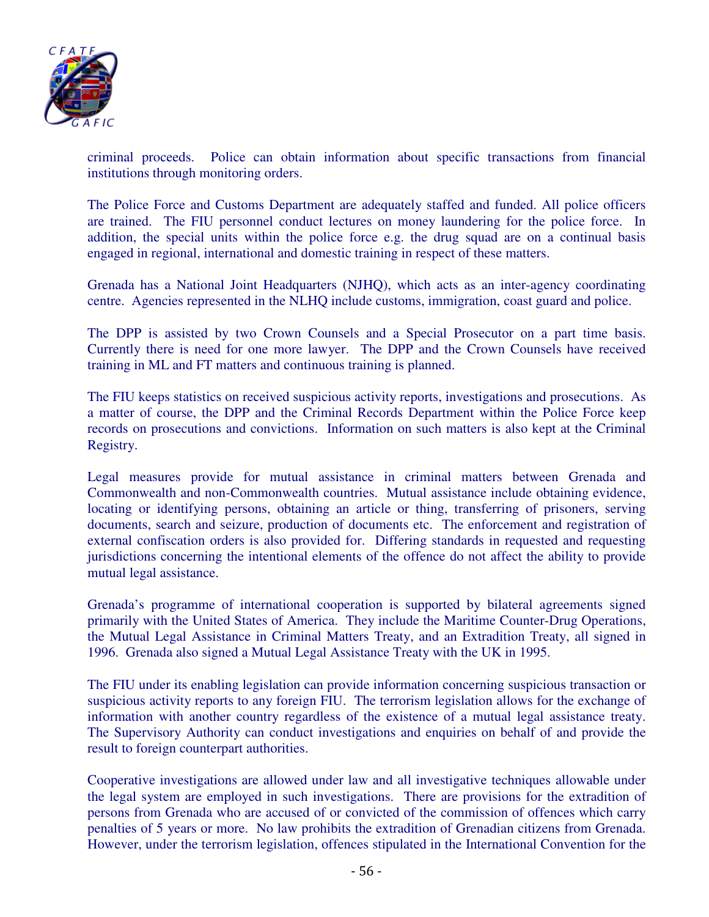criminal proceeds. Police can obtain information about specific transactions from financial institutions through monitoring orders.

The Police Force and Customs Department are adequately staffed and funded. All police officers are trained. The FIU personnel conduct lectures on money laundering for the police force. In addition, the special units within the police force e.g. the drug squad are on a continual basis engaged in regional, international and domestic training in respect of these matters.

Grenada has a National Joint Headquarters (NJHQ), which acts as an inter-agency coordinating centre. Agencies represented in the NLHQ include customs, immigration, coast guard and police.

The DPP is assisted by two Crown Counsels and a Special Prosecutor on a part time basis. Currently there is need for one more lawyer. The DPP and the Crown Counsels have received training in ML and FT matters and continuous training is planned.

The FIU keeps statistics on received suspicious activity reports, investigations and prosecutions. As a matter of course, the DPP and the Criminal Records Department within the Police Force keep records on prosecutions and convictions. Information on such matters is also kept at the Criminal Registry.

Legal measures provide for mutual assistance in criminal matters between Grenada and Commonwealth and non-Commonwealth countries. Mutual assistance include obtaining evidence, locating or identifying persons, obtaining an article or thing, transferring of prisoners, serving documents, search and seizure, production of documents etc. The enforcement and registration of external confiscation orders is also provided for. Differing standards in requested and requesting jurisdictions concerning the intentional elements of the offence do not affect the ability to provide mutual legal assistance.

Grenada's programme of international cooperation is supported by bilateral agreements signed primarily with the United States of America. They include the Maritime Counter-Drug Operations, the Mutual Legal Assistance in Criminal Matters Treaty, and an Extradition Treaty, all signed in 1996. Grenada also signed a Mutual Legal Assistance Treaty with the UK in 1995.

The FIU under its enabling legislation can provide information concerning suspicious transaction or suspicious activity reports to any foreign FIU. The terrorism legislation allows for the exchange of information with another country regardless of the existence of a mutual legal assistance treaty. The Supervisory Authority can conduct investigations and enquiries on behalf of and provide the result to foreign counterpart authorities.

Cooperative investigations are allowed under law and all investigative techniques allowable under the legal system are employed in such investigations. There are provisions for the extradition of persons from Grenada who are accused of or convicted of the commission of offences which carry penalties of 5 years or more. No law prohibits the extradition of Grenadian citizens from Grenada. However, under the terrorism legislation, offences stipulated in the International Convention for the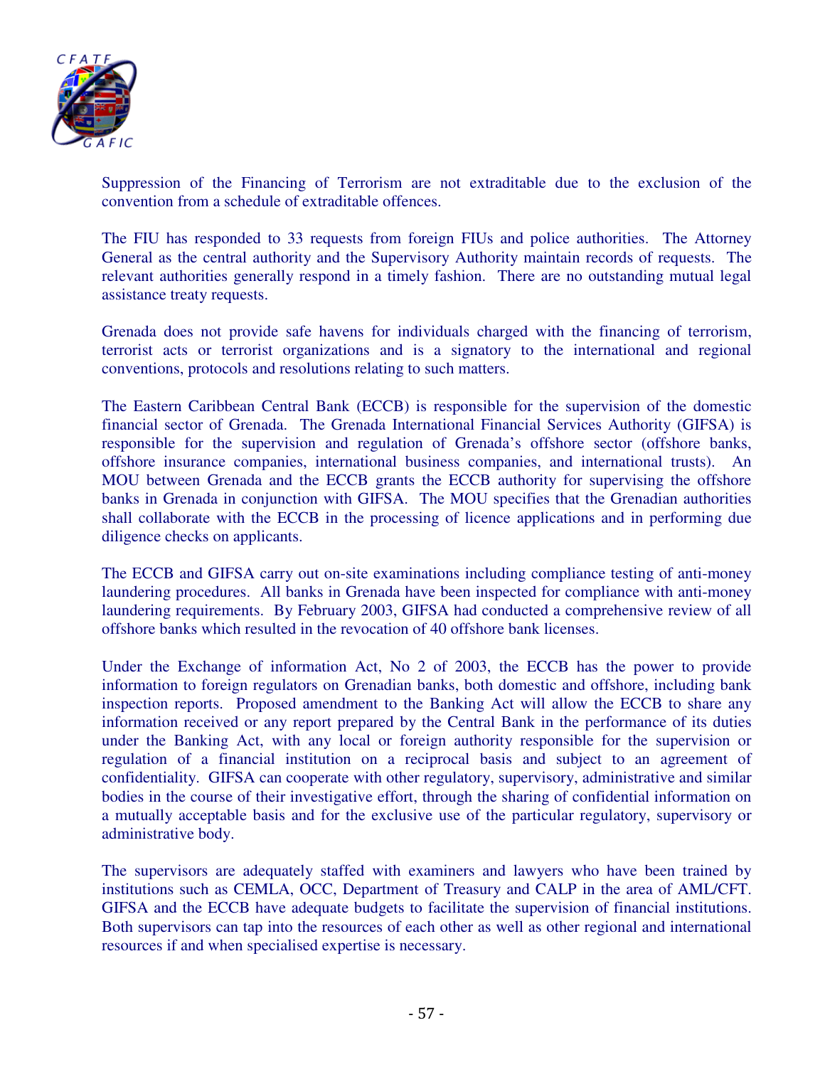Suppression of the Financing of Terrorism are not extraditable due to the exclusion of the convention from a schedule of extraditable offences.

The FIU has responded to 33 requests from foreign FIUs and police authorities. The Attorney General as the central authority and the Supervisory Authority maintain records of requests. The relevant authorities generally respond in a timely fashion. There are no outstanding mutual legal assistance treaty requests.

Grenada does not provide safe havens for individuals charged with the financing of terrorism, terrorist acts or terrorist organizations and is a signatory to the international and regional conventions, protocols and resolutions relating to such matters.

The Eastern Caribbean Central Bank (ECCB) is responsible for the supervision of the domestic financial sector of Grenada. The Grenada International Financial Services Authority (GIFSA) is responsible for the supervision and regulation of Grenada's offshore sector (offshore banks, offshore insurance companies, international business companies, and international trusts). An MOU between Grenada and the ECCB grants the ECCB authority for supervising the offshore banks in Grenada in conjunction with GIFSA. The MOU specifies that the Grenadian authorities shall collaborate with the ECCB in the processing of licence applications and in performing due diligence checks on applicants.

The ECCB and GIFSA carry out on-site examinations including compliance testing of anti-money laundering procedures. All banks in Grenada have been inspected for compliance with anti-money laundering requirements. By February 2003, GIFSA had conducted a comprehensive review of all offshore banks which resulted in the revocation of 40 offshore bank licenses.

Under the Exchange of information Act, No 2 of 2003, the ECCB has the power to provide information to foreign regulators on Grenadian banks, both domestic and offshore, including bank inspection reports. Proposed amendment to the Banking Act will allow the ECCB to share any information received or any report prepared by the Central Bank in the performance of its duties under the Banking Act, with any local or foreign authority responsible for the supervision or regulation of a financial institution on a reciprocal basis and subject to an agreement of confidentiality. GIFSA can cooperate with other regulatory, supervisory, administrative and similar bodies in the course of their investigative effort, through the sharing of confidential information on a mutually acceptable basis and for the exclusive use of the particular regulatory, supervisory or administrative body.

The supervisors are adequately staffed with examiners and lawyers who have been trained by institutions such as CEMLA, OCC, Department of Treasury and CALP in the area of AML/CFT. GIFSA and the ECCB have adequate budgets to facilitate the supervision of financial institutions. Both supervisors can tap into the resources of each other as well as other regional and international resources if and when specialised expertise is necessary.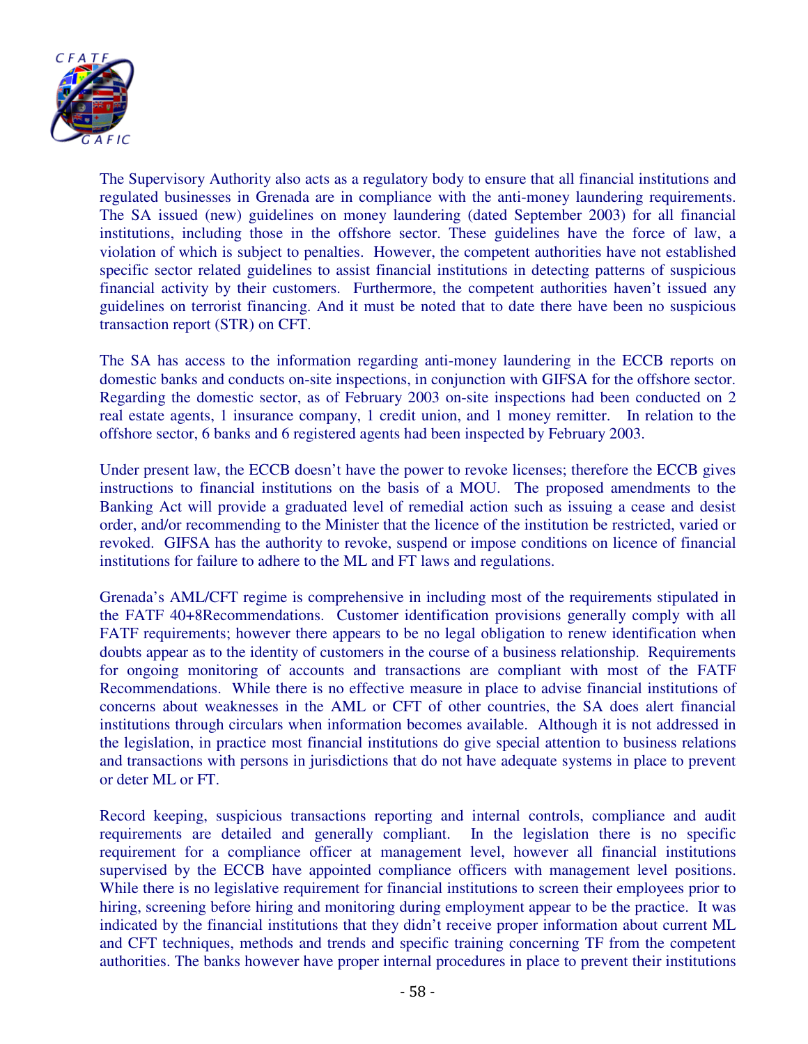The Supervisory Authority also acts as a regulatory body to ensure that all financial institutions and regulated businesses in Grenada are in compliance with the anti-money laundering requirements. The SA issued (new) guidelines on money laundering (dated September 2003) for all financial institutions, including those in the offshore sector. These guidelines have the force of law, a violation of which is subject to penalties. However, the competent authorities have not established specific sector related guidelines to assist financial institutions in detecting patterns of suspicious financial activity by their customers. Furthermore, the competent authorities haven't issued any guidelines on terrorist financing. And it must be noted that to date there have been no suspicious transaction report (STR) on CFT.

The SA has access to the information regarding anti-money laundering in the ECCB reports on domestic banks and conducts on-site inspections, in conjunction with GIFSA for the offshore sector. Regarding the domestic sector, as of February 2003 on-site inspections had been conducted on 2 real estate agents, 1 insurance company, 1 credit union, and 1 money remitter. In relation to the offshore sector, 6 banks and 6 registered agents had been inspected by February 2003.

Under present law, the ECCB doesn't have the power to revoke licenses; therefore the ECCB gives instructions to financial institutions on the basis of a MOU. The proposed amendments to the Banking Act will provide a graduated level of remedial action such as issuing a cease and desist order, and/or recommending to the Minister that the licence of the institution be restricted, varied or revoked. GIFSA has the authority to revoke, suspend or impose conditions on licence of financial institutions for failure to adhere to the ML and FT laws and regulations.

Grenada's AML/CFT regime is comprehensive in including most of the requirements stipulated in the FATF 40+8Recommendations. Customer identification provisions generally comply with all FATF requirements; however there appears to be no legal obligation to renew identification when doubts appear as to the identity of customers in the course of a business relationship. Requirements for ongoing monitoring of accounts and transactions are compliant with most of the FATF Recommendations. While there is no effective measure in place to advise financial institutions of concerns about weaknesses in the AML or CFT of other countries, the SA does alert financial institutions through circulars when information becomes available. Although it is not addressed in the legislation, in practice most financial institutions do give special attention to business relations and transactions with persons in jurisdictions that do not have adequate systems in place to prevent or deter ML or FT.

Record keeping, suspicious transactions reporting and internal controls, compliance and audit requirements are detailed and generally compliant. In the legislation there is no specific requirement for a compliance officer at management level, however all financial institutions supervised by the ECCB have appointed compliance officers with management level positions. While there is no legislative requirement for financial institutions to screen their employees prior to hiring, screening before hiring and monitoring during employment appear to be the practice. It was indicated by the financial institutions that they didn't receive proper information about current ML and CFT techniques, methods and trends and specific training concerning TF from the competent authorities. The banks however have proper internal procedures in place to prevent their institutions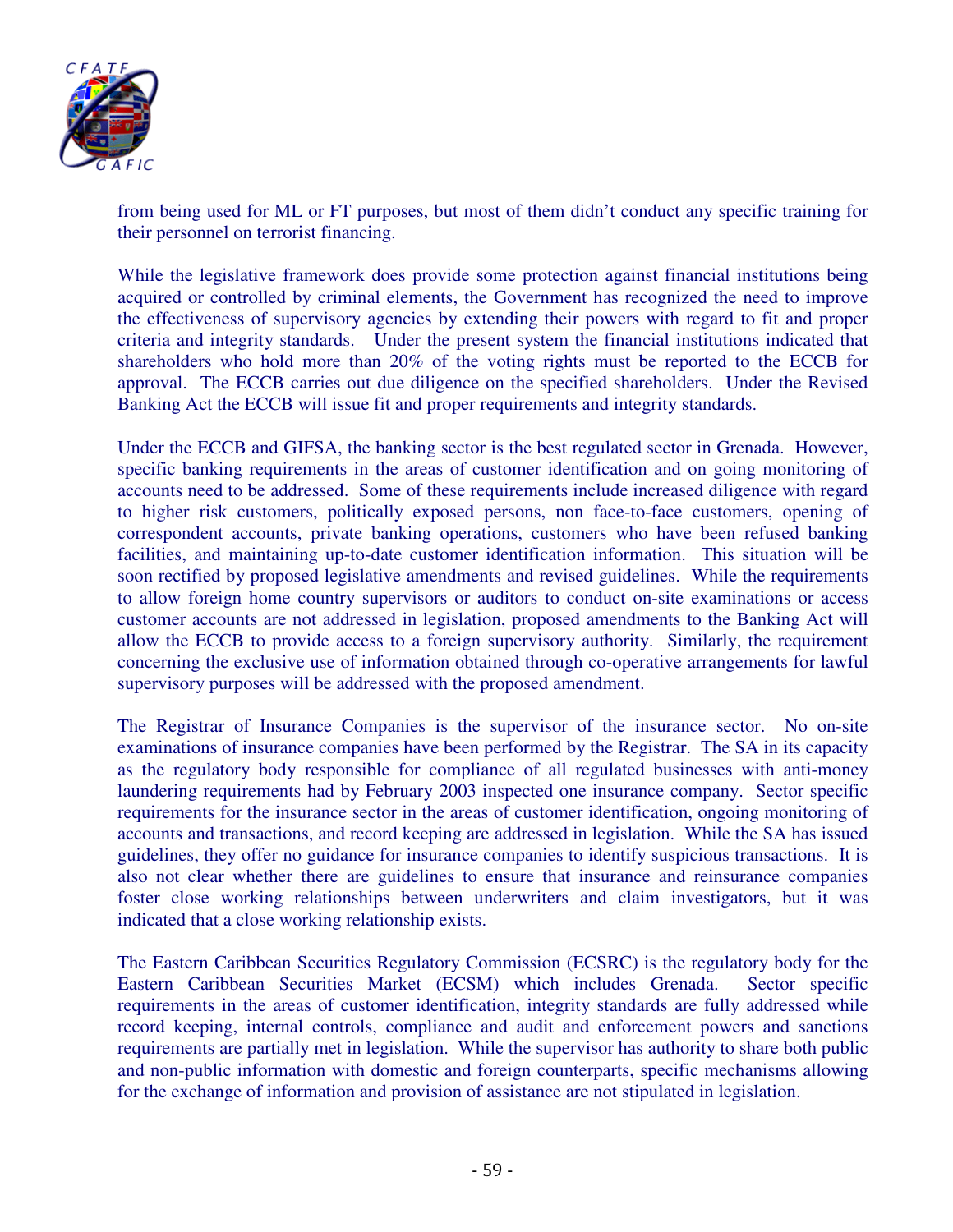from being used for ML or FT purposes, but most of them didn't conduct any specific training for their personnel on terrorist financing.

While the legislative framework does provide some protection against financial institutions being acquired or controlled by criminal elements, the Government has recognized the need to improve the effectiveness of supervisory agencies by extending their powers with regard to fit and proper criteria and integrity standards. Under the present system the financial institutions indicated that shareholders who hold more than 20% of the voting rights must be reported to the ECCB for approval. The ECCB carries out due diligence on the specified shareholders. Under the Revised Banking Act the ECCB will issue fit and proper requirements and integrity standards.

Under the ECCB and GIFSA, the banking sector is the best regulated sector in Grenada. However, specific banking requirements in the areas of customer identification and on going monitoring of accounts need to be addressed. Some of these requirements include increased diligence with regard to higher risk customers, politically exposed persons, non face-to-face customers, opening of correspondent accounts, private banking operations, customers who have been refused banking facilities, and maintaining up-to-date customer identification information. This situation will be soon rectified by proposed legislative amendments and revised guidelines. While the requirements to allow foreign home country supervisors or auditors to conduct on-site examinations or access customer accounts are not addressed in legislation, proposed amendments to the Banking Act will allow the ECCB to provide access to a foreign supervisory authority. Similarly, the requirement concerning the exclusive use of information obtained through co-operative arrangements for lawful supervisory purposes will be addressed with the proposed amendment.

The Registrar of Insurance Companies is the supervisor of the insurance sector. No on-site examinations of insurance companies have been performed by the Registrar. The SA in its capacity as the regulatory body responsible for compliance of all regulated businesses with anti-money laundering requirements had by February 2003 inspected one insurance company. Sector specific requirements for the insurance sector in the areas of customer identification, ongoing monitoring of accounts and transactions, and record keeping are addressed in legislation. While the SA has issued guidelines, they offer no guidance for insurance companies to identify suspicious transactions. It is also not clear whether there are guidelines to ensure that insurance and reinsurance companies foster close working relationships between underwriters and claim investigators, but it was indicated that a close working relationship exists.

The Eastern Caribbean Securities Regulatory Commission (ECSRC) is the regulatory body for the Eastern Caribbean Securities Market (ECSM) which includes Grenada. Sector specific requirements in the areas of customer identification, integrity standards are fully addressed while record keeping, internal controls, compliance and audit and enforcement powers and sanctions requirements are partially met in legislation. While the supervisor has authority to share both public and non-public information with domestic and foreign counterparts, specific mechanisms allowing for the exchange of information and provision of assistance are not stipulated in legislation.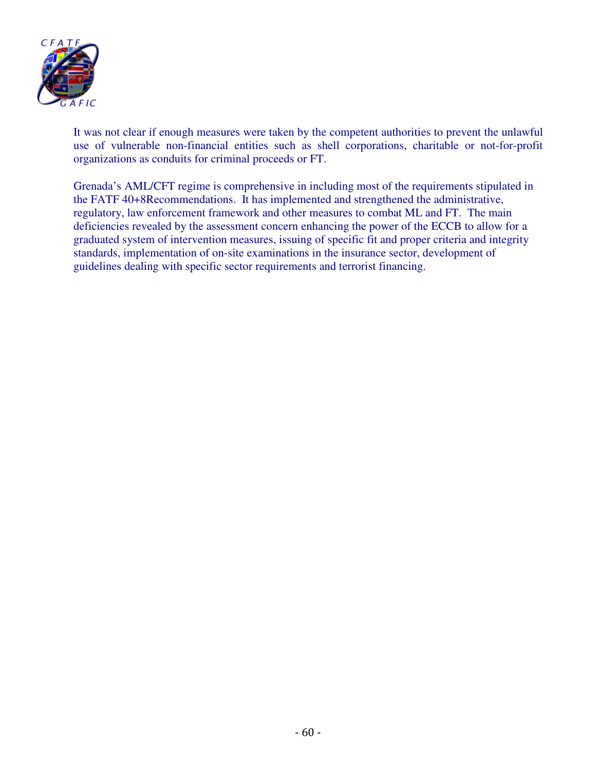It was not clear if enough measures were taken by the competent authorities to prevent the unlawful use of vulnerable non-financial entities such as shell corporations, charitable or not-for-profit organizations as conduits for criminal proceeds or FT.

Grenada's AML/CFT regime is comprehensive in including most of the requirements stipulated in the FATF 40+8Recommendations. It has implemented and strengthened the administrative, regulatory, law enforcement framework and other measures to combat ML and FT. The main deficiencies revealed by the assessment concern enhancing the power of the ECCB to allow for a graduated system of intervention measures, issuing of specific fit and proper criteria and integrity standards, implementation of on-site examinations in the insurance sector, development of guidelines dealing with specific sector requirements and terrorist financing.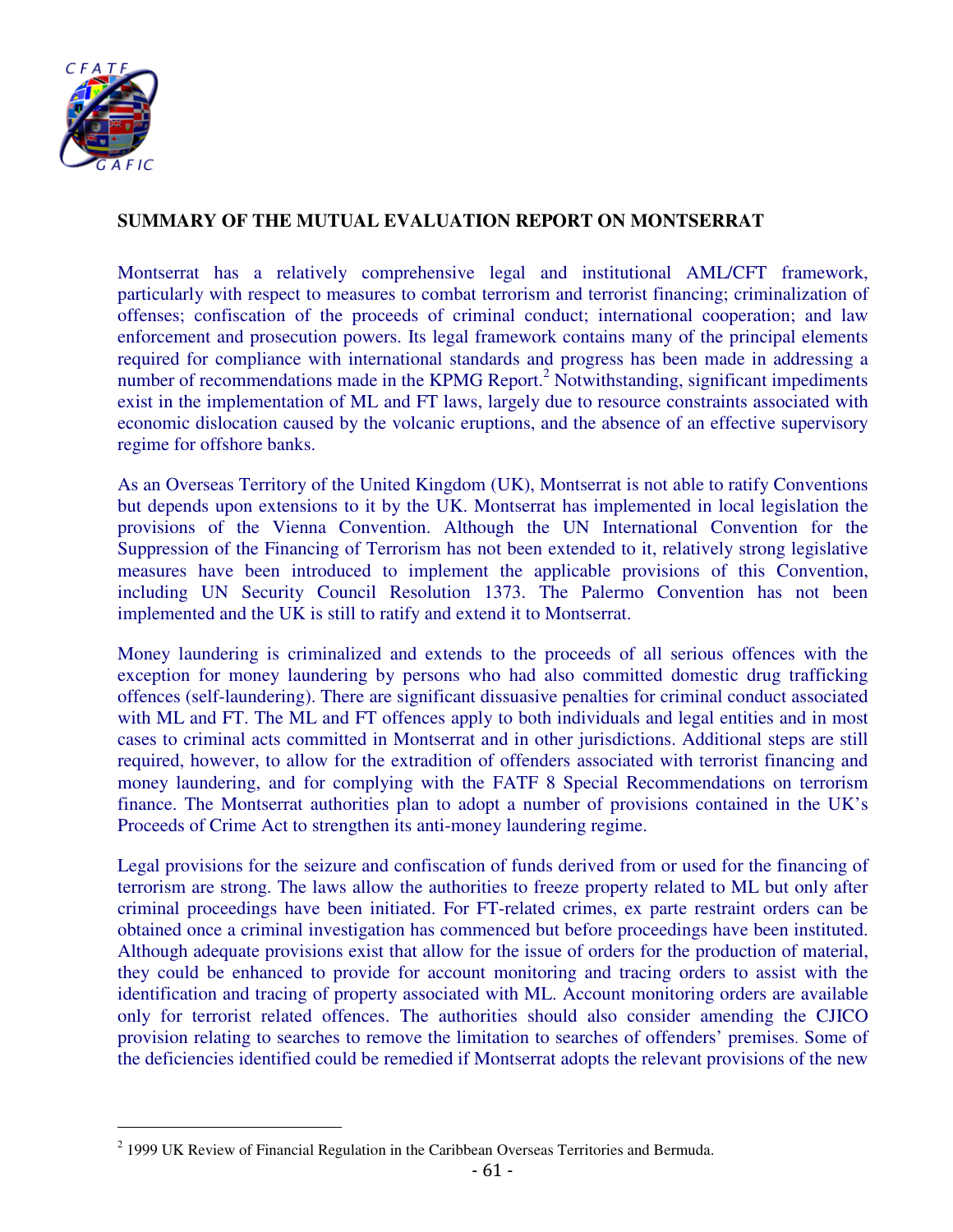**SUMMARY OF THE MUTUAL EVALUATION REPORT ON MONTSERRAT**

Montserrat has a relatively comprehensive legal and institutional AML/CFT framework, particularly with respect to measures to combat terrorism and terrorist financing; criminalization of offenses; confiscation of the proceeds of criminal conduct; international cooperation; and law enforcement and prosecution powers. Its legal framework contains many of the principal elements required for compliance with international standards and progress has been made in addressing a number of recommendations made in the KPMG Report.[2] Notwithstanding, significant impediments exist in the implementation of ML and FT laws, largely due to resource constraints associated with economic dislocation caused by the volcanic eruptions, and the absence of an effective supervisory regime for offshore banks.

As an Overseas Territory of the United Kingdom (UK), Montserrat is not able to ratify Conventions but depends upon extensions to it by the UK. Montserrat has implemented in local legislation the provisions of the Vienna Convention. Although the UN International Convention for the Suppression of the Financing of Terrorism has not been extended to it, relatively strong legislative measures have been introduced to implement the applicable provisions of this Convention, including UN Security Council Resolution 1373. The Palermo Convention has not been implemented and the UK is still to ratify and extend it to Montserrat.

Money laundering is criminalized and extends to the proceeds of all serious offences with the exception for money laundering by persons who had also committed domestic drug trafficking offences (self-laundering). There are significant dissuasive penalties for criminal conduct associated with ML and FT. The ML and FT offences apply to both individuals and legal entities and in most cases to criminal acts committed in Montserrat and in other jurisdictions. Additional steps are still required, however, to allow for the extradition of offenders associated with terrorist financing and money laundering, and for complying with the FATF 8 Special Recommendations on terrorism finance. The Montserrat authorities plan to adopt a number of provisions contained in the UK's Proceeds of Crime Act to strengthen its anti-money laundering regime.

Legal provisions for the seizure and confiscation of funds derived from or used for the financing of terrorism are strong. The laws allow the authorities to freeze property related to ML but only after criminal proceedings have been initiated. For FT-related crimes, ex parte restraint orders can be obtained once a criminal investigation has commenced but before proceedings have been instituted. Although adequate provisions exist that allow for the issue of orders for the production of material, they could be enhanced to provide for account monitoring and tracing orders to assist with the identification and tracing of property associated with ML. Account monitoring orders are available only for terrorist related offences. The authorities should also consider amending the CJICO provision relating to searches to remove the limitation to searches of offenders' premises. Some of the deficiencies identified could be remedied if Montserrat adopts the relevant provisions of the new

[2] 1999 UK Review of Financial Regulation in the Caribbean Overseas Territories and Bermuda.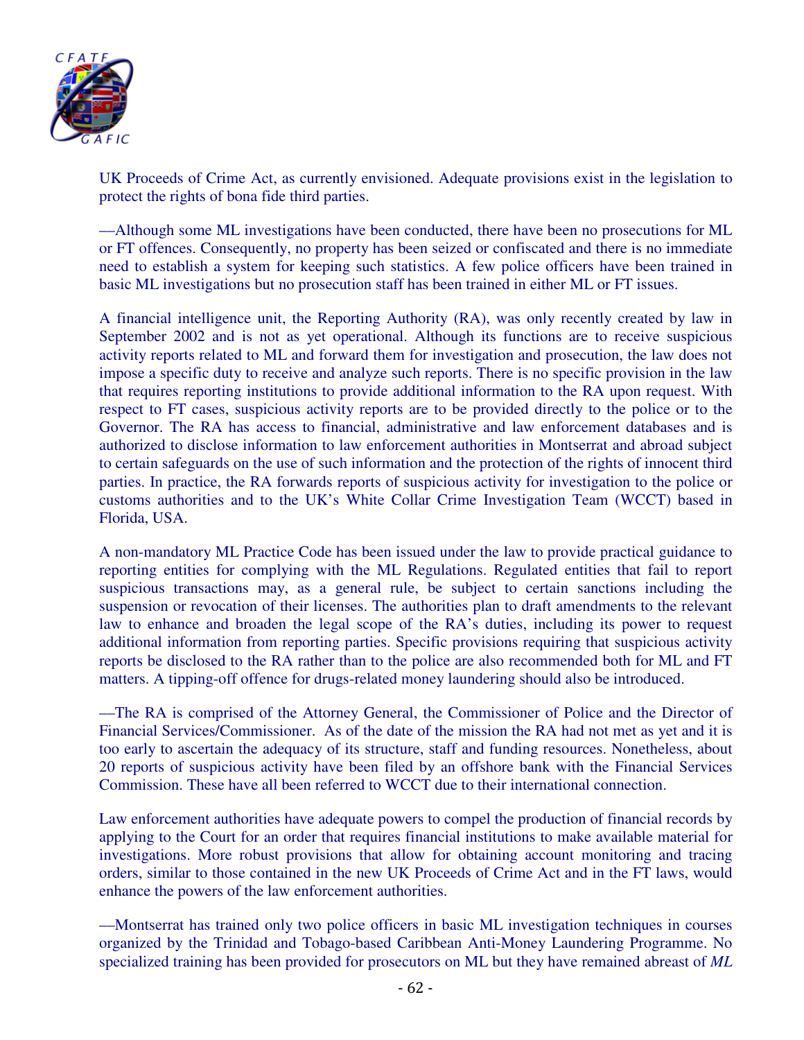UK Proceeds of Crime Act, as currently envisioned. Adequate provisions exist in the legislation to protect the rights of bona fide third parties.

—Although some ML investigations have been conducted, there have been no prosecutions for ML or FT offences. Consequently, no property has been seized or confiscated and there is no immediate need to establish a system for keeping such statistics. A few police officers have been trained in basic ML investigations but no prosecution staff has been trained in either ML or FT issues.

A financial intelligence unit, the Reporting Authority (RA), was only recently created by law in September 2002 and is not as yet operational. Although its functions are to receive suspicious activity reports related to ML and forward them for investigation and prosecution, the law does not impose a specific duty to receive and analyze such reports. There is no specific provision in the law that requires reporting institutions to provide additional information to the RA upon request. With respect to FT cases, suspicious activity reports are to be provided directly to the police or to the Governor. The RA has access to financial, administrative and law enforcement databases and is authorized to disclose information to law enforcement authorities in Montserrat and abroad subject to certain safeguards on the use of such information and the protection of the rights of innocent third parties. In practice, the RA forwards reports of suspicious activity for investigation to the police or customs authorities and to the UK's White Collar Crime Investigation Team (WCCT) based in Florida, USA.

A non-mandatory ML Practice Code has been issued under the law to provide practical guidance to reporting entities for complying with the ML Regulations. Regulated entities that fail to report suspicious transactions may, as a general rule, be subject to certain sanctions including the suspension or revocation of their licenses. The authorities plan to draft amendments to the relevant law to enhance and broaden the legal scope of the RA's duties, including its power to request additional information from reporting parties. Specific provisions requiring that suspicious activity reports be disclosed to the RA rather than to the police are also recommended both for ML and FT matters. A tipping-off offence for drugs-related money laundering should also be introduced.

—The RA is comprised of the Attorney General, the Commissioner of Police and the Director of Financial Services/Commissioner. As of the date of the mission the RA had not met as yet and it is too early to ascertain the adequacy of its structure, staff and funding resources. Nonetheless, about 20 reports of suspicious activity have been filed by an offshore bank with the Financial Services Commission. These have all been referred to WCCT due to their international connection.

Law enforcement authorities have adequate powers to compel the production of financial records by applying to the Court for an order that requires financial institutions to make available material for investigations. More robust provisions that allow for obtaining account monitoring and tracing orders, similar to those contained in the new UK Proceeds of Crime Act and in the FT laws, would enhance the powers of the law enforcement authorities.

—Montserrat has trained only two police officers in basic ML investigation techniques in courses organized by the Trinidad and Tobago-based Caribbean Anti-Money Laundering Programme. No specialized training has been provided for prosecutors on ML but they have remained abreast of *ML*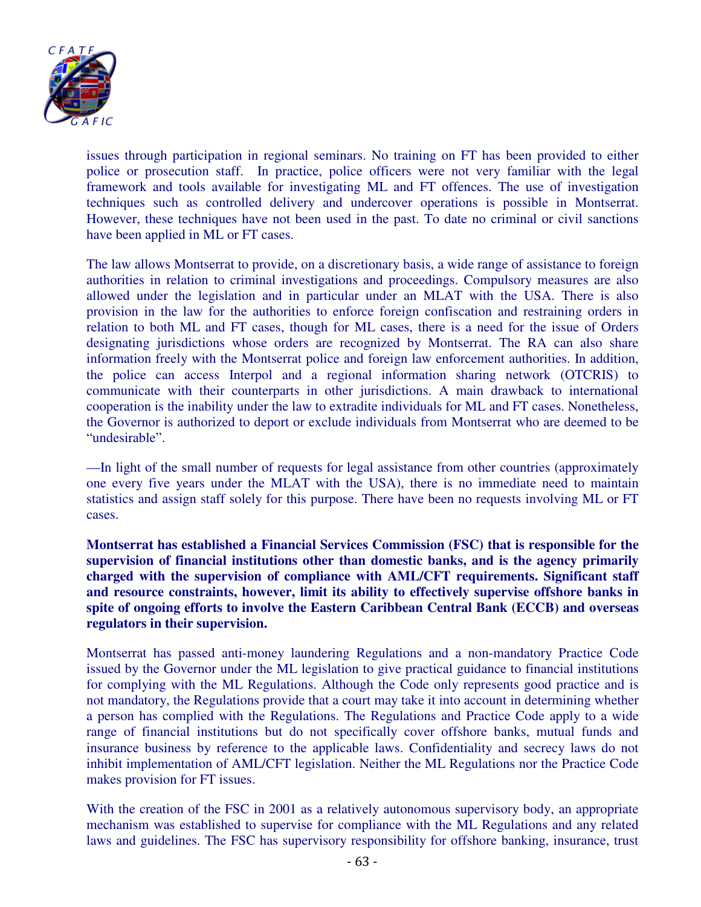issues through participation in regional seminars. No training on FT has been provided to either police or prosecution staff. In practice, police officers were not very familiar with the legal framework and tools available for investigating ML and FT offences. The use of investigation techniques such as controlled delivery and undercover operations is possible in Montserrat. However, these techniques have not been used in the past. To date no criminal or civil sanctions have been applied in ML or FT cases.

The law allows Montserrat to provide, on a discretionary basis, a wide range of assistance to foreign authorities in relation to criminal investigations and proceedings. Compulsory measures are also allowed under the legislation and in particular under an MLAT with the USA. There is also provision in the law for the authorities to enforce foreign confiscation and restraining orders in relation to both ML and FT cases, though for ML cases, there is a need for the issue of Orders designating jurisdictions whose orders are recognized by Montserrat. The RA can also share information freely with the Montserrat police and foreign law enforcement authorities. In addition, the police can access Interpol and a regional information sharing network (OTCRIS) to communicate with their counterparts in other jurisdictions. A main drawback to international cooperation is the inability under the law to extradite individuals for ML and FT cases. Nonetheless, the Governor is authorized to deport or exclude individuals from Montserrat who are deemed to be "undesirable".

—In light of the small number of requests for legal assistance from other countries (approximately one every five years under the MLAT with the USA), there is no immediate need to maintain statistics and assign staff solely for this purpose. There have been no requests involving ML or FT cases.

**Montserrat has established a Financial Services Commission (FSC) that is responsible for the supervision of financial institutions other than domestic banks, and is the agency primarily charged with the supervision of compliance with AML/CFT requirements. Significant staff and resource constraints, however, limit its ability to effectively supervise offshore banks in spite of ongoing efforts to involve the Eastern Caribbean Central Bank (ECCB) and overseas regulators in their supervision.**

Montserrat has passed anti-money laundering Regulations and a non-mandatory Practice Code issued by the Governor under the ML legislation to give practical guidance to financial institutions for complying with the ML Regulations. Although the Code only represents good practice and is not mandatory, the Regulations provide that a court may take it into account in determining whether a person has complied with the Regulations. The Regulations and Practice Code apply to a wide range of financial institutions but do not specifically cover offshore banks, mutual funds and insurance business by reference to the applicable laws. Confidentiality and secrecy laws do not inhibit implementation of AML/CFT legislation. Neither the ML Regulations nor the Practice Code makes provision for FT issues.

With the creation of the FSC in 2001 as a relatively autonomous supervisory body, an appropriate mechanism was established to supervise for compliance with the ML Regulations and any related laws and guidelines. The FSC has supervisory responsibility for offshore banking, insurance, trust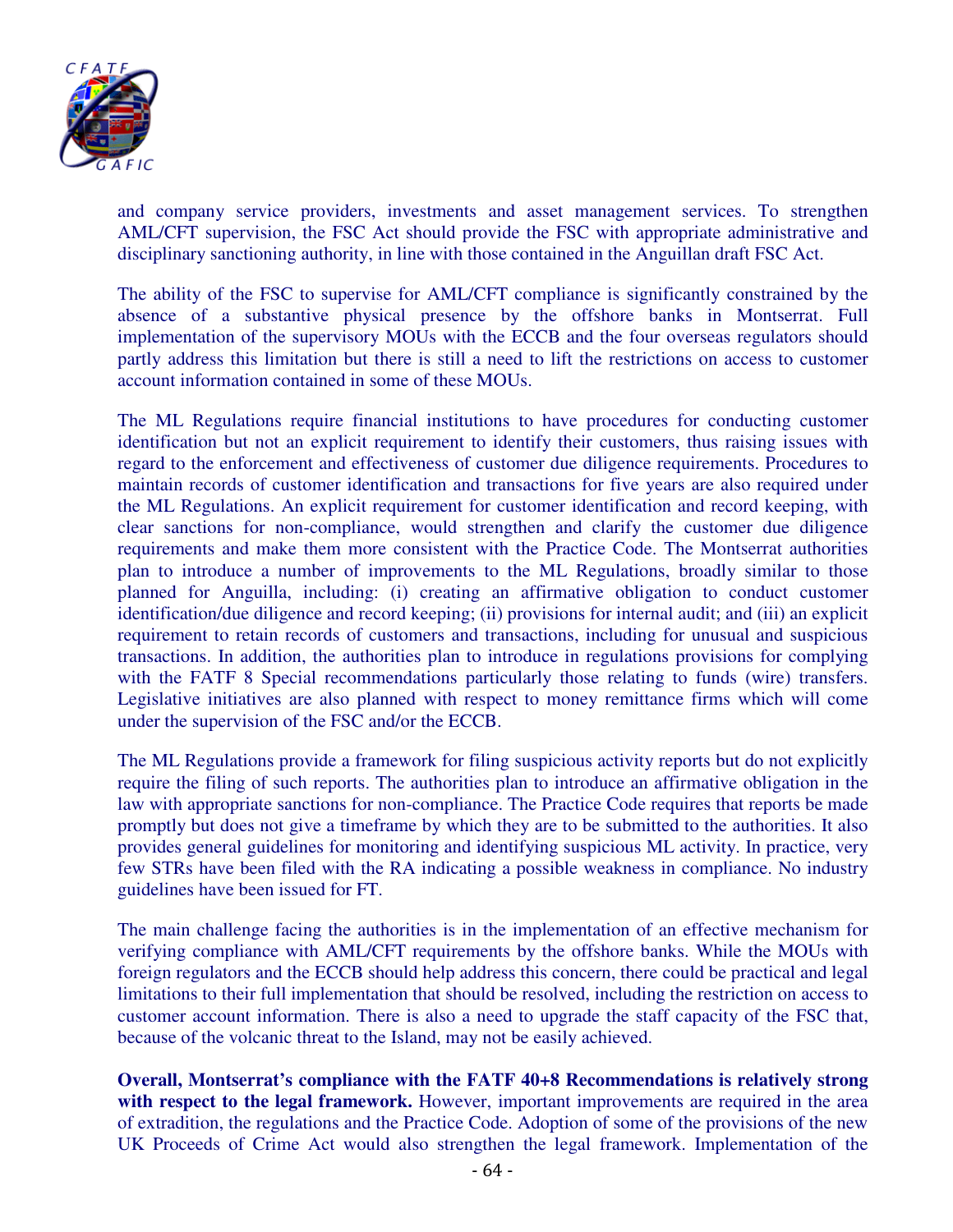and company service providers, investments and asset management services. To strengthen AML/CFT supervision, the FSC Act should provide the FSC with appropriate administrative and disciplinary sanctioning authority, in line with those contained in the Anguillan draft FSC Act.

The ability of the FSC to supervise for AML/CFT compliance is significantly constrained by the absence of a substantive physical presence by the offshore banks in Montserrat. Full implementation of the supervisory MOUs with the ECCB and the four overseas regulators should partly address this limitation but there is still a need to lift the restrictions on access to customer account information contained in some of these MOUs.

The ML Regulations require financial institutions to have procedures for conducting customer identification but not an explicit requirement to identify their customers, thus raising issues with regard to the enforcement and effectiveness of customer due diligence requirements. Procedures to maintain records of customer identification and transactions for five years are also required under the ML Regulations. An explicit requirement for customer identification and record keeping, with clear sanctions for non-compliance, would strengthen and clarify the customer due diligence requirements and make them more consistent with the Practice Code. The Montserrat authorities plan to introduce a number of improvements to the ML Regulations, broadly similar to those planned for Anguilla, including: (i) creating an affirmative obligation to conduct customer identification/due diligence and record keeping; (ii) provisions for internal audit; and (iii) an explicit requirement to retain records of customers and transactions, including for unusual and suspicious transactions. In addition, the authorities plan to introduce in regulations provisions for complying with the FATF 8 Special recommendations particularly those relating to funds (wire) transfers. Legislative initiatives are also planned with respect to money remittance firms which will come under the supervision of the FSC and/or the ECCB.

The ML Regulations provide a framework for filing suspicious activity reports but do not explicitly require the filing of such reports. The authorities plan to introduce an affirmative obligation in the law with appropriate sanctions for non-compliance. The Practice Code requires that reports be made promptly but does not give a timeframe by which they are to be submitted to the authorities. It also provides general guidelines for monitoring and identifying suspicious ML activity. In practice, very few STRs have been filed with the RA indicating a possible weakness in compliance. No industry guidelines have been issued for FT.

The main challenge facing the authorities is in the implementation of an effective mechanism for verifying compliance with AML/CFT requirements by the offshore banks. While the MOUs with foreign regulators and the ECCB should help address this concern, there could be practical and legal limitations to their full implementation that should be resolved, including the restriction on access to customer account information. There is also a need to upgrade the staff capacity of the FSC that, because of the volcanic threat to the Island, may not be easily achieved.

**Overall, Montserrat's compliance with the FATF 40+8 Recommendations is relatively strong with respect to the legal framework.** However, important improvements are required in the area of extradition, the regulations and the Practice Code. Adoption of some of the provisions of the new UK Proceeds of Crime Act would also strengthen the legal framework. Implementation of the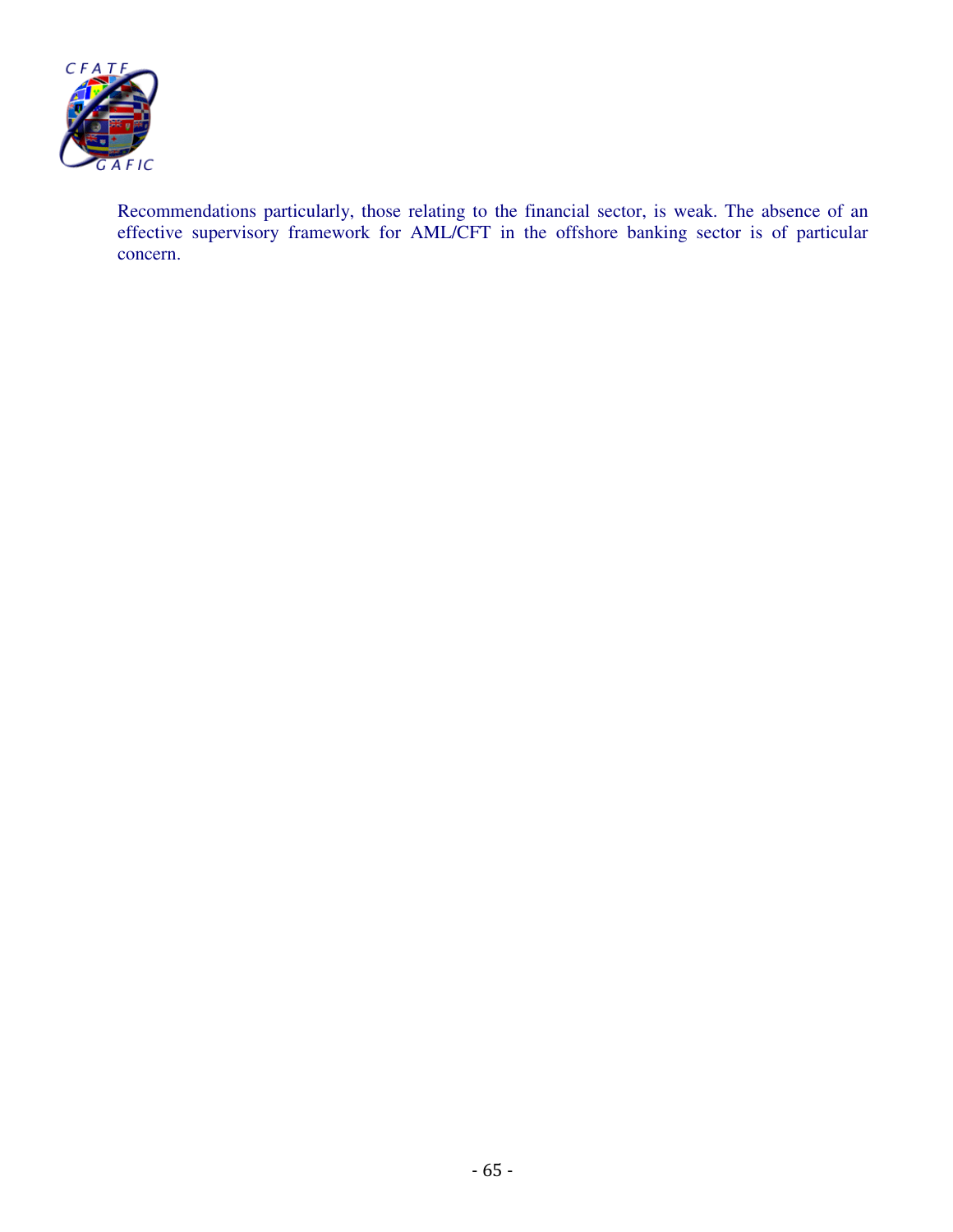Recommendations particularly, those relating to the financial sector, is weak. The absence of an effective supervisory framework for AML/CFT in the offshore banking sector is of particular concern.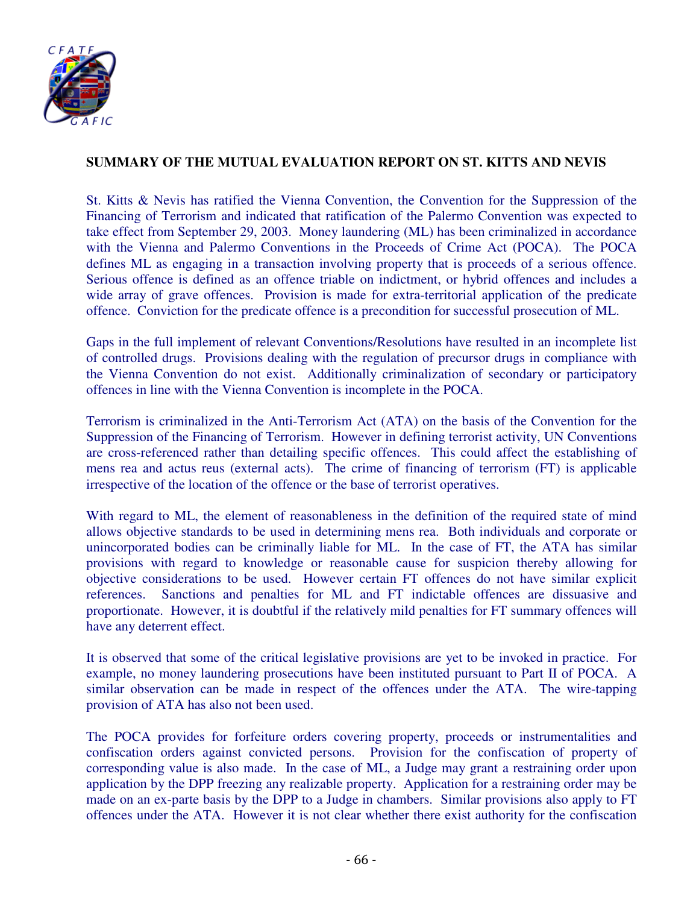## SUMMARY OF THE MUTUAL EVALUATION REPORT ON ST. KITTS AND NEVIS

St. Kitts & Nevis has ratified the Vienna Convention, the Convention for the Suppression of the Financing of Terrorism and indicated that ratification of the Palermo Convention was expected to take effect from September 29, 2003. Money laundering (ML) has been criminalized in accordance with the Vienna and Palermo Conventions in the Proceeds of Crime Act (POCA). The POCA defines ML as engaging in a transaction involving property that is proceeds of a serious offence. Serious offence is defined as an offence triable on indictment, or hybrid offences and includes a wide array of grave offences. Provision is made for extra-territorial application of the predicate offence. Conviction for the predicate offence is a precondition for successful prosecution of ML.

Gaps in the full implement of relevant Conventions/Resolutions have resulted in an incomplete list of controlled drugs. Provisions dealing with the regulation of precursor drugs in compliance with the Vienna Convention do not exist. Additionally criminalization of secondary or participatory offences in line with the Vienna Convention is incomplete in the POCA.

Terrorism is criminalized in the Anti-Terrorism Act (ATA) on the basis of the Convention for the Suppression of the Financing of Terrorism. However in defining terrorist activity, UN Conventions are cross-referenced rather than detailing specific offences. This could affect the establishing of mens rea and actus reus (external acts). The crime of financing of terrorism (FT) is applicable irrespective of the location of the offence or the base of terrorist operatives.

With regard to ML, the element of reasonableness in the definition of the required state of mind allows objective standards to be used in determining mens rea. Both individuals and corporate or unincorporated bodies can be criminally liable for ML. In the case of FT, the ATA has similar provisions with regard to knowledge or reasonable cause for suspicion thereby allowing for objective considerations to be used. However certain FT offences do not have similar explicit references. Sanctions and penalties for ML and FT indictable offences are dissuasive and proportionate. However, it is doubtful if the relatively mild penalties for FT summary offences will have any deterrent effect.

It is observed that some of the critical legislative provisions are yet to be invoked in practice. For example, no money laundering prosecutions have been instituted pursuant to Part II of POCA. A similar observation can be made in respect of the offences under the ATA. The wire-tapping provision of ATA has also not been used.

The POCA provides for forfeiture orders covering property, proceeds or instrumentalities and confiscation orders against convicted persons. Provision for the confiscation of property of corresponding value is also made. In the case of ML, a Judge may grant a restraining order upon application by the DPP freezing any realizable property. Application for a restraining order may be made on an ex-parte basis by the DPP to a Judge in chambers. Similar provisions also apply to FT offences under the ATA. However it is not clear whether there exist authority for the confiscation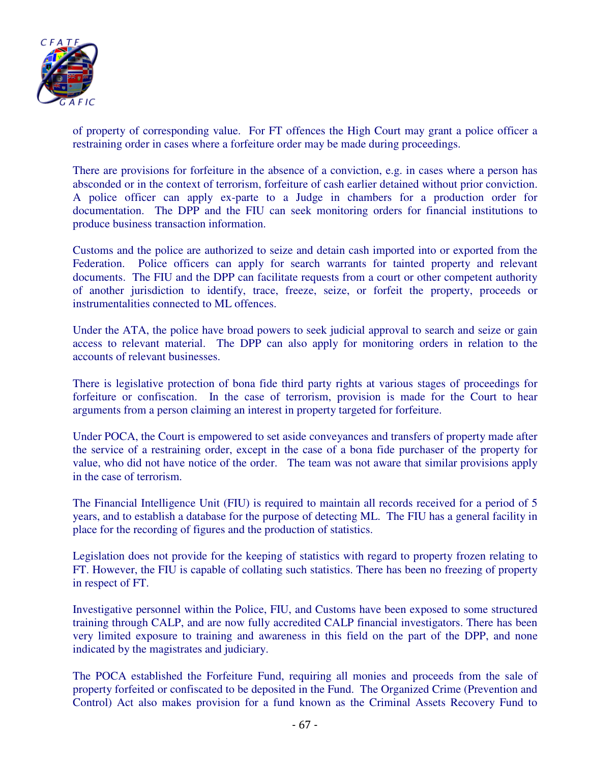of property of corresponding value. For FT offences the High Court may grant a police officer a restraining order in cases where a forfeiture order may be made during proceedings.

There are provisions for forfeiture in the absence of a conviction, e.g. in cases where a person has absconded or in the context of terrorism, forfeiture of cash earlier detained without prior conviction. A police officer can apply ex-parte to a Judge in chambers for a production order for documentation. The DPP and the FIU can seek monitoring orders for financial institutions to produce business transaction information.

Customs and the police are authorized to seize and detain cash imported into or exported from the Federation. Police officers can apply for search warrants for tainted property and relevant documents. The FIU and the DPP can facilitate requests from a court or other competent authority of another jurisdiction to identify, trace, freeze, seize, or forfeit the property, proceeds or instrumentalities connected to ML offences.

Under the ATA, the police have broad powers to seek judicial approval to search and seize or gain access to relevant material. The DPP can also apply for monitoring orders in relation to the accounts of relevant businesses.

There is legislative protection of bona fide third party rights at various stages of proceedings for forfeiture or confiscation. In the case of terrorism, provision is made for the Court to hear arguments from a person claiming an interest in property targeted for forfeiture.

Under POCA, the Court is empowered to set aside conveyances and transfers of property made after the service of a restraining order, except in the case of a bona fide purchaser of the property for value, who did not have notice of the order. The team was not aware that similar provisions apply in the case of terrorism.

The Financial Intelligence Unit (FIU) is required to maintain all records received for a period of 5 years, and to establish a database for the purpose of detecting ML. The FIU has a general facility in place for the recording of figures and the production of statistics.

Legislation does not provide for the keeping of statistics with regard to property frozen relating to FT. However, the FIU is capable of collating such statistics. There has been no freezing of property in respect of FT.

Investigative personnel within the Police, FIU, and Customs have been exposed to some structured training through CALP, and are now fully accredited CALP financial investigators. There has been very limited exposure to training and awareness in this field on the part of the DPP, and none indicated by the magistrates and judiciary.

The POCA established the Forfeiture Fund, requiring all monies and proceeds from the sale of property forfeited or confiscated to be deposited in the Fund. The Organized Crime (Prevention and Control) Act also makes provision for a fund known as the Criminal Assets Recovery Fund to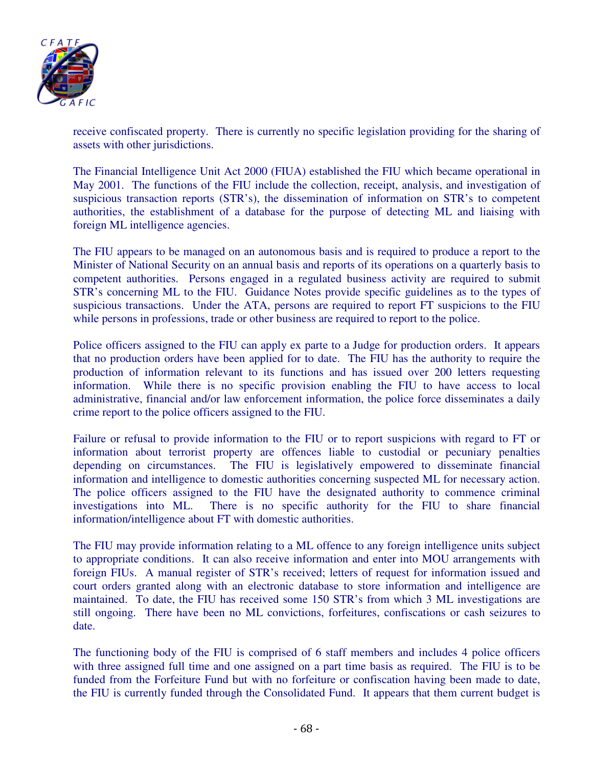receive confiscated property. There is currently no specific legislation providing for the sharing of assets with other jurisdictions.

The Financial Intelligence Unit Act 2000 (FIUA) established the FIU which became operational in May 2001. The functions of the FIU include the collection, receipt, analysis, and investigation of suspicious transaction reports (STR's), the dissemination of information on STR's to competent authorities, the establishment of a database for the purpose of detecting ML and liaising with foreign ML intelligence agencies.

The FIU appears to be managed on an autonomous basis and is required to produce a report to the Minister of National Security on an annual basis and reports of its operations on a quarterly basis to competent authorities. Persons engaged in a regulated business activity are required to submit STR's concerning ML to the FIU. Guidance Notes provide specific guidelines as to the types of suspicious transactions. Under the ATA, persons are required to report FT suspicions to the FIU while persons in professions, trade or other business are required to report to the police.

Police officers assigned to the FIU can apply ex parte to a Judge for production orders. It appears that no production orders have been applied for to date. The FIU has the authority to require the production of information relevant to its functions and has issued over 200 letters requesting information. While there is no specific provision enabling the FIU to have access to local administrative, financial and/or law enforcement information, the police force disseminates a daily crime report to the police officers assigned to the FIU.

Failure or refusal to provide information to the FIU or to report suspicions with regard to FT or information about terrorist property are offences liable to custodial or pecuniary penalties depending on circumstances. The FIU is legislatively empowered to disseminate financial information and intelligence to domestic authorities concerning suspected ML for necessary action. The police officers assigned to the FIU have the designated authority to commence criminal investigations into ML. There is no specific authority for the FIU to share financial information/intelligence about FT with domestic authorities.

The FIU may provide information relating to a ML offence to any foreign intelligence units subject to appropriate conditions. It can also receive information and enter into MOU arrangements with foreign FIUs. A manual register of STR's received; letters of request for information issued and court orders granted along with an electronic database to store information and intelligence are maintained. To date, the FIU has received some 150 STR's from which 3 ML investigations are still ongoing. There have been no ML convictions, forfeitures, confiscations or cash seizures to date.

The functioning body of the FIU is comprised of 6 staff members and includes 4 police officers with three assigned full time and one assigned on a part time basis as required. The FIU is to be funded from the Forfeiture Fund but with no forfeiture or confiscation having been made to date, the FIU is currently funded through the Consolidated Fund. It appears that them current budget is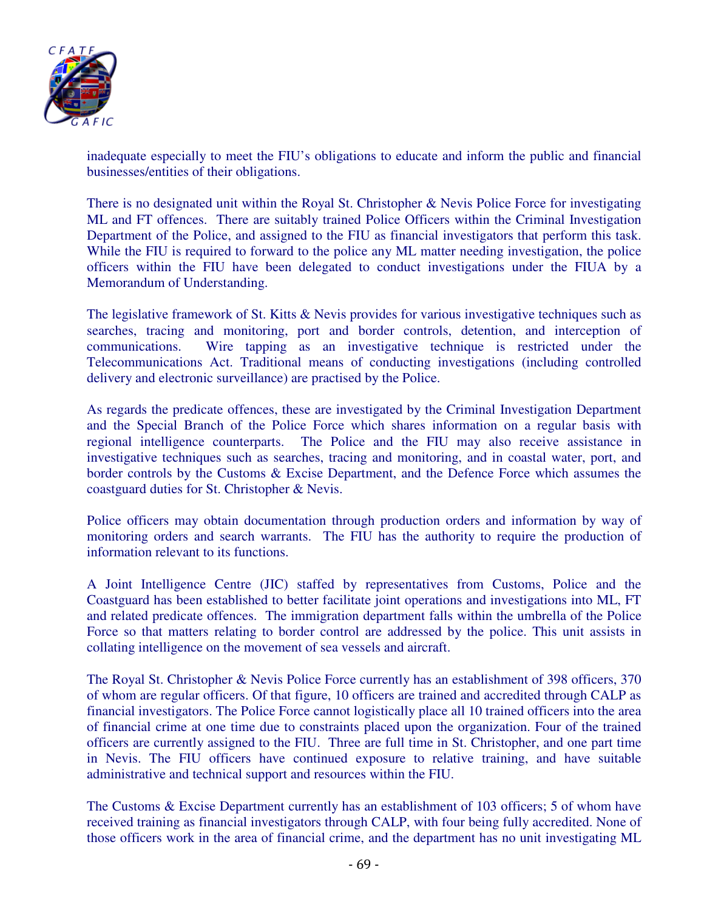inadequate especially to meet the FIU's obligations to educate and inform the public and financial businesses/entities of their obligations.

There is no designated unit within the Royal St. Christopher & Nevis Police Force for investigating ML and FT offences. There are suitably trained Police Officers within the Criminal Investigation Department of the Police, and assigned to the FIU as financial investigators that perform this task. While the FIU is required to forward to the police any ML matter needing investigation, the police officers within the FIU have been delegated to conduct investigations under the FIUA by a Memorandum of Understanding.

The legislative framework of St. Kitts & Nevis provides for various investigative techniques such as searches, tracing and monitoring, port and border controls, detention, and interception of communications. Wire tapping as an investigative technique is restricted under the Telecommunications Act. Traditional means of conducting investigations (including controlled delivery and electronic surveillance) are practised by the Police.

As regards the predicate offences, these are investigated by the Criminal Investigation Department and the Special Branch of the Police Force which shares information on a regular basis with regional intelligence counterparts. The Police and the FIU may also receive assistance in investigative techniques such as searches, tracing and monitoring, and in coastal water, port, and border controls by the Customs & Excise Department, and the Defence Force which assumes the coastguard duties for St. Christopher & Nevis.

Police officers may obtain documentation through production orders and information by way of monitoring orders and search warrants. The FIU has the authority to require the production of information relevant to its functions.

A Joint Intelligence Centre (JIC) staffed by representatives from Customs, Police and the Coastguard has been established to better facilitate joint operations and investigations into ML, FT and related predicate offences. The immigration department falls within the umbrella of the Police Force so that matters relating to border control are addressed by the police. This unit assists in collating intelligence on the movement of sea vessels and aircraft.

The Royal St. Christopher & Nevis Police Force currently has an establishment of 398 officers, 370 of whom are regular officers. Of that figure, 10 officers are trained and accredited through CALP as financial investigators. The Police Force cannot logistically place all 10 trained officers into the area of financial crime at one time due to constraints placed upon the organization. Four of the trained officers are currently assigned to the FIU. Three are full time in St. Christopher, and one part time in Nevis. The FIU officers have continued exposure to relative training, and have suitable administrative and technical support and resources within the FIU.

The Customs & Excise Department currently has an establishment of 103 officers; 5 of whom have received training as financial investigators through CALP, with four being fully accredited. None of those officers work in the area of financial crime, and the department has no unit investigating ML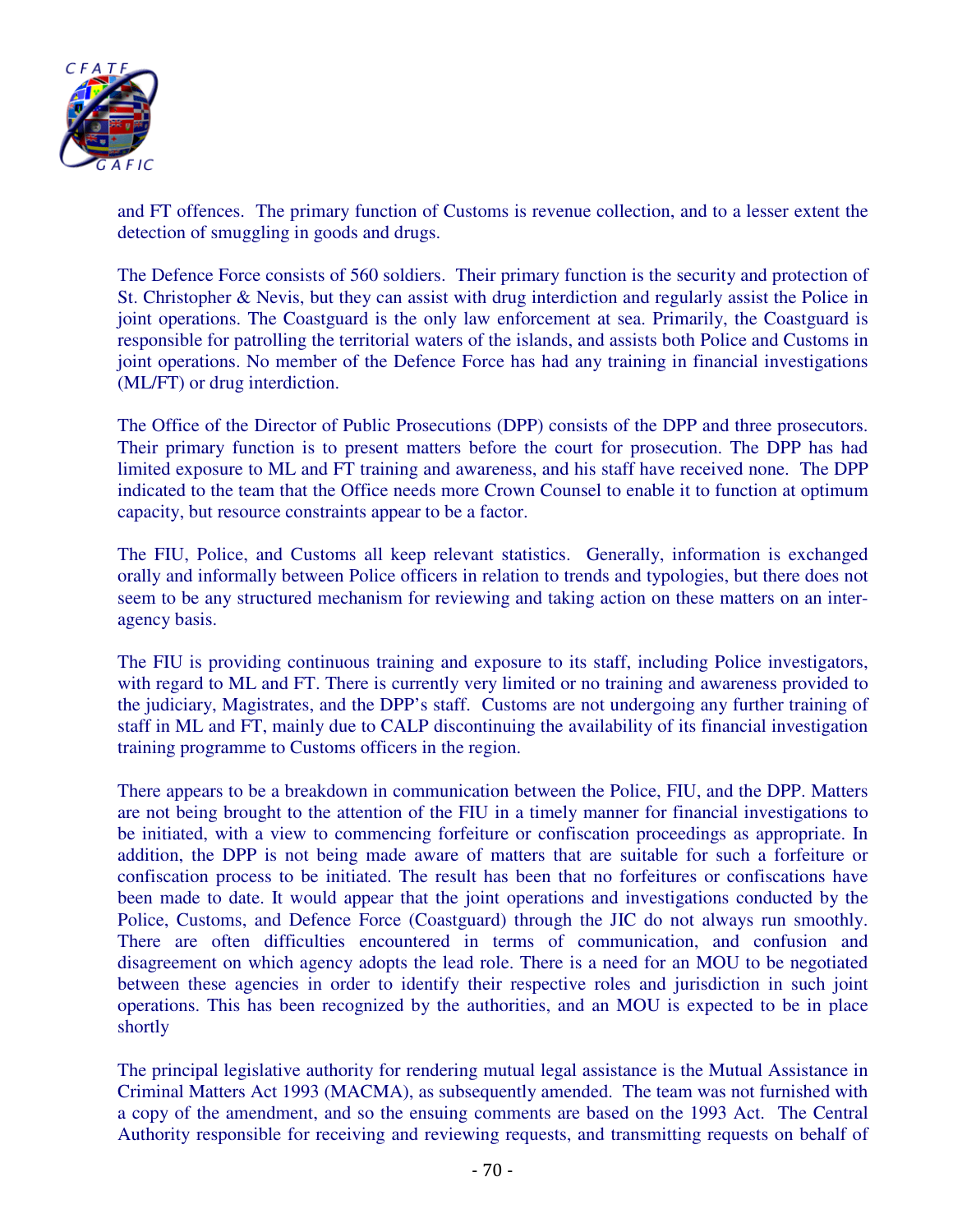and FT offences. The primary function of Customs is revenue collection, and to a lesser extent the detection of smuggling in goods and drugs.

The Defence Force consists of 560 soldiers. Their primary function is the security and protection of St. Christopher & Nevis, but they can assist with drug interdiction and regularly assist the Police in joint operations. The Coastguard is the only law enforcement at sea. Primarily, the Coastguard is responsible for patrolling the territorial waters of the islands, and assists both Police and Customs in joint operations. No member of the Defence Force has had any training in financial investigations (ML/FT) or drug interdiction.

The Office of the Director of Public Prosecutions (DPP) consists of the DPP and three prosecutors. Their primary function is to present matters before the court for prosecution. The DPP has had limited exposure to ML and FT training and awareness, and his staff have received none. The DPP indicated to the team that the Office needs more Crown Counsel to enable it to function at optimum capacity, but resource constraints appear to be a factor.

The FIU, Police, and Customs all keep relevant statistics. Generally, information is exchanged orally and informally between Police officers in relation to trends and typologies, but there does not seem to be any structured mechanism for reviewing and taking action on these matters on an inter-agency basis.

The FIU is providing continuous training and exposure to its staff, including Police investigators, with regard to ML and FT. There is currently very limited or no training and awareness provided to the judiciary, Magistrates, and the DPP's staff. Customs are not undergoing any further training of staff in ML and FT, mainly due to CALP discontinuing the availability of its financial investigation training programme to Customs officers in the region.

There appears to be a breakdown in communication between the Police, FIU, and the DPP. Matters are not being brought to the attention of the FIU in a timely manner for financial investigations to be initiated, with a view to commencing forfeiture or confiscation proceedings as appropriate. In addition, the DPP is not being made aware of matters that are suitable for such a forfeiture or confiscation process to be initiated. The result has been that no forfeitures or confiscations have been made to date. It would appear that the joint operations and investigations conducted by the Police, Customs, and Defence Force (Coastguard) through the JIC do not always run smoothly. There are often difficulties encountered in terms of communication, and confusion and disagreement on which agency adopts the lead role. There is a need for an MOU to be negotiated between these agencies in order to identify their respective roles and jurisdiction in such joint operations. This has been recognized by the authorities, and an MOU is expected to be in place shortly

The principal legislative authority for rendering mutual legal assistance is the Mutual Assistance in Criminal Matters Act 1993 (MACMA), as subsequently amended. The team was not furnished with a copy of the amendment, and so the ensuing comments are based on the 1993 Act. The Central Authority responsible for receiving and reviewing requests, and transmitting requests on behalf of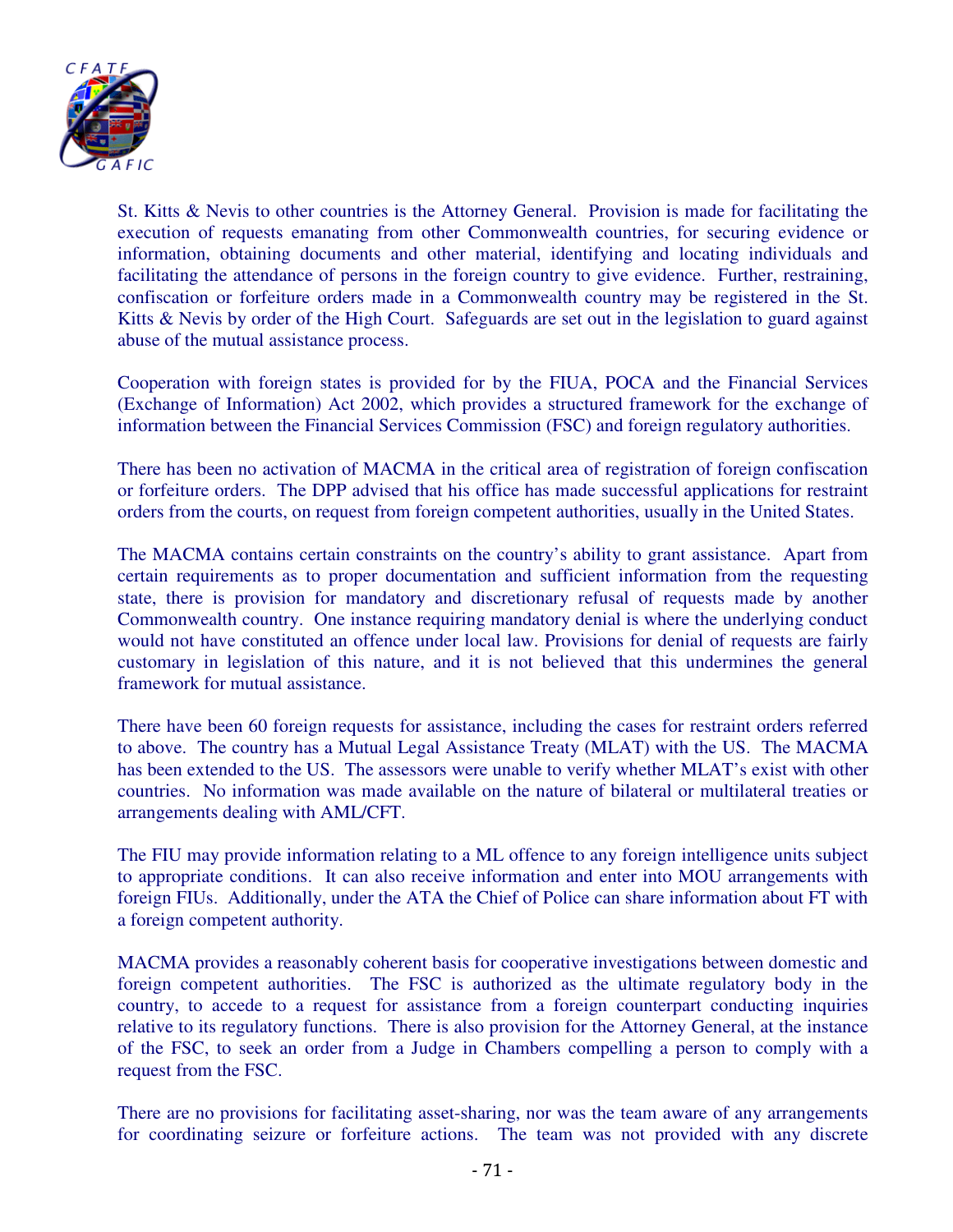St. Kitts & Nevis to other countries is the Attorney General. Provision is made for facilitating the execution of requests emanating from other Commonwealth countries, for securing evidence or information, obtaining documents and other material, identifying and locating individuals and facilitating the attendance of persons in the foreign country to give evidence. Further, restraining, confiscation or forfeiture orders made in a Commonwealth country may be registered in the St. Kitts & Nevis by order of the High Court. Safeguards are set out in the legislation to guard against abuse of the mutual assistance process.

Cooperation with foreign states is provided for by the FIUA, POCA and the Financial Services (Exchange of Information) Act 2002, which provides a structured framework for the exchange of information between the Financial Services Commission (FSC) and foreign regulatory authorities.

There has been no activation of MACMA in the critical area of registration of foreign confiscation or forfeiture orders. The DPP advised that his office has made successful applications for restraint orders from the courts, on request from foreign competent authorities, usually in the United States.

The MACMA contains certain constraints on the country's ability to grant assistance. Apart from certain requirements as to proper documentation and sufficient information from the requesting state, there is provision for mandatory and discretionary refusal of requests made by another Commonwealth country. One instance requiring mandatory denial is where the underlying conduct would not have constituted an offence under local law. Provisions for denial of requests are fairly customary in legislation of this nature, and it is not believed that this undermines the general framework for mutual assistance.

There have been 60 foreign requests for assistance, including the cases for restraint orders referred to above. The country has a Mutual Legal Assistance Treaty (MLAT) with the US. The MACMA has been extended to the US. The assessors were unable to verify whether MLAT's exist with other countries. No information was made available on the nature of bilateral or multilateral treaties or arrangements dealing with AML/CFT.

The FIU may provide information relating to a ML offence to any foreign intelligence units subject to appropriate conditions. It can also receive information and enter into MOU arrangements with foreign FIUs. Additionally, under the ATA the Chief of Police can share information about FT with a foreign competent authority.

MACMA provides a reasonably coherent basis for cooperative investigations between domestic and foreign competent authorities. The FSC is authorized as the ultimate regulatory body in the country, to accede to a request for assistance from a foreign counterpart conducting inquiries relative to its regulatory functions. There is also provision for the Attorney General, at the instance of the FSC, to seek an order from a Judge in Chambers compelling a person to comply with a request from the FSC.

There are no provisions for facilitating asset-sharing, nor was the team aware of any arrangements for coordinating seizure or forfeiture actions. The team was not provided with any discrete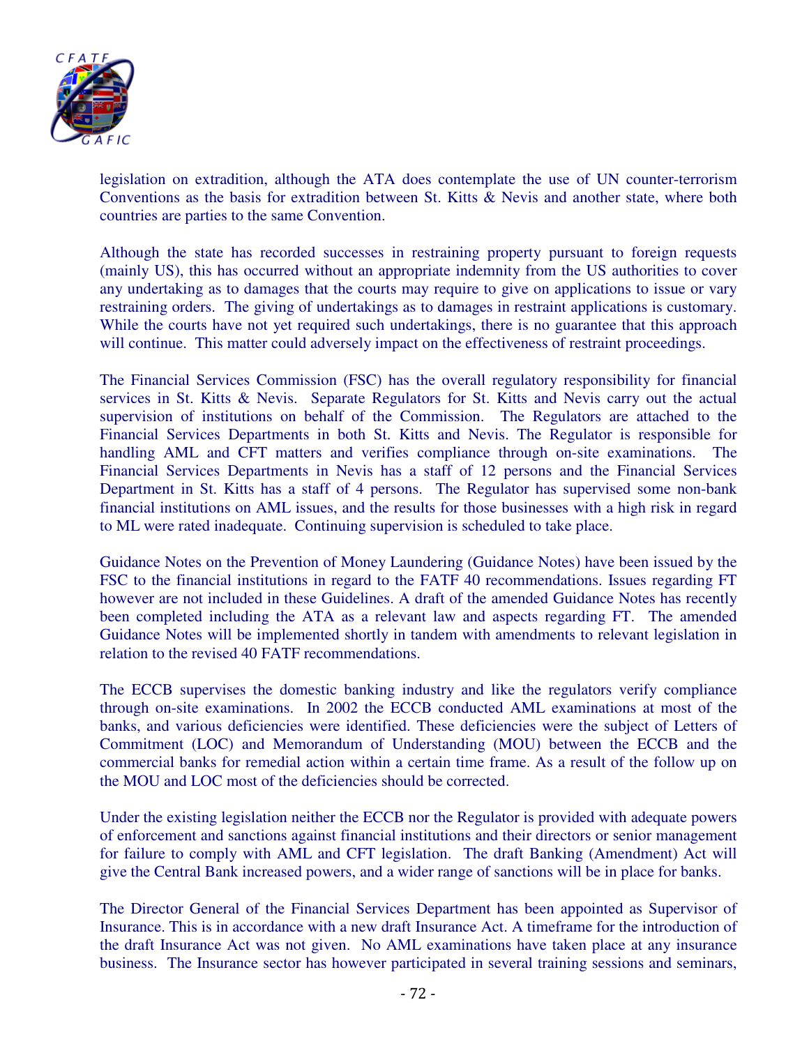legislation on extradition, although the ATA does contemplate the use of UN counter-terrorism Conventions as the basis for extradition between St. Kitts & Nevis and another state, where both countries are parties to the same Convention.

Although the state has recorded successes in restraining property pursuant to foreign requests (mainly US), this has occurred without an appropriate indemnity from the US authorities to cover any undertaking as to damages that the courts may require to give on applications to issue or vary restraining orders. The giving of undertakings as to damages in restraint applications is customary. While the courts have not yet required such undertakings, there is no guarantee that this approach will continue. This matter could adversely impact on the effectiveness of restraint proceedings.

The Financial Services Commission (FSC) has the overall regulatory responsibility for financial services in St. Kitts & Nevis. Separate Regulators for St. Kitts and Nevis carry out the actual supervision of institutions on behalf of the Commission. The Regulators are attached to the Financial Services Departments in both St. Kitts and Nevis. The Regulator is responsible for handling AML and CFT matters and verifies compliance through on-site examinations. The Financial Services Departments in Nevis has a staff of 12 persons and the Financial Services Department in St. Kitts has a staff of 4 persons. The Regulator has supervised some non-bank financial institutions on AML issues, and the results for those businesses with a high risk in regard to ML were rated inadequate. Continuing supervision is scheduled to take place.

Guidance Notes on the Prevention of Money Laundering (Guidance Notes) have been issued by the FSC to the financial institutions in regard to the FATF 40 recommendations. Issues regarding FT however are not included in these Guidelines. A draft of the amended Guidance Notes has recently been completed including the ATA as a relevant law and aspects regarding FT. The amended Guidance Notes will be implemented shortly in tandem with amendments to relevant legislation in relation to the revised 40 FATF recommendations.

The ECCB supervises the domestic banking industry and like the regulators verify compliance through on-site examinations. In 2002 the ECCB conducted AML examinations at most of the banks, and various deficiencies were identified. These deficiencies were the subject of Letters of Commitment (LOC) and Memorandum of Understanding (MOU) between the ECCB and the commercial banks for remedial action within a certain time frame. As a result of the follow up on the MOU and LOC most of the deficiencies should be corrected.

Under the existing legislation neither the ECCB nor the Regulator is provided with adequate powers of enforcement and sanctions against financial institutions and their directors or senior management for failure to comply with AML and CFT legislation. The draft Banking (Amendment) Act will give the Central Bank increased powers, and a wider range of sanctions will be in place for banks.

The Director General of the Financial Services Department has been appointed as Supervisor of Insurance. This is in accordance with a new draft Insurance Act. A timeframe for the introduction of the draft Insurance Act was not given. No AML examinations have taken place at any insurance business. The Insurance sector has however participated in several training sessions and seminars,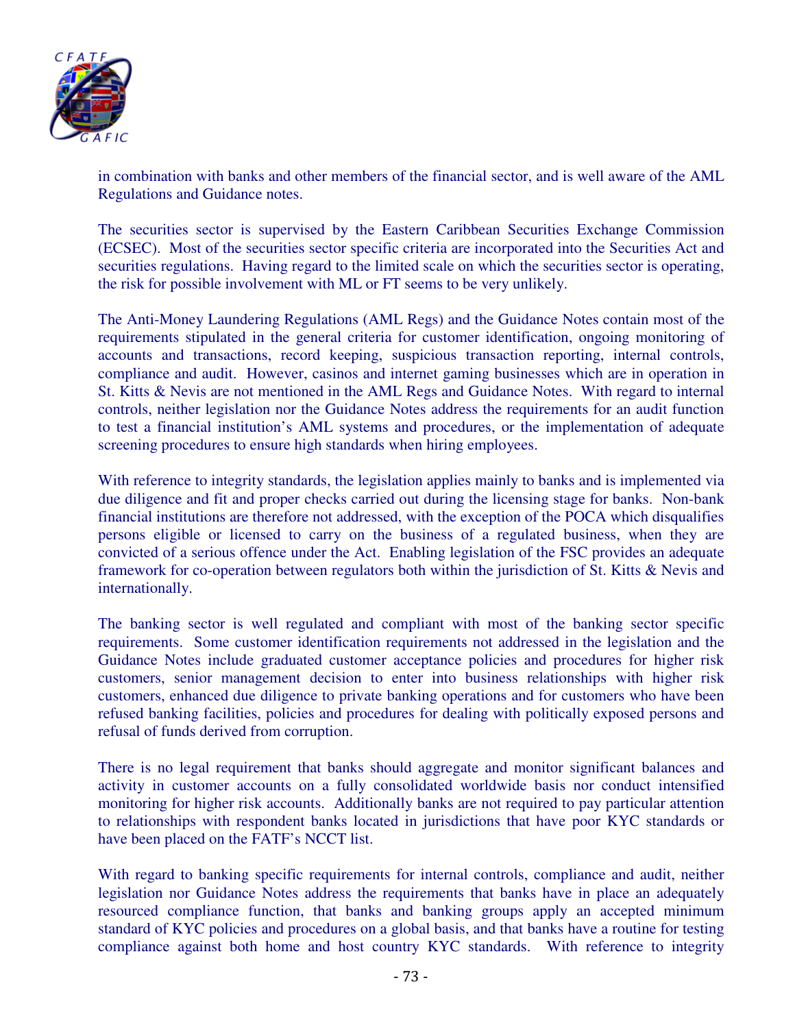in combination with banks and other members of the financial sector, and is well aware of the AML Regulations and Guidance notes.

The securities sector is supervised by the Eastern Caribbean Securities Exchange Commission (ECSEC). Most of the securities sector specific criteria are incorporated into the Securities Act and securities regulations. Having regard to the limited scale on which the securities sector is operating, the risk for possible involvement with ML or FT seems to be very unlikely.

The Anti-Money Laundering Regulations (AML Regs) and the Guidance Notes contain most of the requirements stipulated in the general criteria for customer identification, ongoing monitoring of accounts and transactions, record keeping, suspicious transaction reporting, internal controls, compliance and audit. However, casinos and internet gaming businesses which are in operation in St. Kitts & Nevis are not mentioned in the AML Regs and Guidance Notes. With regard to internal controls, neither legislation nor the Guidance Notes address the requirements for an audit function to test a financial institution's AML systems and procedures, or the implementation of adequate screening procedures to ensure high standards when hiring employees.

With reference to integrity standards, the legislation applies mainly to banks and is implemented via due diligence and fit and proper checks carried out during the licensing stage for banks. Non-bank financial institutions are therefore not addressed, with the exception of the POCA which disqualifies persons eligible or licensed to carry on the business of a regulated business, when they are convicted of a serious offence under the Act. Enabling legislation of the FSC provides an adequate framework for co-operation between regulators both within the jurisdiction of St. Kitts & Nevis and internationally.

The banking sector is well regulated and compliant with most of the banking sector specific requirements. Some customer identification requirements not addressed in the legislation and the Guidance Notes include graduated customer acceptance policies and procedures for higher risk customers, senior management decision to enter into business relationships with higher risk customers, enhanced due diligence to private banking operations and for customers who have been refused banking facilities, policies and procedures for dealing with politically exposed persons and refusal of funds derived from corruption.

There is no legal requirement that banks should aggregate and monitor significant balances and activity in customer accounts on a fully consolidated worldwide basis nor conduct intensified monitoring for higher risk accounts. Additionally banks are not required to pay particular attention to relationships with respondent banks located in jurisdictions that have poor KYC standards or have been placed on the FATF's NCCT list.

With regard to banking specific requirements for internal controls, compliance and audit, neither legislation nor Guidance Notes address the requirements that banks have in place an adequately resourced compliance function, that banks and banking groups apply an accepted minimum standard of KYC policies and procedures on a global basis, and that banks have a routine for testing compliance against both home and host country KYC standards. With reference to integrity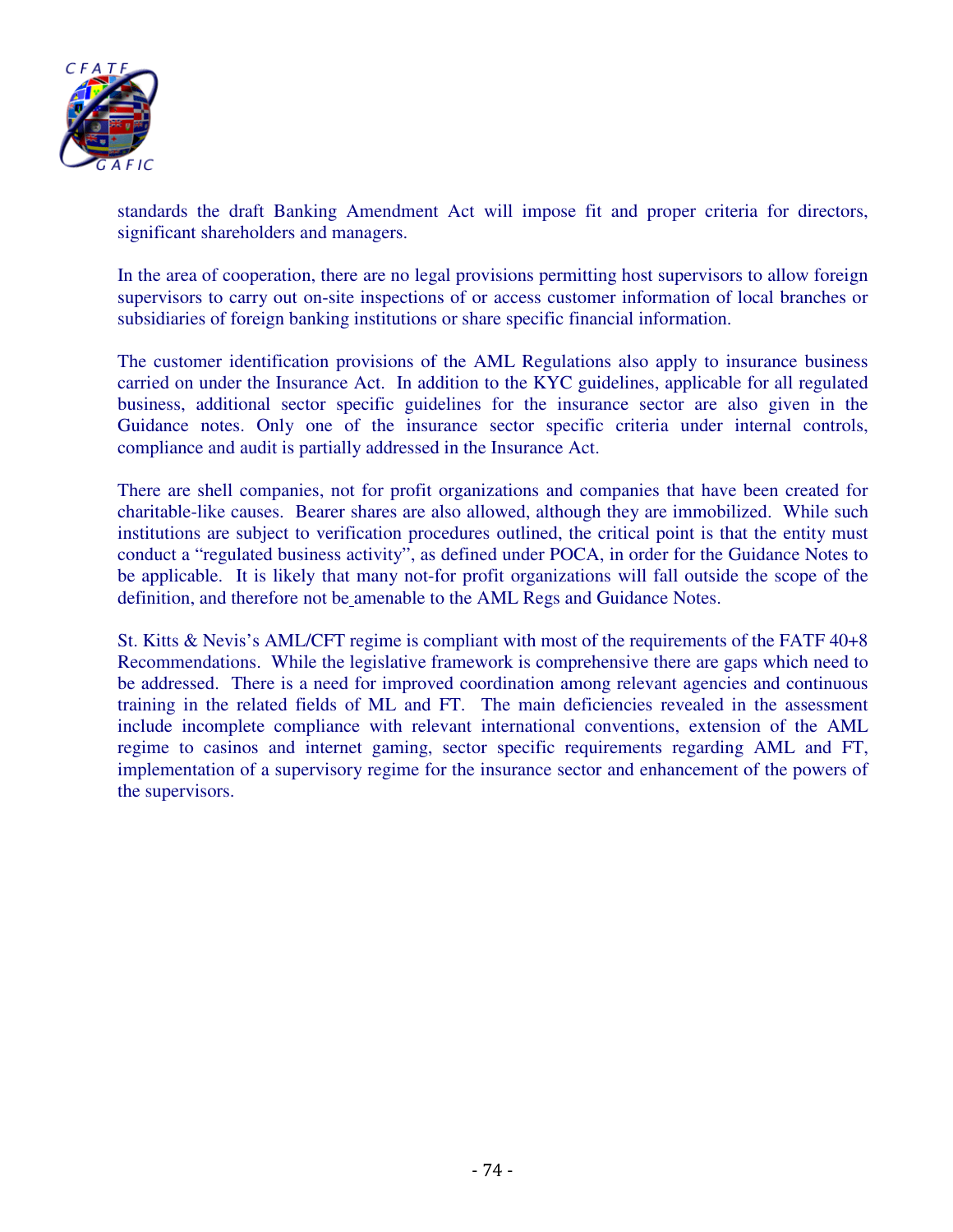standards the draft Banking Amendment Act will impose fit and proper criteria for directors, significant shareholders and managers.

In the area of cooperation, there are no legal provisions permitting host supervisors to allow foreign supervisors to carry out on-site inspections of or access customer information of local branches or subsidiaries of foreign banking institutions or share specific financial information.

The customer identification provisions of the AML Regulations also apply to insurance business carried on under the Insurance Act. In addition to the KYC guidelines, applicable for all regulated business, additional sector specific guidelines for the insurance sector are also given in the Guidance notes. Only one of the insurance sector specific criteria under internal controls, compliance and audit is partially addressed in the Insurance Act.

There are shell companies, not for profit organizations and companies that have been created for charitable-like causes. Bearer shares are also allowed, although they are immobilized. While such institutions are subject to verification procedures outlined, the critical point is that the entity must conduct a "regulated business activity", as defined under POCA, in order for the Guidance Notes to be applicable. It is likely that many not-for profit organizations will fall outside the scope of the definition, and therefore not be amenable to the AML Regs and Guidance Notes.

St. Kitts & Nevis's AML/CFT regime is compliant with most of the requirements of the FATF 40+8 Recommendations. While the legislative framework is comprehensive there are gaps which need to be addressed. There is a need for improved coordination among relevant agencies and continuous training in the related fields of ML and FT. The main deficiencies revealed in the assessment include incomplete compliance with relevant international conventions, extension of the AML regime to casinos and internet gaming, sector specific requirements regarding AML and FT, implementation of a supervisory regime for the insurance sector and enhancement of the powers of the supervisors.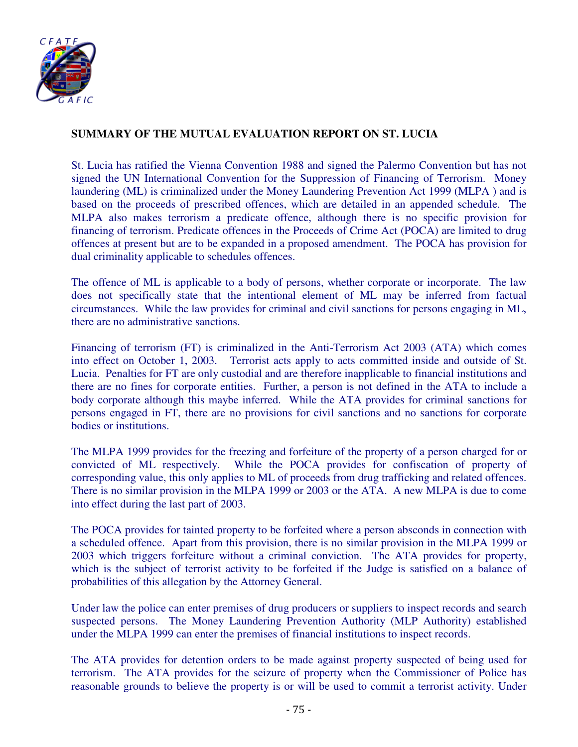**SUMMARY OF THE MUTUAL EVALUATION REPORT ON ST. LUCIA**

St. Lucia has ratified the Vienna Convention 1988 and signed the Palermo Convention but has not signed the UN International Convention for the Suppression of Financing of Terrorism. Money laundering (ML) is criminalized under the Money Laundering Prevention Act 1999 (MLPA ) and is based on the proceeds of prescribed offences, which are detailed in an appended schedule. The MLPA also makes terrorism a predicate offence, although there is no specific provision for financing of terrorism. Predicate offences in the Proceeds of Crime Act (POCA) are limited to drug offences at present but are to be expanded in a proposed amendment. The POCA has provision for dual criminality applicable to schedules offences.

The offence of ML is applicable to a body of persons, whether corporate or incorporate. The law does not specifically state that the intentional element of ML may be inferred from factual circumstances. While the law provides for criminal and civil sanctions for persons engaging in ML, there are no administrative sanctions.

Financing of terrorism (FT) is criminalized in the Anti-Terrorism Act 2003 (ATA) which comes into effect on October 1, 2003. Terrorist acts apply to acts committed inside and outside of St. Lucia. Penalties for FT are only custodial and are therefore inapplicable to financial institutions and there are no fines for corporate entities. Further, a person is not defined in the ATA to include a body corporate although this maybe inferred. While the ATA provides for criminal sanctions for persons engaged in FT, there are no provisions for civil sanctions and no sanctions for corporate bodies or institutions.

The MLPA 1999 provides for the freezing and forfeiture of the property of a person charged for or convicted of ML respectively. While the POCA provides for confiscation of property of corresponding value, this only applies to ML of proceeds from drug trafficking and related offences. There is no similar provision in the MLPA 1999 or 2003 or the ATA. A new MLPA is due to come into effect during the last part of 2003.

The POCA provides for tainted property to be forfeited where a person absconds in connection with a scheduled offence. Apart from this provision, there is no similar provision in the MLPA 1999 or 2003 which triggers forfeiture without a criminal conviction. The ATA provides for property, which is the subject of terrorist activity to be forfeited if the Judge is satisfied on a balance of probabilities of this allegation by the Attorney General.

Under law the police can enter premises of drug producers or suppliers to inspect records and search suspected persons. The Money Laundering Prevention Authority (MLP Authority) established under the MLPA 1999 can enter the premises of financial institutions to inspect records.

The ATA provides for detention orders to be made against property suspected of being used for terrorism. The ATA provides for the seizure of property when the Commissioner of Police has reasonable grounds to believe the property is or will be used to commit a terrorist activity. Under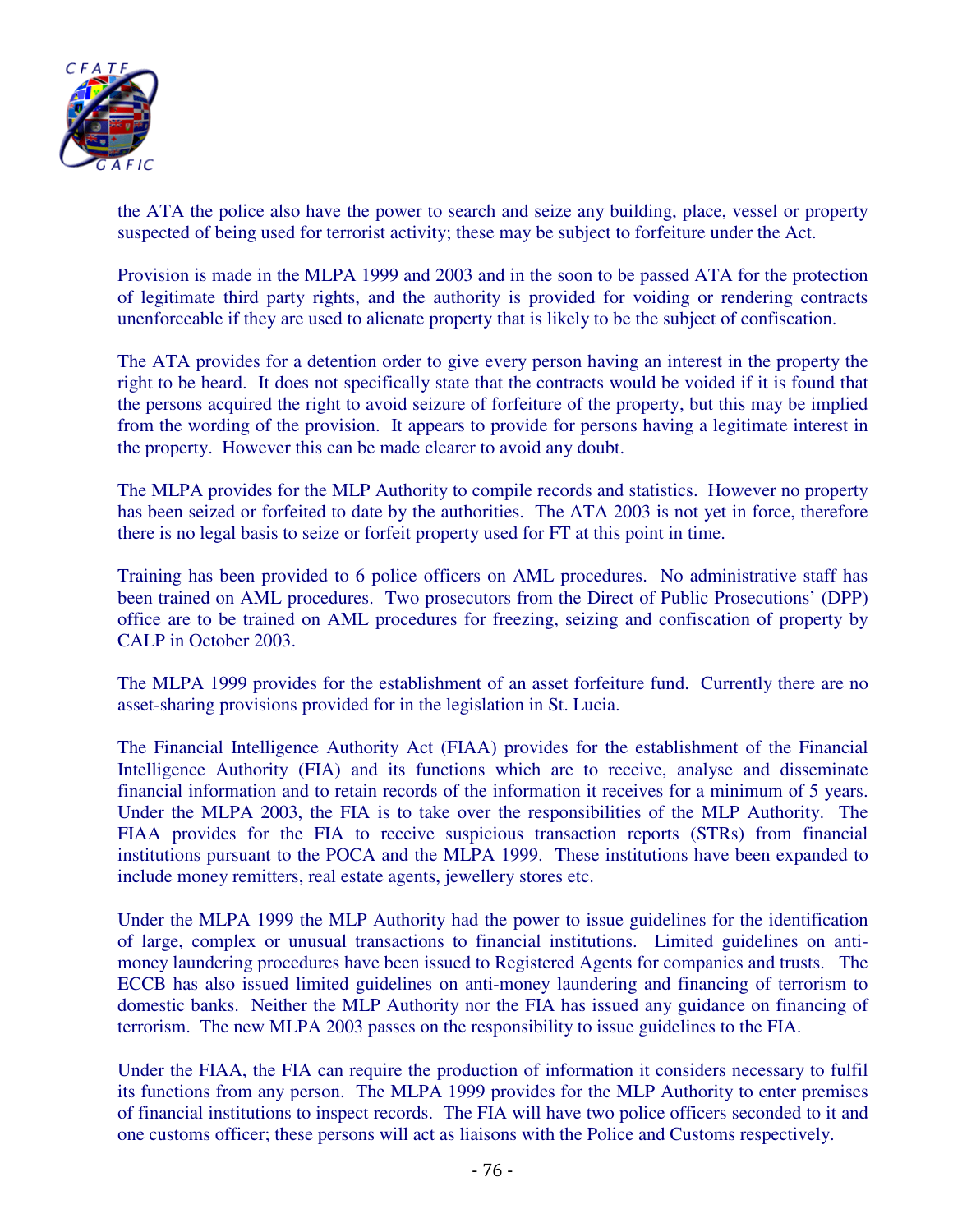the ATA the police also have the power to search and seize any building, place, vessel or property suspected of being used for terrorist activity; these may be subject to forfeiture under the Act.

Provision is made in the MLPA 1999 and 2003 and in the soon to be passed ATA for the protection of legitimate third party rights, and the authority is provided for voiding or rendering contracts unenforceable if they are used to alienate property that is likely to be the subject of confiscation.

The ATA provides for a detention order to give every person having an interest in the property the right to be heard. It does not specifically state that the contracts would be voided if it is found that the persons acquired the right to avoid seizure of forfeiture of the property, but this may be implied from the wording of the provision. It appears to provide for persons having a legitimate interest in the property. However this can be made clearer to avoid any doubt.

The MLPA provides for the MLP Authority to compile records and statistics. However no property has been seized or forfeited to date by the authorities. The ATA 2003 is not yet in force, therefore there is no legal basis to seize or forfeit property used for FT at this point in time.

Training has been provided to 6 police officers on AML procedures. No administrative staff has been trained on AML procedures. Two prosecutors from the Direct of Public Prosecutions' (DPP) office are to be trained on AML procedures for freezing, seizing and confiscation of property by CALP in October 2003.

The MLPA 1999 provides for the establishment of an asset forfeiture fund. Currently there are no asset-sharing provisions provided for in the legislation in St. Lucia.

The Financial Intelligence Authority Act (FIAA) provides for the establishment of the Financial Intelligence Authority (FIA) and its functions which are to receive, analyse and disseminate financial information and to retain records of the information it receives for a minimum of 5 years. Under the MLPA 2003, the FIA is to take over the responsibilities of the MLP Authority. The FIAA provides for the FIA to receive suspicious transaction reports (STRs) from financial institutions pursuant to the POCA and the MLPA 1999. These institutions have been expanded to include money remitters, real estate agents, jewellery stores etc.

Under the MLPA 1999 the MLP Authority had the power to issue guidelines for the identification of large, complex or unusual transactions to financial institutions. Limited guidelines on anti-money laundering procedures have been issued to Registered Agents for companies and trusts. The ECCB has also issued limited guidelines on anti-money laundering and financing of terrorism to domestic banks. Neither the MLP Authority nor the FIA has issued any guidance on financing of terrorism. The new MLPA 2003 passes on the responsibility to issue guidelines to the FIA.

Under the FIAA, the FIA can require the production of information it considers necessary to fulfil its functions from any person. The MLPA 1999 provides for the MLP Authority to enter premises of financial institutions to inspect records. The FIA will have two police officers seconded to it and one customs officer; these persons will act as liaisons with the Police and Customs respectively.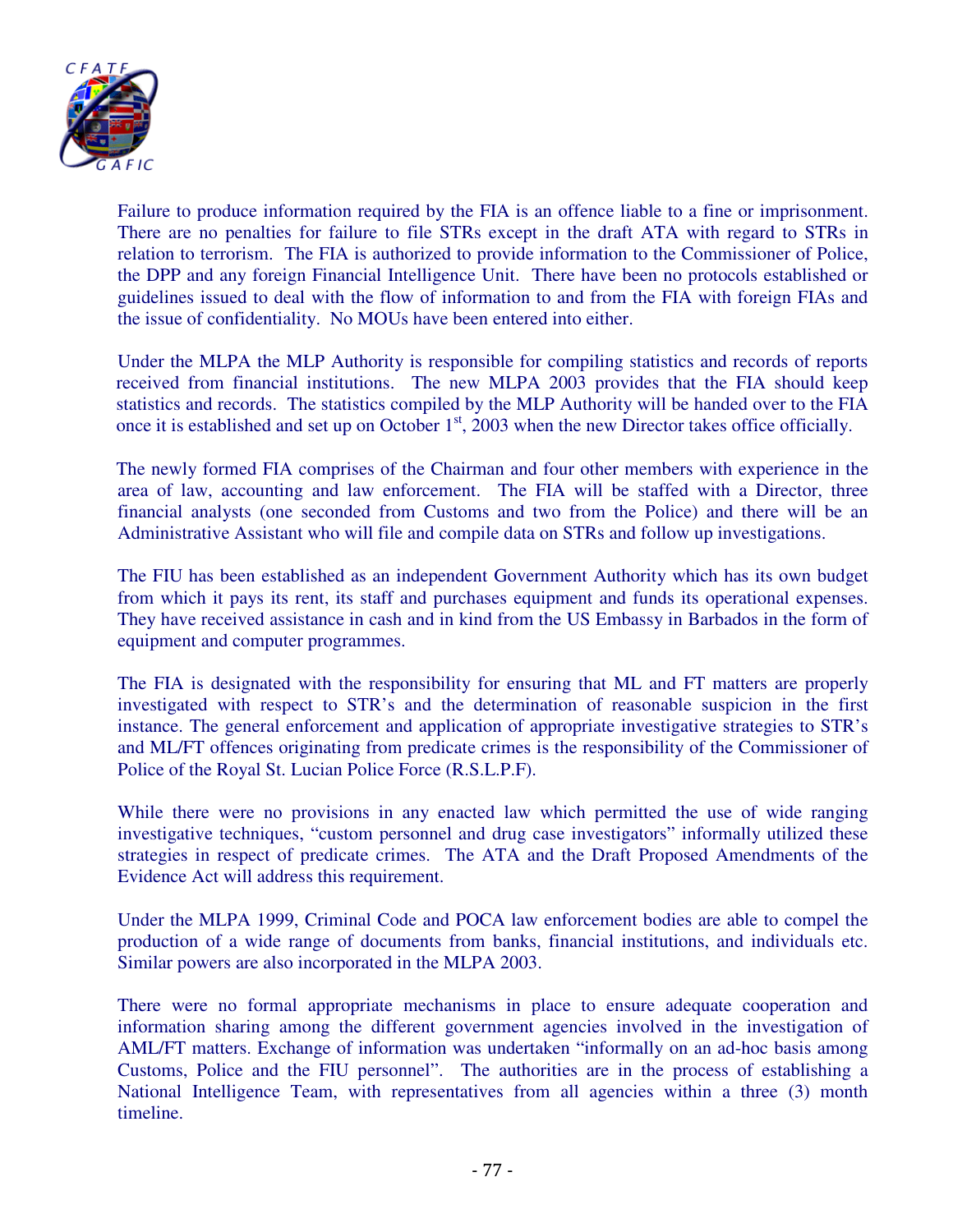Failure to produce information required by the FIA is an offence liable to a fine or imprisonment. There are no penalties for failure to file STRs except in the draft ATA with regard to STRs in relation to terrorism. The FIA is authorized to provide information to the Commissioner of Police, the DPP and any foreign Financial Intelligence Unit. There have been no protocols established or guidelines issued to deal with the flow of information to and from the FIA with foreign FIAs and the issue of confidentiality. No MOUs have been entered into either.

Under the MLPA the MLP Authority is responsible for compiling statistics and records of reports received from financial institutions. The new MLPA 2003 provides that the FIA should keep statistics and records. The statistics compiled by the MLP Authority will be handed over to the FIA once it is established and set up on October 1st, 2003 when the new Director takes office officially.

The newly formed FIA comprises of the Chairman and four other members with experience in the area of law, accounting and law enforcement. The FIA will be staffed with a Director, three financial analysts (one seconded from Customs and two from the Police) and there will be an Administrative Assistant who will file and compile data on STRs and follow up investigations.

The FIU has been established as an independent Government Authority which has its own budget from which it pays its rent, its staff and purchases equipment and funds its operational expenses. They have received assistance in cash and in kind from the US Embassy in Barbados in the form of equipment and computer programmes.

The FIA is designated with the responsibility for ensuring that ML and FT matters are properly investigated with respect to STR's and the determination of reasonable suspicion in the first instance. The general enforcement and application of appropriate investigative strategies to STR's and ML/FT offences originating from predicate crimes is the responsibility of the Commissioner of Police of the Royal St. Lucian Police Force (R.S.L.P.F).

While there were no provisions in any enacted law which permitted the use of wide ranging investigative techniques, "custom personnel and drug case investigators" informally utilized these strategies in respect of predicate crimes. The ATA and the Draft Proposed Amendments of the Evidence Act will address this requirement.

Under the MLPA 1999, Criminal Code and POCA law enforcement bodies are able to compel the production of a wide range of documents from banks, financial institutions, and individuals etc. Similar powers are also incorporated in the MLPA 2003.

There were no formal appropriate mechanisms in place to ensure adequate cooperation and information sharing among the different government agencies involved in the investigation of AML/FT matters. Exchange of information was undertaken "informally on an ad-hoc basis among Customs, Police and the FIU personnel". The authorities are in the process of establishing a National Intelligence Team, with representatives from all agencies within a three (3) month timeline.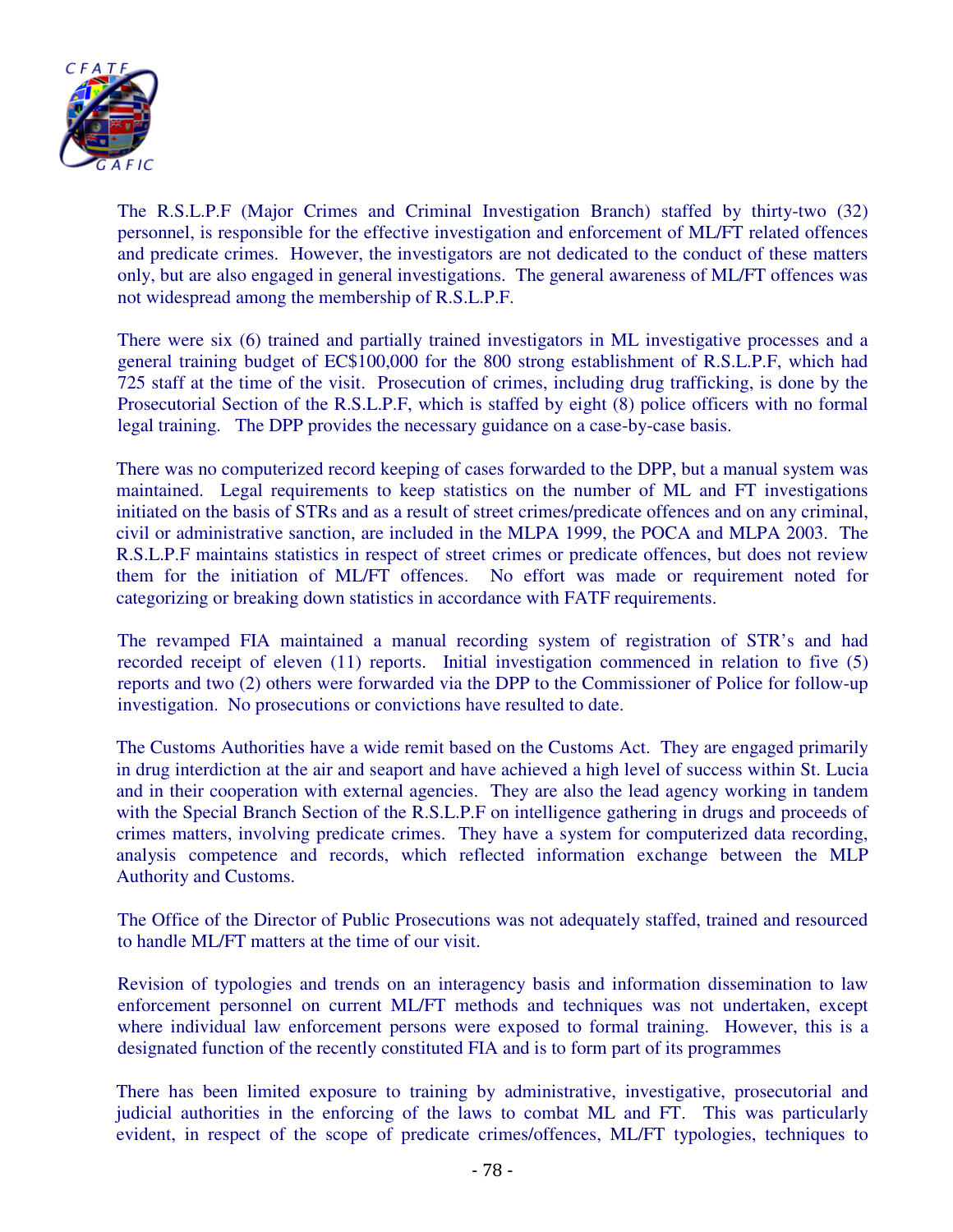The R.S.L.P.F (Major Crimes and Criminal Investigation Branch) staffed by thirty-two (32) personnel, is responsible for the effective investigation and enforcement of ML/FT related offences and predicate crimes. However, the investigators are not dedicated to the conduct of these matters only, but are also engaged in general investigations. The general awareness of ML/FT offences was not widespread among the membership of R.S.L.P.F.

There were six (6) trained and partially trained investigators in ML investigative processes and a general training budget of EC$100,000 for the 800 strong establishment of R.S.L.P.F, which had 725 staff at the time of the visit. Prosecution of crimes, including drug trafficking, is done by the Prosecutorial Section of the R.S.L.P.F, which is staffed by eight (8) police officers with no formal legal training. The DPP provides the necessary guidance on a case-by-case basis.

There was no computerized record keeping of cases forwarded to the DPP, but a manual system was maintained. Legal requirements to keep statistics on the number of ML and FT investigations initiated on the basis of STRs and as a result of street crimes/predicate offences and on any criminal, civil or administrative sanction, are included in the MLPA 1999, the POCA and MLPA 2003. The R.S.L.P.F maintains statistics in respect of street crimes or predicate offences, but does not review them for the initiation of ML/FT offences. No effort was made or requirement noted for categorizing or breaking down statistics in accordance with FATF requirements.

The revamped FIA maintained a manual recording system of registration of STR's and had recorded receipt of eleven (11) reports. Initial investigation commenced in relation to five (5) reports and two (2) others were forwarded via the DPP to the Commissioner of Police for follow-up investigation. No prosecutions or convictions have resulted to date.

The Customs Authorities have a wide remit based on the Customs Act. They are engaged primarily in drug interdiction at the air and seaport and have achieved a high level of success within St. Lucia and in their cooperation with external agencies. They are also the lead agency working in tandem with the Special Branch Section of the R.S.L.P.F on intelligence gathering in drugs and proceeds of crimes matters, involving predicate crimes. They have a system for computerized data recording, analysis competence and records, which reflected information exchange between the MLP Authority and Customs.

The Office of the Director of Public Prosecutions was not adequately staffed, trained and resourced to handle ML/FT matters at the time of our visit.

Revision of typologies and trends on an interagency basis and information dissemination to law enforcement personnel on current ML/FT methods and techniques was not undertaken, except where individual law enforcement persons were exposed to formal training. However, this is a designated function of the recently constituted FIA and is to form part of its programmes

There has been limited exposure to training by administrative, investigative, prosecutorial and judicial authorities in the enforcing of the laws to combat ML and FT. This was particularly evident, in respect of the scope of predicate crimes/offences, ML/FT typologies, techniques to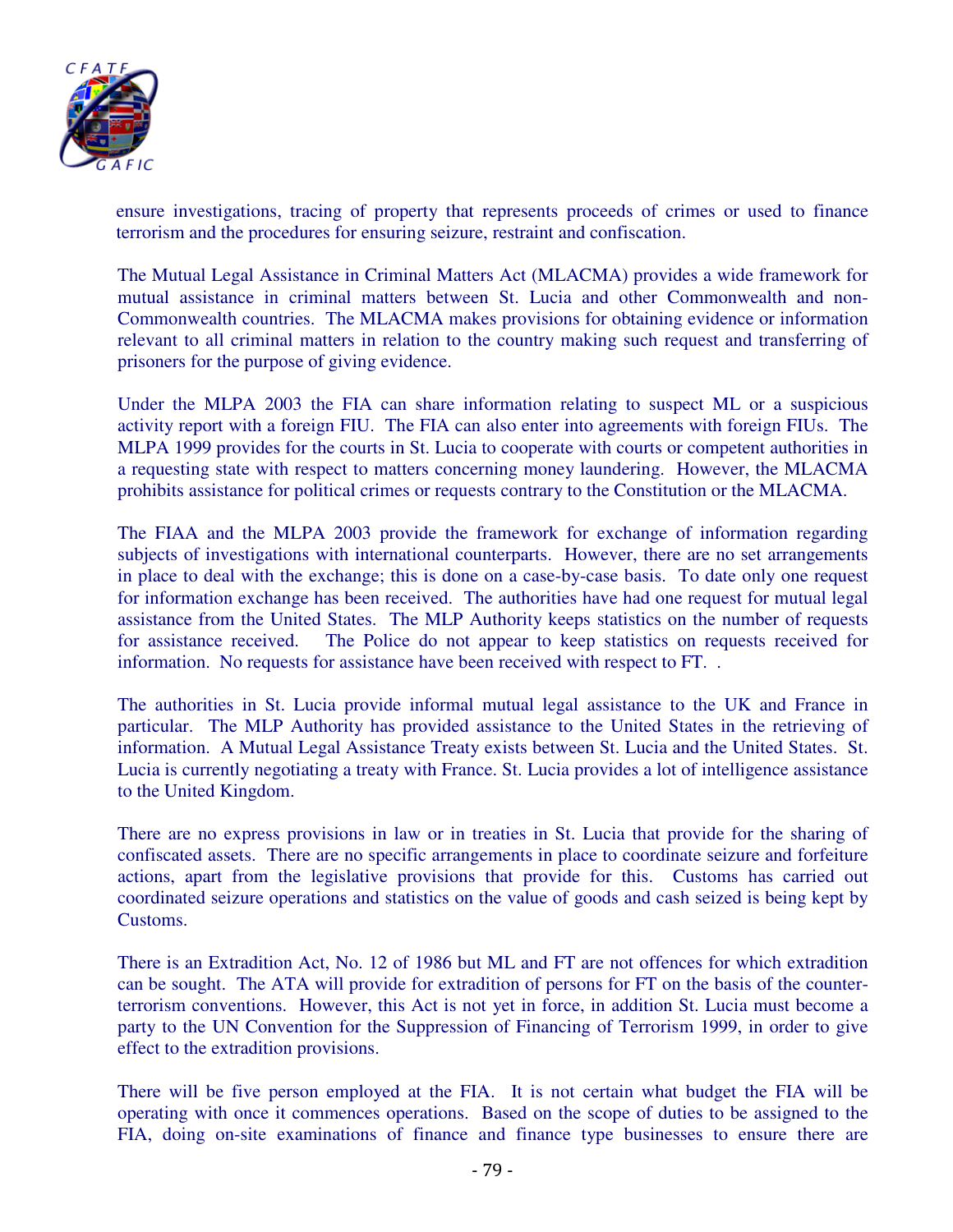ensure investigations, tracing of property that represents proceeds of crimes or used to finance terrorism and the procedures for ensuring seizure, restraint and confiscation.

The Mutual Legal Assistance in Criminal Matters Act (MLACMA) provides a wide framework for mutual assistance in criminal matters between St. Lucia and other Commonwealth and non-Commonwealth countries. The MLACMA makes provisions for obtaining evidence or information relevant to all criminal matters in relation to the country making such request and transferring of prisoners for the purpose of giving evidence.

Under the MLPA 2003 the FIA can share information relating to suspect ML or a suspicious activity report with a foreign FIU. The FIA can also enter into agreements with foreign FIUs. The MLPA 1999 provides for the courts in St. Lucia to cooperate with courts or competent authorities in a requesting state with respect to matters concerning money laundering. However, the MLACMA prohibits assistance for political crimes or requests contrary to the Constitution or the MLACMA.

The FIAA and the MLPA 2003 provide the framework for exchange of information regarding subjects of investigations with international counterparts. However, there are no set arrangements in place to deal with the exchange; this is done on a case-by-case basis. To date only one request for information exchange has been received. The authorities have had one request for mutual legal assistance from the United States. The MLP Authority keeps statistics on the number of requests for assistance received. The Police do not appear to keep statistics on requests received for information. No requests for assistance have been received with respect to FT. .

The authorities in St. Lucia provide informal mutual legal assistance to the UK and France in particular. The MLP Authority has provided assistance to the United States in the retrieving of information. A Mutual Legal Assistance Treaty exists between St. Lucia and the United States. St. Lucia is currently negotiating a treaty with France. St. Lucia provides a lot of intelligence assistance to the United Kingdom.

There are no express provisions in law or in treaties in St. Lucia that provide for the sharing of confiscated assets. There are no specific arrangements in place to coordinate seizure and forfeiture actions, apart from the legislative provisions that provide for this. Customs has carried out coordinated seizure operations and statistics on the value of goods and cash seized is being kept by Customs.

There is an Extradition Act, No. 12 of 1986 but ML and FT are not offences for which extradition can be sought. The ATA will provide for extradition of persons for FT on the basis of the counter-terrorism conventions. However, this Act is not yet in force, in addition St. Lucia must become a party to the UN Convention for the Suppression of Financing of Terrorism 1999, in order to give effect to the extradition provisions.

There will be five person employed at the FIA. It is not certain what budget the FIA will be operating with once it commences operations. Based on the scope of duties to be assigned to the FIA, doing on-site examinations of finance and finance type businesses to ensure there are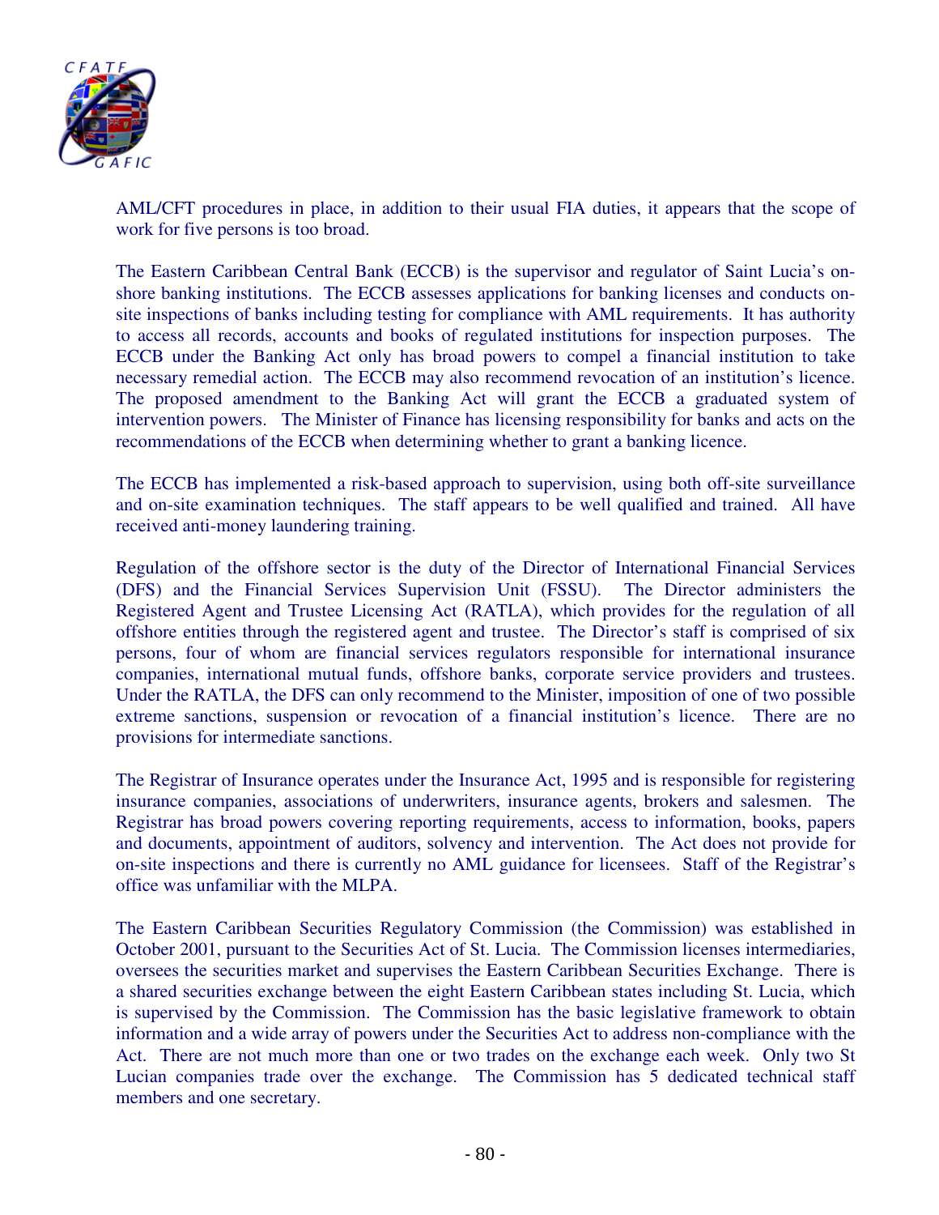AML/CFT procedures in place, in addition to their usual FIA duties, it appears that the scope of work for five persons is too broad.

The Eastern Caribbean Central Bank (ECCB) is the supervisor and regulator of Saint Lucia's on-shore banking institutions. The ECCB assesses applications for banking licenses and conducts on-site inspections of banks including testing for compliance with AML requirements. It has authority to access all records, accounts and books of regulated institutions for inspection purposes. The ECCB under the Banking Act only has broad powers to compel a financial institution to take necessary remedial action. The ECCB may also recommend revocation of an institution's licence. The proposed amendment to the Banking Act will grant the ECCB a graduated system of intervention powers. The Minister of Finance has licensing responsibility for banks and acts on the recommendations of the ECCB when determining whether to grant a banking licence.

The ECCB has implemented a risk-based approach to supervision, using both off-site surveillance and on-site examination techniques. The staff appears to be well qualified and trained. All have received anti-money laundering training.

Regulation of the offshore sector is the duty of the Director of International Financial Services (DFS) and the Financial Services Supervision Unit (FSSU). The Director administers the Registered Agent and Trustee Licensing Act (RATLA), which provides for the regulation of all offshore entities through the registered agent and trustee. The Director's staff is comprised of six persons, four of whom are financial services regulators responsible for international insurance companies, international mutual funds, offshore banks, corporate service providers and trustees. Under the RATLA, the DFS can only recommend to the Minister, imposition of one of two possible extreme sanctions, suspension or revocation of a financial institution's licence. There are no provisions for intermediate sanctions.

The Registrar of Insurance operates under the Insurance Act, 1995 and is responsible for registering insurance companies, associations of underwriters, insurance agents, brokers and salesmen. The Registrar has broad powers covering reporting requirements, access to information, books, papers and documents, appointment of auditors, solvency and intervention. The Act does not provide for on-site inspections and there is currently no AML guidance for licensees. Staff of the Registrar's office was unfamiliar with the MLPA.

The Eastern Caribbean Securities Regulatory Commission (the Commission) was established in October 2001, pursuant to the Securities Act of St. Lucia. The Commission licenses intermediaries, oversees the securities market and supervises the Eastern Caribbean Securities Exchange. There is a shared securities exchange between the eight Eastern Caribbean states including St. Lucia, which is supervised by the Commission. The Commission has the basic legislative framework to obtain information and a wide array of powers under the Securities Act to address non-compliance with the Act. There are not much more than one or two trades on the exchange each week. Only two St Lucian companies trade over the exchange. The Commission has 5 dedicated technical staff members and one secretary.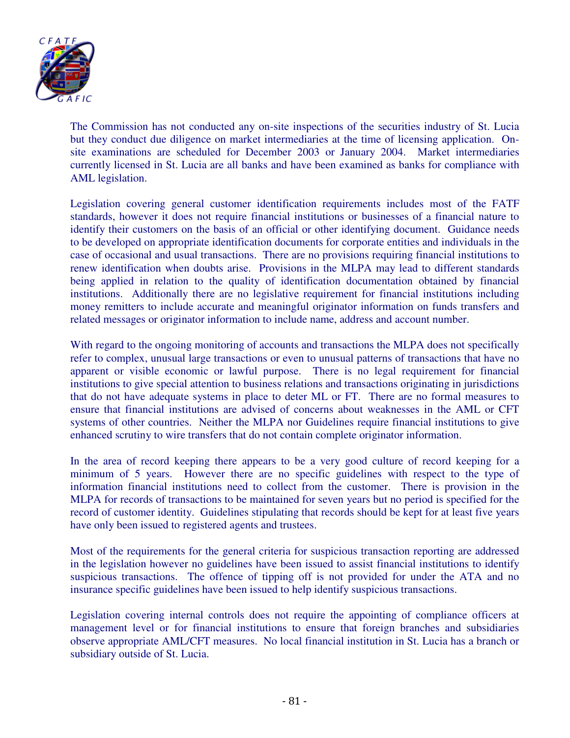The Commission has not conducted any on-site inspections of the securities industry of St. Lucia but they conduct due diligence on market intermediaries at the time of licensing application. On-site examinations are scheduled for December 2003 or January 2004. Market intermediaries currently licensed in St. Lucia are all banks and have been examined as banks for compliance with AML legislation.

Legislation covering general customer identification requirements includes most of the FATF standards, however it does not require financial institutions or businesses of a financial nature to identify their customers on the basis of an official or other identifying document. Guidance needs to be developed on appropriate identification documents for corporate entities and individuals in the case of occasional and usual transactions. There are no provisions requiring financial institutions to renew identification when doubts arise. Provisions in the MLPA may lead to different standards being applied in relation to the quality of identification documentation obtained by financial institutions. Additionally there are no legislative requirement for financial institutions including money remitters to include accurate and meaningful originator information on funds transfers and related messages or originator information to include name, address and account number.

With regard to the ongoing monitoring of accounts and transactions the MLPA does not specifically refer to complex, unusual large transactions or even to unusual patterns of transactions that have no apparent or visible economic or lawful purpose. There is no legal requirement for financial institutions to give special attention to business relations and transactions originating in jurisdictions that do not have adequate systems in place to deter ML or FT. There are no formal measures to ensure that financial institutions are advised of concerns about weaknesses in the AML or CFT systems of other countries. Neither the MLPA nor Guidelines require financial institutions to give enhanced scrutiny to wire transfers that do not contain complete originator information.

In the area of record keeping there appears to be a very good culture of record keeping for a minimum of 5 years. However there are no specific guidelines with respect to the type of information financial institutions need to collect from the customer. There is provision in the MLPA for records of transactions to be maintained for seven years but no period is specified for the record of customer identity. Guidelines stipulating that records should be kept for at least five years have only been issued to registered agents and trustees.

Most of the requirements for the general criteria for suspicious transaction reporting are addressed in the legislation however no guidelines have been issued to assist financial institutions to identify suspicious transactions. The offence of tipping off is not provided for under the ATA and no insurance specific guidelines have been issued to help identify suspicious transactions.

Legislation covering internal controls does not require the appointing of compliance officers at management level or for financial institutions to ensure that foreign branches and subsidiaries observe appropriate AML/CFT measures. No local financial institution in St. Lucia has a branch or subsidiary outside of St. Lucia.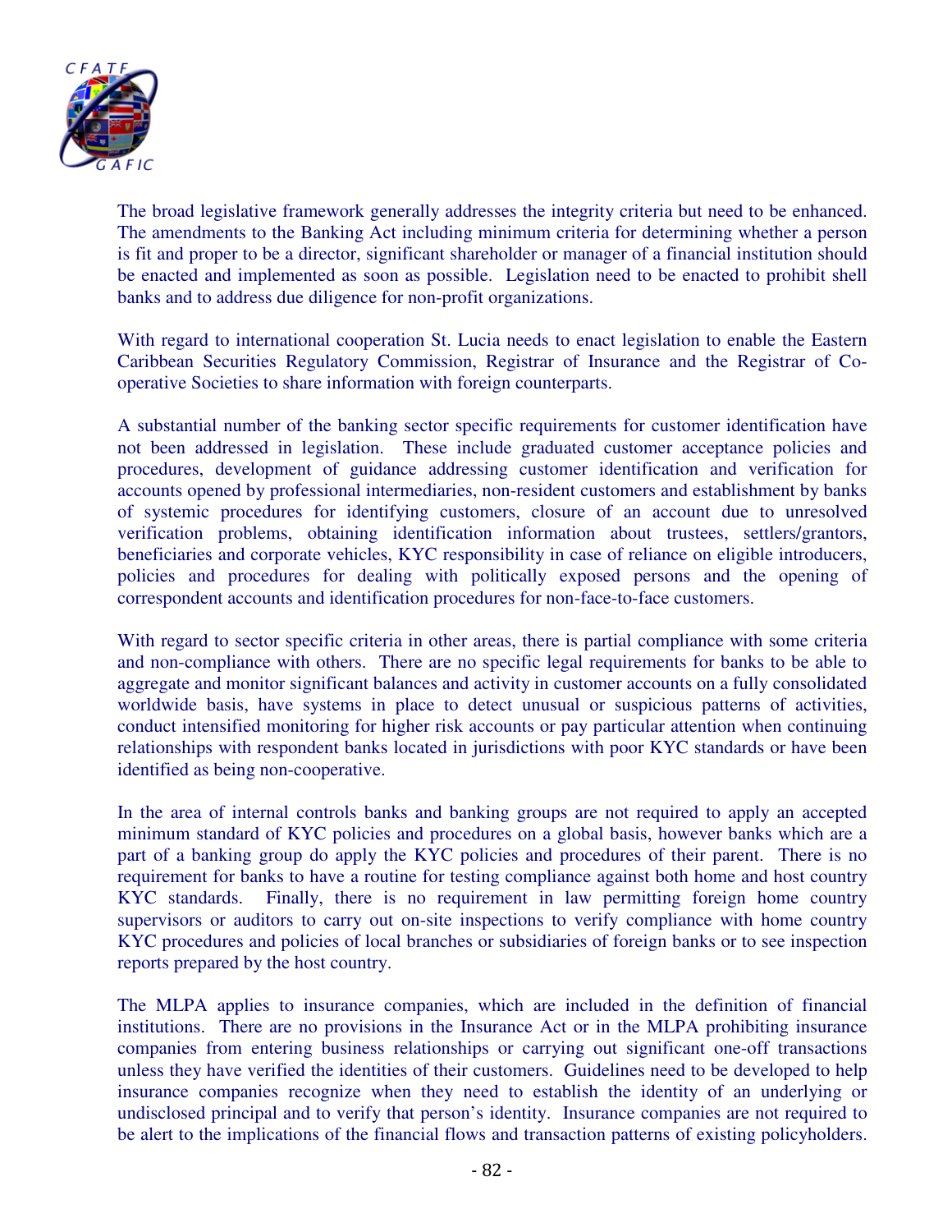The broad legislative framework generally addresses the integrity criteria but need to be enhanced. The amendments to the Banking Act including minimum criteria for determining whether a person is fit and proper to be a director, significant shareholder or manager of a financial institution should be enacted and implemented as soon as possible. Legislation need to be enacted to prohibit shell banks and to address due diligence for non-profit organizations.

With regard to international cooperation St. Lucia needs to enact legislation to enable the Eastern Caribbean Securities Regulatory Commission, Registrar of Insurance and the Registrar of Co-operative Societies to share information with foreign counterparts.

A substantial number of the banking sector specific requirements for customer identification have not been addressed in legislation. These include graduated customer acceptance policies and procedures, development of guidance addressing customer identification and verification for accounts opened by professional intermediaries, non-resident customers and establishment by banks of systemic procedures for identifying customers, closure of an account due to unresolved verification problems, obtaining identification information about trustees, settlers/grantors, beneficiaries and corporate vehicles, KYC responsibility in case of reliance on eligible introducers, policies and procedures for dealing with politically exposed persons and the opening of correspondent accounts and identification procedures for non-face-to-face customers.

With regard to sector specific criteria in other areas, there is partial compliance with some criteria and non-compliance with others. There are no specific legal requirements for banks to be able to aggregate and monitor significant balances and activity in customer accounts on a fully consolidated worldwide basis, have systems in place to detect unusual or suspicious patterns of activities, conduct intensified monitoring for higher risk accounts or pay particular attention when continuing relationships with respondent banks located in jurisdictions with poor KYC standards or have been identified as being non-cooperative.

In the area of internal controls banks and banking groups are not required to apply an accepted minimum standard of KYC policies and procedures on a global basis, however banks which are a part of a banking group do apply the KYC policies and procedures of their parent. There is no requirement for banks to have a routine for testing compliance against both home and host country KYC standards. Finally, there is no requirement in law permitting foreign home country supervisors or auditors to carry out on-site inspections to verify compliance with home country KYC procedures and policies of local branches or subsidiaries of foreign banks or to see inspection reports prepared by the host country.

The MLPA applies to insurance companies, which are included in the definition of financial institutions. There are no provisions in the Insurance Act or in the MLPA prohibiting insurance companies from entering business relationships or carrying out significant one-off transactions unless they have verified the identities of their customers. Guidelines need to be developed to help insurance companies recognize when they need to establish the identity of an underlying or undisclosed principal and to verify that person's identity. Insurance companies are not required to be alert to the implications of the financial flows and transaction patterns of existing policyholders.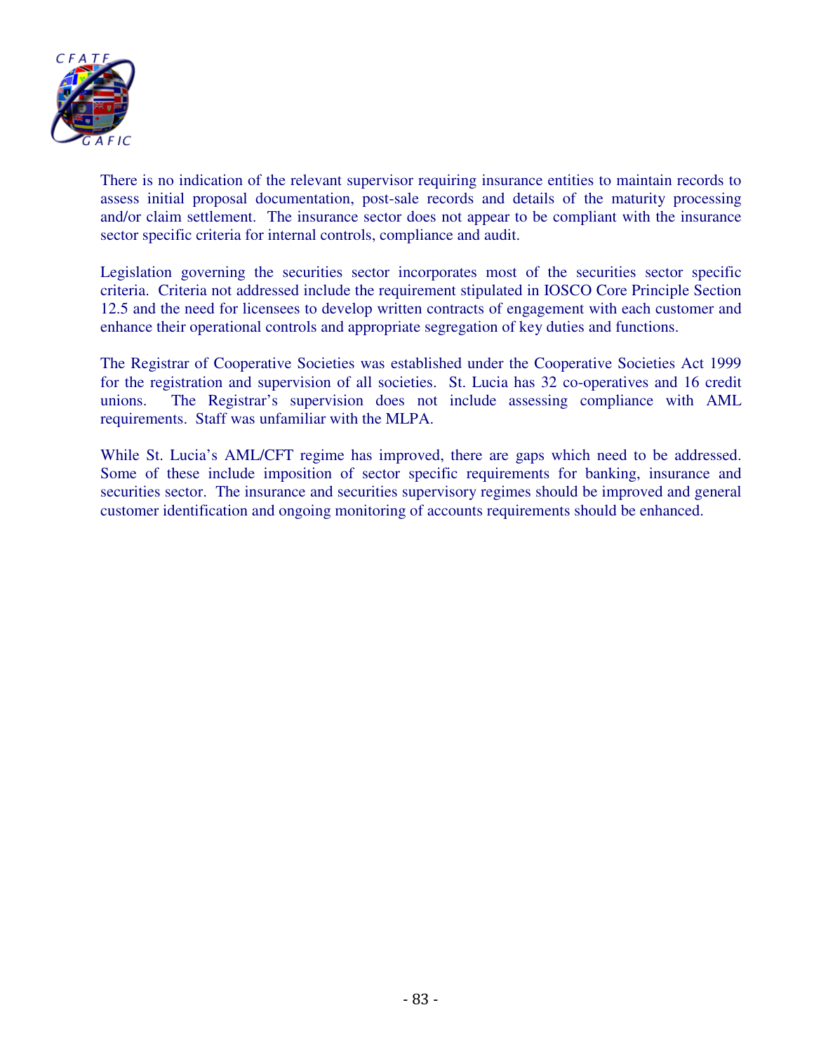There is no indication of the relevant supervisor requiring insurance entities to maintain records to assess initial proposal documentation, post-sale records and details of the maturity processing and/or claim settlement. The insurance sector does not appear to be compliant with the insurance sector specific criteria for internal controls, compliance and audit.

Legislation governing the securities sector incorporates most of the securities sector specific criteria. Criteria not addressed include the requirement stipulated in IOSCO Core Principle Section 12.5 and the need for licensees to develop written contracts of engagement with each customer and enhance their operational controls and appropriate segregation of key duties and functions.

The Registrar of Cooperative Societies was established under the Cooperative Societies Act 1999 for the registration and supervision of all societies. St. Lucia has 32 co-operatives and 16 credit unions. The Registrar's supervision does not include assessing compliance with AML requirements. Staff was unfamiliar with the MLPA.

While St. Lucia's AML/CFT regime has improved, there are gaps which need to be addressed. Some of these include imposition of sector specific requirements for banking, insurance and securities sector. The insurance and securities supervisory regimes should be improved and general customer identification and ongoing monitoring of accounts requirements should be enhanced.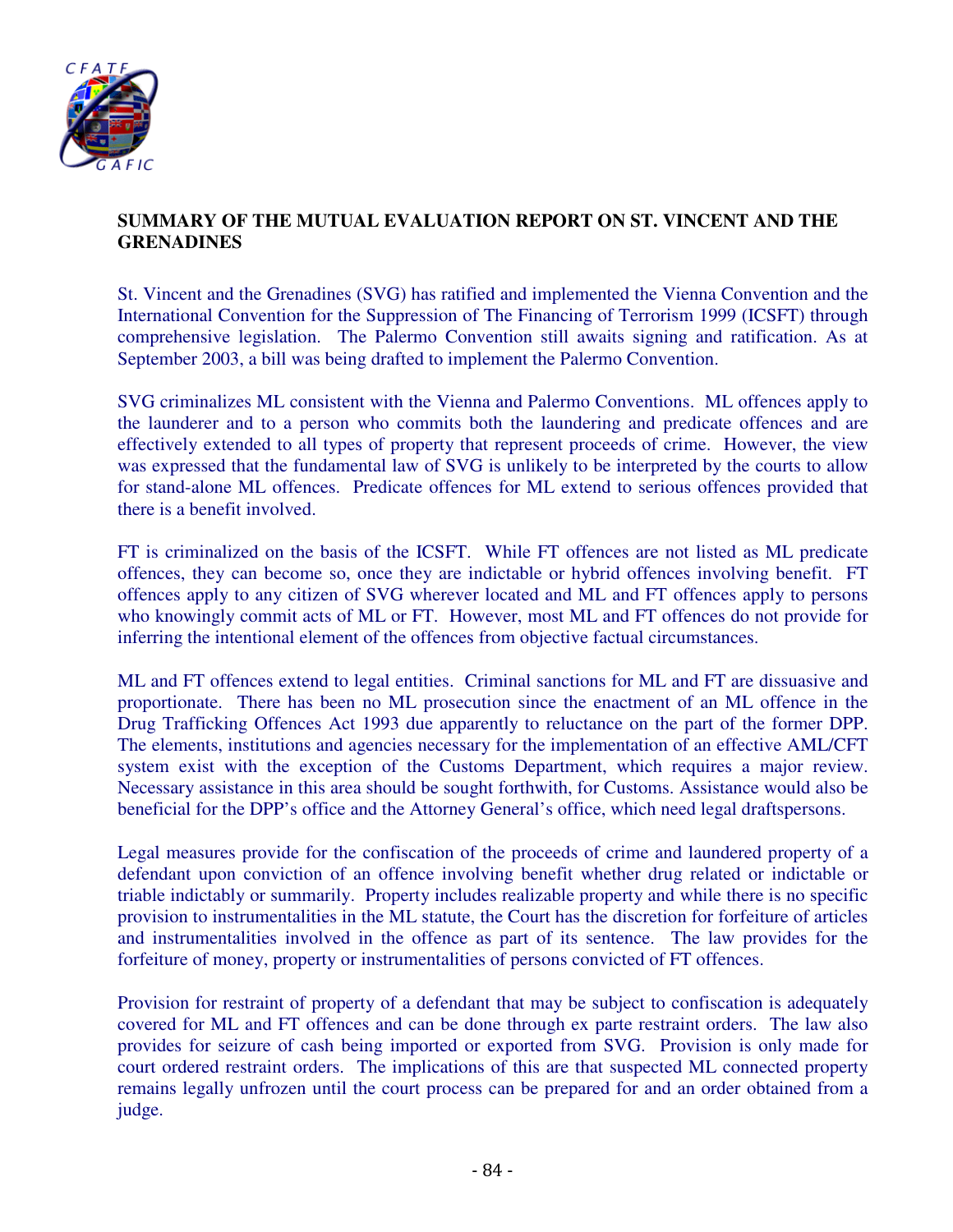**SUMMARY OF THE MUTUAL EVALUATION REPORT ON ST. VINCENT AND THE GRENADINES**

St. Vincent and the Grenadines (SVG) has ratified and implemented the Vienna Convention and the International Convention for the Suppression of The Financing of Terrorism 1999 (ICSFT) through comprehensive legislation. The Palermo Convention still awaits signing and ratification. As at September 2003, a bill was being drafted to implement the Palermo Convention.

SVG criminalizes ML consistent with the Vienna and Palermo Conventions. ML offences apply to the launderer and to a person who commits both the laundering and predicate offences and are effectively extended to all types of property that represent proceeds of crime. However, the view was expressed that the fundamental law of SVG is unlikely to be interpreted by the courts to allow for stand-alone ML offences. Predicate offences for ML extend to serious offences provided that there is a benefit involved.

FT is criminalized on the basis of the ICSFT. While FT offences are not listed as ML predicate offences, they can become so, once they are indictable or hybrid offences involving benefit. FT offences apply to any citizen of SVG wherever located and ML and FT offences apply to persons who knowingly commit acts of ML or FT. However, most ML and FT offences do not provide for inferring the intentional element of the offences from objective factual circumstances.

ML and FT offences extend to legal entities. Criminal sanctions for ML and FT are dissuasive and proportionate. There has been no ML prosecution since the enactment of an ML offence in the Drug Trafficking Offences Act 1993 due apparently to reluctance on the part of the former DPP. The elements, institutions and agencies necessary for the implementation of an effective AML/CFT system exist with the exception of the Customs Department, which requires a major review. Necessary assistance in this area should be sought forthwith, for Customs. Assistance would also be beneficial for the DPP's office and the Attorney General's office, which need legal draftspersons.

Legal measures provide for the confiscation of the proceeds of crime and laundered property of a defendant upon conviction of an offence involving benefit whether drug related or indictable or triable indictably or summarily. Property includes realizable property and while there is no specific provision to instrumentalities in the ML statute, the Court has the discretion for forfeiture of articles and instrumentalities involved in the offence as part of its sentence. The law provides for the forfeiture of money, property or instrumentalities of persons convicted of FT offences.

Provision for restraint of property of a defendant that may be subject to confiscation is adequately covered for ML and FT offences and can be done through ex parte restraint orders. The law also provides for seizure of cash being imported or exported from SVG. Provision is only made for court ordered restraint orders. The implications of this are that suspected ML connected property remains legally unfrozen until the court process can be prepared for and an order obtained from a judge.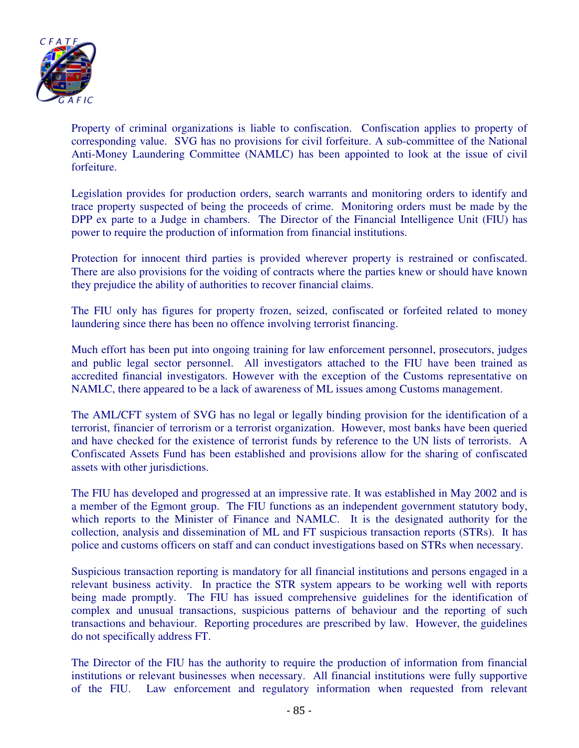Property of criminal organizations is liable to confiscation. Confiscation applies to property of corresponding value. SVG has no provisions for civil forfeiture. A sub-committee of the National Anti-Money Laundering Committee (NAMLC) has been appointed to look at the issue of civil forfeiture.

Legislation provides for production orders, search warrants and monitoring orders to identify and trace property suspected of being the proceeds of crime. Monitoring orders must be made by the DPP ex parte to a Judge in chambers. The Director of the Financial Intelligence Unit (FIU) has power to require the production of information from financial institutions.

Protection for innocent third parties is provided wherever property is restrained or confiscated. There are also provisions for the voiding of contracts where the parties knew or should have known they prejudice the ability of authorities to recover financial claims.

The FIU only has figures for property frozen, seized, confiscated or forfeited related to money laundering since there has been no offence involving terrorist financing.

Much effort has been put into ongoing training for law enforcement personnel, prosecutors, judges and public legal sector personnel. All investigators attached to the FIU have been trained as accredited financial investigators. However with the exception of the Customs representative on NAMLC, there appeared to be a lack of awareness of ML issues among Customs management.

The AML/CFT system of SVG has no legal or legally binding provision for the identification of a terrorist, financier of terrorism or a terrorist organization. However, most banks have been queried and have checked for the existence of terrorist funds by reference to the UN lists of terrorists. A Confiscated Assets Fund has been established and provisions allow for the sharing of confiscated assets with other jurisdictions.

The FIU has developed and progressed at an impressive rate. It was established in May 2002 and is a member of the Egmont group. The FIU functions as an independent government statutory body, which reports to the Minister of Finance and NAMLC. It is the designated authority for the collection, analysis and dissemination of ML and FT suspicious transaction reports (STRs). It has police and customs officers on staff and can conduct investigations based on STRs when necessary.

Suspicious transaction reporting is mandatory for all financial institutions and persons engaged in a relevant business activity. In practice the STR system appears to be working well with reports being made promptly. The FIU has issued comprehensive guidelines for the identification of complex and unusual transactions, suspicious patterns of behaviour and the reporting of such transactions and behaviour. Reporting procedures are prescribed by law. However, the guidelines do not specifically address FT.

The Director of the FIU has the authority to require the production of information from financial institutions or relevant businesses when necessary. All financial institutions were fully supportive of the FIU. Law enforcement and regulatory information when requested from relevant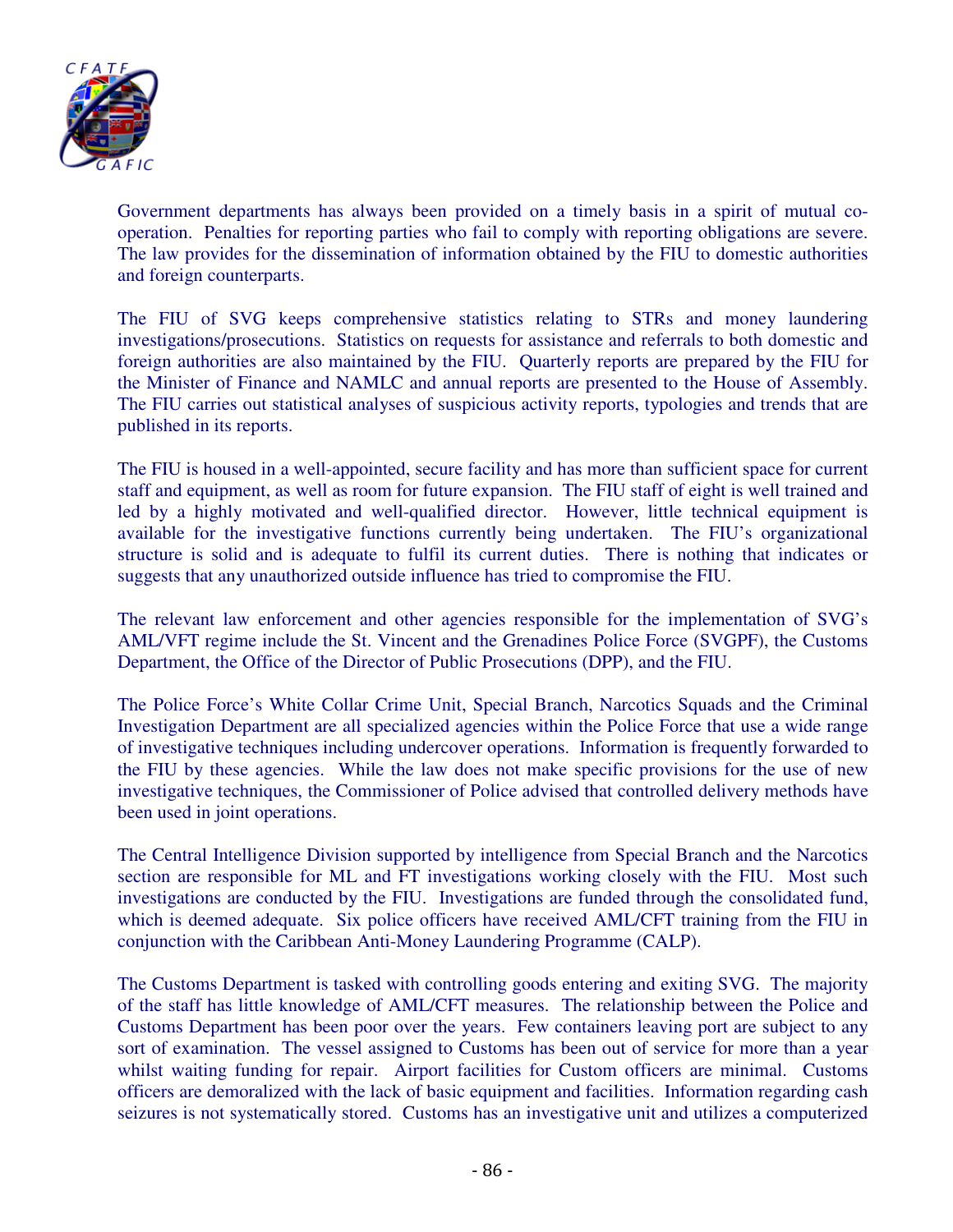Government departments has always been provided on a timely basis in a spirit of mutual co-operation. Penalties for reporting parties who fail to comply with reporting obligations are severe. The law provides for the dissemination of information obtained by the FIU to domestic authorities and foreign counterparts.

The FIU of SVG keeps comprehensive statistics relating to STRs and money laundering investigations/prosecutions. Statistics on requests for assistance and referrals to both domestic and foreign authorities are also maintained by the FIU. Quarterly reports are prepared by the FIU for the Minister of Finance and NAMLC and annual reports are presented to the House of Assembly. The FIU carries out statistical analyses of suspicious activity reports, typologies and trends that are published in its reports.

The FIU is housed in a well-appointed, secure facility and has more than sufficient space for current staff and equipment, as well as room for future expansion. The FIU staff of eight is well trained and led by a highly motivated and well-qualified director. However, little technical equipment is available for the investigative functions currently being undertaken. The FIU's organizational structure is solid and is adequate to fulfil its current duties. There is nothing that indicates or suggests that any unauthorized outside influence has tried to compromise the FIU.

The relevant law enforcement and other agencies responsible for the implementation of SVG's AML/VFT regime include the St. Vincent and the Grenadines Police Force (SVGPF), the Customs Department, the Office of the Director of Public Prosecutions (DPP), and the FIU.

The Police Force's White Collar Crime Unit, Special Branch, Narcotics Squads and the Criminal Investigation Department are all specialized agencies within the Police Force that use a wide range of investigative techniques including undercover operations. Information is frequently forwarded to the FIU by these agencies. While the law does not make specific provisions for the use of new investigative techniques, the Commissioner of Police advised that controlled delivery methods have been used in joint operations.

The Central Intelligence Division supported by intelligence from Special Branch and the Narcotics section are responsible for ML and FT investigations working closely with the FIU. Most such investigations are conducted by the FIU. Investigations are funded through the consolidated fund, which is deemed adequate. Six police officers have received AML/CFT training from the FIU in conjunction with the Caribbean Anti-Money Laundering Programme (CALP).

The Customs Department is tasked with controlling goods entering and exiting SVG. The majority of the staff has little knowledge of AML/CFT measures. The relationship between the Police and Customs Department has been poor over the years. Few containers leaving port are subject to any sort of examination. The vessel assigned to Customs has been out of service for more than a year whilst waiting funding for repair. Airport facilities for Custom officers are minimal. Customs officers are demoralized with the lack of basic equipment and facilities. Information regarding cash seizures is not systematically stored. Customs has an investigative unit and utilizes a computerized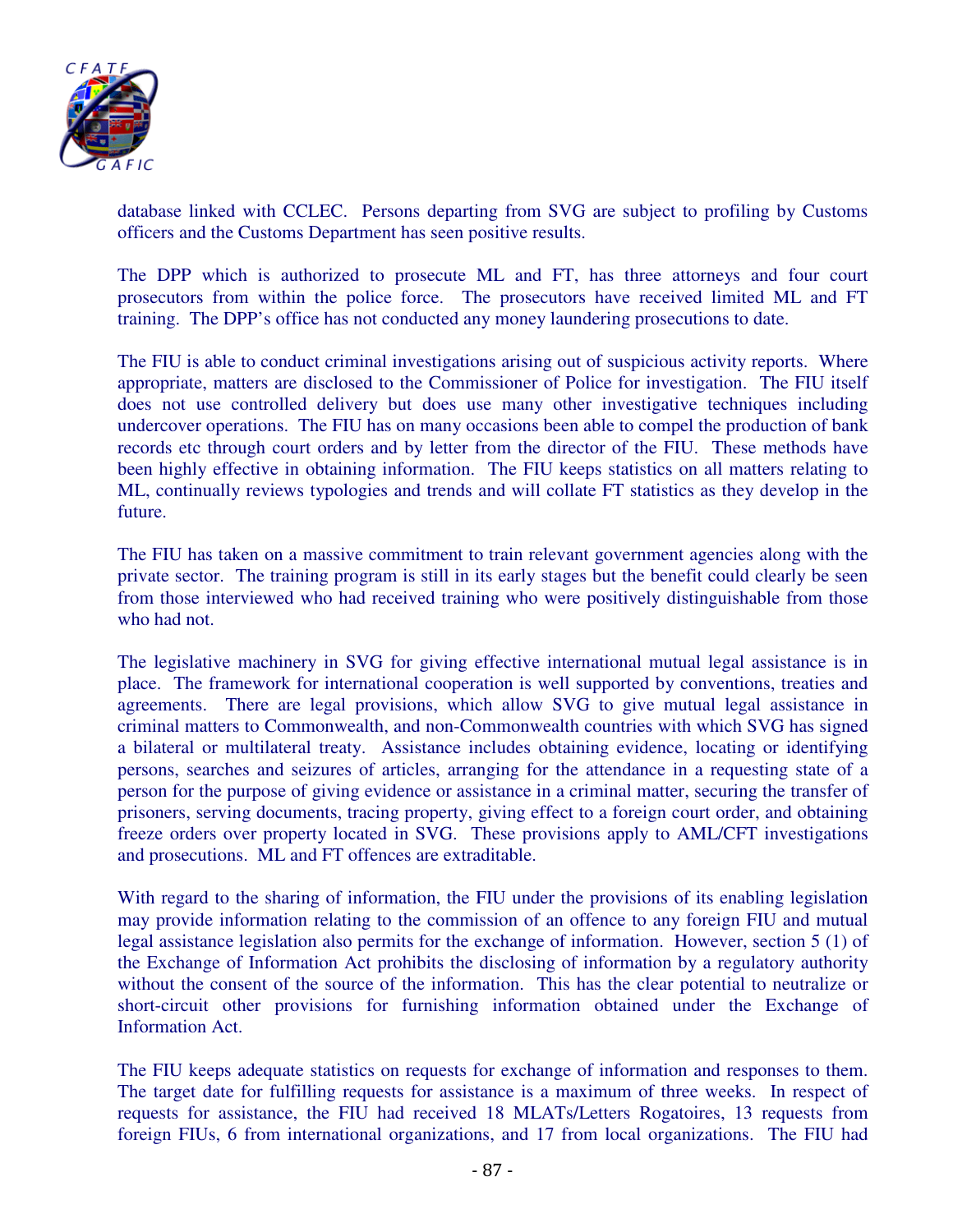database linked with CCLEC. Persons departing from SVG are subject to profiling by Customs officers and the Customs Department has seen positive results.

The DPP which is authorized to prosecute ML and FT, has three attorneys and four court prosecutors from within the police force. The prosecutors have received limited ML and FT training. The DPP's office has not conducted any money laundering prosecutions to date.

The FIU is able to conduct criminal investigations arising out of suspicious activity reports. Where appropriate, matters are disclosed to the Commissioner of Police for investigation. The FIU itself does not use controlled delivery but does use many other investigative techniques including undercover operations. The FIU has on many occasions been able to compel the production of bank records etc through court orders and by letter from the director of the FIU. These methods have been highly effective in obtaining information. The FIU keeps statistics on all matters relating to ML, continually reviews typologies and trends and will collate FT statistics as they develop in the future.

The FIU has taken on a massive commitment to train relevant government agencies along with the private sector. The training program is still in its early stages but the benefit could clearly be seen from those interviewed who had received training who were positively distinguishable from those who had not.

The legislative machinery in SVG for giving effective international mutual legal assistance is in place. The framework for international cooperation is well supported by conventions, treaties and agreements. There are legal provisions, which allow SVG to give mutual legal assistance in criminal matters to Commonwealth, and non-Commonwealth countries with which SVG has signed a bilateral or multilateral treaty. Assistance includes obtaining evidence, locating or identifying persons, searches and seizures of articles, arranging for the attendance in a requesting state of a person for the purpose of giving evidence or assistance in a criminal matter, securing the transfer of prisoners, serving documents, tracing property, giving effect to a foreign court order, and obtaining freeze orders over property located in SVG. These provisions apply to AML/CFT investigations and prosecutions. ML and FT offences are extraditable.

With regard to the sharing of information, the FIU under the provisions of its enabling legislation may provide information relating to the commission of an offence to any foreign FIU and mutual legal assistance legislation also permits for the exchange of information. However, section 5 (1) of the Exchange of Information Act prohibits the disclosing of information by a regulatory authority without the consent of the source of the information. This has the clear potential to neutralize or short-circuit other provisions for furnishing information obtained under the Exchange of Information Act.

The FIU keeps adequate statistics on requests for exchange of information and responses to them. The target date for fulfilling requests for assistance is a maximum of three weeks. In respect of requests for assistance, the FIU had received 18 MLATs/Letters Rogatoires, 13 requests from foreign FIUs, 6 from international organizations, and 17 from local organizations. The FIU had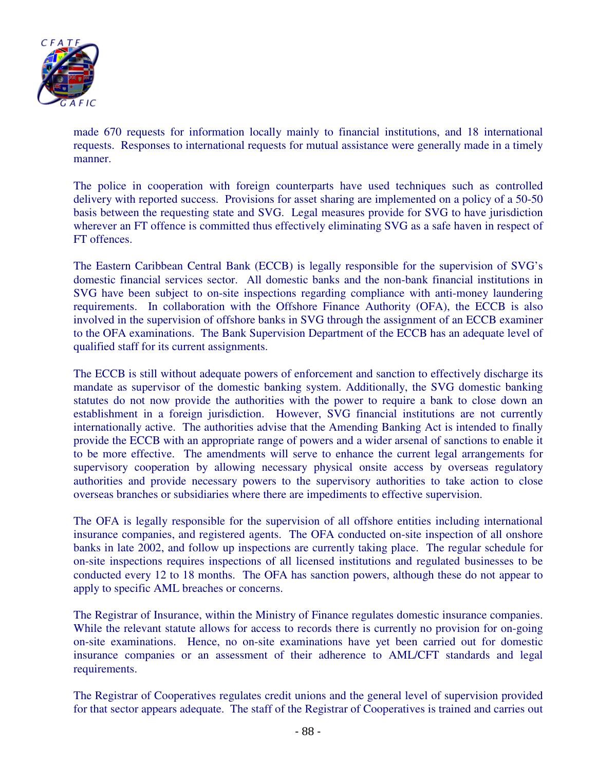made 670 requests for information locally mainly to financial institutions, and 18 international requests. Responses to international requests for mutual assistance were generally made in a timely manner.

The police in cooperation with foreign counterparts have used techniques such as controlled delivery with reported success. Provisions for asset sharing are implemented on a policy of a 50-50 basis between the requesting state and SVG. Legal measures provide for SVG to have jurisdiction wherever an FT offence is committed thus effectively eliminating SVG as a safe haven in respect of FT offences.

The Eastern Caribbean Central Bank (ECCB) is legally responsible for the supervision of SVG's domestic financial services sector. All domestic banks and the non-bank financial institutions in SVG have been subject to on-site inspections regarding compliance with anti-money laundering requirements. In collaboration with the Offshore Finance Authority (OFA), the ECCB is also involved in the supervision of offshore banks in SVG through the assignment of an ECCB examiner to the OFA examinations. The Bank Supervision Department of the ECCB has an adequate level of qualified staff for its current assignments.

The ECCB is still without adequate powers of enforcement and sanction to effectively discharge its mandate as supervisor of the domestic banking system. Additionally, the SVG domestic banking statutes do not now provide the authorities with the power to require a bank to close down an establishment in a foreign jurisdiction. However, SVG financial institutions are not currently internationally active. The authorities advise that the Amending Banking Act is intended to finally provide the ECCB with an appropriate range of powers and a wider arsenal of sanctions to enable it to be more effective. The amendments will serve to enhance the current legal arrangements for supervisory cooperation by allowing necessary physical onsite access by overseas regulatory authorities and provide necessary powers to the supervisory authorities to take action to close overseas branches or subsidiaries where there are impediments to effective supervision.

The OFA is legally responsible for the supervision of all offshore entities including international insurance companies, and registered agents. The OFA conducted on-site inspection of all onshore banks in late 2002, and follow up inspections are currently taking place. The regular schedule for on-site inspections requires inspections of all licensed institutions and regulated businesses to be conducted every 12 to 18 months. The OFA has sanction powers, although these do not appear to apply to specific AML breaches or concerns.

The Registrar of Insurance, within the Ministry of Finance regulates domestic insurance companies. While the relevant statute allows for access to records there is currently no provision for on-going on-site examinations. Hence, no on-site examinations have yet been carried out for domestic insurance companies or an assessment of their adherence to AML/CFT standards and legal requirements.

The Registrar of Cooperatives regulates credit unions and the general level of supervision provided for that sector appears adequate. The staff of the Registrar of Cooperatives is trained and carries out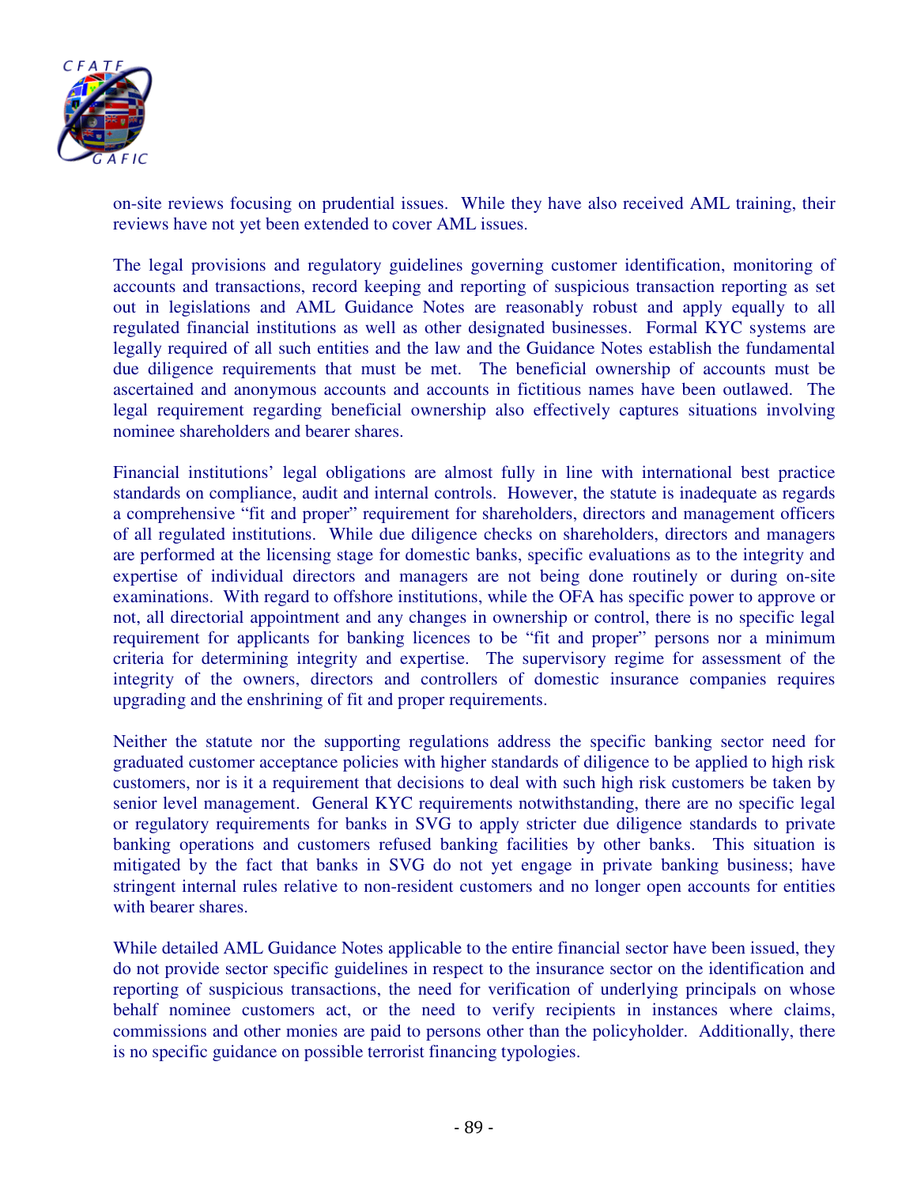on-site reviews focusing on prudential issues. While they have also received AML training, their reviews have not yet been extended to cover AML issues.

The legal provisions and regulatory guidelines governing customer identification, monitoring of accounts and transactions, record keeping and reporting of suspicious transaction reporting as set out in legislations and AML Guidance Notes are reasonably robust and apply equally to all regulated financial institutions as well as other designated businesses. Formal KYC systems are legally required of all such entities and the law and the Guidance Notes establish the fundamental due diligence requirements that must be met. The beneficial ownership of accounts must be ascertained and anonymous accounts and accounts in fictitious names have been outlawed. The legal requirement regarding beneficial ownership also effectively captures situations involving nominee shareholders and bearer shares.

Financial institutions' legal obligations are almost fully in line with international best practice standards on compliance, audit and internal controls. However, the statute is inadequate as regards a comprehensive "fit and proper" requirement for shareholders, directors and management officers of all regulated institutions. While due diligence checks on shareholders, directors and managers are performed at the licensing stage for domestic banks, specific evaluations as to the integrity and expertise of individual directors and managers are not being done routinely or during on-site examinations. With regard to offshore institutions, while the OFA has specific power to approve or not, all directorial appointment and any changes in ownership or control, there is no specific legal requirement for applicants for banking licences to be "fit and proper" persons nor a minimum criteria for determining integrity and expertise. The supervisory regime for assessment of the integrity of the owners, directors and controllers of domestic insurance companies requires upgrading and the enshrining of fit and proper requirements.

Neither the statute nor the supporting regulations address the specific banking sector need for graduated customer acceptance policies with higher standards of diligence to be applied to high risk customers, nor is it a requirement that decisions to deal with such high risk customers be taken by senior level management. General KYC requirements notwithstanding, there are no specific legal or regulatory requirements for banks in SVG to apply stricter due diligence standards to private banking operations and customers refused banking facilities by other banks. This situation is mitigated by the fact that banks in SVG do not yet engage in private banking business; have stringent internal rules relative to non-resident customers and no longer open accounts for entities with bearer shares.

While detailed AML Guidance Notes applicable to the entire financial sector have been issued, they do not provide sector specific guidelines in respect to the insurance sector on the identification and reporting of suspicious transactions, the need for verification of underlying principals on whose behalf nominee customers act, or the need to verify recipients in instances where claims, commissions and other monies are paid to persons other than the policyholder. Additionally, there is no specific guidance on possible terrorist financing typologies.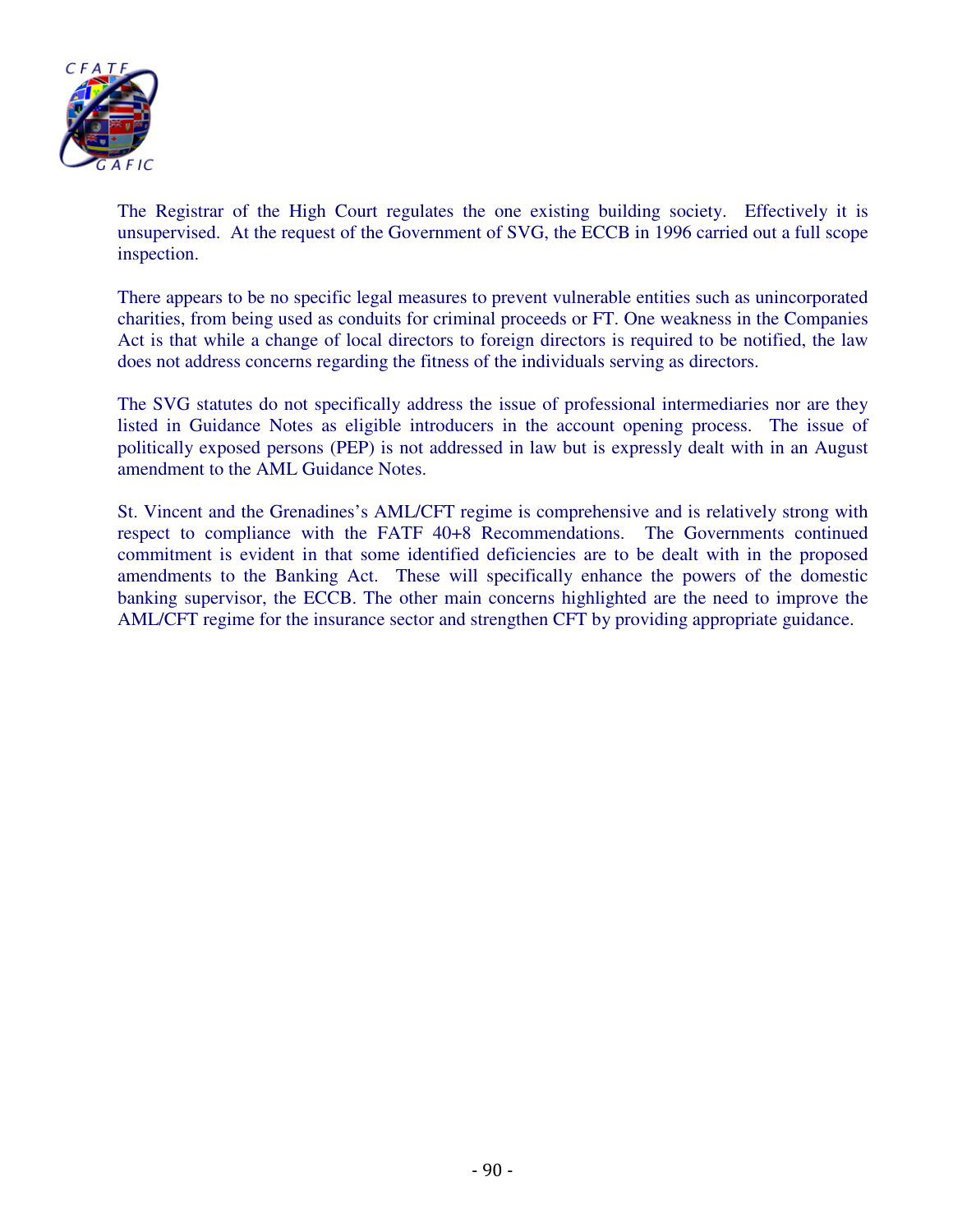The Registrar of the High Court regulates the one existing building society. Effectively it is unsupervised. At the request of the Government of SVG, the ECCB in 1996 carried out a full scope inspection.

There appears to be no specific legal measures to prevent vulnerable entities such as unincorporated charities, from being used as conduits for criminal proceeds or FT. One weakness in the Companies Act is that while a change of local directors to foreign directors is required to be notified, the law does not address concerns regarding the fitness of the individuals serving as directors.

The SVG statutes do not specifically address the issue of professional intermediaries nor are they listed in Guidance Notes as eligible introducers in the account opening process. The issue of politically exposed persons (PEP) is not addressed in law but is expressly dealt with in an August amendment to the AML Guidance Notes.

St. Vincent and the Grenadines's AML/CFT regime is comprehensive and is relatively strong with respect to compliance with the FATF 40+8 Recommendations. The Governments continued commitment is evident in that some identified deficiencies are to be dealt with in the proposed amendments to the Banking Act. These will specifically enhance the powers of the domestic banking supervisor, the ECCB. The other main concerns highlighted are the need to improve the AML/CFT regime for the insurance sector and strengthen CFT by providing appropriate guidance.